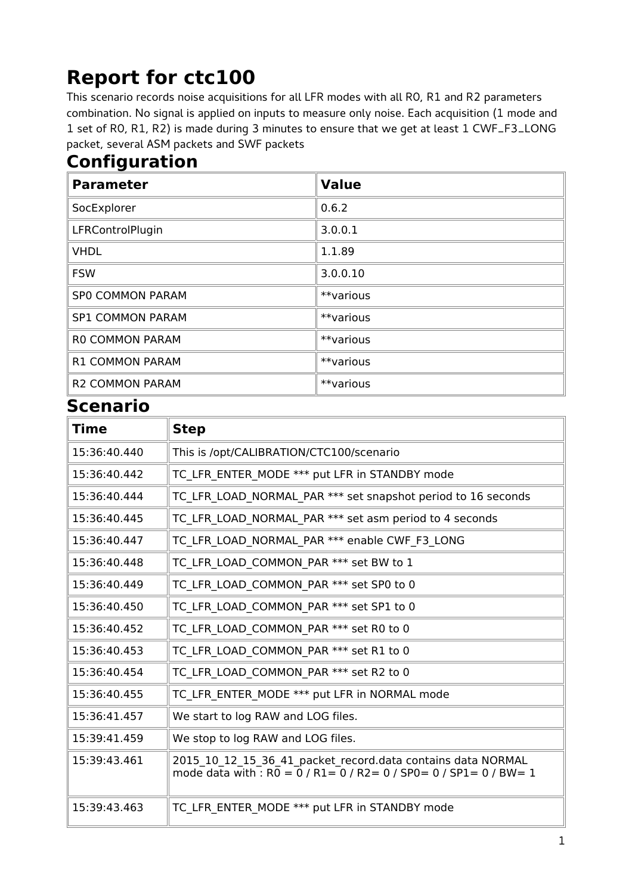# Report for ctc100

This scenario records noise acquisitions for all LFR modes with all R0, R1 and R2 parameters combination. No signal is applied on inputs to measure only noise. Each acquisition (1 mode and 1 set of R0, R1, R2) is made during 3 minutes to ensure that we get at least 1 CWF_F3_LONG packet, several ASM packets and SWF packets

## Configuration

| Parameter | Value |
|---|---|
| SocExplorer | 0.6.2 |
| LFRControlPlugin | 3.0.0.1 |
| VHDL | 1.1.89 |
| FSW | 3.0.0.10 |
| SP0 COMMON PARAM | **various |
| SP1 COMMON PARAM | **various |
| R0 COMMON PARAM | **various |
| R1 COMMON PARAM | **various |
| R2 COMMON PARAM | **various |

## Scenario

| Time | Step |
|---|---|
| 15:36:40.440 | This is /opt/CALIBRATION/CTC100/scenario |
| 15:36:40.442 | TC_LFR_ENTER_MODE *** put LFR in STANDBY mode |
| 15:36:40.444 | TC_LFR_LOAD_NORMAL_PAR *** set snapshot period to 16 seconds |
| 15:36:40.445 | TC_LFR_LOAD_NORMAL_PAR *** set asm period to 4 seconds |
| 15:36:40.447 | TC_LFR_LOAD_NORMAL_PAR *** enable CWF_F3_LONG |
| 15:36:40.448 | TC_LFR_LOAD_COMMON_PAR *** set BW to 1 |
| 15:36:40.449 | TC_LFR_LOAD_COMMON_PAR *** set SP0 to 0 |
| 15:36:40.450 | TC_LFR_LOAD_COMMON_PAR *** set SP1 to 0 |
| 15:36:40.452 | TC_LFR_LOAD_COMMON_PAR *** set R0 to 0 |
| 15:36:40.453 | TC_LFR_LOAD_COMMON_PAR *** set R1 to 0 |
| 15:36:40.454 | TC_LFR_LOAD_COMMON_PAR *** set R2 to 0 |
| 15:36:40.455 | TC_LFR_ENTER_MODE *** put LFR in NORMAL mode |
| 15:36:41.457 | We start to log RAW and LOG files. |
| 15:39:41.459 | We stop to log RAW and LOG files. |
| 15:39:43.461 | 2015_10_12_15_36_41_packet_record.data contains data NORMAL mode data with : R0 = 0 / R1= 0 / R2= 0 / SP0= 0 / SP1= 0 / BW= 1 |
| 15:39:43.463 | TC_LFR_ENTER_MODE *** put LFR in STANDBY mode |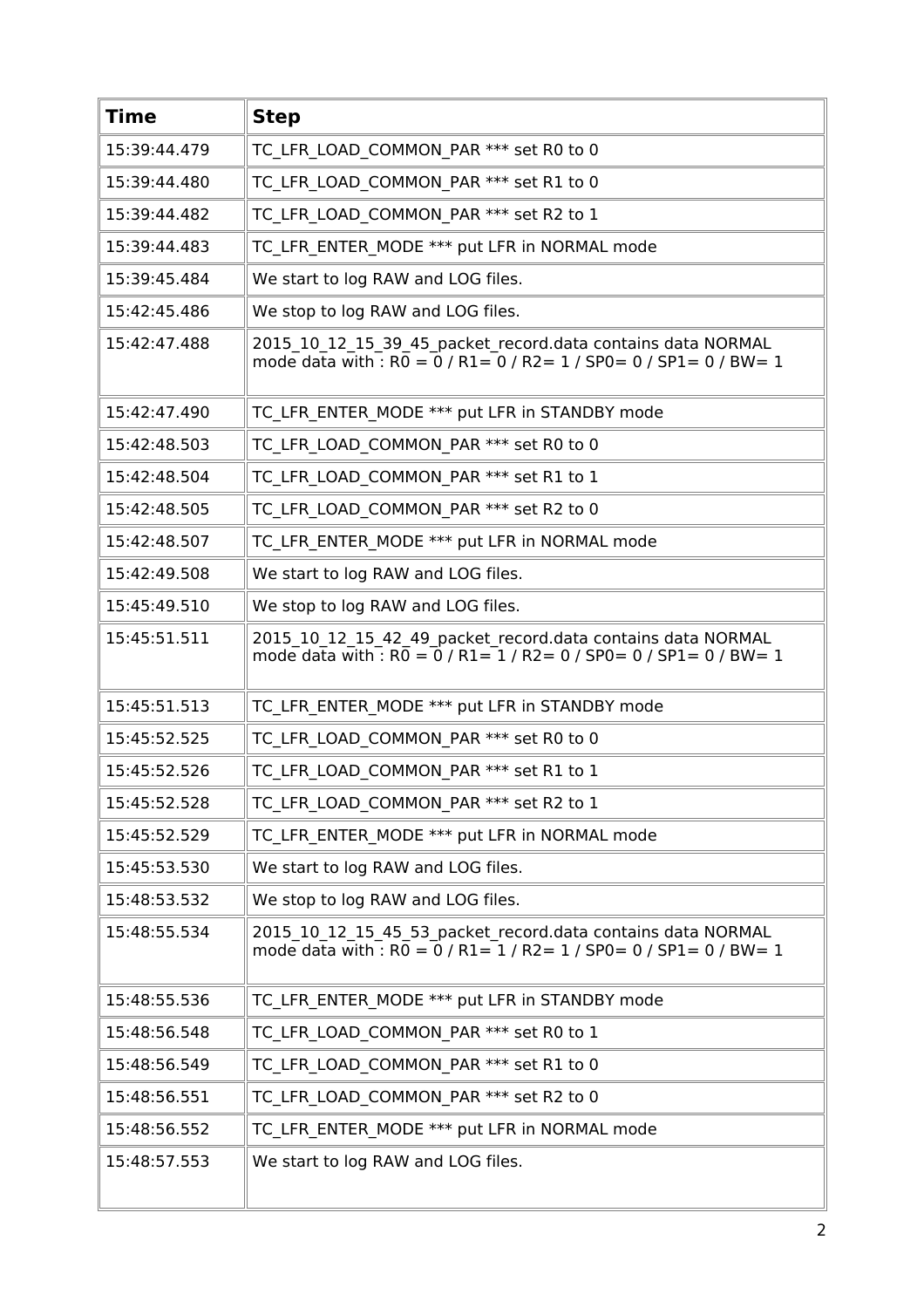| Time | Step |
|---|---|
| 15:39:44.479 | TC_LFR_LOAD_COMMON_PAR *** set R0 to 0 |
| 15:39:44.480 | TC_LFR_LOAD_COMMON_PAR *** set R1 to 0 |
| 15:39:44.482 | TC_LFR_LOAD_COMMON_PAR *** set R2 to 1 |
| 15:39:44.483 | TC_LFR_ENTER_MODE *** put LFR in NORMAL mode |
| 15:39:45.484 | We start to log RAW and LOG files. |
| 15:42:45.486 | We stop to log RAW and LOG files. |
| 15:42:47.488 | 2015_10_12_15_39_45_packet_record.data contains data NORMAL mode data with : R0 = 0 / R1= 0 / R2= 1 / SP0= 0 / SP1= 0 / BW= 1 |
| 15:42:47.490 | TC_LFR_ENTER_MODE *** put LFR in STANDBY mode |
| 15:42:48.503 | TC_LFR_LOAD_COMMON_PAR *** set R0 to 0 |
| 15:42:48.504 | TC_LFR_LOAD_COMMON_PAR *** set R1 to 1 |
| 15:42:48.505 | TC_LFR_LOAD_COMMON_PAR *** set R2 to 0 |
| 15:42:48.507 | TC_LFR_ENTER_MODE *** put LFR in NORMAL mode |
| 15:42:49.508 | We start to log RAW and LOG files. |
| 15:45:49.510 | We stop to log RAW and LOG files. |
| 15:45:51.511 | 2015_10_12_15_42_49_packet_record.data contains data NORMAL mode data with : R0 = 0 / R1= 1 / R2= 0 / SP0= 0 / SP1= 0 / BW= 1 |
| 15:45:51.513 | TC_LFR_ENTER_MODE *** put LFR in STANDBY mode |
| 15:45:52.525 | TC_LFR_LOAD_COMMON_PAR *** set R0 to 0 |
| 15:45:52.526 | TC_LFR_LOAD_COMMON_PAR *** set R1 to 1 |
| 15:45:52.528 | TC_LFR_LOAD_COMMON_PAR *** set R2 to 1 |
| 15:45:52.529 | TC_LFR_ENTER_MODE *** put LFR in NORMAL mode |
| 15:45:53.530 | We start to log RAW and LOG files. |
| 15:48:53.532 | We stop to log RAW and LOG files. |
| 15:48:55.534 | 2015_10_12_15_45_53_packet_record.data contains data NORMAL mode data with : R0 = 0 / R1= 1 / R2= 1 / SP0= 0 / SP1= 0 / BW= 1 |
| 15:48:55.536 | TC_LFR_ENTER_MODE *** put LFR in STANDBY mode |
| 15:48:56.548 | TC_LFR_LOAD_COMMON_PAR *** set R0 to 1 |
| 15:48:56.549 | TC_LFR_LOAD_COMMON_PAR *** set R1 to 0 |
| 15:48:56.551 | TC_LFR_LOAD_COMMON_PAR *** set R2 to 0 |
| 15:48:56.552 | TC_LFR_ENTER_MODE *** put LFR in NORMAL mode |
| 15:48:57.553 | We start to log RAW and LOG files. |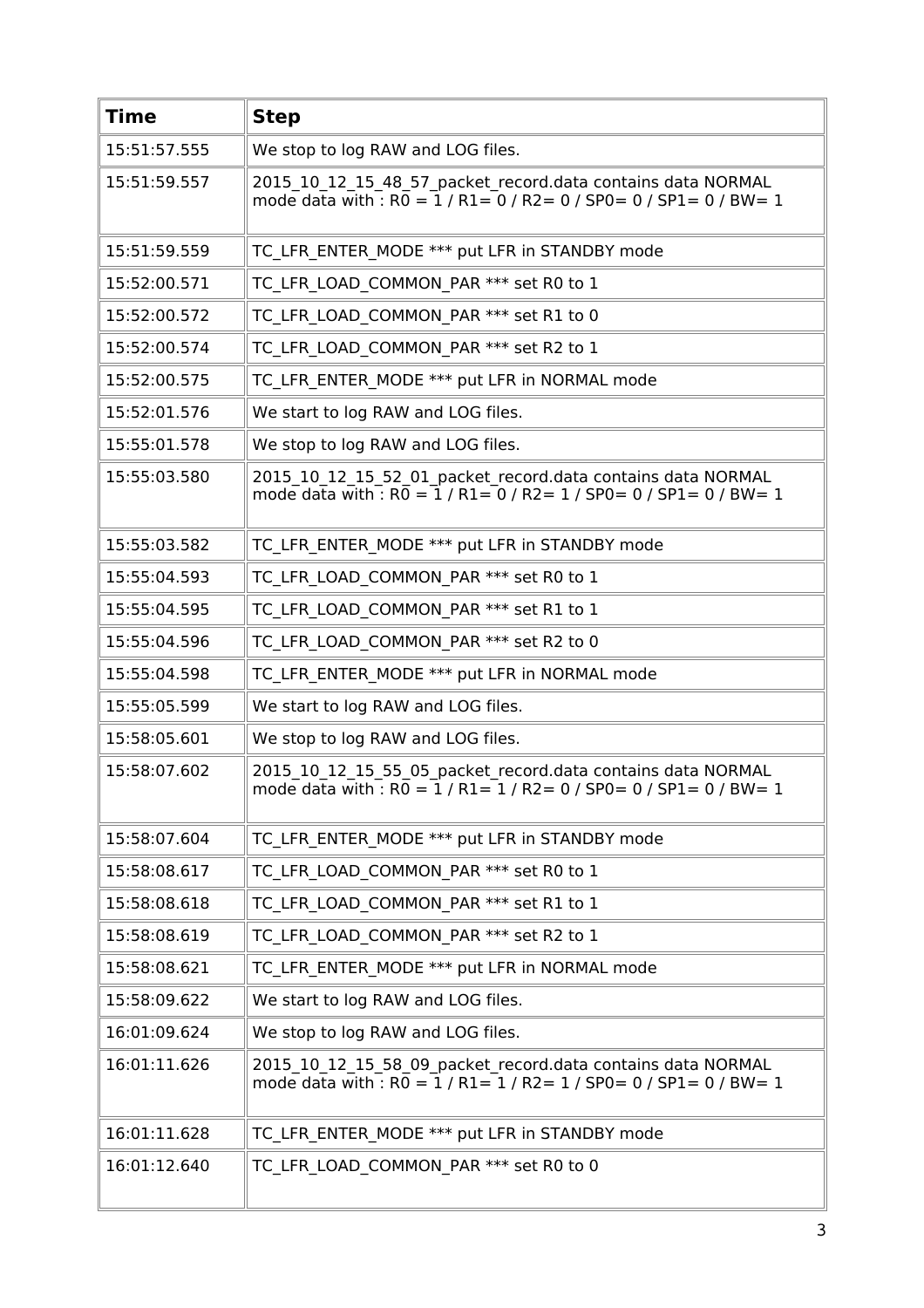| Time | Step |
|---|---|
| 15:51:57.555 | We stop to log RAW and LOG files. |
| 15:51:59.557 | 2015_10_12_15_48_57_packet_record.data contains data NORMAL mode data with : R0 = 1 / R1= 0 / R2= 0 / SP0= 0 / SP1= 0 / BW= 1 |
| 15:51:59.559 | TC_LFR_ENTER_MODE *** put LFR in STANDBY mode |
| 15:52:00.571 | TC_LFR_LOAD_COMMON_PAR *** set R0 to 1 |
| 15:52:00.572 | TC_LFR_LOAD_COMMON_PAR *** set R1 to 0 |
| 15:52:00.574 | TC_LFR_LOAD_COMMON_PAR *** set R2 to 1 |
| 15:52:00.575 | TC_LFR_ENTER_MODE *** put LFR in NORMAL mode |
| 15:52:01.576 | We start to log RAW and LOG files. |
| 15:55:01.578 | We stop to log RAW and LOG files. |
| 15:55:03.580 | 2015_10_12_15_52_01_packet_record.data contains data NORMAL mode data with : R0 = 1 / R1= 0 / R2= 1 / SP0= 0 / SP1= 0 / BW= 1 |
| 15:55:03.582 | TC_LFR_ENTER_MODE *** put LFR in STANDBY mode |
| 15:55:04.593 | TC_LFR_LOAD_COMMON_PAR *** set R0 to 1 |
| 15:55:04.595 | TC_LFR_LOAD_COMMON_PAR *** set R1 to 1 |
| 15:55:04.596 | TC_LFR_LOAD_COMMON_PAR *** set R2 to 0 |
| 15:55:04.598 | TC_LFR_ENTER_MODE *** put LFR in NORMAL mode |
| 15:55:05.599 | We start to log RAW and LOG files. |
| 15:58:05.601 | We stop to log RAW and LOG files. |
| 15:58:07.602 | 2015_10_12_15_55_05_packet_record.data contains data NORMAL mode data with : R0 = 1 / R1= 1 / R2= 0 / SP0= 0 / SP1= 0 / BW= 1 |
| 15:58:07.604 | TC_LFR_ENTER_MODE *** put LFR in STANDBY mode |
| 15:58:08.617 | TC_LFR_LOAD_COMMON_PAR *** set R0 to 1 |
| 15:58:08.618 | TC_LFR_LOAD_COMMON_PAR *** set R1 to 1 |
| 15:58:08.619 | TC_LFR_LOAD_COMMON_PAR *** set R2 to 1 |
| 15:58:08.621 | TC_LFR_ENTER_MODE *** put LFR in NORMAL mode |
| 15:58:09.622 | We start to log RAW and LOG files. |
| 16:01:09.624 | We stop to log RAW and LOG files. |
| 16:01:11.626 | 2015_10_12_15_58_09_packet_record.data contains data NORMAL mode data with : R0 = 1 / R1= 1 / R2= 1 / SP0= 0 / SP1= 0 / BW= 1 |
| 16:01:11.628 | TC_LFR_ENTER_MODE *** put LFR in STANDBY mode |
| 16:01:12.640 | TC_LFR_LOAD_COMMON_PAR *** set R0 to 0 |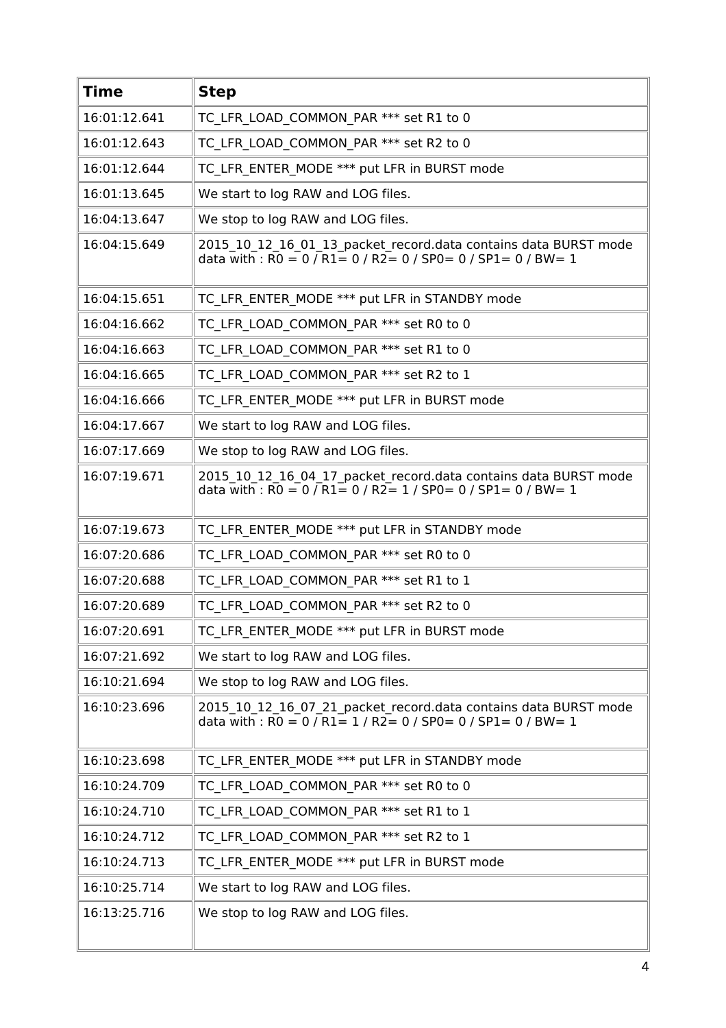| Time | Step |
|---|---|
| 16:01:12.641 | TC_LFR_LOAD_COMMON_PAR *** set R1 to 0 |
| 16:01:12.643 | TC_LFR_LOAD_COMMON_PAR *** set R2 to 0 |
| 16:01:12.644 | TC_LFR_ENTER_MODE *** put LFR in BURST mode |
| 16:01:13.645 | We start to log RAW and LOG files. |
| 16:04:13.647 | We stop to log RAW and LOG files. |
| 16:04:15.649 | 2015_10_12_16_01_13_packet_record.data contains data BURST mode data with : R0 = 0 / R1= 0 / R2= 0 / SP0= 0 / SP1= 0 / BW= 1 |
| 16:04:15.651 | TC_LFR_ENTER_MODE *** put LFR in STANDBY mode |
| 16:04:16.662 | TC_LFR_LOAD_COMMON_PAR *** set R0 to 0 |
| 16:04:16.663 | TC_LFR_LOAD_COMMON_PAR *** set R1 to 0 |
| 16:04:16.665 | TC_LFR_LOAD_COMMON_PAR *** set R2 to 1 |
| 16:04:16.666 | TC_LFR_ENTER_MODE *** put LFR in BURST mode |
| 16:04:17.667 | We start to log RAW and LOG files. |
| 16:07:17.669 | We stop to log RAW and LOG files. |
| 16:07:19.671 | 2015_10_12_16_04_17_packet_record.data contains data BURST mode data with : R0 = 0 / R1= 0 / R2= 1 / SP0= 0 / SP1= 0 / BW= 1 |
| 16:07:19.673 | TC_LFR_ENTER_MODE *** put LFR in STANDBY mode |
| 16:07:20.686 | TC_LFR_LOAD_COMMON_PAR *** set R0 to 0 |
| 16:07:20.688 | TC_LFR_LOAD_COMMON_PAR *** set R1 to 1 |
| 16:07:20.689 | TC_LFR_LOAD_COMMON_PAR *** set R2 to 0 |
| 16:07:20.691 | TC_LFR_ENTER_MODE *** put LFR in BURST mode |
| 16:07:21.692 | We start to log RAW and LOG files. |
| 16:10:21.694 | We stop to log RAW and LOG files. |
| 16:10:23.696 | 2015_10_12_16_07_21_packet_record.data contains data BURST mode data with : R0 = 0 / R1= 1 / R2= 0 / SP0= 0 / SP1= 0 / BW= 1 |
| 16:10:23.698 | TC_LFR_ENTER_MODE *** put LFR in STANDBY mode |
| 16:10:24.709 | TC_LFR_LOAD_COMMON_PAR *** set R0 to 0 |
| 16:10:24.710 | TC_LFR_LOAD_COMMON_PAR *** set R1 to 1 |
| 16:10:24.712 | TC_LFR_LOAD_COMMON_PAR *** set R2 to 1 |
| 16:10:24.713 | TC_LFR_ENTER_MODE *** put LFR in BURST mode |
| 16:10:25.714 | We start to log RAW and LOG files. |
| 16:13:25.716 | We stop to log RAW and LOG files. |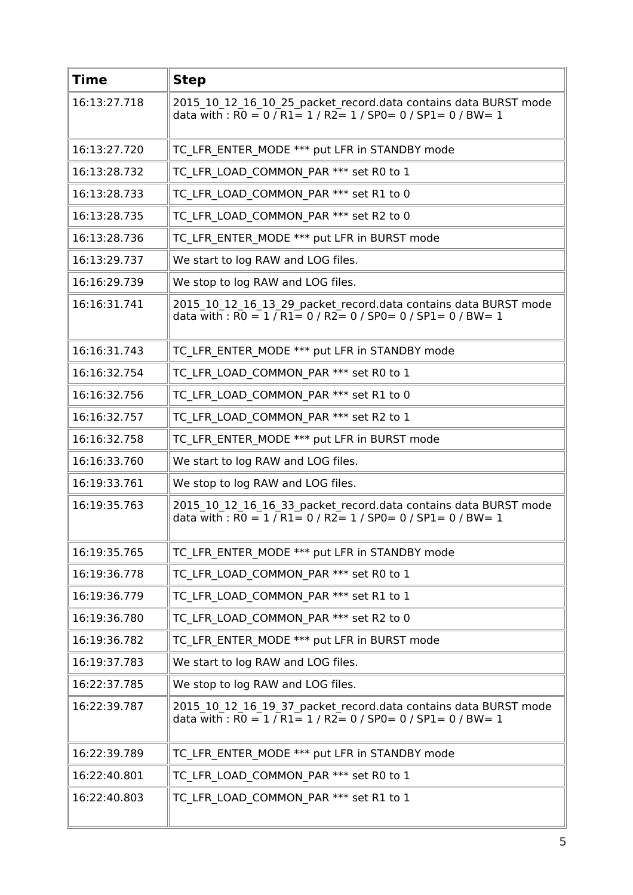| Time | Step |
| --- | --- |
| 16:13:27.718 | 2015_10_12_16_10_25_packet_record.data contains data BURST mode data with : R0 = 0 / R1= 1 / R2= 1 / SP0= 0 / SP1= 0 / BW= 1 |
| 16:13:27.720 | TC_LFR_ENTER_MODE *** put LFR in STANDBY mode |
| 16:13:28.732 | TC_LFR_LOAD_COMMON_PAR *** set R0 to 1 |
| 16:13:28.733 | TC_LFR_LOAD_COMMON_PAR *** set R1 to 0 |
| 16:13:28.735 | TC_LFR_LOAD_COMMON_PAR *** set R2 to 0 |
| 16:13:28.736 | TC_LFR_ENTER_MODE *** put LFR in BURST mode |
| 16:13:29.737 | We start to log RAW and LOG files. |
| 16:16:29.739 | We stop to log RAW and LOG files. |
| 16:16:31.741 | 2015_10_12_16_13_29_packet_record.data contains data BURST mode data with : R0 = 1 / R1= 0 / R2= 0 / SP0= 0 / SP1= 0 / BW= 1 |
| 16:16:31.743 | TC_LFR_ENTER_MODE *** put LFR in STANDBY mode |
| 16:16:32.754 | TC_LFR_LOAD_COMMON_PAR *** set R0 to 1 |
| 16:16:32.756 | TC_LFR_LOAD_COMMON_PAR *** set R1 to 0 |
| 16:16:32.757 | TC_LFR_LOAD_COMMON_PAR *** set R2 to 1 |
| 16:16:32.758 | TC_LFR_ENTER_MODE *** put LFR in BURST mode |
| 16:16:33.760 | We start to log RAW and LOG files. |
| 16:19:33.761 | We stop to log RAW and LOG files. |
| 16:19:35.763 | 2015_10_12_16_16_33_packet_record.data contains data BURST mode data with : R0 = 1 / R1= 0 / R2= 1 / SP0= 0 / SP1= 0 / BW= 1 |
| 16:19:35.765 | TC_LFR_ENTER_MODE *** put LFR in STANDBY mode |
| 16:19:36.778 | TC_LFR_LOAD_COMMON_PAR *** set R0 to 1 |
| 16:19:36.779 | TC_LFR_LOAD_COMMON_PAR *** set R1 to 1 |
| 16:19:36.780 | TC_LFR_LOAD_COMMON_PAR *** set R2 to 0 |
| 16:19:36.782 | TC_LFR_ENTER_MODE *** put LFR in BURST mode |
| 16:19:37.783 | We start to log RAW and LOG files. |
| 16:22:37.785 | We stop to log RAW and LOG files. |
| 16:22:39.787 | 2015_10_12_16_19_37_packet_record.data contains data BURST mode data with : R0 = 1 / R1= 1 / R2= 0 / SP0= 0 / SP1= 0 / BW= 1 |
| 16:22:39.789 | TC_LFR_ENTER_MODE *** put LFR in STANDBY mode |
| 16:22:40.801 | TC_LFR_LOAD_COMMON_PAR *** set R0 to 1 |
| 16:22:40.803 | TC_LFR_LOAD_COMMON_PAR *** set R1 to 1 |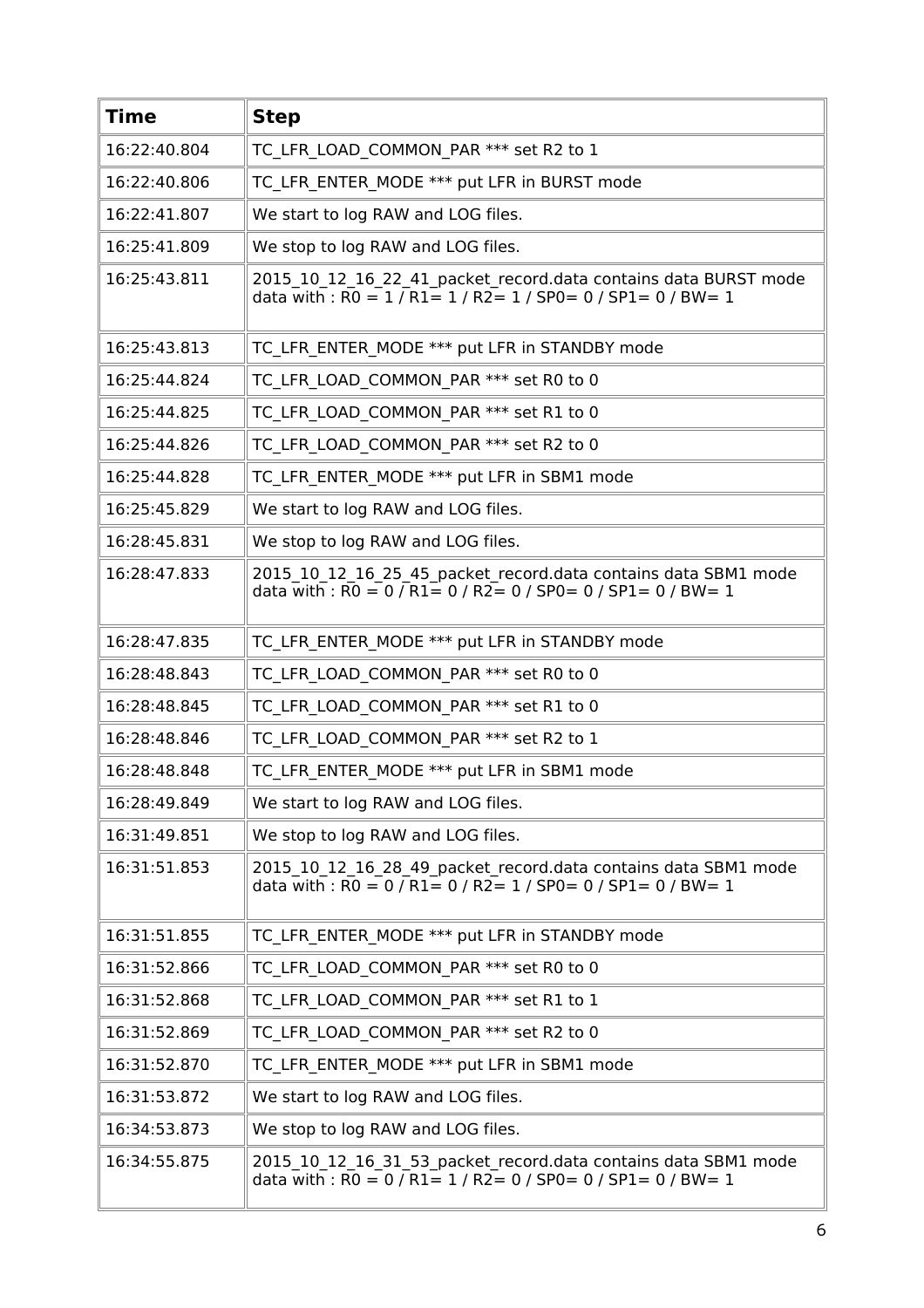| Time | Step |
| --- | --- |
| 16:22:40.804 | TC_LFR_LOAD_COMMON_PAR *** set R2 to 1 |
| 16:22:40.806 | TC_LFR_ENTER_MODE *** put LFR in BURST mode |
| 16:22:41.807 | We start to log RAW and LOG files. |
| 16:25:41.809 | We stop to log RAW and LOG files. |
| 16:25:43.811 | 2015_10_12_16_22_41_packet_record.data contains data BURST mode data with : R0 = 1 / R1= 1 / R2= 1 / SP0= 0 / SP1= 0 / BW= 1 |
| 16:25:43.813 | TC_LFR_ENTER_MODE *** put LFR in STANDBY mode |
| 16:25:44.824 | TC_LFR_LOAD_COMMON_PAR *** set R0 to 0 |
| 16:25:44.825 | TC_LFR_LOAD_COMMON_PAR *** set R1 to 0 |
| 16:25:44.826 | TC_LFR_LOAD_COMMON_PAR *** set R2 to 0 |
| 16:25:44.828 | TC_LFR_ENTER_MODE *** put LFR in SBM1 mode |
| 16:25:45.829 | We start to log RAW and LOG files. |
| 16:28:45.831 | We stop to log RAW and LOG files. |
| 16:28:47.833 | 2015_10_12_16_25_45_packet_record.data contains data SBM1 mode data with : R0 = 0 / R1= 0 / R2= 0 / SP0= 0 / SP1= 0 / BW= 1 |
| 16:28:47.835 | TC_LFR_ENTER_MODE *** put LFR in STANDBY mode |
| 16:28:48.843 | TC_LFR_LOAD_COMMON_PAR *** set R0 to 0 |
| 16:28:48.845 | TC_LFR_LOAD_COMMON_PAR *** set R1 to 0 |
| 16:28:48.846 | TC_LFR_LOAD_COMMON_PAR *** set R2 to 1 |
| 16:28:48.848 | TC_LFR_ENTER_MODE *** put LFR in SBM1 mode |
| 16:28:49.849 | We start to log RAW and LOG files. |
| 16:31:49.851 | We stop to log RAW and LOG files. |
| 16:31:51.853 | 2015_10_12_16_28_49_packet_record.data contains data SBM1 mode data with : R0 = 0 / R1= 0 / R2= 1 / SP0= 0 / SP1= 0 / BW= 1 |
| 16:31:51.855 | TC_LFR_ENTER_MODE *** put LFR in STANDBY mode |
| 16:31:52.866 | TC_LFR_LOAD_COMMON_PAR *** set R0 to 0 |
| 16:31:52.868 | TC_LFR_LOAD_COMMON_PAR *** set R1 to 1 |
| 16:31:52.869 | TC_LFR_LOAD_COMMON_PAR *** set R2 to 0 |
| 16:31:52.870 | TC_LFR_ENTER_MODE *** put LFR in SBM1 mode |
| 16:31:53.872 | We start to log RAW and LOG files. |
| 16:34:53.873 | We stop to log RAW and LOG files. |
| 16:34:55.875 | 2015_10_12_16_31_53_packet_record.data contains data SBM1 mode data with : R0 = 0 / R1= 1 / R2= 0 / SP0= 0 / SP1= 0 / BW= 1 |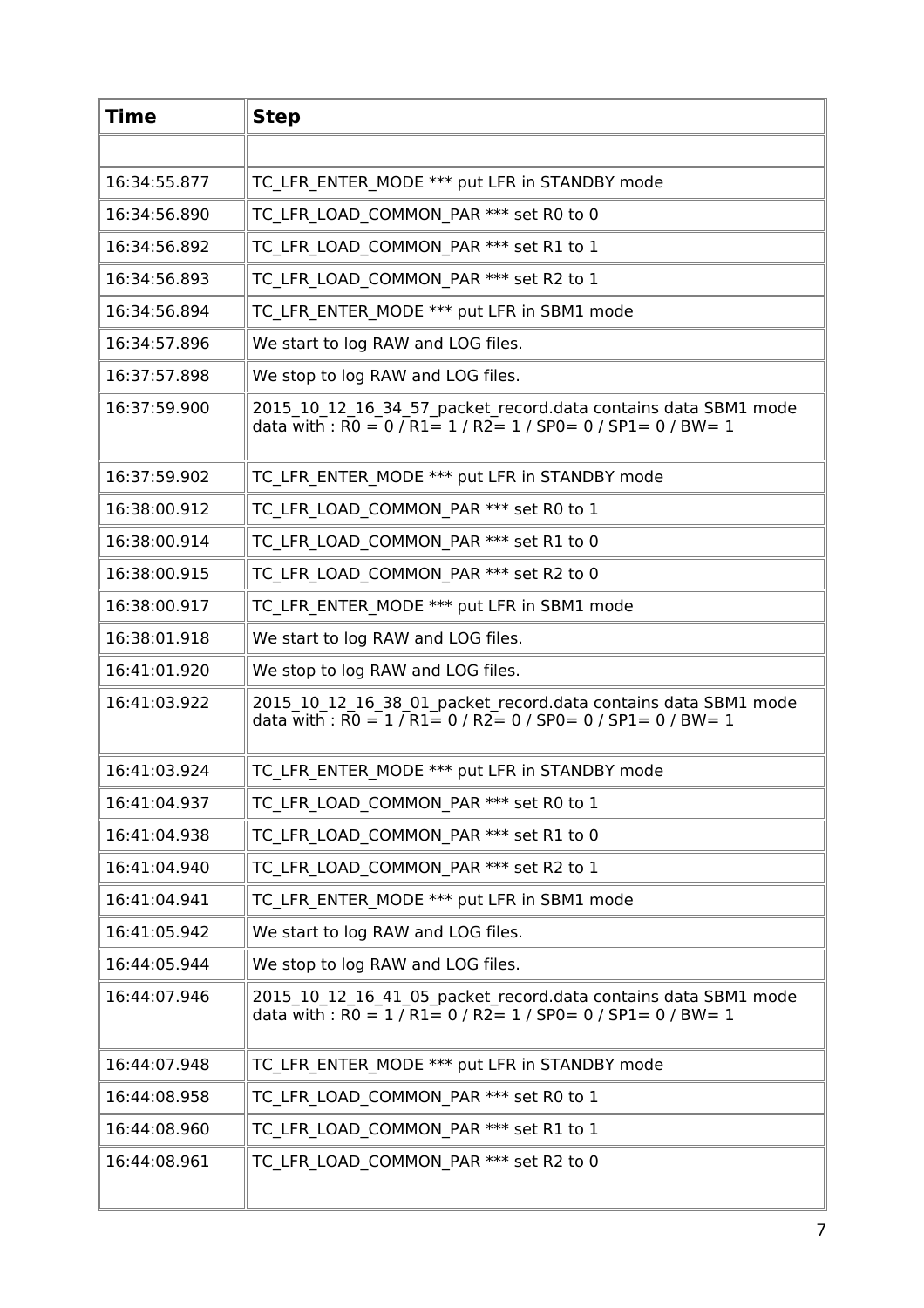| Time | Step |
| --- | --- |
| | |
| 16:34:55.877 | TC_LFR_ENTER_MODE *** put LFR in STANDBY mode |
| 16:34:56.890 | TC_LFR_LOAD_COMMON_PAR *** set R0 to 0 |
| 16:34:56.892 | TC_LFR_LOAD_COMMON_PAR *** set R1 to 1 |
| 16:34:56.893 | TC_LFR_LOAD_COMMON_PAR *** set R2 to 1 |
| 16:34:56.894 | TC_LFR_ENTER_MODE *** put LFR in SBM1 mode |
| 16:34:57.896 | We start to log RAW and LOG files. |
| 16:37:57.898 | We stop to log RAW and LOG files. |
| 16:37:59.900 | 2015_10_12_16_34_57_packet_record.data contains data SBM1 mode data with : R0 = 0 / R1= 1 / R2= 1 / SP0= 0 / SP1= 0 / BW= 1 |
| 16:37:59.902 | TC_LFR_ENTER_MODE *** put LFR in STANDBY mode |
| 16:38:00.912 | TC_LFR_LOAD_COMMON_PAR *** set R0 to 1 |
| 16:38:00.914 | TC_LFR_LOAD_COMMON_PAR *** set R1 to 0 |
| 16:38:00.915 | TC_LFR_LOAD_COMMON_PAR *** set R2 to 0 |
| 16:38:00.917 | TC_LFR_ENTER_MODE *** put LFR in SBM1 mode |
| 16:38:01.918 | We start to log RAW and LOG files. |
| 16:41:01.920 | We stop to log RAW and LOG files. |
| 16:41:03.922 | 2015_10_12_16_38_01_packet_record.data contains data SBM1 mode data with : R0 = 1 / R1= 0 / R2= 0 / SP0= 0 / SP1= 0 / BW= 1 |
| 16:41:03.924 | TC_LFR_ENTER_MODE *** put LFR in STANDBY mode |
| 16:41:04.937 | TC_LFR_LOAD_COMMON_PAR *** set R0 to 1 |
| 16:41:04.938 | TC_LFR_LOAD_COMMON_PAR *** set R1 to 0 |
| 16:41:04.940 | TC_LFR_LOAD_COMMON_PAR *** set R2 to 1 |
| 16:41:04.941 | TC_LFR_ENTER_MODE *** put LFR in SBM1 mode |
| 16:41:05.942 | We start to log RAW and LOG files. |
| 16:44:05.944 | We stop to log RAW and LOG files. |
| 16:44:07.946 | 2015_10_12_16_41_05_packet_record.data contains data SBM1 mode data with : R0 = 1 / R1= 0 / R2= 1 / SP0= 0 / SP1= 0 / BW= 1 |
| 16:44:07.948 | TC_LFR_ENTER_MODE *** put LFR in STANDBY mode |
| 16:44:08.958 | TC_LFR_LOAD_COMMON_PAR *** set R0 to 1 |
| 16:44:08.960 | TC_LFR_LOAD_COMMON_PAR *** set R1 to 1 |
| 16:44:08.961 | TC_LFR_LOAD_COMMON_PAR *** set R2 to 0 |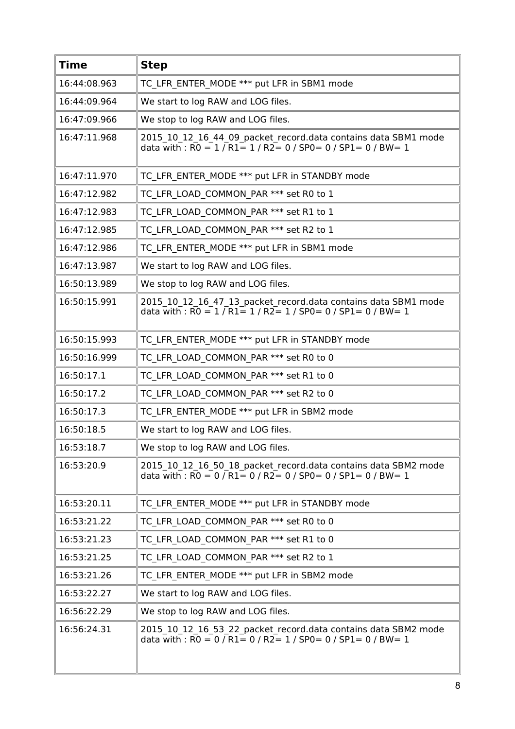| Time | Step |
|---|---|
| 16:44:08.963 | TC_LFR_ENTER_MODE *** put LFR in SBM1 mode |
| 16:44:09.964 | We start to log RAW and LOG files. |
| 16:47:09.966 | We stop to log RAW and LOG files. |
| 16:47:11.968 | 2015_10_12_16_44_09_packet_record.data contains data SBM1 mode data with : R0 = 1 / R1= 1 / R2= 0 / SP0= 0 / SP1= 0 / BW= 1 |
| 16:47:11.970 | TC_LFR_ENTER_MODE *** put LFR in STANDBY mode |
| 16:47:12.982 | TC_LFR_LOAD_COMMON_PAR *** set R0 to 1 |
| 16:47:12.983 | TC_LFR_LOAD_COMMON_PAR *** set R1 to 1 |
| 16:47:12.985 | TC_LFR_LOAD_COMMON_PAR *** set R2 to 1 |
| 16:47:12.986 | TC_LFR_ENTER_MODE *** put LFR in SBM1 mode |
| 16:47:13.987 | We start to log RAW and LOG files. |
| 16:50:13.989 | We stop to log RAW and LOG files. |
| 16:50:15.991 | 2015_10_12_16_47_13_packet_record.data contains data SBM1 mode data with : R0 = 1 / R1= 1 / R2= 1 / SP0= 0 / SP1= 0 / BW= 1 |
| 16:50:15.993 | TC_LFR_ENTER_MODE *** put LFR in STANDBY mode |
| 16:50:16.999 | TC_LFR_LOAD_COMMON_PAR *** set R0 to 0 |
| 16:50:17.1 | TC_LFR_LOAD_COMMON_PAR *** set R1 to 0 |
| 16:50:17.2 | TC_LFR_LOAD_COMMON_PAR *** set R2 to 0 |
| 16:50:17.3 | TC_LFR_ENTER_MODE *** put LFR in SBM2 mode |
| 16:50:18.5 | We start to log RAW and LOG files. |
| 16:53:18.7 | We stop to log RAW and LOG files. |
| 16:53:20.9 | 2015_10_12_16_50_18_packet_record.data contains data SBM2 mode data with : R0 = 0 / R1= 0 / R2= 0 / SP0= 0 / SP1= 0 / BW= 1 |
| 16:53:20.11 | TC_LFR_ENTER_MODE *** put LFR in STANDBY mode |
| 16:53:21.22 | TC_LFR_LOAD_COMMON_PAR *** set R0 to 0 |
| 16:53:21.23 | TC_LFR_LOAD_COMMON_PAR *** set R1 to 0 |
| 16:53:21.25 | TC_LFR_LOAD_COMMON_PAR *** set R2 to 1 |
| 16:53:21.26 | TC_LFR_ENTER_MODE *** put LFR in SBM2 mode |
| 16:53:22.27 | We start to log RAW and LOG files. |
| 16:56:22.29 | We stop to log RAW and LOG files. |
| 16:56:24.31 | 2015_10_12_16_53_22_packet_record.data contains data SBM2 mode data with : R0 = 0 / R1= 0 / R2= 1 / SP0= 0 / SP1= 0 / BW= 1 |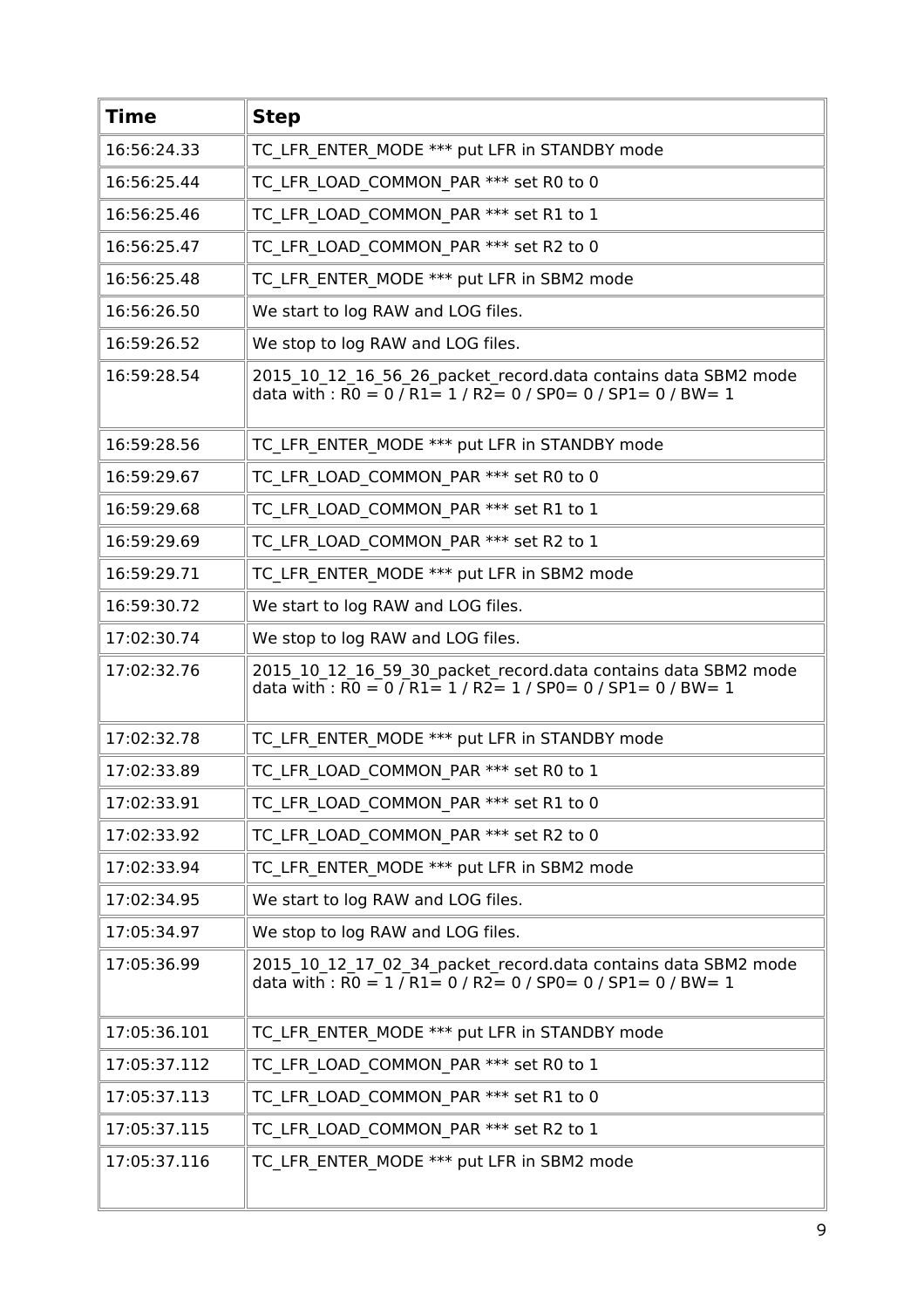| Time | Step |
|---|---|
| 16:56:24.33 | TC_LFR_ENTER_MODE *** put LFR in STANDBY mode |
| 16:56:25.44 | TC_LFR_LOAD_COMMON_PAR *** set R0 to 0 |
| 16:56:25.46 | TC_LFR_LOAD_COMMON_PAR *** set R1 to 1 |
| 16:56:25.47 | TC_LFR_LOAD_COMMON_PAR *** set R2 to 0 |
| 16:56:25.48 | TC_LFR_ENTER_MODE *** put LFR in SBM2 mode |
| 16:56:26.50 | We start to log RAW and LOG files. |
| 16:59:26.52 | We stop to log RAW and LOG files. |
| 16:59:28.54 | 2015_10_12_16_56_26_packet_record.data contains data SBM2 mode data with : R0 = 0 / R1= 1 / R2= 0 / SP0= 0 / SP1= 0 / BW= 1 |
| 16:59:28.56 | TC_LFR_ENTER_MODE *** put LFR in STANDBY mode |
| 16:59:29.67 | TC_LFR_LOAD_COMMON_PAR *** set R0 to 0 |
| 16:59:29.68 | TC_LFR_LOAD_COMMON_PAR *** set R1 to 1 |
| 16:59:29.69 | TC_LFR_LOAD_COMMON_PAR *** set R2 to 1 |
| 16:59:29.71 | TC_LFR_ENTER_MODE *** put LFR in SBM2 mode |
| 16:59:30.72 | We start to log RAW and LOG files. |
| 17:02:30.74 | We stop to log RAW and LOG files. |
| 17:02:32.76 | 2015_10_12_16_59_30_packet_record.data contains data SBM2 mode data with : R0 = 0 / R1= 1 / R2= 1 / SP0= 0 / SP1= 0 / BW= 1 |
| 17:02:32.78 | TC_LFR_ENTER_MODE *** put LFR in STANDBY mode |
| 17:02:33.89 | TC_LFR_LOAD_COMMON_PAR *** set R0 to 1 |
| 17:02:33.91 | TC_LFR_LOAD_COMMON_PAR *** set R1 to 0 |
| 17:02:33.92 | TC_LFR_LOAD_COMMON_PAR *** set R2 to 0 |
| 17:02:33.94 | TC_LFR_ENTER_MODE *** put LFR in SBM2 mode |
| 17:02:34.95 | We start to log RAW and LOG files. |
| 17:05:34.97 | We stop to log RAW and LOG files. |
| 17:05:36.99 | 2015_10_12_17_02_34_packet_record.data contains data SBM2 mode data with : R0 = 1 / R1= 0 / R2= 0 / SP0= 0 / SP1= 0 / BW= 1 |
| 17:05:36.101 | TC_LFR_ENTER_MODE *** put LFR in STANDBY mode |
| 17:05:37.112 | TC_LFR_LOAD_COMMON_PAR *** set R0 to 1 |
| 17:05:37.113 | TC_LFR_LOAD_COMMON_PAR *** set R1 to 0 |
| 17:05:37.115 | TC_LFR_LOAD_COMMON_PAR *** set R2 to 1 |
| 17:05:37.116 | TC_LFR_ENTER_MODE *** put LFR in SBM2 mode |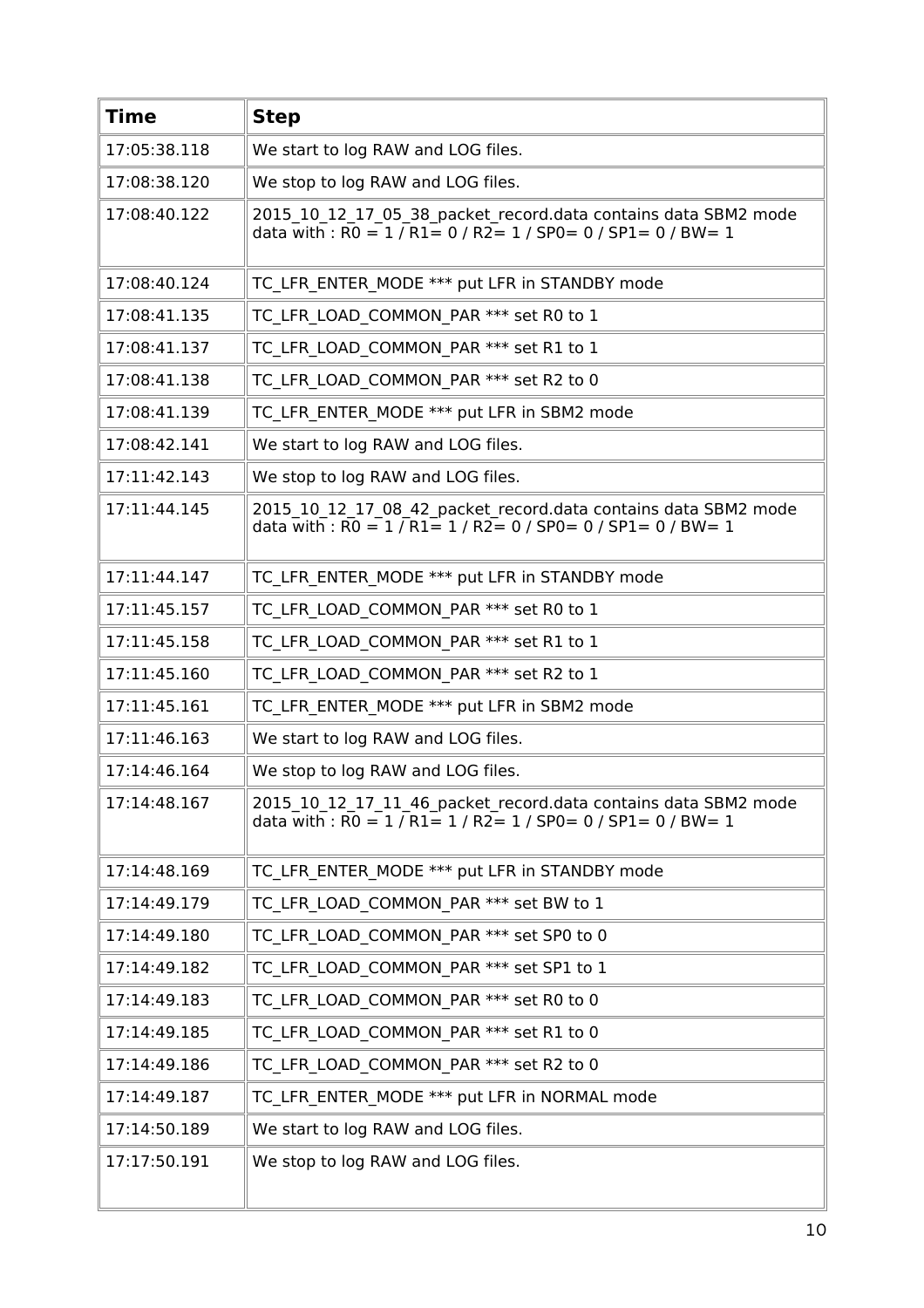| Time | Step |
|---|---|
| 17:05:38.118 | We start to log RAW and LOG files. |
| 17:08:38.120 | We stop to log RAW and LOG files. |
| 17:08:40.122 | 2015_10_12_17_05_38_packet_record.data contains data SBM2 mode data with : R0 = 1 / R1= 0 / R2= 1 / SP0= 0 / SP1= 0 / BW= 1 |
| 17:08:40.124 | TC_LFR_ENTER_MODE *** put LFR in STANDBY mode |
| 17:08:41.135 | TC_LFR_LOAD_COMMON_PAR *** set R0 to 1 |
| 17:08:41.137 | TC_LFR_LOAD_COMMON_PAR *** set R1 to 1 |
| 17:08:41.138 | TC_LFR_LOAD_COMMON_PAR *** set R2 to 0 |
| 17:08:41.139 | TC_LFR_ENTER_MODE *** put LFR in SBM2 mode |
| 17:08:42.141 | We start to log RAW and LOG files. |
| 17:11:42.143 | We stop to log RAW and LOG files. |
| 17:11:44.145 | 2015_10_12_17_08_42_packet_record.data contains data SBM2 mode data with : R0 = 1 / R1= 1 / R2= 0 / SP0= 0 / SP1= 0 / BW= 1 |
| 17:11:44.147 | TC_LFR_ENTER_MODE *** put LFR in STANDBY mode |
| 17:11:45.157 | TC_LFR_LOAD_COMMON_PAR *** set R0 to 1 |
| 17:11:45.158 | TC_LFR_LOAD_COMMON_PAR *** set R1 to 1 |
| 17:11:45.160 | TC_LFR_LOAD_COMMON_PAR *** set R2 to 1 |
| 17:11:45.161 | TC_LFR_ENTER_MODE *** put LFR in SBM2 mode |
| 17:11:46.163 | We start to log RAW and LOG files. |
| 17:14:46.164 | We stop to log RAW and LOG files. |
| 17:14:48.167 | 2015_10_12_17_11_46_packet_record.data contains data SBM2 mode data with : R0 = 1 / R1= 1 / R2= 1 / SP0= 0 / SP1= 0 / BW= 1 |
| 17:14:48.169 | TC_LFR_ENTER_MODE *** put LFR in STANDBY mode |
| 17:14:49.179 | TC_LFR_LOAD_COMMON_PAR *** set BW to 1 |
| 17:14:49.180 | TC_LFR_LOAD_COMMON_PAR *** set SP0 to 0 |
| 17:14:49.182 | TC_LFR_LOAD_COMMON_PAR *** set SP1 to 1 |
| 17:14:49.183 | TC_LFR_LOAD_COMMON_PAR *** set R0 to 0 |
| 17:14:49.185 | TC_LFR_LOAD_COMMON_PAR *** set R1 to 0 |
| 17:14:49.186 | TC_LFR_LOAD_COMMON_PAR *** set R2 to 0 |
| 17:14:49.187 | TC_LFR_ENTER_MODE *** put LFR in NORMAL mode |
| 17:14:50.189 | We start to log RAW and LOG files. |
| 17:17:50.191 | We stop to log RAW and LOG files. |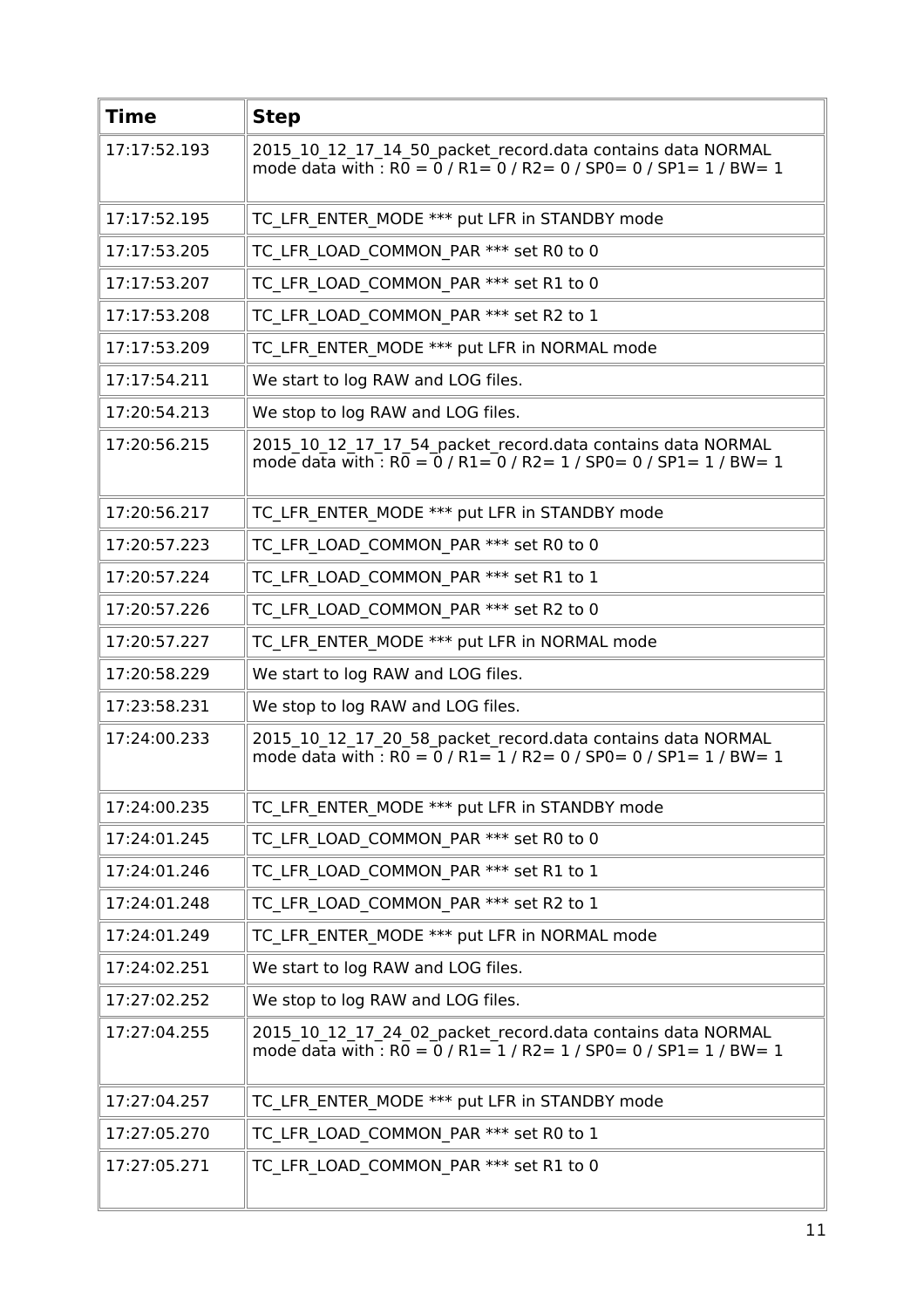| Time | Step |
|---|---|
| 17:17:52.193 | 2015_10_12_17_14_50_packet_record.data contains data NORMAL mode data with : R0 = 0 / R1= 0 / R2= 0 / SP0= 0 / SP1= 1 / BW= 1 |
| 17:17:52.195 | TC_LFR_ENTER_MODE *** put LFR in STANDBY mode |
| 17:17:53.205 | TC_LFR_LOAD_COMMON_PAR *** set R0 to 0 |
| 17:17:53.207 | TC_LFR_LOAD_COMMON_PAR *** set R1 to 0 |
| 17:17:53.208 | TC_LFR_LOAD_COMMON_PAR *** set R2 to 1 |
| 17:17:53.209 | TC_LFR_ENTER_MODE *** put LFR in NORMAL mode |
| 17:17:54.211 | We start to log RAW and LOG files. |
| 17:20:54.213 | We stop to log RAW and LOG files. |
| 17:20:56.215 | 2015_10_12_17_17_54_packet_record.data contains data NORMAL mode data with : R0 = 0 / R1= 0 / R2= 1 / SP0= 0 / SP1= 1 / BW= 1 |
| 17:20:56.217 | TC_LFR_ENTER_MODE *** put LFR in STANDBY mode |
| 17:20:57.223 | TC_LFR_LOAD_COMMON_PAR *** set R0 to 0 |
| 17:20:57.224 | TC_LFR_LOAD_COMMON_PAR *** set R1 to 1 |
| 17:20:57.226 | TC_LFR_LOAD_COMMON_PAR *** set R2 to 0 |
| 17:20:57.227 | TC_LFR_ENTER_MODE *** put LFR in NORMAL mode |
| 17:20:58.229 | We start to log RAW and LOG files. |
| 17:23:58.231 | We stop to log RAW and LOG files. |
| 17:24:00.233 | 2015_10_12_17_20_58_packet_record.data contains data NORMAL mode data with : R0 = 0 / R1= 1 / R2= 0 / SP0= 0 / SP1= 1 / BW= 1 |
| 17:24:00.235 | TC_LFR_ENTER_MODE *** put LFR in STANDBY mode |
| 17:24:01.245 | TC_LFR_LOAD_COMMON_PAR *** set R0 to 0 |
| 17:24:01.246 | TC_LFR_LOAD_COMMON_PAR *** set R1 to 1 |
| 17:24:01.248 | TC_LFR_LOAD_COMMON_PAR *** set R2 to 1 |
| 17:24:01.249 | TC_LFR_ENTER_MODE *** put LFR in NORMAL mode |
| 17:24:02.251 | We start to log RAW and LOG files. |
| 17:27:02.252 | We stop to log RAW and LOG files. |
| 17:27:04.255 | 2015_10_12_17_24_02_packet_record.data contains data NORMAL mode data with : R0 = 0 / R1= 1 / R2= 1 / SP0= 0 / SP1= 1 / BW= 1 |
| 17:27:04.257 | TC_LFR_ENTER_MODE *** put LFR in STANDBY mode |
| 17:27:05.270 | TC_LFR_LOAD_COMMON_PAR *** set R0 to 1 |
| 17:27:05.271 | TC_LFR_LOAD_COMMON_PAR *** set R1 to 0 |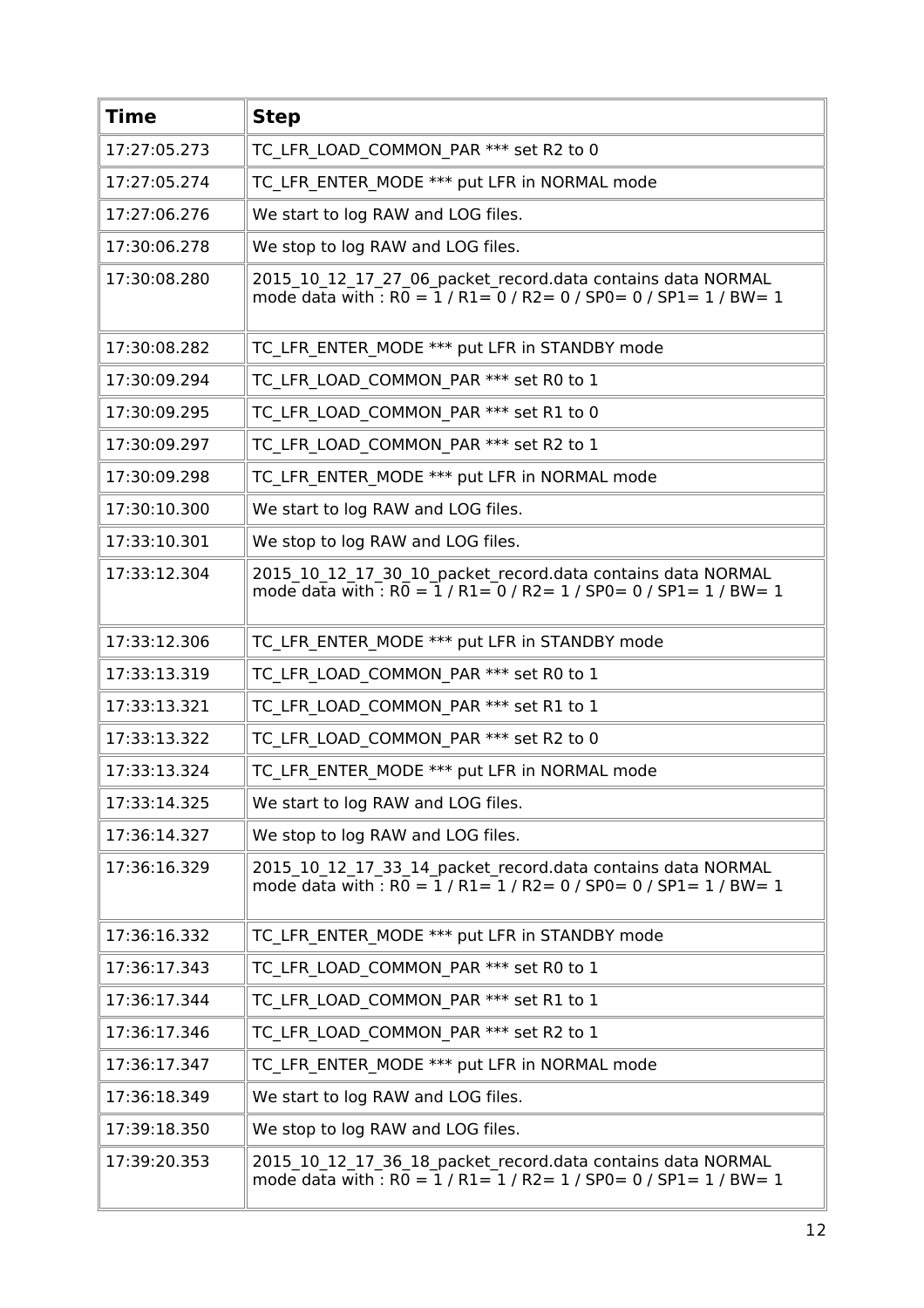| Time | Step |
| --- | --- |
| 17:27:05.273 | TC_LFR_LOAD_COMMON_PAR *** set R2 to 0 |
| 17:27:05.274 | TC_LFR_ENTER_MODE *** put LFR in NORMAL mode |
| 17:27:06.276 | We start to log RAW and LOG files. |
| 17:30:06.278 | We stop to log RAW and LOG files. |
| 17:30:08.280 | 2015_10_12_17_27_06_packet_record.data contains data NORMAL mode data with : R0 = 1 / R1= 0 / R2= 0 / SP0= 0 / SP1= 1 / BW= 1 |
| 17:30:08.282 | TC_LFR_ENTER_MODE *** put LFR in STANDBY mode |
| 17:30:09.294 | TC_LFR_LOAD_COMMON_PAR *** set R0 to 1 |
| 17:30:09.295 | TC_LFR_LOAD_COMMON_PAR *** set R1 to 0 |
| 17:30:09.297 | TC_LFR_LOAD_COMMON_PAR *** set R2 to 1 |
| 17:30:09.298 | TC_LFR_ENTER_MODE *** put LFR in NORMAL mode |
| 17:30:10.300 | We start to log RAW and LOG files. |
| 17:33:10.301 | We stop to log RAW and LOG files. |
| 17:33:12.304 | 2015_10_12_17_30_10_packet_record.data contains data NORMAL mode data with : R0 = 1 / R1= 0 / R2= 1 / SP0= 0 / SP1= 1 / BW= 1 |
| 17:33:12.306 | TC_LFR_ENTER_MODE *** put LFR in STANDBY mode |
| 17:33:13.319 | TC_LFR_LOAD_COMMON_PAR *** set R0 to 1 |
| 17:33:13.321 | TC_LFR_LOAD_COMMON_PAR *** set R1 to 1 |
| 17:33:13.322 | TC_LFR_LOAD_COMMON_PAR *** set R2 to 0 |
| 17:33:13.324 | TC_LFR_ENTER_MODE *** put LFR in NORMAL mode |
| 17:33:14.325 | We start to log RAW and LOG files. |
| 17:36:14.327 | We stop to log RAW and LOG files. |
| 17:36:16.329 | 2015_10_12_17_33_14_packet_record.data contains data NORMAL mode data with : R0 = 1 / R1= 1 / R2= 0 / SP0= 0 / SP1= 1 / BW= 1 |
| 17:36:16.332 | TC_LFR_ENTER_MODE *** put LFR in STANDBY mode |
| 17:36:17.343 | TC_LFR_LOAD_COMMON_PAR *** set R0 to 1 |
| 17:36:17.344 | TC_LFR_LOAD_COMMON_PAR *** set R1 to 1 |
| 17:36:17.346 | TC_LFR_LOAD_COMMON_PAR *** set R2 to 1 |
| 17:36:17.347 | TC_LFR_ENTER_MODE *** put LFR in NORMAL mode |
| 17:36:18.349 | We start to log RAW and LOG files. |
| 17:39:18.350 | We stop to log RAW and LOG files. |
| 17:39:20.353 | 2015_10_12_17_36_18_packet_record.data contains data NORMAL mode data with : R0 = 1 / R1= 1 / R2= 1 / SP0= 0 / SP1= 1 / BW= 1 |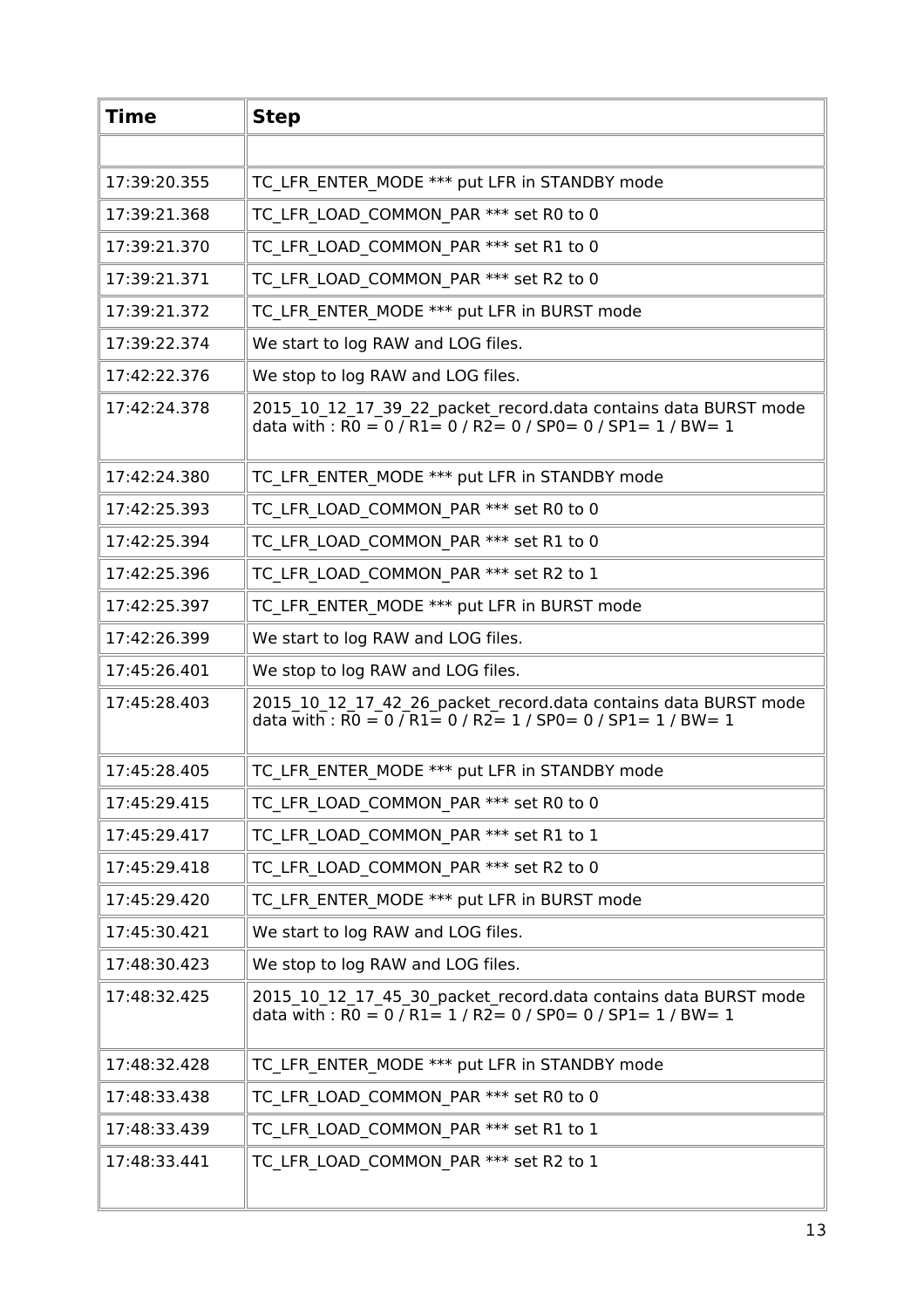| Time | Step |
|---|---|
| | |
| 17:39:20.355 | TC_LFR_ENTER_MODE *** put LFR in STANDBY mode |
| 17:39:21.368 | TC_LFR_LOAD_COMMON_PAR *** set R0 to 0 |
| 17:39:21.370 | TC_LFR_LOAD_COMMON_PAR *** set R1 to 0 |
| 17:39:21.371 | TC_LFR_LOAD_COMMON_PAR *** set R2 to 0 |
| 17:39:21.372 | TC_LFR_ENTER_MODE *** put LFR in BURST mode |
| 17:39:22.374 | We start to log RAW and LOG files. |
| 17:42:22.376 | We stop to log RAW and LOG files. |
| 17:42:24.378 | 2015_10_12_17_39_22_packet_record.data contains data BURST mode data with : R0 = 0 / R1= 0 / R2= 0 / SP0= 0 / SP1= 1 / BW= 1 |
| 17:42:24.380 | TC_LFR_ENTER_MODE *** put LFR in STANDBY mode |
| 17:42:25.393 | TC_LFR_LOAD_COMMON_PAR *** set R0 to 0 |
| 17:42:25.394 | TC_LFR_LOAD_COMMON_PAR *** set R1 to 0 |
| 17:42:25.396 | TC_LFR_LOAD_COMMON_PAR *** set R2 to 1 |
| 17:42:25.397 | TC_LFR_ENTER_MODE *** put LFR in BURST mode |
| 17:42:26.399 | We start to log RAW and LOG files. |
| 17:45:26.401 | We stop to log RAW and LOG files. |
| 17:45:28.403 | 2015_10_12_17_42_26_packet_record.data contains data BURST mode data with : R0 = 0 / R1= 0 / R2= 1 / SP0= 0 / SP1= 1 / BW= 1 |
| 17:45:28.405 | TC_LFR_ENTER_MODE *** put LFR in STANDBY mode |
| 17:45:29.415 | TC_LFR_LOAD_COMMON_PAR *** set R0 to 0 |
| 17:45:29.417 | TC_LFR_LOAD_COMMON_PAR *** set R1 to 1 |
| 17:45:29.418 | TC_LFR_LOAD_COMMON_PAR *** set R2 to 0 |
| 17:45:29.420 | TC_LFR_ENTER_MODE *** put LFR in BURST mode |
| 17:45:30.421 | We start to log RAW and LOG files. |
| 17:48:30.423 | We stop to log RAW and LOG files. |
| 17:48:32.425 | 2015_10_12_17_45_30_packet_record.data contains data BURST mode data with : R0 = 0 / R1= 1 / R2= 0 / SP0= 0 / SP1= 1 / BW= 1 |
| 17:48:32.428 | TC_LFR_ENTER_MODE *** put LFR in STANDBY mode |
| 17:48:33.438 | TC_LFR_LOAD_COMMON_PAR *** set R0 to 0 |
| 17:48:33.439 | TC_LFR_LOAD_COMMON_PAR *** set R1 to 1 |
| 17:48:33.441 | TC_LFR_LOAD_COMMON_PAR *** set R2 to 1 |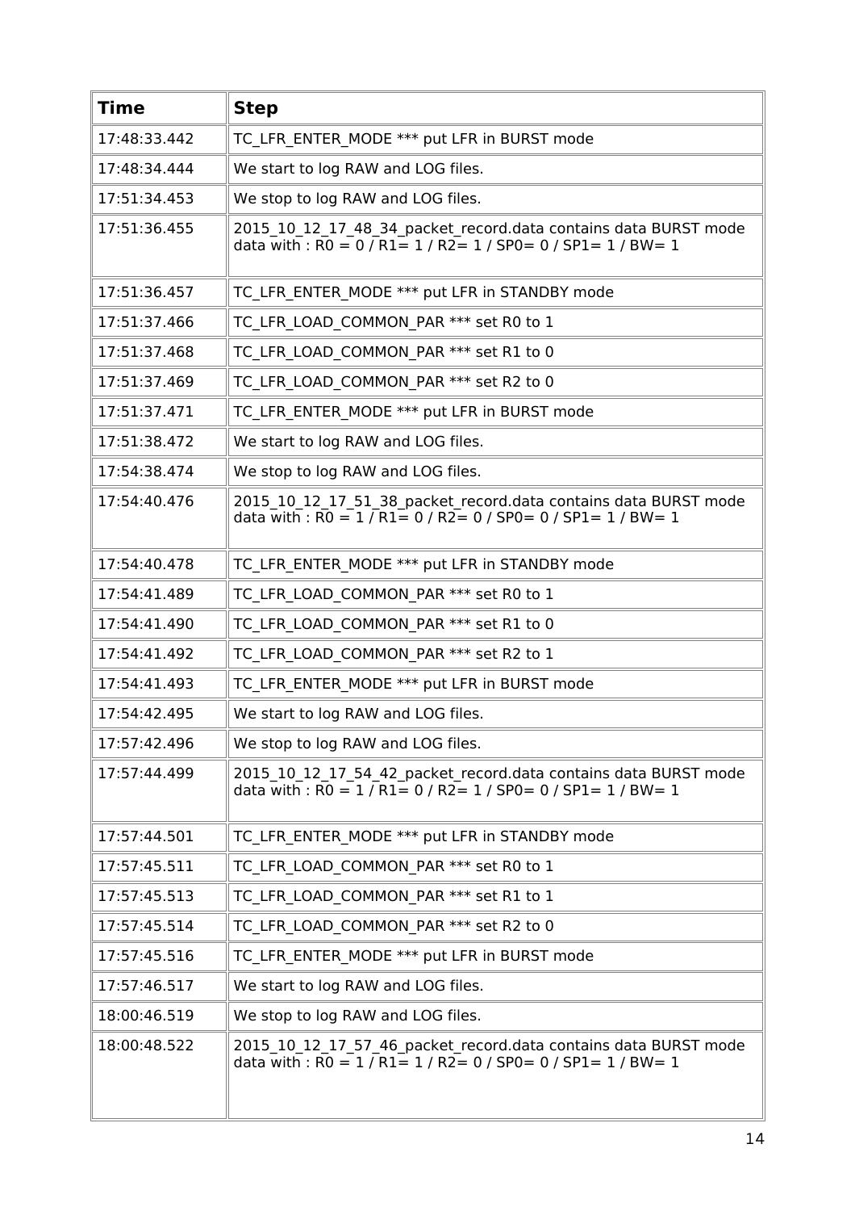| Time | Step |
|---|---|
| 17:48:33.442 | TC_LFR_ENTER_MODE *** put LFR in BURST mode |
| 17:48:34.444 | We start to log RAW and LOG files. |
| 17:51:34.453 | We stop to log RAW and LOG files. |
| 17:51:36.455 | 2015_10_12_17_48_34_packet_record.data contains data BURST mode data with : R0 = 0 / R1= 1 / R2= 1 / SP0= 0 / SP1= 1 / BW= 1 |
| 17:51:36.457 | TC_LFR_ENTER_MODE *** put LFR in STANDBY mode |
| 17:51:37.466 | TC_LFR_LOAD_COMMON_PAR *** set R0 to 1 |
| 17:51:37.468 | TC_LFR_LOAD_COMMON_PAR *** set R1 to 0 |
| 17:51:37.469 | TC_LFR_LOAD_COMMON_PAR *** set R2 to 0 |
| 17:51:37.471 | TC_LFR_ENTER_MODE *** put LFR in BURST mode |
| 17:51:38.472 | We start to log RAW and LOG files. |
| 17:54:38.474 | We stop to log RAW and LOG files. |
| 17:54:40.476 | 2015_10_12_17_51_38_packet_record.data contains data BURST mode data with : R0 = 1 / R1= 0 / R2= 0 / SP0= 0 / SP1= 1 / BW= 1 |
| 17:54:40.478 | TC_LFR_ENTER_MODE *** put LFR in STANDBY mode |
| 17:54:41.489 | TC_LFR_LOAD_COMMON_PAR *** set R0 to 1 |
| 17:54:41.490 | TC_LFR_LOAD_COMMON_PAR *** set R1 to 0 |
| 17:54:41.492 | TC_LFR_LOAD_COMMON_PAR *** set R2 to 1 |
| 17:54:41.493 | TC_LFR_ENTER_MODE *** put LFR in BURST mode |
| 17:54:42.495 | We start to log RAW and LOG files. |
| 17:57:42.496 | We stop to log RAW and LOG files. |
| 17:57:44.499 | 2015_10_12_17_54_42_packet_record.data contains data BURST mode data with : R0 = 1 / R1= 0 / R2= 1 / SP0= 0 / SP1= 1 / BW= 1 |
| 17:57:44.501 | TC_LFR_ENTER_MODE *** put LFR in STANDBY mode |
| 17:57:45.511 | TC_LFR_LOAD_COMMON_PAR *** set R0 to 1 |
| 17:57:45.513 | TC_LFR_LOAD_COMMON_PAR *** set R1 to 1 |
| 17:57:45.514 | TC_LFR_LOAD_COMMON_PAR *** set R2 to 0 |
| 17:57:45.516 | TC_LFR_ENTER_MODE *** put LFR in BURST mode |
| 17:57:46.517 | We start to log RAW and LOG files. |
| 18:00:46.519 | We stop to log RAW and LOG files. |
| 18:00:48.522 | 2015_10_12_17_57_46_packet_record.data contains data BURST mode data with : R0 = 1 / R1= 1 / R2= 0 / SP0= 0 / SP1= 1 / BW= 1 |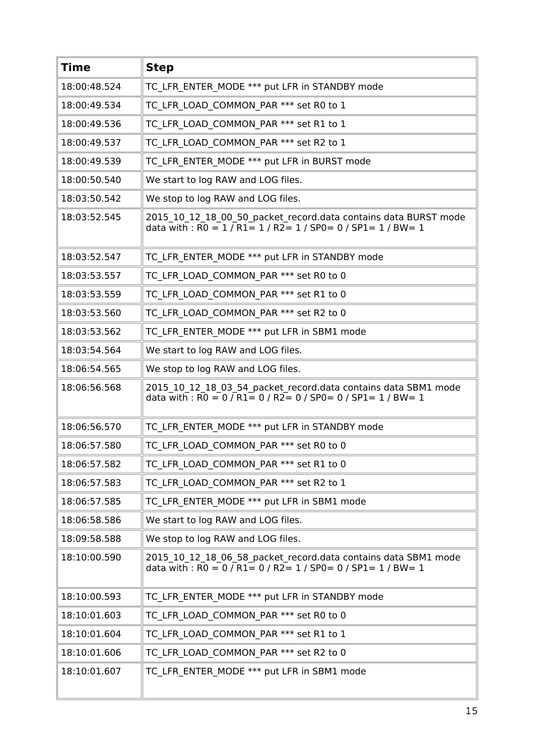| Time | Step |
| --- | --- |
| 18:00:48.524 | TC_LFR_ENTER_MODE *** put LFR in STANDBY mode |
| 18:00:49.534 | TC_LFR_LOAD_COMMON_PAR *** set R0 to 1 |
| 18:00:49.536 | TC_LFR_LOAD_COMMON_PAR *** set R1 to 1 |
| 18:00:49.537 | TC_LFR_LOAD_COMMON_PAR *** set R2 to 1 |
| 18:00:49.539 | TC_LFR_ENTER_MODE *** put LFR in BURST mode |
| 18:00:50.540 | We start to log RAW and LOG files. |
| 18:03:50.542 | We stop to log RAW and LOG files. |
| 18:03:52.545 | 2015_10_12_18_00_50_packet_record.data contains data BURST mode data with : R0 = 1 / R1= 1 / R2= 1 / SP0= 0 / SP1= 1 / BW= 1 |
| 18:03:52.547 | TC_LFR_ENTER_MODE *** put LFR in STANDBY mode |
| 18:03:53.557 | TC_LFR_LOAD_COMMON_PAR *** set R0 to 0 |
| 18:03:53.559 | TC_LFR_LOAD_COMMON_PAR *** set R1 to 0 |
| 18:03:53.560 | TC_LFR_LOAD_COMMON_PAR *** set R2 to 0 |
| 18:03:53.562 | TC_LFR_ENTER_MODE *** put LFR in SBM1 mode |
| 18:03:54.564 | We start to log RAW and LOG files. |
| 18:06:54.565 | We stop to log RAW and LOG files. |
| 18:06:56.568 | 2015_10_12_18_03_54_packet_record.data contains data SBM1 mode data with : R0 = 0 / R1= 0 / R2= 0 / SP0= 0 / SP1= 1 / BW= 1 |
| 18:06:56.570 | TC_LFR_ENTER_MODE *** put LFR in STANDBY mode |
| 18:06:57.580 | TC_LFR_LOAD_COMMON_PAR *** set R0 to 0 |
| 18:06:57.582 | TC_LFR_LOAD_COMMON_PAR *** set R1 to 0 |
| 18:06:57.583 | TC_LFR_LOAD_COMMON_PAR *** set R2 to 1 |
| 18:06:57.585 | TC_LFR_ENTER_MODE *** put LFR in SBM1 mode |
| 18:06:58.586 | We start to log RAW and LOG files. |
| 18:09:58.588 | We stop to log RAW and LOG files. |
| 18:10:00.590 | 2015_10_12_18_06_58_packet_record.data contains data SBM1 mode data with : R0 = 0 / R1= 0 / R2= 1 / SP0= 0 / SP1= 1 / BW= 1 |
| 18:10:00.593 | TC_LFR_ENTER_MODE *** put LFR in STANDBY mode |
| 18:10:01.603 | TC_LFR_LOAD_COMMON_PAR *** set R0 to 0 |
| 18:10:01.604 | TC_LFR_LOAD_COMMON_PAR *** set R1 to 1 |
| 18:10:01.606 | TC_LFR_LOAD_COMMON_PAR *** set R2 to 0 |
| 18:10:01.607 | TC_LFR_ENTER_MODE *** put LFR in SBM1 mode |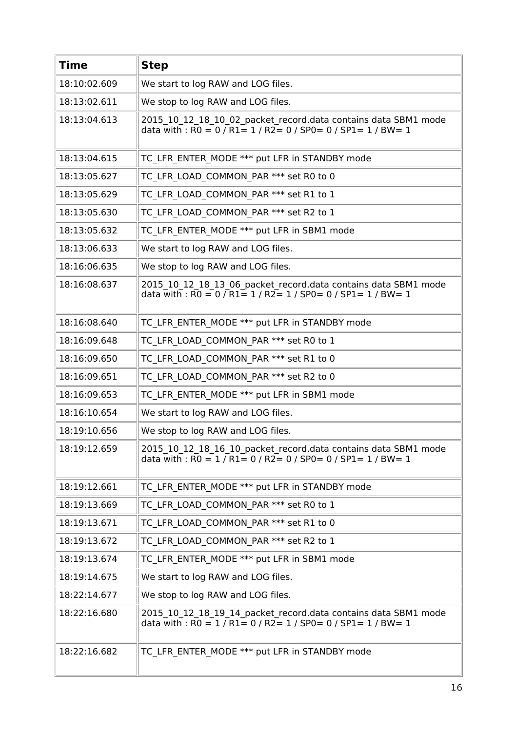| Time | Step |
|---|---|
| 18:10:02.609 | We start to log RAW and LOG files. |
| 18:13:02.611 | We stop to log RAW and LOG files. |
| 18:13:04.613 | 2015_10_12_18_10_02_packet_record.data contains data SBM1 mode data with : R0 = 0 / R1= 1 / R2= 0 / SP0= 0 / SP1= 1 / BW= 1 |
| 18:13:04.615 | TC_LFR_ENTER_MODE *** put LFR in STANDBY mode |
| 18:13:05.627 | TC_LFR_LOAD_COMMON_PAR *** set R0 to 0 |
| 18:13:05.629 | TC_LFR_LOAD_COMMON_PAR *** set R1 to 1 |
| 18:13:05.630 | TC_LFR_LOAD_COMMON_PAR *** set R2 to 1 |
| 18:13:05.632 | TC_LFR_ENTER_MODE *** put LFR in SBM1 mode |
| 18:13:06.633 | We start to log RAW and LOG files. |
| 18:16:06.635 | We stop to log RAW and LOG files. |
| 18:16:08.637 | 2015_10_12_18_13_06_packet_record.data contains data SBM1 mode data with : R0 = 0 / R1= 1 / R2= 1 / SP0= 0 / SP1= 1 / BW= 1 |
| 18:16:08.640 | TC_LFR_ENTER_MODE *** put LFR in STANDBY mode |
| 18:16:09.648 | TC_LFR_LOAD_COMMON_PAR *** set R0 to 1 |
| 18:16:09.650 | TC_LFR_LOAD_COMMON_PAR *** set R1 to 0 |
| 18:16:09.651 | TC_LFR_LOAD_COMMON_PAR *** set R2 to 0 |
| 18:16:09.653 | TC_LFR_ENTER_MODE *** put LFR in SBM1 mode |
| 18:16:10.654 | We start to log RAW and LOG files. |
| 18:19:10.656 | We stop to log RAW and LOG files. |
| 18:19:12.659 | 2015_10_12_18_16_10_packet_record.data contains data SBM1 mode data with : R0 = 1 / R1= 0 / R2= 0 / SP0= 0 / SP1= 1 / BW= 1 |
| 18:19:12.661 | TC_LFR_ENTER_MODE *** put LFR in STANDBY mode |
| 18:19:13.669 | TC_LFR_LOAD_COMMON_PAR *** set R0 to 1 |
| 18:19:13.671 | TC_LFR_LOAD_COMMON_PAR *** set R1 to 0 |
| 18:19:13.672 | TC_LFR_LOAD_COMMON_PAR *** set R2 to 1 |
| 18:19:13.674 | TC_LFR_ENTER_MODE *** put LFR in SBM1 mode |
| 18:19:14.675 | We start to log RAW and LOG files. |
| 18:22:14.677 | We stop to log RAW and LOG files. |
| 18:22:16.680 | 2015_10_12_18_19_14_packet_record.data contains data SBM1 mode data with : R0 = 1 / R1= 0 / R2= 1 / SP0= 0 / SP1= 1 / BW= 1 |
| 18:22:16.682 | TC_LFR_ENTER_MODE *** put LFR in STANDBY mode |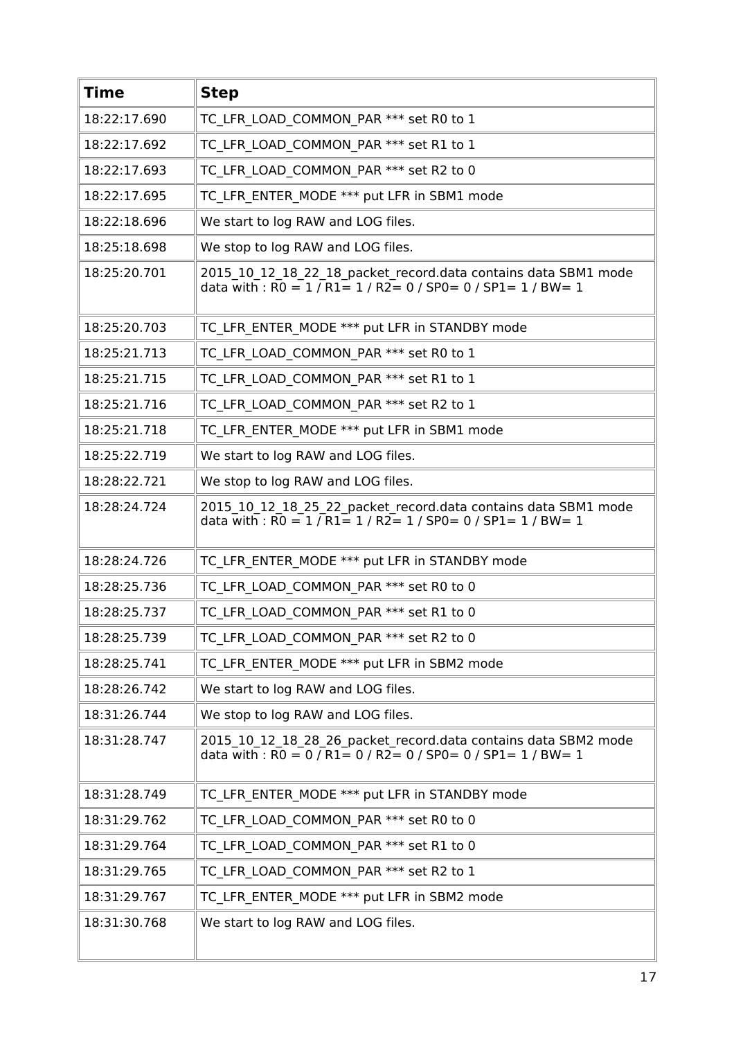| Time | Step |
| --- | --- |
| 18:22:17.690 | TC_LFR_LOAD_COMMON_PAR *** set R0 to 1 |
| 18:22:17.692 | TC_LFR_LOAD_COMMON_PAR *** set R1 to 1 |
| 18:22:17.693 | TC_LFR_LOAD_COMMON_PAR *** set R2 to 0 |
| 18:22:17.695 | TC_LFR_ENTER_MODE *** put LFR in SBM1 mode |
| 18:22:18.696 | We start to log RAW and LOG files. |
| 18:25:18.698 | We stop to log RAW and LOG files. |
| 18:25:20.701 | 2015_10_12_18_22_18_packet_record.data contains data SBM1 mode data with : R0 = 1 / R1= 1 / R2= 0 / SP0= 0 / SP1= 1 / BW= 1 |
| 18:25:20.703 | TC_LFR_ENTER_MODE *** put LFR in STANDBY mode |
| 18:25:21.713 | TC_LFR_LOAD_COMMON_PAR *** set R0 to 1 |
| 18:25:21.715 | TC_LFR_LOAD_COMMON_PAR *** set R1 to 1 |
| 18:25:21.716 | TC_LFR_LOAD_COMMON_PAR *** set R2 to 1 |
| 18:25:21.718 | TC_LFR_ENTER_MODE *** put LFR in SBM1 mode |
| 18:25:22.719 | We start to log RAW and LOG files. |
| 18:28:22.721 | We stop to log RAW and LOG files. |
| 18:28:24.724 | 2015_10_12_18_25_22_packet_record.data contains data SBM1 mode data with : R0 = 1 / R1= 1 / R2= 1 / SP0= 0 / SP1= 1 / BW= 1 |
| 18:28:24.726 | TC_LFR_ENTER_MODE *** put LFR in STANDBY mode |
| 18:28:25.736 | TC_LFR_LOAD_COMMON_PAR *** set R0 to 0 |
| 18:28:25.737 | TC_LFR_LOAD_COMMON_PAR *** set R1 to 0 |
| 18:28:25.739 | TC_LFR_LOAD_COMMON_PAR *** set R2 to 0 |
| 18:28:25.741 | TC_LFR_ENTER_MODE *** put LFR in SBM2 mode |
| 18:28:26.742 | We start to log RAW and LOG files. |
| 18:31:26.744 | We stop to log RAW and LOG files. |
| 18:31:28.747 | 2015_10_12_18_28_26_packet_record.data contains data SBM2 mode data with : R0 = 0 / R1= 0 / R2= 0 / SP0= 0 / SP1= 1 / BW= 1 |
| 18:31:28.749 | TC_LFR_ENTER_MODE *** put LFR in STANDBY mode |
| 18:31:29.762 | TC_LFR_LOAD_COMMON_PAR *** set R0 to 0 |
| 18:31:29.764 | TC_LFR_LOAD_COMMON_PAR *** set R1 to 0 |
| 18:31:29.765 | TC_LFR_LOAD_COMMON_PAR *** set R2 to 1 |
| 18:31:29.767 | TC_LFR_ENTER_MODE *** put LFR in SBM2 mode |
| 18:31:30.768 | We start to log RAW and LOG files. |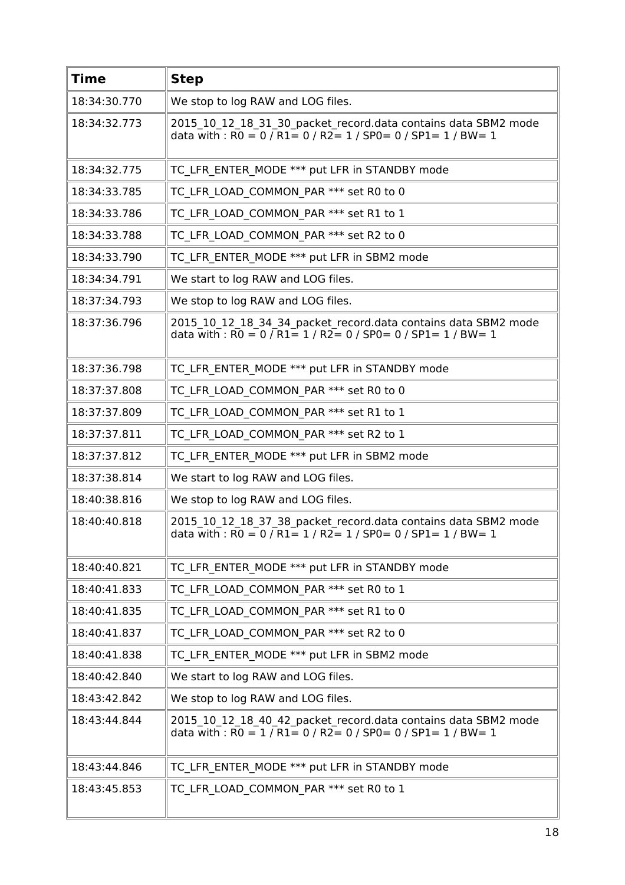| Time | Step |
|---|---|
| 18:34:30.770 | We stop to log RAW and LOG files. |
| 18:34:32.773 | 2015_10_12_18_31_30_packet_record.data contains data SBM2 mode data with : R0 = 0 / R1= 0 / R2= 1 / SP0= 0 / SP1= 1 / BW= 1 |
| 18:34:32.775 | TC_LFR_ENTER_MODE *** put LFR in STANDBY mode |
| 18:34:33.785 | TC_LFR_LOAD_COMMON_PAR *** set R0 to 0 |
| 18:34:33.786 | TC_LFR_LOAD_COMMON_PAR *** set R1 to 1 |
| 18:34:33.788 | TC_LFR_LOAD_COMMON_PAR *** set R2 to 0 |
| 18:34:33.790 | TC_LFR_ENTER_MODE *** put LFR in SBM2 mode |
| 18:34:34.791 | We start to log RAW and LOG files. |
| 18:37:34.793 | We stop to log RAW and LOG files. |
| 18:37:36.796 | 2015_10_12_18_34_34_packet_record.data contains data SBM2 mode data with : R0 = 0 / R1= 1 / R2= 0 / SP0= 0 / SP1= 1 / BW= 1 |
| 18:37:36.798 | TC_LFR_ENTER_MODE *** put LFR in STANDBY mode |
| 18:37:37.808 | TC_LFR_LOAD_COMMON_PAR *** set R0 to 0 |
| 18:37:37.809 | TC_LFR_LOAD_COMMON_PAR *** set R1 to 1 |
| 18:37:37.811 | TC_LFR_LOAD_COMMON_PAR *** set R2 to 1 |
| 18:37:37.812 | TC_LFR_ENTER_MODE *** put LFR in SBM2 mode |
| 18:37:38.814 | We start to log RAW and LOG files. |
| 18:40:38.816 | We stop to log RAW and LOG files. |
| 18:40:40.818 | 2015_10_12_18_37_38_packet_record.data contains data SBM2 mode data with : R0 = 0 / R1= 1 / R2= 1 / SP0= 0 / SP1= 1 / BW= 1 |
| 18:40:40.821 | TC_LFR_ENTER_MODE *** put LFR in STANDBY mode |
| 18:40:41.833 | TC_LFR_LOAD_COMMON_PAR *** set R0 to 1 |
| 18:40:41.835 | TC_LFR_LOAD_COMMON_PAR *** set R1 to 0 |
| 18:40:41.837 | TC_LFR_LOAD_COMMON_PAR *** set R2 to 0 |
| 18:40:41.838 | TC_LFR_ENTER_MODE *** put LFR in SBM2 mode |
| 18:40:42.840 | We start to log RAW and LOG files. |
| 18:43:42.842 | We stop to log RAW and LOG files. |
| 18:43:44.844 | 2015_10_12_18_40_42_packet_record.data contains data SBM2 mode data with : R0 = 1 / R1= 0 / R2= 0 / SP0= 0 / SP1= 1 / BW= 1 |
| 18:43:44.846 | TC_LFR_ENTER_MODE *** put LFR in STANDBY mode |
| 18:43:45.853 | TC_LFR_LOAD_COMMON_PAR *** set R0 to 1 |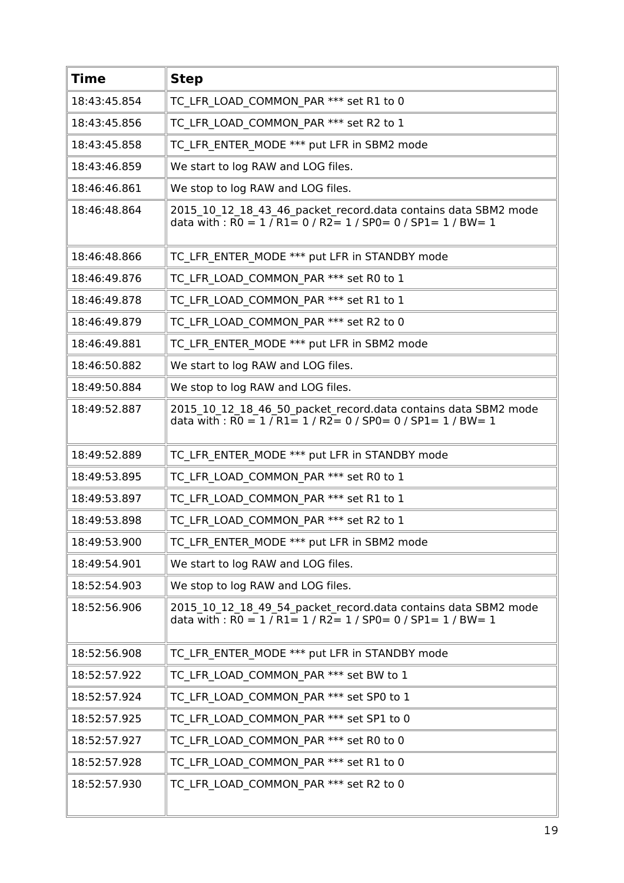| Time | Step |
| --- | --- |
| 18:43:45.854 | TC_LFR_LOAD_COMMON_PAR *** set R1 to 0 |
| 18:43:45.856 | TC_LFR_LOAD_COMMON_PAR *** set R2 to 1 |
| 18:43:45.858 | TC_LFR_ENTER_MODE *** put LFR in SBM2 mode |
| 18:43:46.859 | We start to log RAW and LOG files. |
| 18:46:46.861 | We stop to log RAW and LOG files. |
| 18:46:48.864 | 2015_10_12_18_43_46_packet_record.data contains data SBM2 mode data with : R0 = 1 / R1= 0 / R2= 1 / SP0= 0 / SP1= 1 / BW= 1 |
| 18:46:48.866 | TC_LFR_ENTER_MODE *** put LFR in STANDBY mode |
| 18:46:49.876 | TC_LFR_LOAD_COMMON_PAR *** set R0 to 1 |
| 18:46:49.878 | TC_LFR_LOAD_COMMON_PAR *** set R1 to 1 |
| 18:46:49.879 | TC_LFR_LOAD_COMMON_PAR *** set R2 to 0 |
| 18:46:49.881 | TC_LFR_ENTER_MODE *** put LFR in SBM2 mode |
| 18:46:50.882 | We start to log RAW and LOG files. |
| 18:49:50.884 | We stop to log RAW and LOG files. |
| 18:49:52.887 | 2015_10_12_18_46_50_packet_record.data contains data SBM2 mode data with : R0 = 1 / R1= 1 / R2= 0 / SP0= 0 / SP1= 1 / BW= 1 |
| 18:49:52.889 | TC_LFR_ENTER_MODE *** put LFR in STANDBY mode |
| 18:49:53.895 | TC_LFR_LOAD_COMMON_PAR *** set R0 to 1 |
| 18:49:53.897 | TC_LFR_LOAD_COMMON_PAR *** set R1 to 1 |
| 18:49:53.898 | TC_LFR_LOAD_COMMON_PAR *** set R2 to 1 |
| 18:49:53.900 | TC_LFR_ENTER_MODE *** put LFR in SBM2 mode |
| 18:49:54.901 | We start to log RAW and LOG files. |
| 18:52:54.903 | We stop to log RAW and LOG files. |
| 18:52:56.906 | 2015_10_12_18_49_54_packet_record.data contains data SBM2 mode data with : R0 = 1 / R1= 1 / R2= 1 / SP0= 0 / SP1= 1 / BW= 1 |
| 18:52:56.908 | TC_LFR_ENTER_MODE *** put LFR in STANDBY mode |
| 18:52:57.922 | TC_LFR_LOAD_COMMON_PAR *** set BW to 1 |
| 18:52:57.924 | TC_LFR_LOAD_COMMON_PAR *** set SP0 to 1 |
| 18:52:57.925 | TC_LFR_LOAD_COMMON_PAR *** set SP1 to 0 |
| 18:52:57.927 | TC_LFR_LOAD_COMMON_PAR *** set R0 to 0 |
| 18:52:57.928 | TC_LFR_LOAD_COMMON_PAR *** set R1 to 0 |
| 18:52:57.930 | TC_LFR_LOAD_COMMON_PAR *** set R2 to 0 |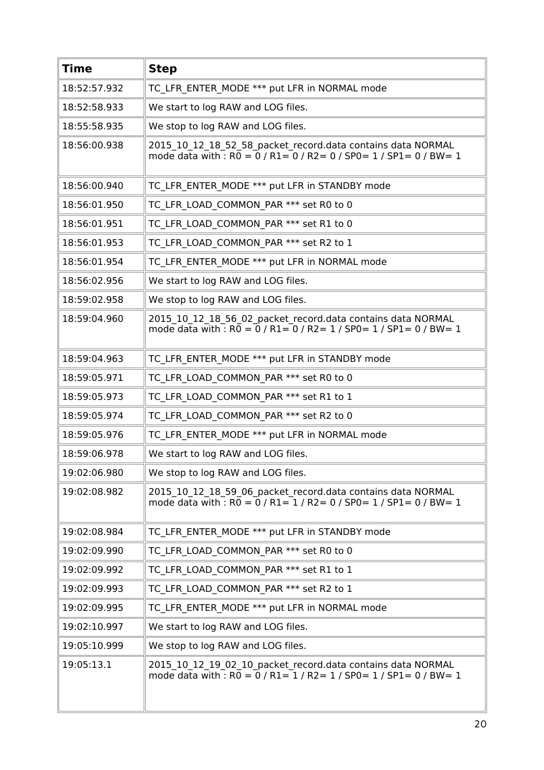| Time | Step |
|---|---|
| 18:52:57.932 | TC_LFR_ENTER_MODE *** put LFR in NORMAL mode |
| 18:52:58.933 | We start to log RAW and LOG files. |
| 18:55:58.935 | We stop to log RAW and LOG files. |
| 18:56:00.938 | 2015_10_12_18_52_58_packet_record.data contains data NORMAL mode data with : R0 = 0 / R1= 0 / R2= 0 / SP0= 1 / SP1= 0 / BW= 1 |
| 18:56:00.940 | TC_LFR_ENTER_MODE *** put LFR in STANDBY mode |
| 18:56:01.950 | TC_LFR_LOAD_COMMON_PAR *** set R0 to 0 |
| 18:56:01.951 | TC_LFR_LOAD_COMMON_PAR *** set R1 to 0 |
| 18:56:01.953 | TC_LFR_LOAD_COMMON_PAR *** set R2 to 1 |
| 18:56:01.954 | TC_LFR_ENTER_MODE *** put LFR in NORMAL mode |
| 18:56:02.956 | We start to log RAW and LOG files. |
| 18:59:02.958 | We stop to log RAW and LOG files. |
| 18:59:04.960 | 2015_10_12_18_56_02_packet_record.data contains data NORMAL mode data with : R0 = 0 / R1= 0 / R2= 1 / SP0= 1 / SP1= 0 / BW= 1 |
| 18:59:04.963 | TC_LFR_ENTER_MODE *** put LFR in STANDBY mode |
| 18:59:05.971 | TC_LFR_LOAD_COMMON_PAR *** set R0 to 0 |
| 18:59:05.973 | TC_LFR_LOAD_COMMON_PAR *** set R1 to 1 |
| 18:59:05.974 | TC_LFR_LOAD_COMMON_PAR *** set R2 to 0 |
| 18:59:05.976 | TC_LFR_ENTER_MODE *** put LFR in NORMAL mode |
| 18:59:06.978 | We start to log RAW and LOG files. |
| 19:02:06.980 | We stop to log RAW and LOG files. |
| 19:02:08.982 | 2015_10_12_18_59_06_packet_record.data contains data NORMAL mode data with : R0 = 0 / R1= 1 / R2= 0 / SP0= 1 / SP1= 0 / BW= 1 |
| 19:02:08.984 | TC_LFR_ENTER_MODE *** put LFR in STANDBY mode |
| 19:02:09.990 | TC_LFR_LOAD_COMMON_PAR *** set R0 to 0 |
| 19:02:09.992 | TC_LFR_LOAD_COMMON_PAR *** set R1 to 1 |
| 19:02:09.993 | TC_LFR_LOAD_COMMON_PAR *** set R2 to 1 |
| 19:02:09.995 | TC_LFR_ENTER_MODE *** put LFR in NORMAL mode |
| 19:02:10.997 | We start to log RAW and LOG files. |
| 19:05:10.999 | We stop to log RAW and LOG files. |
| 19:05:13.1 | 2015_10_12_19_02_10_packet_record.data contains data NORMAL mode data with : R0 = 0 / R1= 1 / R2= 1 / SP0= 1 / SP1= 0 / BW= 1 |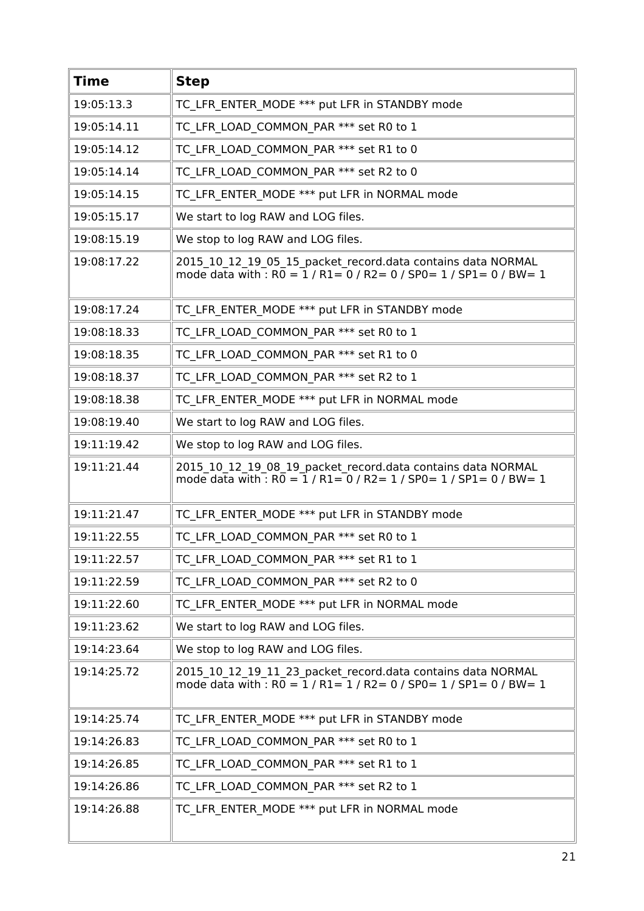| Time | Step |
|---|---|
| 19:05:13.3 | TC_LFR_ENTER_MODE *** put LFR in STANDBY mode |
| 19:05:14.11 | TC_LFR_LOAD_COMMON_PAR *** set R0 to 1 |
| 19:05:14.12 | TC_LFR_LOAD_COMMON_PAR *** set R1 to 0 |
| 19:05:14.14 | TC_LFR_LOAD_COMMON_PAR *** set R2 to 0 |
| 19:05:14.15 | TC_LFR_ENTER_MODE *** put LFR in NORMAL mode |
| 19:05:15.17 | We start to log RAW and LOG files. |
| 19:08:15.19 | We stop to log RAW and LOG files. |
| 19:08:17.22 | 2015_10_12_19_05_15_packet_record.data contains data NORMAL mode data with : R0 = 1 / R1= 0 / R2= 0 / SP0= 1 / SP1= 0 / BW= 1 |
| 19:08:17.24 | TC_LFR_ENTER_MODE *** put LFR in STANDBY mode |
| 19:08:18.33 | TC_LFR_LOAD_COMMON_PAR *** set R0 to 1 |
| 19:08:18.35 | TC_LFR_LOAD_COMMON_PAR *** set R1 to 0 |
| 19:08:18.37 | TC_LFR_LOAD_COMMON_PAR *** set R2 to 1 |
| 19:08:18.38 | TC_LFR_ENTER_MODE *** put LFR in NORMAL mode |
| 19:08:19.40 | We start to log RAW and LOG files. |
| 19:11:19.42 | We stop to log RAW and LOG files. |
| 19:11:21.44 | 2015_10_12_19_08_19_packet_record.data contains data NORMAL mode data with : R0 = 1 / R1= 0 / R2= 1 / SP0= 1 / SP1= 0 / BW= 1 |
| 19:11:21.47 | TC_LFR_ENTER_MODE *** put LFR in STANDBY mode |
| 19:11:22.55 | TC_LFR_LOAD_COMMON_PAR *** set R0 to 1 |
| 19:11:22.57 | TC_LFR_LOAD_COMMON_PAR *** set R1 to 1 |
| 19:11:22.59 | TC_LFR_LOAD_COMMON_PAR *** set R2 to 0 |
| 19:11:22.60 | TC_LFR_ENTER_MODE *** put LFR in NORMAL mode |
| 19:11:23.62 | We start to log RAW and LOG files. |
| 19:14:23.64 | We stop to log RAW and LOG files. |
| 19:14:25.72 | 2015_10_12_19_11_23_packet_record.data contains data NORMAL mode data with : R0 = 1 / R1= 1 / R2= 0 / SP0= 1 / SP1= 0 / BW= 1 |
| 19:14:25.74 | TC_LFR_ENTER_MODE *** put LFR in STANDBY mode |
| 19:14:26.83 | TC_LFR_LOAD_COMMON_PAR *** set R0 to 1 |
| 19:14:26.85 | TC_LFR_LOAD_COMMON_PAR *** set R1 to 1 |
| 19:14:26.86 | TC_LFR_LOAD_COMMON_PAR *** set R2 to 1 |
| 19:14:26.88 | TC_LFR_ENTER_MODE *** put LFR in NORMAL mode |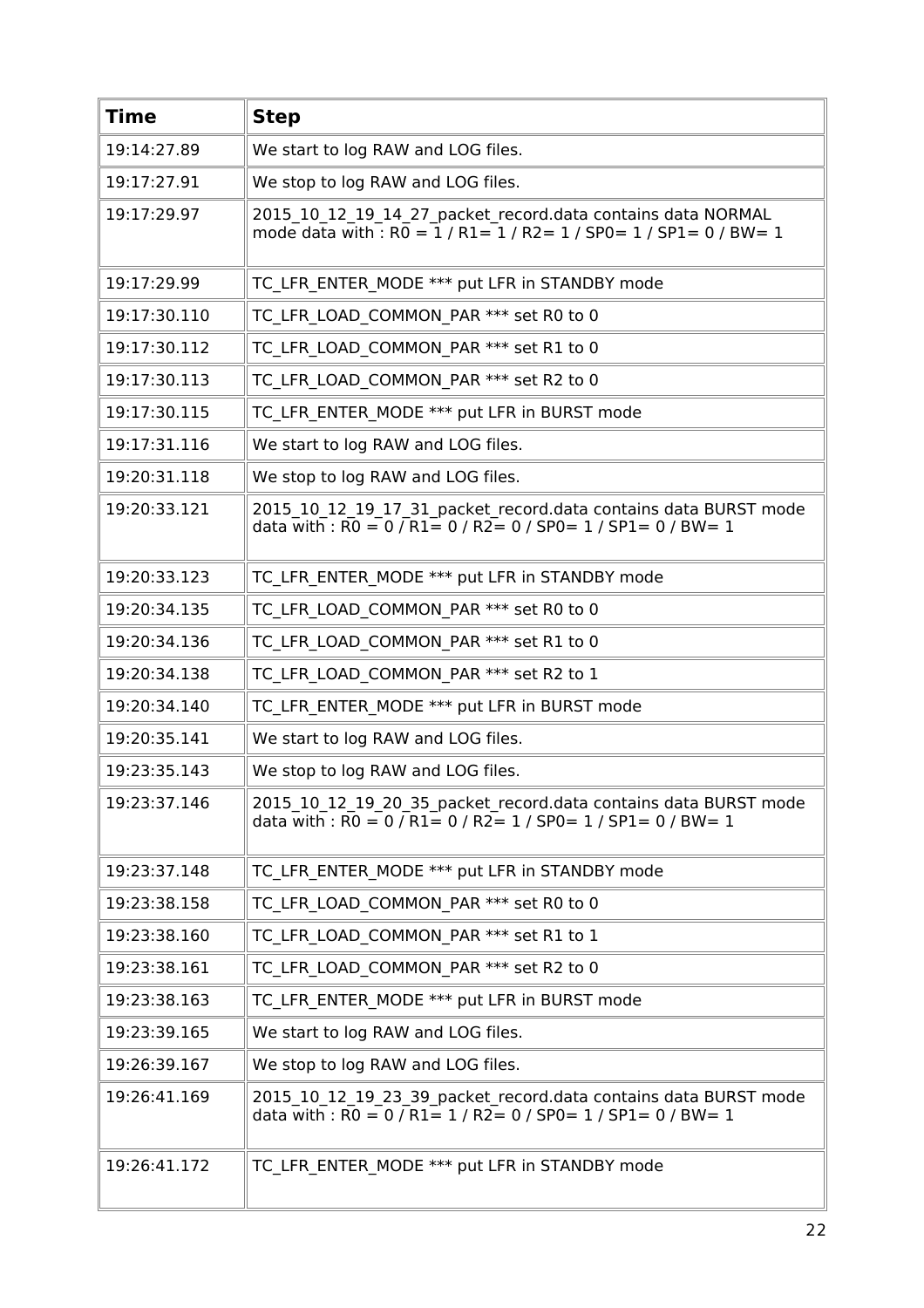| Time | Step |
|---|---|
| 19:14:27.89 | We start to log RAW and LOG files. |
| 19:17:27.91 | We stop to log RAW and LOG files. |
| 19:17:29.97 | 2015_10_12_19_14_27_packet_record.data contains data NORMAL mode data with : R0 = 1 / R1= 1 / R2= 1 / SP0= 1 / SP1= 0 / BW= 1 |
| 19:17:29.99 | TC_LFR_ENTER_MODE *** put LFR in STANDBY mode |
| 19:17:30.110 | TC_LFR_LOAD_COMMON_PAR *** set R0 to 0 |
| 19:17:30.112 | TC_LFR_LOAD_COMMON_PAR *** set R1 to 0 |
| 19:17:30.113 | TC_LFR_LOAD_COMMON_PAR *** set R2 to 0 |
| 19:17:30.115 | TC_LFR_ENTER_MODE *** put LFR in BURST mode |
| 19:17:31.116 | We start to log RAW and LOG files. |
| 19:20:31.118 | We stop to log RAW and LOG files. |
| 19:20:33.121 | 2015_10_12_19_17_31_packet_record.data contains data BURST mode data with : R0 = 0 / R1= 0 / R2= 0 / SP0= 1 / SP1= 0 / BW= 1 |
| 19:20:33.123 | TC_LFR_ENTER_MODE *** put LFR in STANDBY mode |
| 19:20:34.135 | TC_LFR_LOAD_COMMON_PAR *** set R0 to 0 |
| 19:20:34.136 | TC_LFR_LOAD_COMMON_PAR *** set R1 to 0 |
| 19:20:34.138 | TC_LFR_LOAD_COMMON_PAR *** set R2 to 1 |
| 19:20:34.140 | TC_LFR_ENTER_MODE *** put LFR in BURST mode |
| 19:20:35.141 | We start to log RAW and LOG files. |
| 19:23:35.143 | We stop to log RAW and LOG files. |
| 19:23:37.146 | 2015_10_12_19_20_35_packet_record.data contains data BURST mode data with : R0 = 0 / R1= 0 / R2= 1 / SP0= 1 / SP1= 0 / BW= 1 |
| 19:23:37.148 | TC_LFR_ENTER_MODE *** put LFR in STANDBY mode |
| 19:23:38.158 | TC_LFR_LOAD_COMMON_PAR *** set R0 to 0 |
| 19:23:38.160 | TC_LFR_LOAD_COMMON_PAR *** set R1 to 1 |
| 19:23:38.161 | TC_LFR_LOAD_COMMON_PAR *** set R2 to 0 |
| 19:23:38.163 | TC_LFR_ENTER_MODE *** put LFR in BURST mode |
| 19:23:39.165 | We start to log RAW and LOG files. |
| 19:26:39.167 | We stop to log RAW and LOG files. |
| 19:26:41.169 | 2015_10_12_19_23_39_packet_record.data contains data BURST mode data with : R0 = 0 / R1= 1 / R2= 0 / SP0= 1 / SP1= 0 / BW= 1 |
| 19:26:41.172 | TC_LFR_ENTER_MODE *** put LFR in STANDBY mode |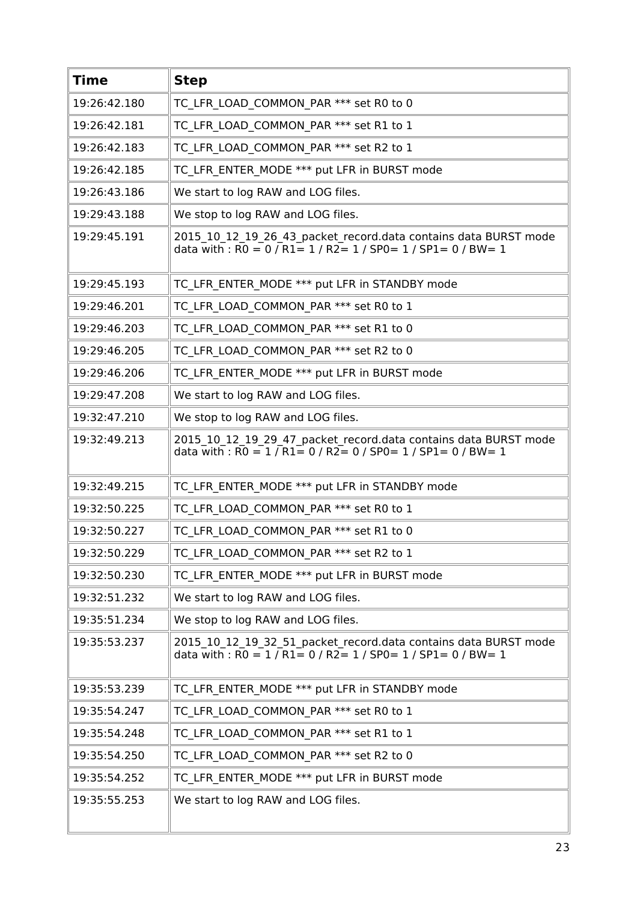| Time | Step |
| --- | --- |
| 19:26:42.180 | TC_LFR_LOAD_COMMON_PAR *** set R0 to 0 |
| 19:26:42.181 | TC_LFR_LOAD_COMMON_PAR *** set R1 to 1 |
| 19:26:42.183 | TC_LFR_LOAD_COMMON_PAR *** set R2 to 1 |
| 19:26:42.185 | TC_LFR_ENTER_MODE *** put LFR in BURST mode |
| 19:26:43.186 | We start to log RAW and LOG files. |
| 19:29:43.188 | We stop to log RAW and LOG files. |
| 19:29:45.191 | 2015_10_12_19_26_43_packet_record.data contains data BURST mode data with : R0 = 0 / R1= 1 / R2= 1 / SP0= 1 / SP1= 0 / BW= 1 |
| 19:29:45.193 | TC_LFR_ENTER_MODE *** put LFR in STANDBY mode |
| 19:29:46.201 | TC_LFR_LOAD_COMMON_PAR *** set R0 to 1 |
| 19:29:46.203 | TC_LFR_LOAD_COMMON_PAR *** set R1 to 0 |
| 19:29:46.205 | TC_LFR_LOAD_COMMON_PAR *** set R2 to 0 |
| 19:29:46.206 | TC_LFR_ENTER_MODE *** put LFR in BURST mode |
| 19:29:47.208 | We start to log RAW and LOG files. |
| 19:32:47.210 | We stop to log RAW and LOG files. |
| 19:32:49.213 | 2015_10_12_19_29_47_packet_record.data contains data BURST mode data with : R0 = 1 / R1= 0 / R2= 0 / SP0= 1 / SP1= 0 / BW= 1 |
| 19:32:49.215 | TC_LFR_ENTER_MODE *** put LFR in STANDBY mode |
| 19:32:50.225 | TC_LFR_LOAD_COMMON_PAR *** set R0 to 1 |
| 19:32:50.227 | TC_LFR_LOAD_COMMON_PAR *** set R1 to 0 |
| 19:32:50.229 | TC_LFR_LOAD_COMMON_PAR *** set R2 to 1 |
| 19:32:50.230 | TC_LFR_ENTER_MODE *** put LFR in BURST mode |
| 19:32:51.232 | We start to log RAW and LOG files. |
| 19:35:51.234 | We stop to log RAW and LOG files. |
| 19:35:53.237 | 2015_10_12_19_32_51_packet_record.data contains data BURST mode data with : R0 = 1 / R1= 0 / R2= 1 / SP0= 1 / SP1= 0 / BW= 1 |
| 19:35:53.239 | TC_LFR_ENTER_MODE *** put LFR in STANDBY mode |
| 19:35:54.247 | TC_LFR_LOAD_COMMON_PAR *** set R0 to 1 |
| 19:35:54.248 | TC_LFR_LOAD_COMMON_PAR *** set R1 to 1 |
| 19:35:54.250 | TC_LFR_LOAD_COMMON_PAR *** set R2 to 0 |
| 19:35:54.252 | TC_LFR_ENTER_MODE *** put LFR in BURST mode |
| 19:35:55.253 | We start to log RAW and LOG files. |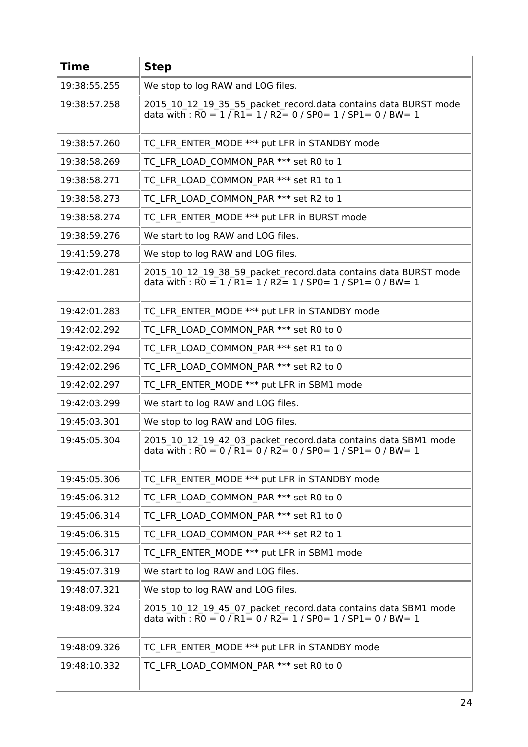| Time | Step |
|---|---|
| 19:38:55.255 | We stop to log RAW and LOG files. |
| 19:38:57.258 | 2015_10_12_19_35_55_packet_record.data contains data BURST mode data with : R0 = 1 / R1= 1 / R2= 0 / SP0= 1 / SP1= 0 / BW= 1 |
| 19:38:57.260 | TC_LFR_ENTER_MODE *** put LFR in STANDBY mode |
| 19:38:58.269 | TC_LFR_LOAD_COMMON_PAR *** set R0 to 1 |
| 19:38:58.271 | TC_LFR_LOAD_COMMON_PAR *** set R1 to 1 |
| 19:38:58.273 | TC_LFR_LOAD_COMMON_PAR *** set R2 to 1 |
| 19:38:58.274 | TC_LFR_ENTER_MODE *** put LFR in BURST mode |
| 19:38:59.276 | We start to log RAW and LOG files. |
| 19:41:59.278 | We stop to log RAW and LOG files. |
| 19:42:01.281 | 2015_10_12_19_38_59_packet_record.data contains data BURST mode data with : R0 = 1 / R1= 1 / R2= 1 / SP0= 1 / SP1= 0 / BW= 1 |
| 19:42:01.283 | TC_LFR_ENTER_MODE *** put LFR in STANDBY mode |
| 19:42:02.292 | TC_LFR_LOAD_COMMON_PAR *** set R0 to 0 |
| 19:42:02.294 | TC_LFR_LOAD_COMMON_PAR *** set R1 to 0 |
| 19:42:02.296 | TC_LFR_LOAD_COMMON_PAR *** set R2 to 0 |
| 19:42:02.297 | TC_LFR_ENTER_MODE *** put LFR in SBM1 mode |
| 19:42:03.299 | We start to log RAW and LOG files. |
| 19:45:03.301 | We stop to log RAW and LOG files. |
| 19:45:05.304 | 2015_10_12_19_42_03_packet_record.data contains data SBM1 mode data with : R0 = 0 / R1= 0 / R2= 0 / SP0= 1 / SP1= 0 / BW= 1 |
| 19:45:05.306 | TC_LFR_ENTER_MODE *** put LFR in STANDBY mode |
| 19:45:06.312 | TC_LFR_LOAD_COMMON_PAR *** set R0 to 0 |
| 19:45:06.314 | TC_LFR_LOAD_COMMON_PAR *** set R1 to 0 |
| 19:45:06.315 | TC_LFR_LOAD_COMMON_PAR *** set R2 to 1 |
| 19:45:06.317 | TC_LFR_ENTER_MODE *** put LFR in SBM1 mode |
| 19:45:07.319 | We start to log RAW and LOG files. |
| 19:48:07.321 | We stop to log RAW and LOG files. |
| 19:48:09.324 | 2015_10_12_19_45_07_packet_record.data contains data SBM1 mode data with : R0 = 0 / R1= 0 / R2= 1 / SP0= 1 / SP1= 0 / BW= 1 |
| 19:48:09.326 | TC_LFR_ENTER_MODE *** put LFR in STANDBY mode |
| 19:48:10.332 | TC_LFR_LOAD_COMMON_PAR *** set R0 to 0 |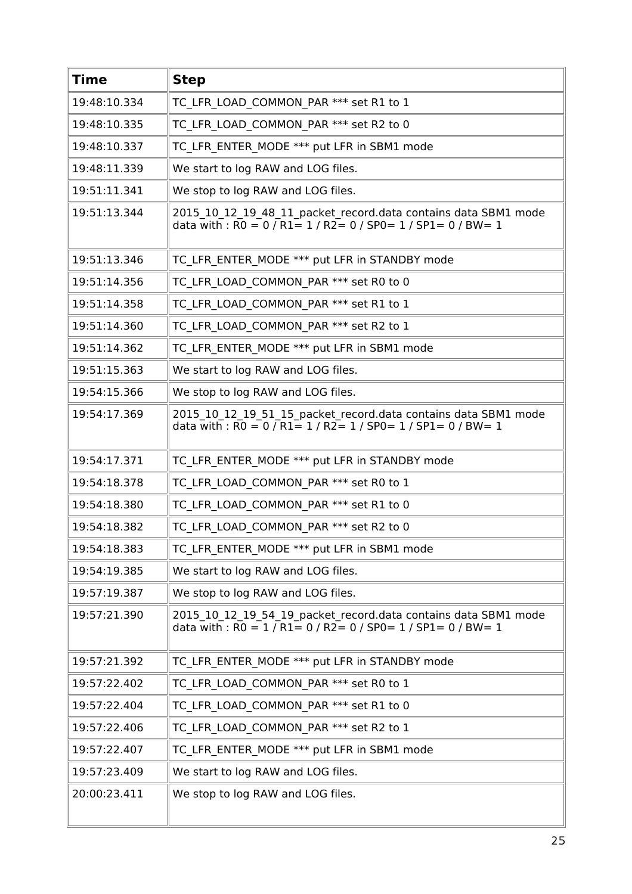| Time | Step |
|---|---|
| 19:48:10.334 | TC_LFR_LOAD_COMMON_PAR *** set R1 to 1 |
| 19:48:10.335 | TC_LFR_LOAD_COMMON_PAR *** set R2 to 0 |
| 19:48:10.337 | TC_LFR_ENTER_MODE *** put LFR in SBM1 mode |
| 19:48:11.339 | We start to log RAW and LOG files. |
| 19:51:11.341 | We stop to log RAW and LOG files. |
| 19:51:13.344 | 2015_10_12_19_48_11_packet_record.data contains data SBM1 mode data with : R0 = 0 / R1= 1 / R2= 0 / SP0= 1 / SP1= 0 / BW= 1 |
| 19:51:13.346 | TC_LFR_ENTER_MODE *** put LFR in STANDBY mode |
| 19:51:14.356 | TC_LFR_LOAD_COMMON_PAR *** set R0 to 0 |
| 19:51:14.358 | TC_LFR_LOAD_COMMON_PAR *** set R1 to 1 |
| 19:51:14.360 | TC_LFR_LOAD_COMMON_PAR *** set R2 to 1 |
| 19:51:14.362 | TC_LFR_ENTER_MODE *** put LFR in SBM1 mode |
| 19:51:15.363 | We start to log RAW and LOG files. |
| 19:54:15.366 | We stop to log RAW and LOG files. |
| 19:54:17.369 | 2015_10_12_19_51_15_packet_record.data contains data SBM1 mode data with : R0 = 0 / R1= 1 / R2= 1 / SP0= 1 / SP1= 0 / BW= 1 |
| 19:54:17.371 | TC_LFR_ENTER_MODE *** put LFR in STANDBY mode |
| 19:54:18.378 | TC_LFR_LOAD_COMMON_PAR *** set R0 to 1 |
| 19:54:18.380 | TC_LFR_LOAD_COMMON_PAR *** set R1 to 0 |
| 19:54:18.382 | TC_LFR_LOAD_COMMON_PAR *** set R2 to 0 |
| 19:54:18.383 | TC_LFR_ENTER_MODE *** put LFR in SBM1 mode |
| 19:54:19.385 | We start to log RAW and LOG files. |
| 19:57:19.387 | We stop to log RAW and LOG files. |
| 19:57:21.390 | 2015_10_12_19_54_19_packet_record.data contains data SBM1 mode data with : R0 = 1 / R1= 0 / R2= 0 / SP0= 1 / SP1= 0 / BW= 1 |
| 19:57:21.392 | TC_LFR_ENTER_MODE *** put LFR in STANDBY mode |
| 19:57:22.402 | TC_LFR_LOAD_COMMON_PAR *** set R0 to 1 |
| 19:57:22.404 | TC_LFR_LOAD_COMMON_PAR *** set R1 to 0 |
| 19:57:22.406 | TC_LFR_LOAD_COMMON_PAR *** set R2 to 1 |
| 19:57:22.407 | TC_LFR_ENTER_MODE *** put LFR in SBM1 mode |
| 19:57:23.409 | We start to log RAW and LOG files. |
| 20:00:23.411 | We stop to log RAW and LOG files. |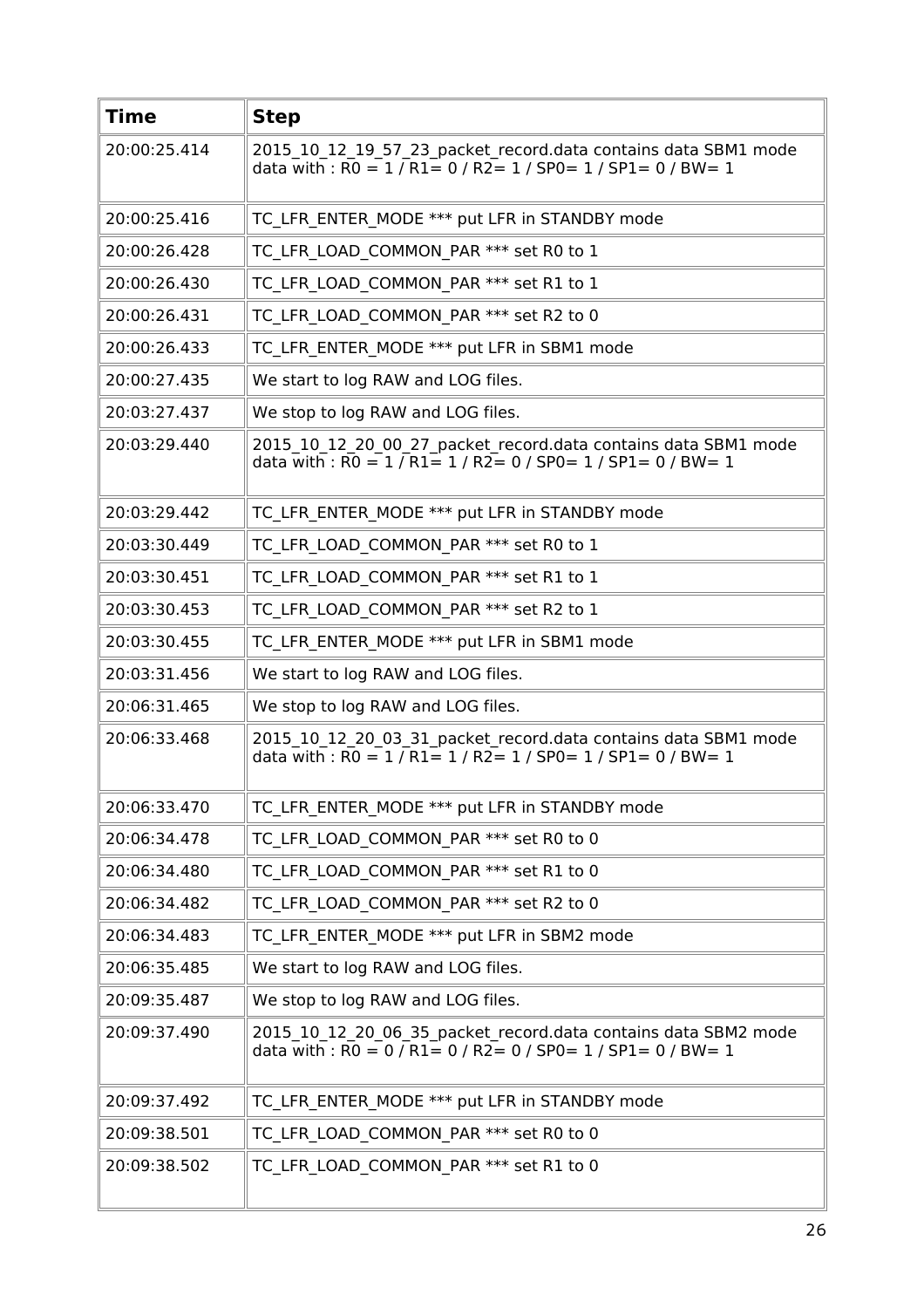| Time | Step |
| --- | --- |
| 20:00:25.414 | 2015_10_12_19_57_23_packet_record.data contains data SBM1 mode data with : R0 = 1 / R1= 0 / R2= 1 / SP0= 1 / SP1= 0 / BW= 1 |
| 20:00:25.416 | TC_LFR_ENTER_MODE *** put LFR in STANDBY mode |
| 20:00:26.428 | TC_LFR_LOAD_COMMON_PAR *** set R0 to 1 |
| 20:00:26.430 | TC_LFR_LOAD_COMMON_PAR *** set R1 to 1 |
| 20:00:26.431 | TC_LFR_LOAD_COMMON_PAR *** set R2 to 0 |
| 20:00:26.433 | TC_LFR_ENTER_MODE *** put LFR in SBM1 mode |
| 20:00:27.435 | We start to log RAW and LOG files. |
| 20:03:27.437 | We stop to log RAW and LOG files. |
| 20:03:29.440 | 2015_10_12_20_00_27_packet_record.data contains data SBM1 mode data with : R0 = 1 / R1= 1 / R2= 0 / SP0= 1 / SP1= 0 / BW= 1 |
| 20:03:29.442 | TC_LFR_ENTER_MODE *** put LFR in STANDBY mode |
| 20:03:30.449 | TC_LFR_LOAD_COMMON_PAR *** set R0 to 1 |
| 20:03:30.451 | TC_LFR_LOAD_COMMON_PAR *** set R1 to 1 |
| 20:03:30.453 | TC_LFR_LOAD_COMMON_PAR *** set R2 to 1 |
| 20:03:30.455 | TC_LFR_ENTER_MODE *** put LFR in SBM1 mode |
| 20:03:31.456 | We start to log RAW and LOG files. |
| 20:06:31.465 | We stop to log RAW and LOG files. |
| 20:06:33.468 | 2015_10_12_20_03_31_packet_record.data contains data SBM1 mode data with : R0 = 1 / R1= 1 / R2= 1 / SP0= 1 / SP1= 0 / BW= 1 |
| 20:06:33.470 | TC_LFR_ENTER_MODE *** put LFR in STANDBY mode |
| 20:06:34.478 | TC_LFR_LOAD_COMMON_PAR *** set R0 to 0 |
| 20:06:34.480 | TC_LFR_LOAD_COMMON_PAR *** set R1 to 0 |
| 20:06:34.482 | TC_LFR_LOAD_COMMON_PAR *** set R2 to 0 |
| 20:06:34.483 | TC_LFR_ENTER_MODE *** put LFR in SBM2 mode |
| 20:06:35.485 | We start to log RAW and LOG files. |
| 20:09:35.487 | We stop to log RAW and LOG files. |
| 20:09:37.490 | 2015_10_12_20_06_35_packet_record.data contains data SBM2 mode data with : R0 = 0 / R1= 0 / R2= 0 / SP0= 1 / SP1= 0 / BW= 1 |
| 20:09:37.492 | TC_LFR_ENTER_MODE *** put LFR in STANDBY mode |
| 20:09:38.501 | TC_LFR_LOAD_COMMON_PAR *** set R0 to 0 |
| 20:09:38.502 | TC_LFR_LOAD_COMMON_PAR *** set R1 to 0 |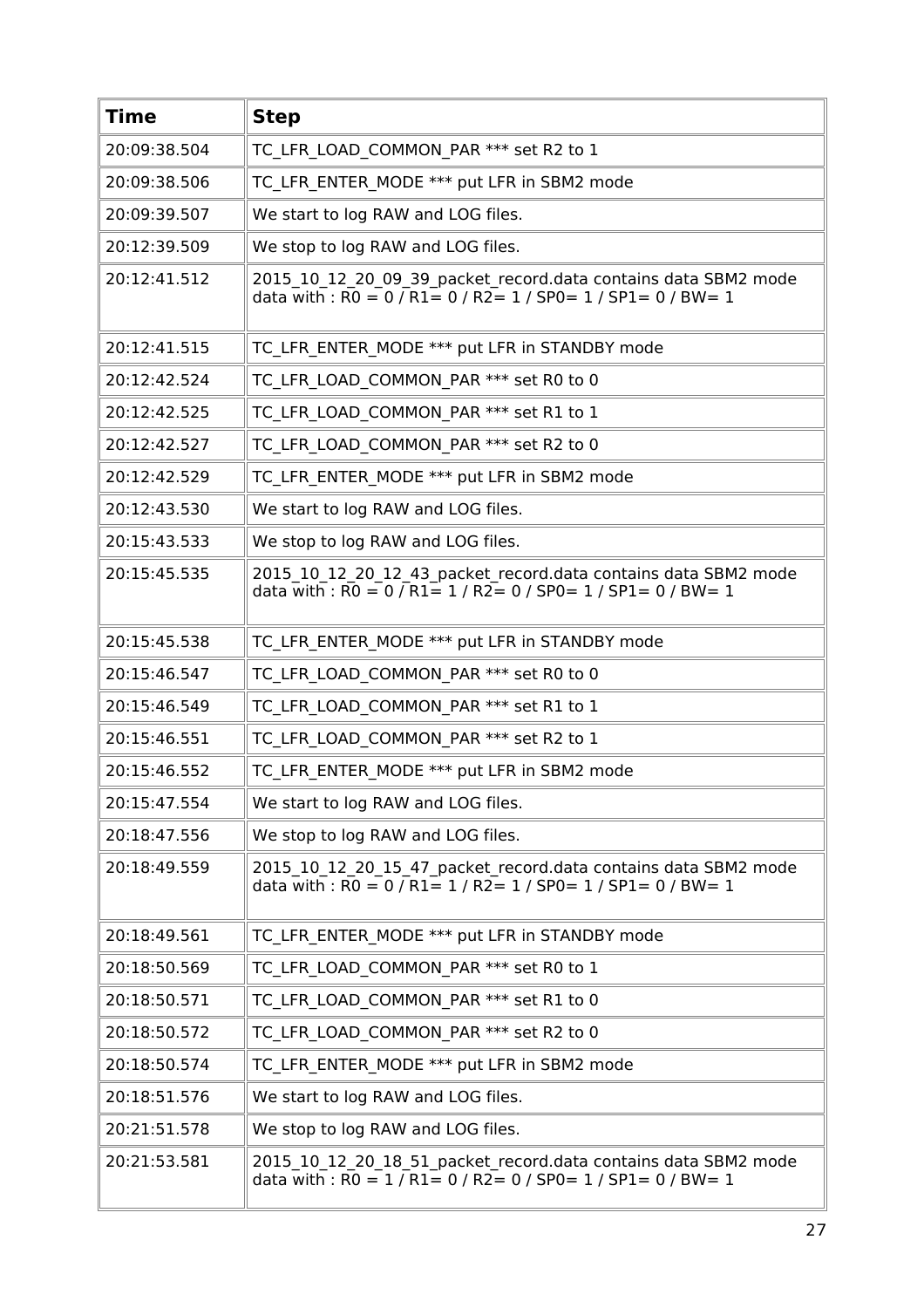| Time | Step |
| --- | --- |
| 20:09:38.504 | TC_LFR_LOAD_COMMON_PAR *** set R2 to 1 |
| 20:09:38.506 | TC_LFR_ENTER_MODE *** put LFR in SBM2 mode |
| 20:09:39.507 | We start to log RAW and LOG files. |
| 20:12:39.509 | We stop to log RAW and LOG files. |
| 20:12:41.512 | 2015_10_12_20_09_39_packet_record.data contains data SBM2 mode data with : R0 = 0 / R1= 0 / R2= 1 / SP0= 1 / SP1= 0 / BW= 1 |
| 20:12:41.515 | TC_LFR_ENTER_MODE *** put LFR in STANDBY mode |
| 20:12:42.524 | TC_LFR_LOAD_COMMON_PAR *** set R0 to 0 |
| 20:12:42.525 | TC_LFR_LOAD_COMMON_PAR *** set R1 to 1 |
| 20:12:42.527 | TC_LFR_LOAD_COMMON_PAR *** set R2 to 0 |
| 20:12:42.529 | TC_LFR_ENTER_MODE *** put LFR in SBM2 mode |
| 20:12:43.530 | We start to log RAW and LOG files. |
| 20:15:43.533 | We stop to log RAW and LOG files. |
| 20:15:45.535 | 2015_10_12_20_12_43_packet_record.data contains data SBM2 mode data with : R0 = 0 / R1= 1 / R2= 0 / SP0= 1 / SP1= 0 / BW= 1 |
| 20:15:45.538 | TC_LFR_ENTER_MODE *** put LFR in STANDBY mode |
| 20:15:46.547 | TC_LFR_LOAD_COMMON_PAR *** set R0 to 0 |
| 20:15:46.549 | TC_LFR_LOAD_COMMON_PAR *** set R1 to 1 |
| 20:15:46.551 | TC_LFR_LOAD_COMMON_PAR *** set R2 to 1 |
| 20:15:46.552 | TC_LFR_ENTER_MODE *** put LFR in SBM2 mode |
| 20:15:47.554 | We start to log RAW and LOG files. |
| 20:18:47.556 | We stop to log RAW and LOG files. |
| 20:18:49.559 | 2015_10_12_20_15_47_packet_record.data contains data SBM2 mode data with : R0 = 0 / R1= 1 / R2= 1 / SP0= 1 / SP1= 0 / BW= 1 |
| 20:18:49.561 | TC_LFR_ENTER_MODE *** put LFR in STANDBY mode |
| 20:18:50.569 | TC_LFR_LOAD_COMMON_PAR *** set R0 to 1 |
| 20:18:50.571 | TC_LFR_LOAD_COMMON_PAR *** set R1 to 0 |
| 20:18:50.572 | TC_LFR_LOAD_COMMON_PAR *** set R2 to 0 |
| 20:18:50.574 | TC_LFR_ENTER_MODE *** put LFR in SBM2 mode |
| 20:18:51.576 | We start to log RAW and LOG files. |
| 20:21:51.578 | We stop to log RAW and LOG files. |
| 20:21:53.581 | 2015_10_12_20_18_51_packet_record.data contains data SBM2 mode data with : R0 = 1 / R1= 0 / R2= 0 / SP0= 1 / SP1= 0 / BW= 1 |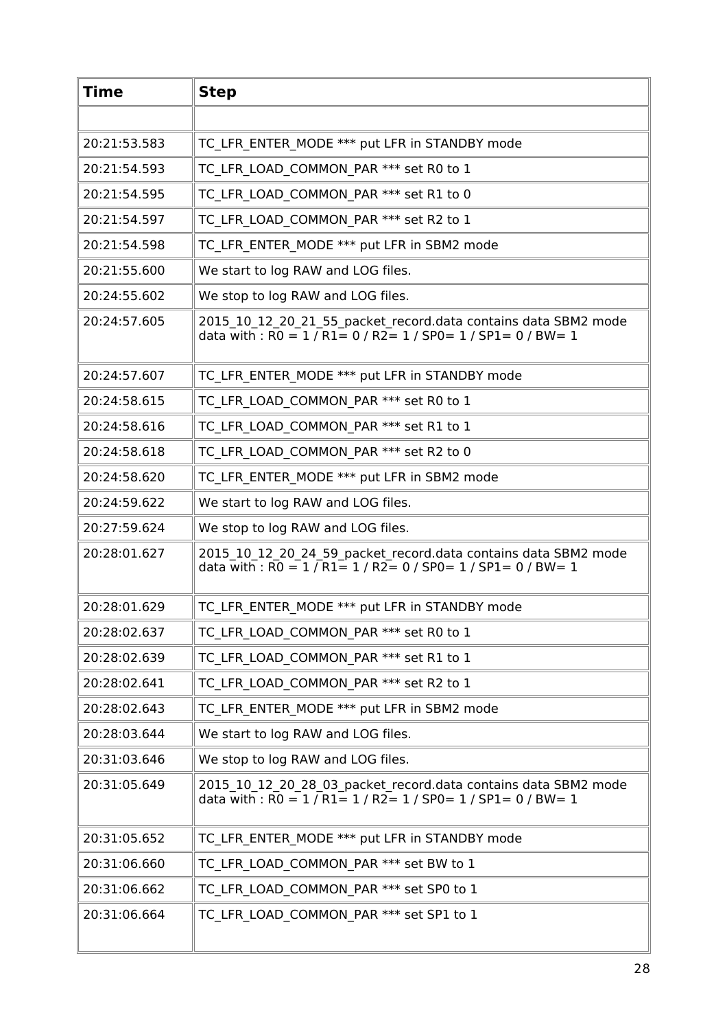| Time | Step |
|---|---|
| | |
| 20:21:53.583 | TC_LFR_ENTER_MODE *** put LFR in STANDBY mode |
| 20:21:54.593 | TC_LFR_LOAD_COMMON_PAR *** set R0 to 1 |
| 20:21:54.595 | TC_LFR_LOAD_COMMON_PAR *** set R1 to 0 |
| 20:21:54.597 | TC_LFR_LOAD_COMMON_PAR *** set R2 to 1 |
| 20:21:54.598 | TC_LFR_ENTER_MODE *** put LFR in SBM2 mode |
| 20:21:55.600 | We start to log RAW and LOG files. |
| 20:24:55.602 | We stop to log RAW and LOG files. |
| 20:24:57.605 | 2015_10_12_20_21_55_packet_record.data contains data SBM2 mode data with : R0 = 1 / R1= 0 / R2= 1 / SP0= 1 / SP1= 0 / BW= 1 |
| 20:24:57.607 | TC_LFR_ENTER_MODE *** put LFR in STANDBY mode |
| 20:24:58.615 | TC_LFR_LOAD_COMMON_PAR *** set R0 to 1 |
| 20:24:58.616 | TC_LFR_LOAD_COMMON_PAR *** set R1 to 1 |
| 20:24:58.618 | TC_LFR_LOAD_COMMON_PAR *** set R2 to 0 |
| 20:24:58.620 | TC_LFR_ENTER_MODE *** put LFR in SBM2 mode |
| 20:24:59.622 | We start to log RAW and LOG files. |
| 20:27:59.624 | We stop to log RAW and LOG files. |
| 20:28:01.627 | 2015_10_12_20_24_59_packet_record.data contains data SBM2 mode data with : R0 = 1 / R1= 1 / R2= 0 / SP0= 1 / SP1= 0 / BW= 1 |
| 20:28:01.629 | TC_LFR_ENTER_MODE *** put LFR in STANDBY mode |
| 20:28:02.637 | TC_LFR_LOAD_COMMON_PAR *** set R0 to 1 |
| 20:28:02.639 | TC_LFR_LOAD_COMMON_PAR *** set R1 to 1 |
| 20:28:02.641 | TC_LFR_LOAD_COMMON_PAR *** set R2 to 1 |
| 20:28:02.643 | TC_LFR_ENTER_MODE *** put LFR in SBM2 mode |
| 20:28:03.644 | We start to log RAW and LOG files. |
| 20:31:03.646 | We stop to log RAW and LOG files. |
| 20:31:05.649 | 2015_10_12_20_28_03_packet_record.data contains data SBM2 mode data with : R0 = 1 / R1= 1 / R2= 1 / SP0= 1 / SP1= 0 / BW= 1 |
| 20:31:05.652 | TC_LFR_ENTER_MODE *** put LFR in STANDBY mode |
| 20:31:06.660 | TC_LFR_LOAD_COMMON_PAR *** set BW to 1 |
| 20:31:06.662 | TC_LFR_LOAD_COMMON_PAR *** set SP0 to 1 |
| 20:31:06.664 | TC_LFR_LOAD_COMMON_PAR *** set SP1 to 1 |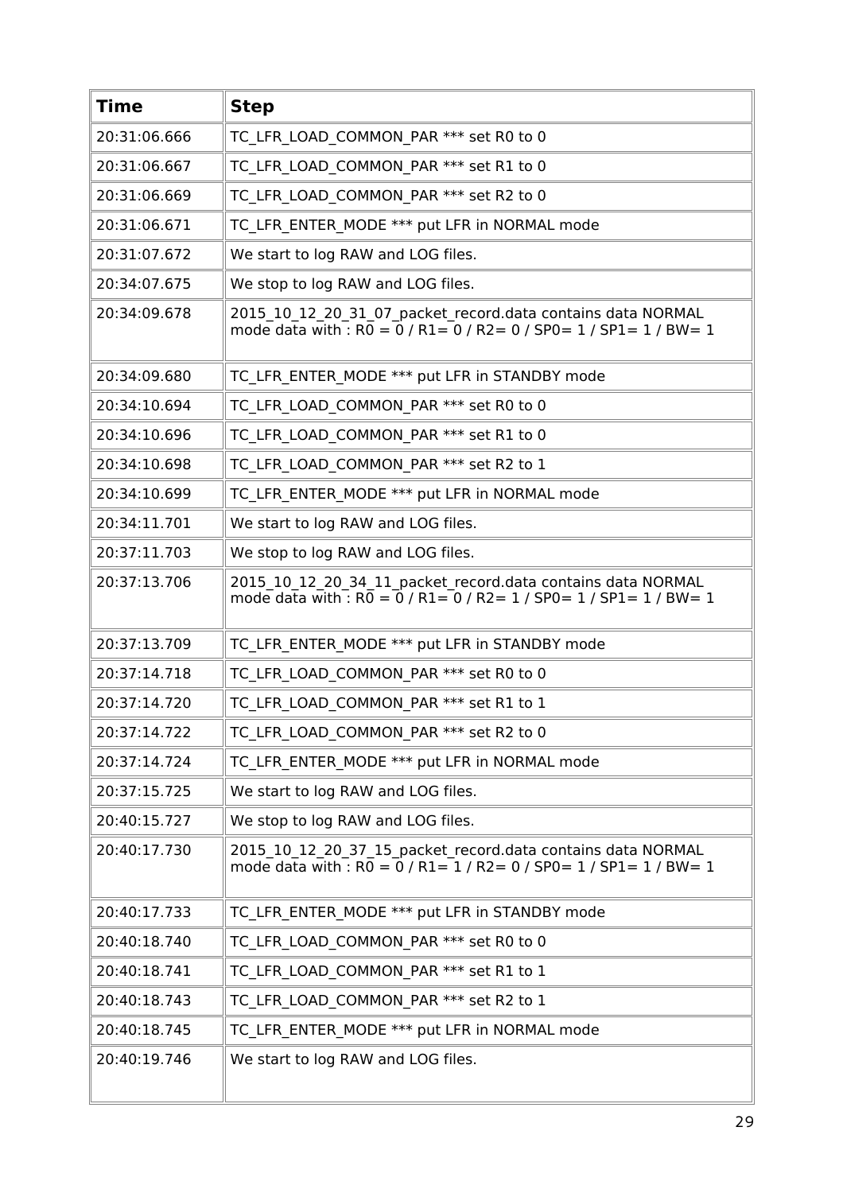| Time | Step |
|---|---|
| 20:31:06.666 | TC_LFR_LOAD_COMMON_PAR *** set R0 to 0 |
| 20:31:06.667 | TC_LFR_LOAD_COMMON_PAR *** set R1 to 0 |
| 20:31:06.669 | TC_LFR_LOAD_COMMON_PAR *** set R2 to 0 |
| 20:31:06.671 | TC_LFR_ENTER_MODE *** put LFR in NORMAL mode |
| 20:31:07.672 | We start to log RAW and LOG files. |
| 20:34:07.675 | We stop to log RAW and LOG files. |
| 20:34:09.678 | 2015_10_12_20_31_07_packet_record.data contains data NORMAL mode data with : R0 = 0 / R1= 0 / R2= 0 / SP0= 1 / SP1= 1 / BW= 1 |
| 20:34:09.680 | TC_LFR_ENTER_MODE *** put LFR in STANDBY mode |
| 20:34:10.694 | TC_LFR_LOAD_COMMON_PAR *** set R0 to 0 |
| 20:34:10.696 | TC_LFR_LOAD_COMMON_PAR *** set R1 to 0 |
| 20:34:10.698 | TC_LFR_LOAD_COMMON_PAR *** set R2 to 1 |
| 20:34:10.699 | TC_LFR_ENTER_MODE *** put LFR in NORMAL mode |
| 20:34:11.701 | We start to log RAW and LOG files. |
| 20:37:11.703 | We stop to log RAW and LOG files. |
| 20:37:13.706 | 2015_10_12_20_34_11_packet_record.data contains data NORMAL mode data with : R0 = 0 / R1= 0 / R2= 1 / SP0= 1 / SP1= 1 / BW= 1 |
| 20:37:13.709 | TC_LFR_ENTER_MODE *** put LFR in STANDBY mode |
| 20:37:14.718 | TC_LFR_LOAD_COMMON_PAR *** set R0 to 0 |
| 20:37:14.720 | TC_LFR_LOAD_COMMON_PAR *** set R1 to 1 |
| 20:37:14.722 | TC_LFR_LOAD_COMMON_PAR *** set R2 to 0 |
| 20:37:14.724 | TC_LFR_ENTER_MODE *** put LFR in NORMAL mode |
| 20:37:15.725 | We start to log RAW and LOG files. |
| 20:40:15.727 | We stop to log RAW and LOG files. |
| 20:40:17.730 | 2015_10_12_20_37_15_packet_record.data contains data NORMAL mode data with : R0 = 0 / R1= 1 / R2= 0 / SP0= 1 / SP1= 1 / BW= 1 |
| 20:40:17.733 | TC_LFR_ENTER_MODE *** put LFR in STANDBY mode |
| 20:40:18.740 | TC_LFR_LOAD_COMMON_PAR *** set R0 to 0 |
| 20:40:18.741 | TC_LFR_LOAD_COMMON_PAR *** set R1 to 1 |
| 20:40:18.743 | TC_LFR_LOAD_COMMON_PAR *** set R2 to 1 |
| 20:40:18.745 | TC_LFR_ENTER_MODE *** put LFR in NORMAL mode |
| 20:40:19.746 | We start to log RAW and LOG files. |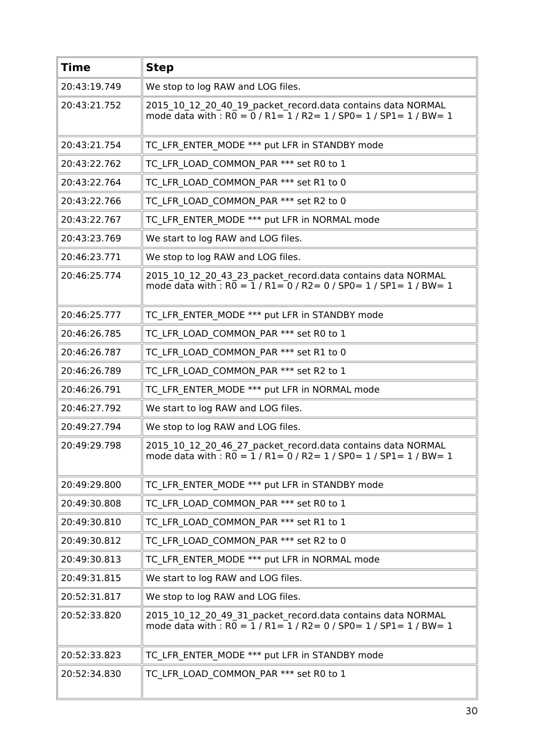| Time | Step |
|---|---|
| 20:43:19.749 | We stop to log RAW and LOG files. |
| 20:43:21.752 | 2015_10_12_20_40_19_packet_record.data contains data NORMAL mode data with : R0 = 0 / R1= 1 / R2= 1 / SP0= 1 / SP1= 1 / BW= 1 |
| 20:43:21.754 | TC_LFR_ENTER_MODE *** put LFR in STANDBY mode |
| 20:43:22.762 | TC_LFR_LOAD_COMMON_PAR *** set R0 to 1 |
| 20:43:22.764 | TC_LFR_LOAD_COMMON_PAR *** set R1 to 0 |
| 20:43:22.766 | TC_LFR_LOAD_COMMON_PAR *** set R2 to 0 |
| 20:43:22.767 | TC_LFR_ENTER_MODE *** put LFR in NORMAL mode |
| 20:43:23.769 | We start to log RAW and LOG files. |
| 20:46:23.771 | We stop to log RAW and LOG files. |
| 20:46:25.774 | 2015_10_12_20_43_23_packet_record.data contains data NORMAL mode data with : R0 = 1 / R1= 0 / R2= 0 / SP0= 1 / SP1= 1 / BW= 1 |
| 20:46:25.777 | TC_LFR_ENTER_MODE *** put LFR in STANDBY mode |
| 20:46:26.785 | TC_LFR_LOAD_COMMON_PAR *** set R0 to 1 |
| 20:46:26.787 | TC_LFR_LOAD_COMMON_PAR *** set R1 to 0 |
| 20:46:26.789 | TC_LFR_LOAD_COMMON_PAR *** set R2 to 1 |
| 20:46:26.791 | TC_LFR_ENTER_MODE *** put LFR in NORMAL mode |
| 20:46:27.792 | We start to log RAW and LOG files. |
| 20:49:27.794 | We stop to log RAW and LOG files. |
| 20:49:29.798 | 2015_10_12_20_46_27_packet_record.data contains data NORMAL mode data with : R0 = 1 / R1= 0 / R2= 1 / SP0= 1 / SP1= 1 / BW= 1 |
| 20:49:29.800 | TC_LFR_ENTER_MODE *** put LFR in STANDBY mode |
| 20:49:30.808 | TC_LFR_LOAD_COMMON_PAR *** set R0 to 1 |
| 20:49:30.810 | TC_LFR_LOAD_COMMON_PAR *** set R1 to 1 |
| 20:49:30.812 | TC_LFR_LOAD_COMMON_PAR *** set R2 to 0 |
| 20:49:30.813 | TC_LFR_ENTER_MODE *** put LFR in NORMAL mode |
| 20:49:31.815 | We start to log RAW and LOG files. |
| 20:52:31.817 | We stop to log RAW and LOG files. |
| 20:52:33.820 | 2015_10_12_20_49_31_packet_record.data contains data NORMAL mode data with : R0 = 1 / R1= 1 / R2= 0 / SP0= 1 / SP1= 1 / BW= 1 |
| 20:52:33.823 | TC_LFR_ENTER_MODE *** put LFR in STANDBY mode |
| 20:52:34.830 | TC_LFR_LOAD_COMMON_PAR *** set R0 to 1 |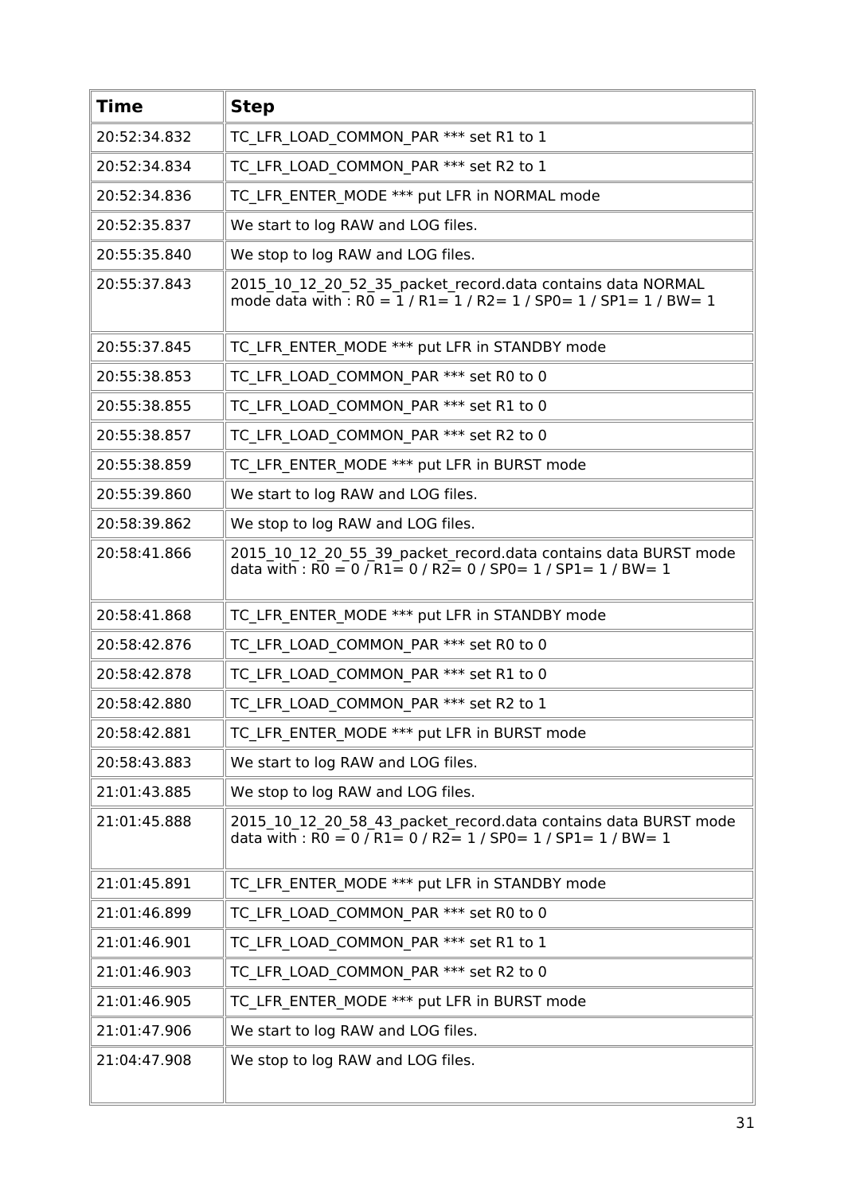| Time | Step |
|---|---|
| 20:52:34.832 | TC_LFR_LOAD_COMMON_PAR *** set R1 to 1 |
| 20:52:34.834 | TC_LFR_LOAD_COMMON_PAR *** set R2 to 1 |
| 20:52:34.836 | TC_LFR_ENTER_MODE *** put LFR in NORMAL mode |
| 20:52:35.837 | We start to log RAW and LOG files. |
| 20:55:35.840 | We stop to log RAW and LOG files. |
| 20:55:37.843 | 2015_10_12_20_52_35_packet_record.data contains data NORMAL mode data with : R0 = 1 / R1= 1 / R2= 1 / SP0= 1 / SP1= 1 / BW= 1 |
| 20:55:37.845 | TC_LFR_ENTER_MODE *** put LFR in STANDBY mode |
| 20:55:38.853 | TC_LFR_LOAD_COMMON_PAR *** set R0 to 0 |
| 20:55:38.855 | TC_LFR_LOAD_COMMON_PAR *** set R1 to 0 |
| 20:55:38.857 | TC_LFR_LOAD_COMMON_PAR *** set R2 to 0 |
| 20:55:38.859 | TC_LFR_ENTER_MODE *** put LFR in BURST mode |
| 20:55:39.860 | We start to log RAW and LOG files. |
| 20:58:39.862 | We stop to log RAW and LOG files. |
| 20:58:41.866 | 2015_10_12_20_55_39_packet_record.data contains data BURST mode data with : R0 = 0 / R1= 0 / R2= 0 / SP0= 1 / SP1= 1 / BW= 1 |
| 20:58:41.868 | TC_LFR_ENTER_MODE *** put LFR in STANDBY mode |
| 20:58:42.876 | TC_LFR_LOAD_COMMON_PAR *** set R0 to 0 |
| 20:58:42.878 | TC_LFR_LOAD_COMMON_PAR *** set R1 to 0 |
| 20:58:42.880 | TC_LFR_LOAD_COMMON_PAR *** set R2 to 1 |
| 20:58:42.881 | TC_LFR_ENTER_MODE *** put LFR in BURST mode |
| 20:58:43.883 | We start to log RAW and LOG files. |
| 21:01:43.885 | We stop to log RAW and LOG files. |
| 21:01:45.888 | 2015_10_12_20_58_43_packet_record.data contains data BURST mode data with : R0 = 0 / R1= 0 / R2= 1 / SP0= 1 / SP1= 1 / BW= 1 |
| 21:01:45.891 | TC_LFR_ENTER_MODE *** put LFR in STANDBY mode |
| 21:01:46.899 | TC_LFR_LOAD_COMMON_PAR *** set R0 to 0 |
| 21:01:46.901 | TC_LFR_LOAD_COMMON_PAR *** set R1 to 1 |
| 21:01:46.903 | TC_LFR_LOAD_COMMON_PAR *** set R2 to 0 |
| 21:01:46.905 | TC_LFR_ENTER_MODE *** put LFR in BURST mode |
| 21:01:47.906 | We start to log RAW and LOG files. |
| 21:04:47.908 | We stop to log RAW and LOG files. |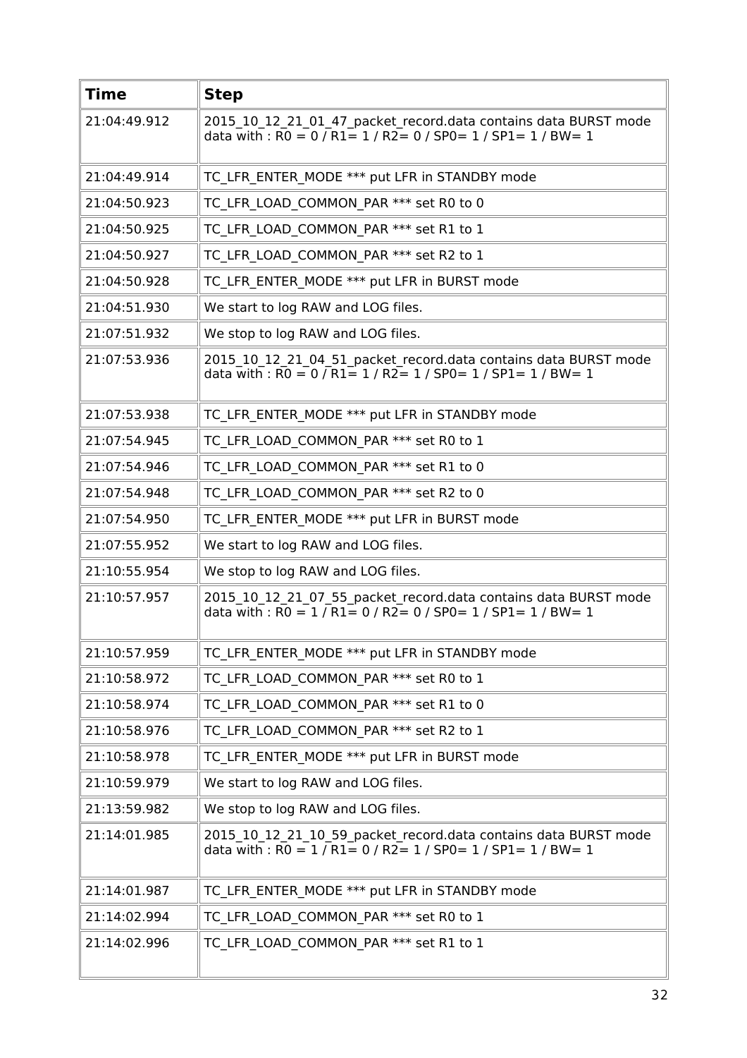| Time | Step |
|---|---|
| 21:04:49.912 | 2015_10_12_21_01_47_packet_record.data contains data BURST mode data with : R0 = 0 / R1= 1 / R2= 0 / SP0= 1 / SP1= 1 / BW= 1 |
| 21:04:49.914 | TC_LFR_ENTER_MODE *** put LFR in STANDBY mode |
| 21:04:50.923 | TC_LFR_LOAD_COMMON_PAR *** set R0 to 0 |
| 21:04:50.925 | TC_LFR_LOAD_COMMON_PAR *** set R1 to 1 |
| 21:04:50.927 | TC_LFR_LOAD_COMMON_PAR *** set R2 to 1 |
| 21:04:50.928 | TC_LFR_ENTER_MODE *** put LFR in BURST mode |
| 21:04:51.930 | We start to log RAW and LOG files. |
| 21:07:51.932 | We stop to log RAW and LOG files. |
| 21:07:53.936 | 2015_10_12_21_04_51_packet_record.data contains data BURST mode data with : R0 = 0 / R1= 1 / R2= 1 / SP0= 1 / SP1= 1 / BW= 1 |
| 21:07:53.938 | TC_LFR_ENTER_MODE *** put LFR in STANDBY mode |
| 21:07:54.945 | TC_LFR_LOAD_COMMON_PAR *** set R0 to 1 |
| 21:07:54.946 | TC_LFR_LOAD_COMMON_PAR *** set R1 to 0 |
| 21:07:54.948 | TC_LFR_LOAD_COMMON_PAR *** set R2 to 0 |
| 21:07:54.950 | TC_LFR_ENTER_MODE *** put LFR in BURST mode |
| 21:07:55.952 | We start to log RAW and LOG files. |
| 21:10:55.954 | We stop to log RAW and LOG files. |
| 21:10:57.957 | 2015_10_12_21_07_55_packet_record.data contains data BURST mode data with : R0 = 1 / R1= 0 / R2= 0 / SP0= 1 / SP1= 1 / BW= 1 |
| 21:10:57.959 | TC_LFR_ENTER_MODE *** put LFR in STANDBY mode |
| 21:10:58.972 | TC_LFR_LOAD_COMMON_PAR *** set R0 to 1 |
| 21:10:58.974 | TC_LFR_LOAD_COMMON_PAR *** set R1 to 0 |
| 21:10:58.976 | TC_LFR_LOAD_COMMON_PAR *** set R2 to 1 |
| 21:10:58.978 | TC_LFR_ENTER_MODE *** put LFR in BURST mode |
| 21:10:59.979 | We start to log RAW and LOG files. |
| 21:13:59.982 | We stop to log RAW and LOG files. |
| 21:14:01.985 | 2015_10_12_21_10_59_packet_record.data contains data BURST mode data with : R0 = 1 / R1= 0 / R2= 1 / SP0= 1 / SP1= 1 / BW= 1 |
| 21:14:01.987 | TC_LFR_ENTER_MODE *** put LFR in STANDBY mode |
| 21:14:02.994 | TC_LFR_LOAD_COMMON_PAR *** set R0 to 1 |
| 21:14:02.996 | TC_LFR_LOAD_COMMON_PAR *** set R1 to 1 |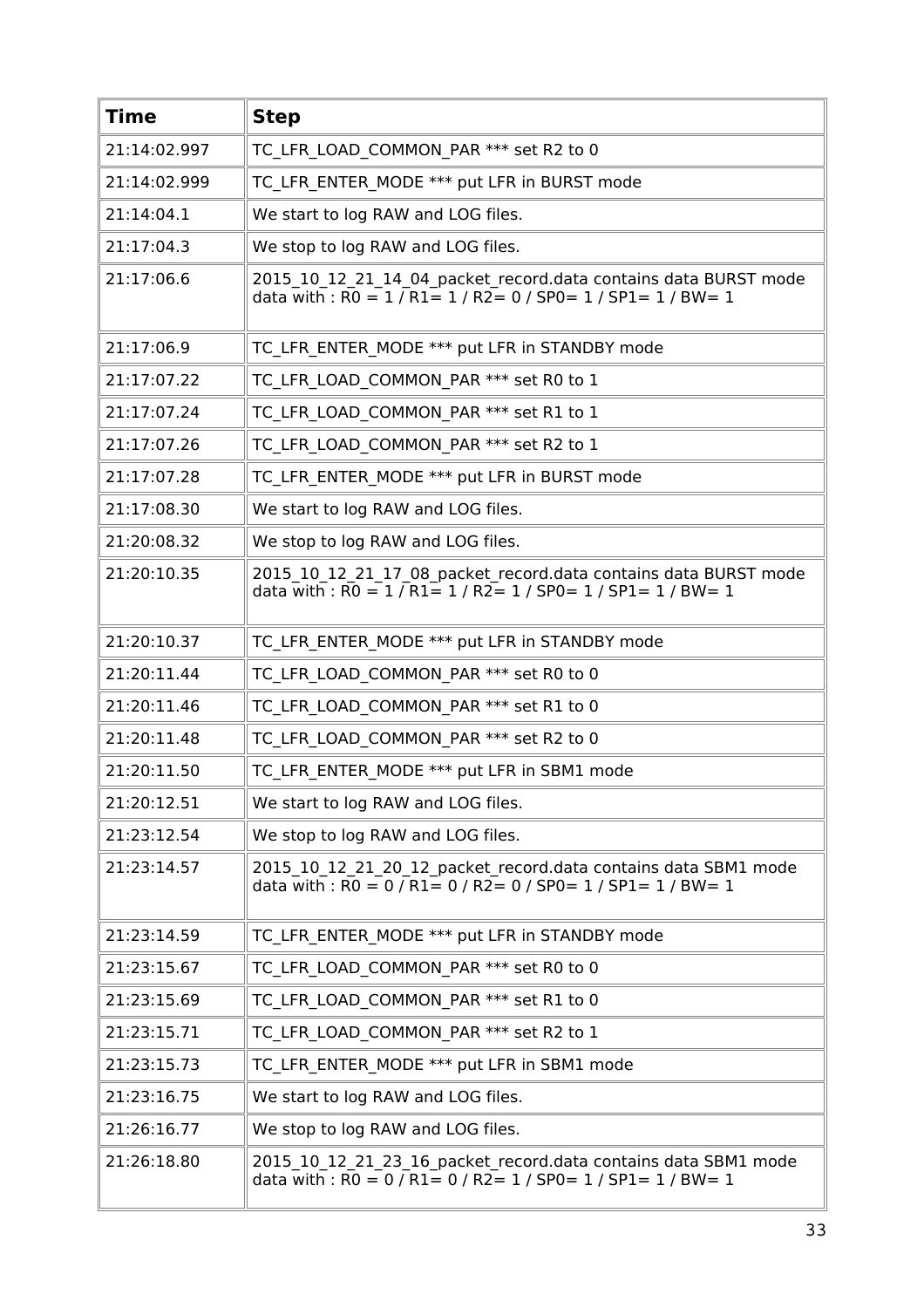| Time | Step |
|---|---|
| 21:14:02.997 | TC_LFR_LOAD_COMMON_PAR *** set R2 to 0 |
| 21:14:02.999 | TC_LFR_ENTER_MODE *** put LFR in BURST mode |
| 21:14:04.1 | We start to log RAW and LOG files. |
| 21:17:04.3 | We stop to log RAW and LOG files. |
| 21:17:06.6 | 2015_10_12_21_14_04_packet_record.data contains data BURST mode data with : R0 = 1 / R1= 1 / R2= 0 / SP0= 1 / SP1= 1 / BW= 1 |
| 21:17:06.9 | TC_LFR_ENTER_MODE *** put LFR in STANDBY mode |
| 21:17:07.22 | TC_LFR_LOAD_COMMON_PAR *** set R0 to 1 |
| 21:17:07.24 | TC_LFR_LOAD_COMMON_PAR *** set R1 to 1 |
| 21:17:07.26 | TC_LFR_LOAD_COMMON_PAR *** set R2 to 1 |
| 21:17:07.28 | TC_LFR_ENTER_MODE *** put LFR in BURST mode |
| 21:17:08.30 | We start to log RAW and LOG files. |
| 21:20:08.32 | We stop to log RAW and LOG files. |
| 21:20:10.35 | 2015_10_12_21_17_08_packet_record.data contains data BURST mode data with : R0 = 1 / R1= 1 / R2= 1 / SP0= 1 / SP1= 1 / BW= 1 |
| 21:20:10.37 | TC_LFR_ENTER_MODE *** put LFR in STANDBY mode |
| 21:20:11.44 | TC_LFR_LOAD_COMMON_PAR *** set R0 to 0 |
| 21:20:11.46 | TC_LFR_LOAD_COMMON_PAR *** set R1 to 0 |
| 21:20:11.48 | TC_LFR_LOAD_COMMON_PAR *** set R2 to 0 |
| 21:20:11.50 | TC_LFR_ENTER_MODE *** put LFR in SBM1 mode |
| 21:20:12.51 | We start to log RAW and LOG files. |
| 21:23:12.54 | We stop to log RAW and LOG files. |
| 21:23:14.57 | 2015_10_12_21_20_12_packet_record.data contains data SBM1 mode data with : R0 = 0 / R1= 0 / R2= 0 / SP0= 1 / SP1= 1 / BW= 1 |
| 21:23:14.59 | TC_LFR_ENTER_MODE *** put LFR in STANDBY mode |
| 21:23:15.67 | TC_LFR_LOAD_COMMON_PAR *** set R0 to 0 |
| 21:23:15.69 | TC_LFR_LOAD_COMMON_PAR *** set R1 to 0 |
| 21:23:15.71 | TC_LFR_LOAD_COMMON_PAR *** set R2 to 1 |
| 21:23:15.73 | TC_LFR_ENTER_MODE *** put LFR in SBM1 mode |
| 21:23:16.75 | We start to log RAW and LOG files. |
| 21:26:16.77 | We stop to log RAW and LOG files. |
| 21:26:18.80 | 2015_10_12_21_23_16_packet_record.data contains data SBM1 mode data with : R0 = 0 / R1= 0 / R2= 1 / SP0= 1 / SP1= 1 / BW= 1 |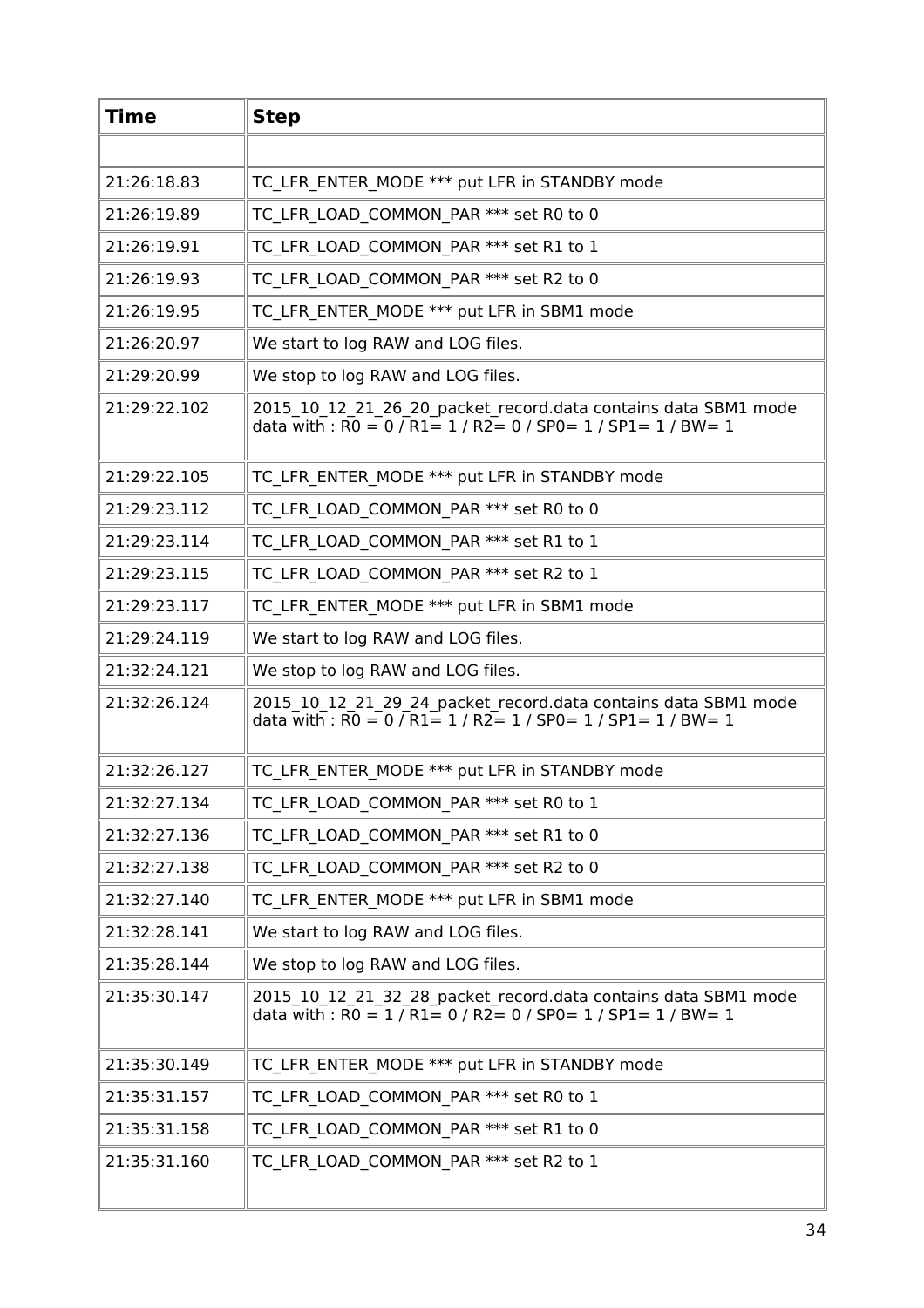| Time | Step |
|---|---|
| | |
| 21:26:18.83 | TC_LFR_ENTER_MODE *** put LFR in STANDBY mode |
| 21:26:19.89 | TC_LFR_LOAD_COMMON_PAR *** set R0 to 0 |
| 21:26:19.91 | TC_LFR_LOAD_COMMON_PAR *** set R1 to 1 |
| 21:26:19.93 | TC_LFR_LOAD_COMMON_PAR *** set R2 to 0 |
| 21:26:19.95 | TC_LFR_ENTER_MODE *** put LFR in SBM1 mode |
| 21:26:20.97 | We start to log RAW and LOG files. |
| 21:29:20.99 | We stop to log RAW and LOG files. |
| 21:29:22.102 | 2015_10_12_21_26_20_packet_record.data contains data SBM1 mode data with : R0 = 0 / R1= 1 / R2= 0 / SP0= 1 / SP1= 1 / BW= 1 |
| 21:29:22.105 | TC_LFR_ENTER_MODE *** put LFR in STANDBY mode |
| 21:29:23.112 | TC_LFR_LOAD_COMMON_PAR *** set R0 to 0 |
| 21:29:23.114 | TC_LFR_LOAD_COMMON_PAR *** set R1 to 1 |
| 21:29:23.115 | TC_LFR_LOAD_COMMON_PAR *** set R2 to 1 |
| 21:29:23.117 | TC_LFR_ENTER_MODE *** put LFR in SBM1 mode |
| 21:29:24.119 | We start to log RAW and LOG files. |
| 21:32:24.121 | We stop to log RAW and LOG files. |
| 21:32:26.124 | 2015_10_12_21_29_24_packet_record.data contains data SBM1 mode data with : R0 = 0 / R1= 1 / R2= 1 / SP0= 1 / SP1= 1 / BW= 1 |
| 21:32:26.127 | TC_LFR_ENTER_MODE *** put LFR in STANDBY mode |
| 21:32:27.134 | TC_LFR_LOAD_COMMON_PAR *** set R0 to 1 |
| 21:32:27.136 | TC_LFR_LOAD_COMMON_PAR *** set R1 to 0 |
| 21:32:27.138 | TC_LFR_LOAD_COMMON_PAR *** set R2 to 0 |
| 21:32:27.140 | TC_LFR_ENTER_MODE *** put LFR in SBM1 mode |
| 21:32:28.141 | We start to log RAW and LOG files. |
| 21:35:28.144 | We stop to log RAW and LOG files. |
| 21:35:30.147 | 2015_10_12_21_32_28_packet_record.data contains data SBM1 mode data with : R0 = 1 / R1= 0 / R2= 0 / SP0= 1 / SP1= 1 / BW= 1 |
| 21:35:30.149 | TC_LFR_ENTER_MODE *** put LFR in STANDBY mode |
| 21:35:31.157 | TC_LFR_LOAD_COMMON_PAR *** set R0 to 1 |
| 21:35:31.158 | TC_LFR_LOAD_COMMON_PAR *** set R1 to 0 |
| 21:35:31.160 | TC_LFR_LOAD_COMMON_PAR *** set R2 to 1 |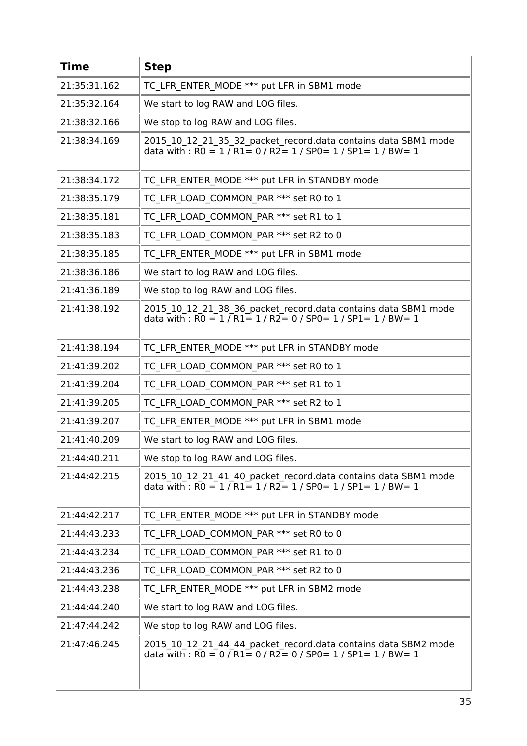| Time | Step |
|---|---|
| 21:35:31.162 | TC_LFR_ENTER_MODE *** put LFR in SBM1 mode |
| 21:35:32.164 | We start to log RAW and LOG files. |
| 21:38:32.166 | We stop to log RAW and LOG files. |
| 21:38:34.169 | 2015_10_12_21_35_32_packet_record.data contains data SBM1 mode data with : R0 = 1 / R1= 0 / R2= 1 / SP0= 1 / SP1= 1 / BW= 1 |
| 21:38:34.172 | TC_LFR_ENTER_MODE *** put LFR in STANDBY mode |
| 21:38:35.179 | TC_LFR_LOAD_COMMON_PAR *** set R0 to 1 |
| 21:38:35.181 | TC_LFR_LOAD_COMMON_PAR *** set R1 to 1 |
| 21:38:35.183 | TC_LFR_LOAD_COMMON_PAR *** set R2 to 0 |
| 21:38:35.185 | TC_LFR_ENTER_MODE *** put LFR in SBM1 mode |
| 21:38:36.186 | We start to log RAW and LOG files. |
| 21:41:36.189 | We stop to log RAW and LOG files. |
| 21:41:38.192 | 2015_10_12_21_38_36_packet_record.data contains data SBM1 mode data with : R0 = 1 / R1= 1 / R2= 0 / SP0= 1 / SP1= 1 / BW= 1 |
| 21:41:38.194 | TC_LFR_ENTER_MODE *** put LFR in STANDBY mode |
| 21:41:39.202 | TC_LFR_LOAD_COMMON_PAR *** set R0 to 1 |
| 21:41:39.204 | TC_LFR_LOAD_COMMON_PAR *** set R1 to 1 |
| 21:41:39.205 | TC_LFR_LOAD_COMMON_PAR *** set R2 to 1 |
| 21:41:39.207 | TC_LFR_ENTER_MODE *** put LFR in SBM1 mode |
| 21:41:40.209 | We start to log RAW and LOG files. |
| 21:44:40.211 | We stop to log RAW and LOG files. |
| 21:44:42.215 | 2015_10_12_21_41_40_packet_record.data contains data SBM1 mode data with : R0 = 1 / R1= 1 / R2= 1 / SP0= 1 / SP1= 1 / BW= 1 |
| 21:44:42.217 | TC_LFR_ENTER_MODE *** put LFR in STANDBY mode |
| 21:44:43.233 | TC_LFR_LOAD_COMMON_PAR *** set R0 to 0 |
| 21:44:43.234 | TC_LFR_LOAD_COMMON_PAR *** set R1 to 0 |
| 21:44:43.236 | TC_LFR_LOAD_COMMON_PAR *** set R2 to 0 |
| 21:44:43.238 | TC_LFR_ENTER_MODE *** put LFR in SBM2 mode |
| 21:44:44.240 | We start to log RAW and LOG files. |
| 21:47:44.242 | We stop to log RAW and LOG files. |
| 21:47:46.245 | 2015_10_12_21_44_44_packet_record.data contains data SBM2 mode data with : R0 = 0 / R1= 0 / R2= 0 / SP0= 1 / SP1= 1 / BW= 1 |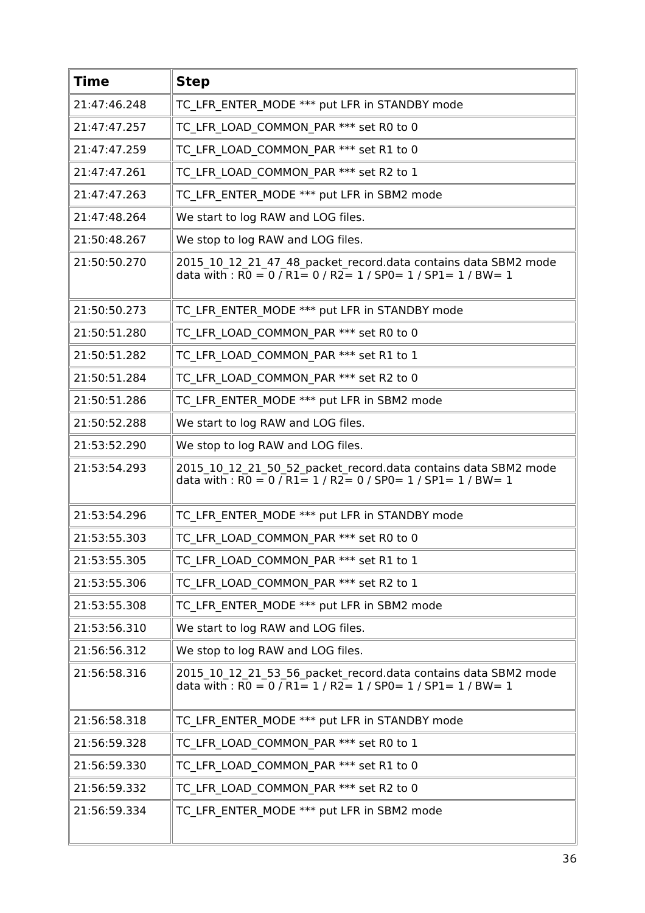| Time | Step |
|---|---|
| 21:47:46.248 | TC_LFR_ENTER_MODE *** put LFR in STANDBY mode |
| 21:47:47.257 | TC_LFR_LOAD_COMMON_PAR *** set R0 to 0 |
| 21:47:47.259 | TC_LFR_LOAD_COMMON_PAR *** set R1 to 0 |
| 21:47:47.261 | TC_LFR_LOAD_COMMON_PAR *** set R2 to 1 |
| 21:47:47.263 | TC_LFR_ENTER_MODE *** put LFR in SBM2 mode |
| 21:47:48.264 | We start to log RAW and LOG files. |
| 21:50:48.267 | We stop to log RAW and LOG files. |
| 21:50:50.270 | 2015_10_12_21_47_48_packet_record.data contains data SBM2 mode data with : R0 = 0 / R1= 0 / R2= 1 / SP0= 1 / SP1= 1 / BW= 1 |
| 21:50:50.273 | TC_LFR_ENTER_MODE *** put LFR in STANDBY mode |
| 21:50:51.280 | TC_LFR_LOAD_COMMON_PAR *** set R0 to 0 |
| 21:50:51.282 | TC_LFR_LOAD_COMMON_PAR *** set R1 to 1 |
| 21:50:51.284 | TC_LFR_LOAD_COMMON_PAR *** set R2 to 0 |
| 21:50:51.286 | TC_LFR_ENTER_MODE *** put LFR in SBM2 mode |
| 21:50:52.288 | We start to log RAW and LOG files. |
| 21:53:52.290 | We stop to log RAW and LOG files. |
| 21:53:54.293 | 2015_10_12_21_50_52_packet_record.data contains data SBM2 mode data with : R0 = 0 / R1= 1 / R2= 0 / SP0= 1 / SP1= 1 / BW= 1 |
| 21:53:54.296 | TC_LFR_ENTER_MODE *** put LFR in STANDBY mode |
| 21:53:55.303 | TC_LFR_LOAD_COMMON_PAR *** set R0 to 0 |
| 21:53:55.305 | TC_LFR_LOAD_COMMON_PAR *** set R1 to 1 |
| 21:53:55.306 | TC_LFR_LOAD_COMMON_PAR *** set R2 to 1 |
| 21:53:55.308 | TC_LFR_ENTER_MODE *** put LFR in SBM2 mode |
| 21:53:56.310 | We start to log RAW and LOG files. |
| 21:56:56.312 | We stop to log RAW and LOG files. |
| 21:56:58.316 | 2015_10_12_21_53_56_packet_record.data contains data SBM2 mode data with : R0 = 0 / R1= 1 / R2= 1 / SP0= 1 / SP1= 1 / BW= 1 |
| 21:56:58.318 | TC_LFR_ENTER_MODE *** put LFR in STANDBY mode |
| 21:56:59.328 | TC_LFR_LOAD_COMMON_PAR *** set R0 to 1 |
| 21:56:59.330 | TC_LFR_LOAD_COMMON_PAR *** set R1 to 0 |
| 21:56:59.332 | TC_LFR_LOAD_COMMON_PAR *** set R2 to 0 |
| 21:56:59.334 | TC_LFR_ENTER_MODE *** put LFR in SBM2 mode |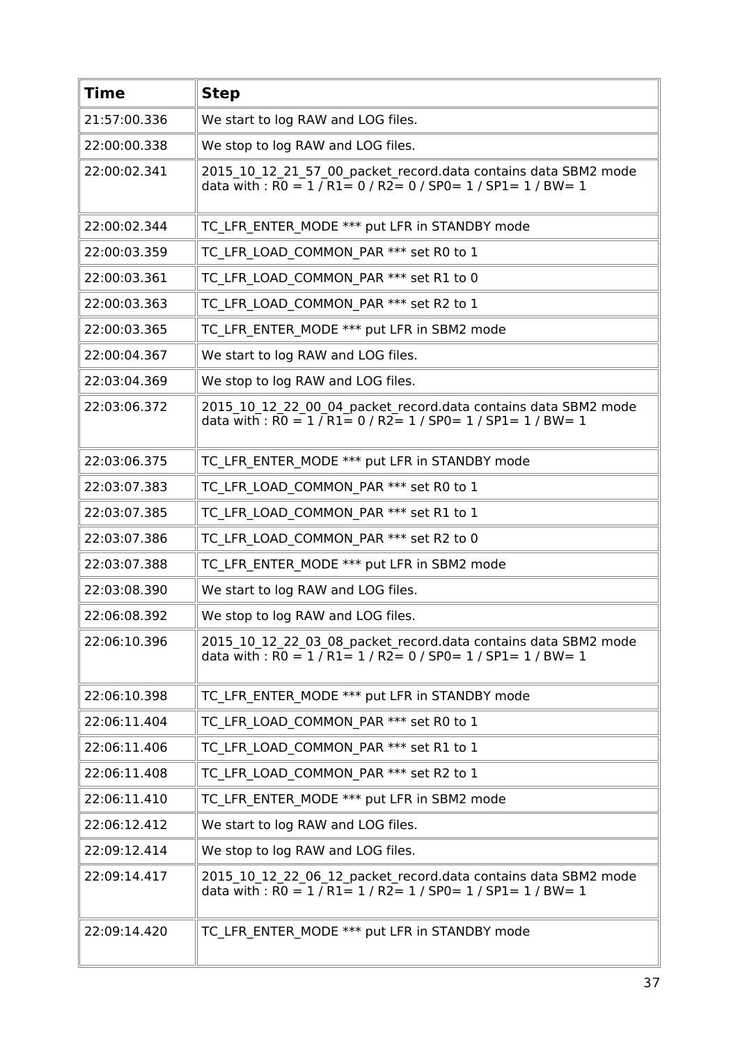| Time | Step |
|---|---|
| 21:57:00.336 | We start to log RAW and LOG files. |
| 22:00:00.338 | We stop to log RAW and LOG files. |
| 22:00:02.341 | 2015_10_12_21_57_00_packet_record.data contains data SBM2 mode data with : R0 = 1 / R1= 0 / R2= 0 / SP0= 1 / SP1= 1 / BW= 1 |
| 22:00:02.344 | TC_LFR_ENTER_MODE *** put LFR in STANDBY mode |
| 22:00:03.359 | TC_LFR_LOAD_COMMON_PAR *** set R0 to 1 |
| 22:00:03.361 | TC_LFR_LOAD_COMMON_PAR *** set R1 to 0 |
| 22:00:03.363 | TC_LFR_LOAD_COMMON_PAR *** set R2 to 1 |
| 22:00:03.365 | TC_LFR_ENTER_MODE *** put LFR in SBM2 mode |
| 22:00:04.367 | We start to log RAW and LOG files. |
| 22:03:04.369 | We stop to log RAW and LOG files. |
| 22:03:06.372 | 2015_10_12_22_00_04_packet_record.data contains data SBM2 mode data with : R0 = 1 / R1= 0 / R2= 1 / SP0= 1 / SP1= 1 / BW= 1 |
| 22:03:06.375 | TC_LFR_ENTER_MODE *** put LFR in STANDBY mode |
| 22:03:07.383 | TC_LFR_LOAD_COMMON_PAR *** set R0 to 1 |
| 22:03:07.385 | TC_LFR_LOAD_COMMON_PAR *** set R1 to 1 |
| 22:03:07.386 | TC_LFR_LOAD_COMMON_PAR *** set R2 to 0 |
| 22:03:07.388 | TC_LFR_ENTER_MODE *** put LFR in SBM2 mode |
| 22:03:08.390 | We start to log RAW and LOG files. |
| 22:06:08.392 | We stop to log RAW and LOG files. |
| 22:06:10.396 | 2015_10_12_22_03_08_packet_record.data contains data SBM2 mode data with : R0 = 1 / R1= 1 / R2= 0 / SP0= 1 / SP1= 1 / BW= 1 |
| 22:06:10.398 | TC_LFR_ENTER_MODE *** put LFR in STANDBY mode |
| 22:06:11.404 | TC_LFR_LOAD_COMMON_PAR *** set R0 to 1 |
| 22:06:11.406 | TC_LFR_LOAD_COMMON_PAR *** set R1 to 1 |
| 22:06:11.408 | TC_LFR_LOAD_COMMON_PAR *** set R2 to 1 |
| 22:06:11.410 | TC_LFR_ENTER_MODE *** put LFR in SBM2 mode |
| 22:06:12.412 | We start to log RAW and LOG files. |
| 22:09:12.414 | We stop to log RAW and LOG files. |
| 22:09:14.417 | 2015_10_12_22_06_12_packet_record.data contains data SBM2 mode data with : R0 = 1 / R1= 1 / R2= 1 / SP0= 1 / SP1= 1 / BW= 1 |
| 22:09:14.420 | TC_LFR_ENTER_MODE *** put LFR in STANDBY mode |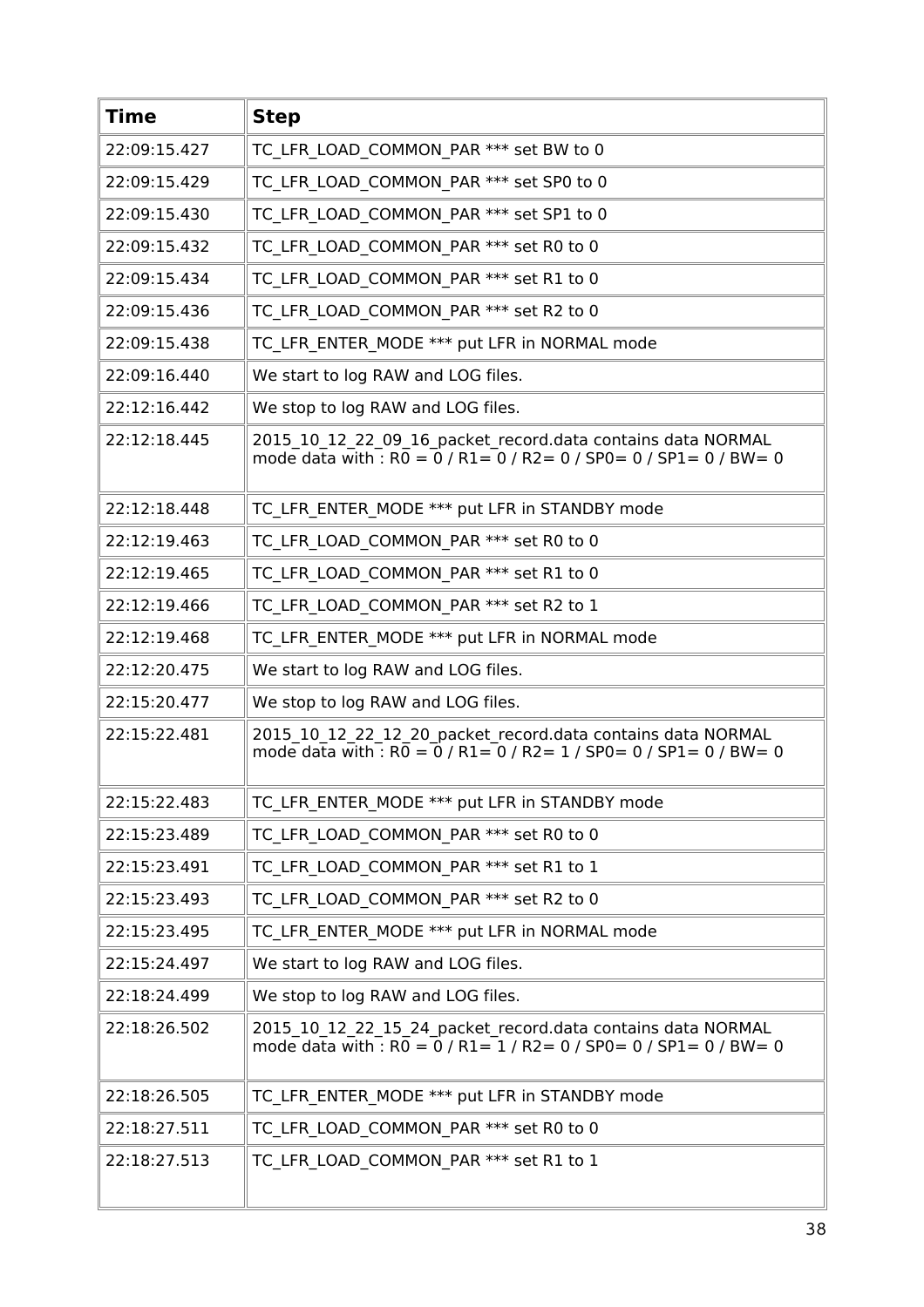| Time | Step |
|---|---|
| 22:09:15.427 | TC_LFR_LOAD_COMMON_PAR *** set BW to 0 |
| 22:09:15.429 | TC_LFR_LOAD_COMMON_PAR *** set SP0 to 0 |
| 22:09:15.430 | TC_LFR_LOAD_COMMON_PAR *** set SP1 to 0 |
| 22:09:15.432 | TC_LFR_LOAD_COMMON_PAR *** set R0 to 0 |
| 22:09:15.434 | TC_LFR_LOAD_COMMON_PAR *** set R1 to 0 |
| 22:09:15.436 | TC_LFR_LOAD_COMMON_PAR *** set R2 to 0 |
| 22:09:15.438 | TC_LFR_ENTER_MODE *** put LFR in NORMAL mode |
| 22:09:16.440 | We start to log RAW and LOG files. |
| 22:12:16.442 | We stop to log RAW and LOG files. |
| 22:12:18.445 | 2015_10_12_22_09_16_packet_record.data contains data NORMAL mode data with : R0 = 0 / R1= 0 / R2= 0 / SP0= 0 / SP1= 0 / BW= 0 |
| 22:12:18.448 | TC_LFR_ENTER_MODE *** put LFR in STANDBY mode |
| 22:12:19.463 | TC_LFR_LOAD_COMMON_PAR *** set R0 to 0 |
| 22:12:19.465 | TC_LFR_LOAD_COMMON_PAR *** set R1 to 0 |
| 22:12:19.466 | TC_LFR_LOAD_COMMON_PAR *** set R2 to 1 |
| 22:12:19.468 | TC_LFR_ENTER_MODE *** put LFR in NORMAL mode |
| 22:12:20.475 | We start to log RAW and LOG files. |
| 22:15:20.477 | We stop to log RAW and LOG files. |
| 22:15:22.481 | 2015_10_12_22_12_20_packet_record.data contains data NORMAL mode data with : R0 = 0 / R1= 0 / R2= 1 / SP0= 0 / SP1= 0 / BW= 0 |
| 22:15:22.483 | TC_LFR_ENTER_MODE *** put LFR in STANDBY mode |
| 22:15:23.489 | TC_LFR_LOAD_COMMON_PAR *** set R0 to 0 |
| 22:15:23.491 | TC_LFR_LOAD_COMMON_PAR *** set R1 to 1 |
| 22:15:23.493 | TC_LFR_LOAD_COMMON_PAR *** set R2 to 0 |
| 22:15:23.495 | TC_LFR_ENTER_MODE *** put LFR in NORMAL mode |
| 22:15:24.497 | We start to log RAW and LOG files. |
| 22:18:24.499 | We stop to log RAW and LOG files. |
| 22:18:26.502 | 2015_10_12_22_15_24_packet_record.data contains data NORMAL mode data with : R0 = 0 / R1= 1 / R2= 0 / SP0= 0 / SP1= 0 / BW= 0 |
| 22:18:26.505 | TC_LFR_ENTER_MODE *** put LFR in STANDBY mode |
| 22:18:27.511 | TC_LFR_LOAD_COMMON_PAR *** set R0 to 0 |
| 22:18:27.513 | TC_LFR_LOAD_COMMON_PAR *** set R1 to 1 |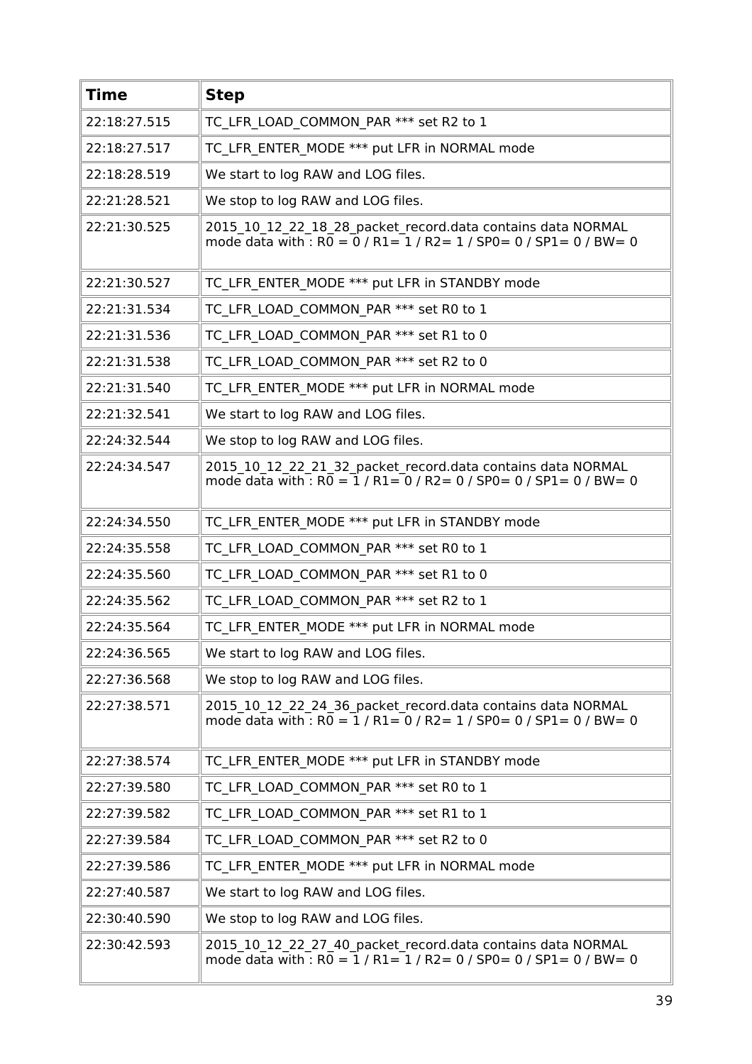| Time | Step |
|---|---|
| 22:18:27.515 | TC_LFR_LOAD_COMMON_PAR *** set R2 to 1 |
| 22:18:27.517 | TC_LFR_ENTER_MODE *** put LFR in NORMAL mode |
| 22:18:28.519 | We start to log RAW and LOG files. |
| 22:21:28.521 | We stop to log RAW and LOG files. |
| 22:21:30.525 | 2015_10_12_22_18_28_packet_record.data contains data NORMAL mode data with : R0 = 0 / R1= 1 / R2= 1 / SP0= 0 / SP1= 0 / BW= 0 |
| 22:21:30.527 | TC_LFR_ENTER_MODE *** put LFR in STANDBY mode |
| 22:21:31.534 | TC_LFR_LOAD_COMMON_PAR *** set R0 to 1 |
| 22:21:31.536 | TC_LFR_LOAD_COMMON_PAR *** set R1 to 0 |
| 22:21:31.538 | TC_LFR_LOAD_COMMON_PAR *** set R2 to 0 |
| 22:21:31.540 | TC_LFR_ENTER_MODE *** put LFR in NORMAL mode |
| 22:21:32.541 | We start to log RAW and LOG files. |
| 22:24:32.544 | We stop to log RAW and LOG files. |
| 22:24:34.547 | 2015_10_12_22_21_32_packet_record.data contains data NORMAL mode data with : R0 = 1 / R1= 0 / R2= 0 / SP0= 0 / SP1= 0 / BW= 0 |
| 22:24:34.550 | TC_LFR_ENTER_MODE *** put LFR in STANDBY mode |
| 22:24:35.558 | TC_LFR_LOAD_COMMON_PAR *** set R0 to 1 |
| 22:24:35.560 | TC_LFR_LOAD_COMMON_PAR *** set R1 to 0 |
| 22:24:35.562 | TC_LFR_LOAD_COMMON_PAR *** set R2 to 1 |
| 22:24:35.564 | TC_LFR_ENTER_MODE *** put LFR in NORMAL mode |
| 22:24:36.565 | We start to log RAW and LOG files. |
| 22:27:36.568 | We stop to log RAW and LOG files. |
| 22:27:38.571 | 2015_10_12_22_24_36_packet_record.data contains data NORMAL mode data with : R0 = 1 / R1= 0 / R2= 1 / SP0= 0 / SP1= 0 / BW= 0 |
| 22:27:38.574 | TC_LFR_ENTER_MODE *** put LFR in STANDBY mode |
| 22:27:39.580 | TC_LFR_LOAD_COMMON_PAR *** set R0 to 1 |
| 22:27:39.582 | TC_LFR_LOAD_COMMON_PAR *** set R1 to 1 |
| 22:27:39.584 | TC_LFR_LOAD_COMMON_PAR *** set R2 to 0 |
| 22:27:39.586 | TC_LFR_ENTER_MODE *** put LFR in NORMAL mode |
| 22:27:40.587 | We start to log RAW and LOG files. |
| 22:30:40.590 | We stop to log RAW and LOG files. |
| 22:30:42.593 | 2015_10_12_22_27_40_packet_record.data contains data NORMAL mode data with : R0 = 1 / R1= 1 / R2= 0 / SP0= 0 / SP1= 0 / BW= 0 |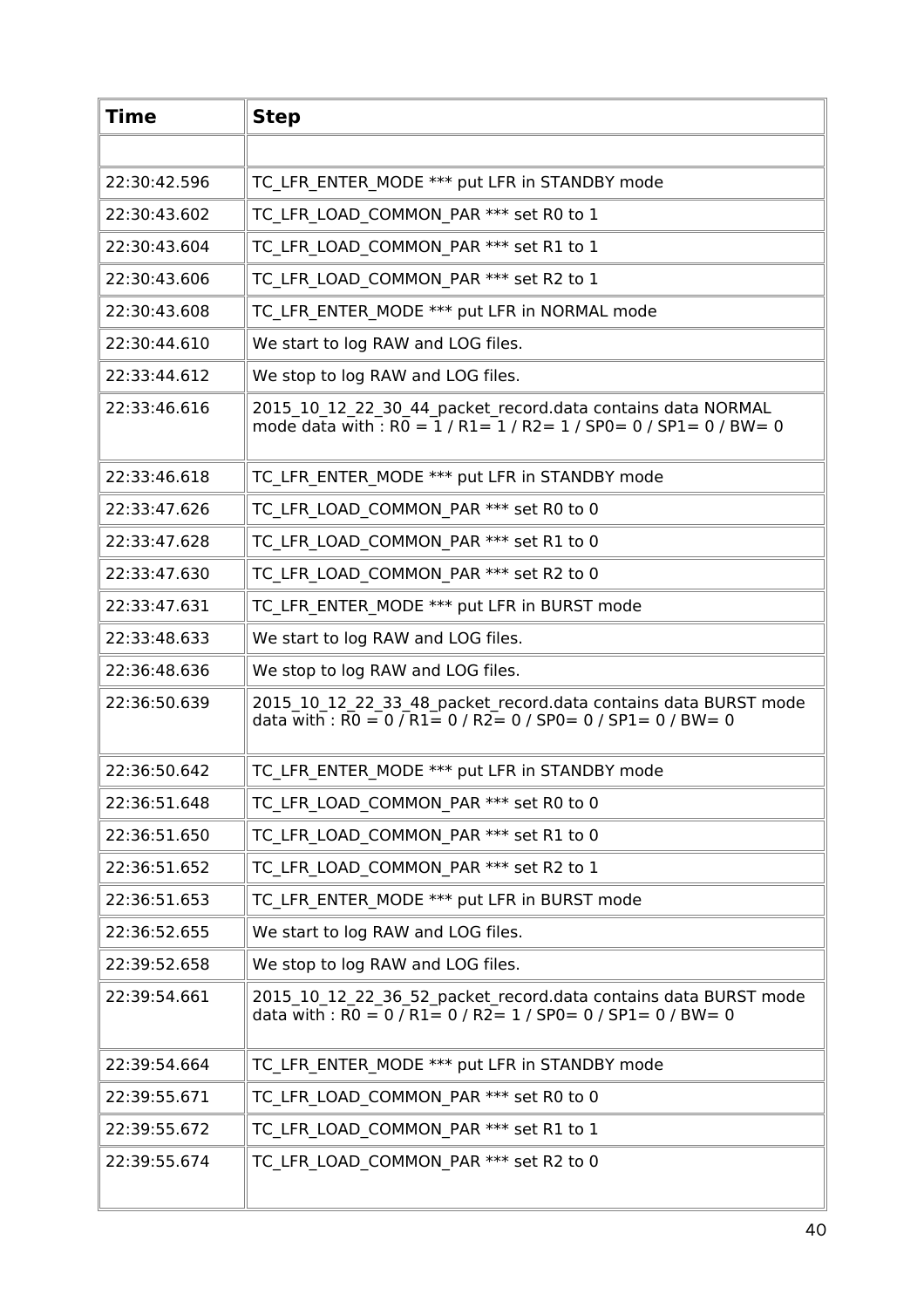| Time | Step |
|---|---|
| | |
| 22:30:42.596 | TC_LFR_ENTER_MODE *** put LFR in STANDBY mode |
| 22:30:43.602 | TC_LFR_LOAD_COMMON_PAR *** set R0 to 1 |
| 22:30:43.604 | TC_LFR_LOAD_COMMON_PAR *** set R1 to 1 |
| 22:30:43.606 | TC_LFR_LOAD_COMMON_PAR *** set R2 to 1 |
| 22:30:43.608 | TC_LFR_ENTER_MODE *** put LFR in NORMAL mode |
| 22:30:44.610 | We start to log RAW and LOG files. |
| 22:33:44.612 | We stop to log RAW and LOG files. |
| 22:33:46.616 | 2015_10_12_22_30_44_packet_record.data contains data NORMAL mode data with : R0 = 1 / R1= 1 / R2= 1 / SP0= 0 / SP1= 0 / BW= 0 |
| 22:33:46.618 | TC_LFR_ENTER_MODE *** put LFR in STANDBY mode |
| 22:33:47.626 | TC_LFR_LOAD_COMMON_PAR *** set R0 to 0 |
| 22:33:47.628 | TC_LFR_LOAD_COMMON_PAR *** set R1 to 0 |
| 22:33:47.630 | TC_LFR_LOAD_COMMON_PAR *** set R2 to 0 |
| 22:33:47.631 | TC_LFR_ENTER_MODE *** put LFR in BURST mode |
| 22:33:48.633 | We start to log RAW and LOG files. |
| 22:36:48.636 | We stop to log RAW and LOG files. |
| 22:36:50.639 | 2015_10_12_22_33_48_packet_record.data contains data BURST mode data with : R0 = 0 / R1= 0 / R2= 0 / SP0= 0 / SP1= 0 / BW= 0 |
| 22:36:50.642 | TC_LFR_ENTER_MODE *** put LFR in STANDBY mode |
| 22:36:51.648 | TC_LFR_LOAD_COMMON_PAR *** set R0 to 0 |
| 22:36:51.650 | TC_LFR_LOAD_COMMON_PAR *** set R1 to 0 |
| 22:36:51.652 | TC_LFR_LOAD_COMMON_PAR *** set R2 to 1 |
| 22:36:51.653 | TC_LFR_ENTER_MODE *** put LFR in BURST mode |
| 22:36:52.655 | We start to log RAW and LOG files. |
| 22:39:52.658 | We stop to log RAW and LOG files. |
| 22:39:54.661 | 2015_10_12_22_36_52_packet_record.data contains data BURST mode data with : R0 = 0 / R1= 0 / R2= 1 / SP0= 0 / SP1= 0 / BW= 0 |
| 22:39:54.664 | TC_LFR_ENTER_MODE *** put LFR in STANDBY mode |
| 22:39:55.671 | TC_LFR_LOAD_COMMON_PAR *** set R0 to 0 |
| 22:39:55.672 | TC_LFR_LOAD_COMMON_PAR *** set R1 to 1 |
| 22:39:55.674 | TC_LFR_LOAD_COMMON_PAR *** set R2 to 0 |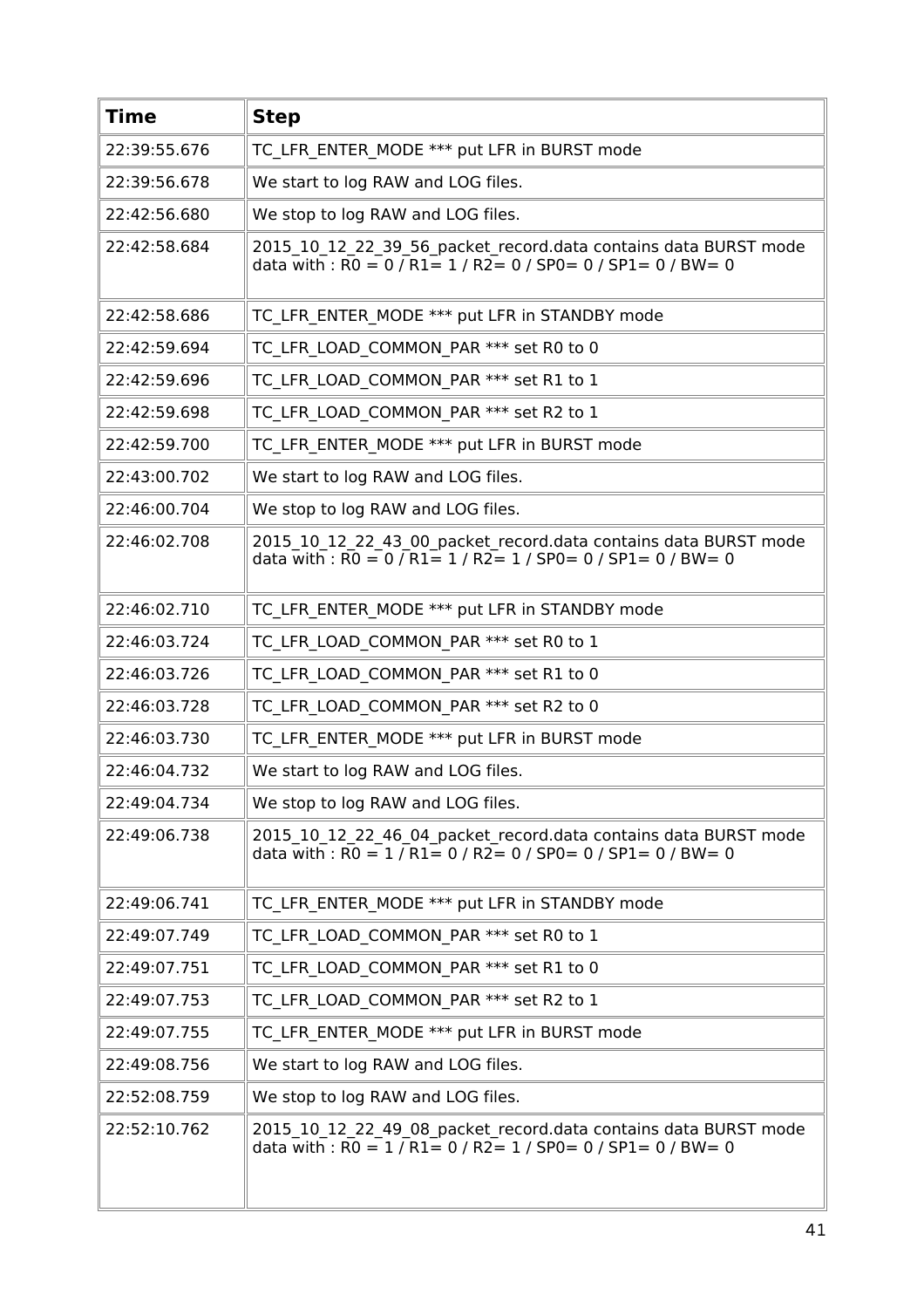| Time | Step |
| --- | --- |
| 22:39:55.676 | TC_LFR_ENTER_MODE *** put LFR in BURST mode |
| 22:39:56.678 | We start to log RAW and LOG files. |
| 22:42:56.680 | We stop to log RAW and LOG files. |
| 22:42:58.684 | 2015_10_12_22_39_56_packet_record.data contains data BURST mode data with : R0 = 0 / R1= 1 / R2= 0 / SP0= 0 / SP1= 0 / BW= 0 |
| 22:42:58.686 | TC_LFR_ENTER_MODE *** put LFR in STANDBY mode |
| 22:42:59.694 | TC_LFR_LOAD_COMMON_PAR *** set R0 to 0 |
| 22:42:59.696 | TC_LFR_LOAD_COMMON_PAR *** set R1 to 1 |
| 22:42:59.698 | TC_LFR_LOAD_COMMON_PAR *** set R2 to 1 |
| 22:42:59.700 | TC_LFR_ENTER_MODE *** put LFR in BURST mode |
| 22:43:00.702 | We start to log RAW and LOG files. |
| 22:46:00.704 | We stop to log RAW and LOG files. |
| 22:46:02.708 | 2015_10_12_22_43_00_packet_record.data contains data BURST mode data with : R0 = 0 / R1= 1 / R2= 1 / SP0= 0 / SP1= 0 / BW= 0 |
| 22:46:02.710 | TC_LFR_ENTER_MODE *** put LFR in STANDBY mode |
| 22:46:03.724 | TC_LFR_LOAD_COMMON_PAR *** set R0 to 1 |
| 22:46:03.726 | TC_LFR_LOAD_COMMON_PAR *** set R1 to 0 |
| 22:46:03.728 | TC_LFR_LOAD_COMMON_PAR *** set R2 to 0 |
| 22:46:03.730 | TC_LFR_ENTER_MODE *** put LFR in BURST mode |
| 22:46:04.732 | We start to log RAW and LOG files. |
| 22:49:04.734 | We stop to log RAW and LOG files. |
| 22:49:06.738 | 2015_10_12_22_46_04_packet_record.data contains data BURST mode data with : R0 = 1 / R1= 0 / R2= 0 / SP0= 0 / SP1= 0 / BW= 0 |
| 22:49:06.741 | TC_LFR_ENTER_MODE *** put LFR in STANDBY mode |
| 22:49:07.749 | TC_LFR_LOAD_COMMON_PAR *** set R0 to 1 |
| 22:49:07.751 | TC_LFR_LOAD_COMMON_PAR *** set R1 to 0 |
| 22:49:07.753 | TC_LFR_LOAD_COMMON_PAR *** set R2 to 1 |
| 22:49:07.755 | TC_LFR_ENTER_MODE *** put LFR in BURST mode |
| 22:49:08.756 | We start to log RAW and LOG files. |
| 22:52:08.759 | We stop to log RAW and LOG files. |
| 22:52:10.762 | 2015_10_12_22_49_08_packet_record.data contains data BURST mode data with : R0 = 1 / R1= 0 / R2= 1 / SP0= 0 / SP1= 0 / BW= 0 |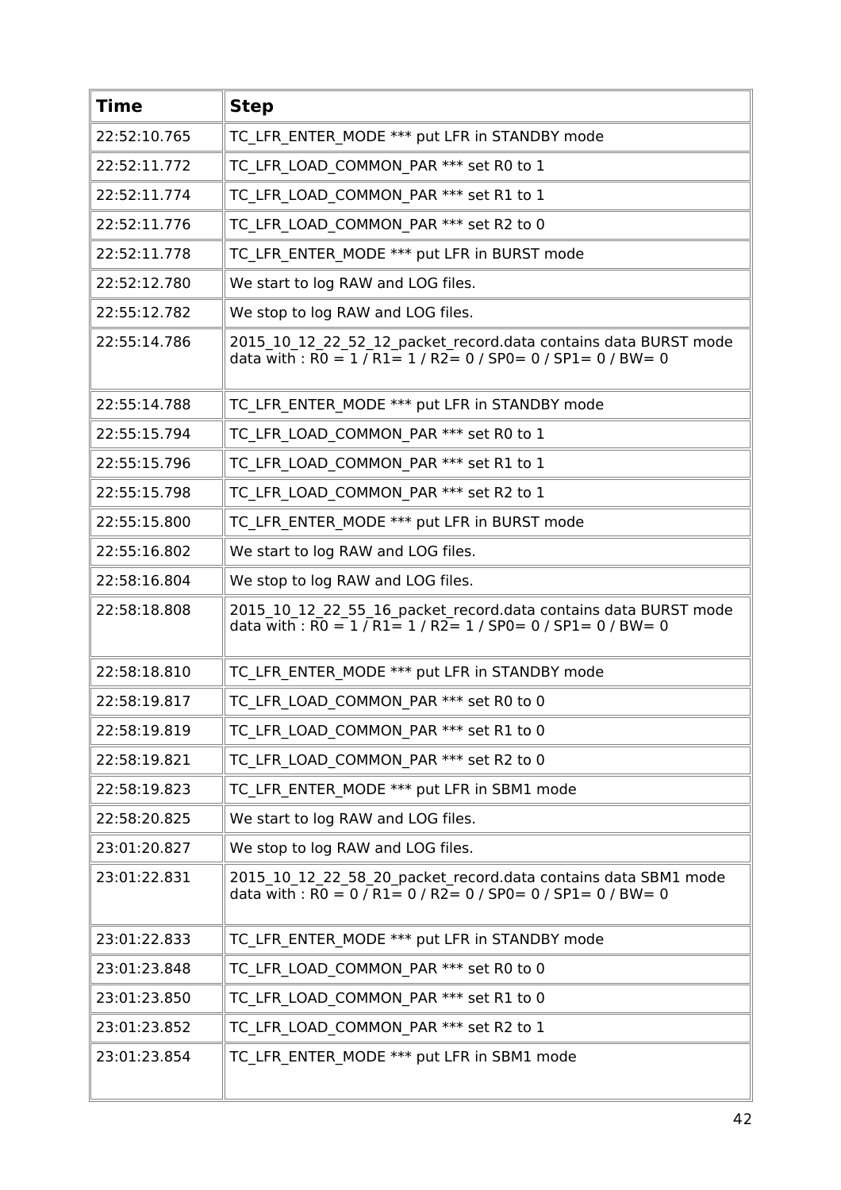| Time | Step |
|---|---|
| 22:52:10.765 | TC_LFR_ENTER_MODE *** put LFR in STANDBY mode |
| 22:52:11.772 | TC_LFR_LOAD_COMMON_PAR *** set R0 to 1 |
| 22:52:11.774 | TC_LFR_LOAD_COMMON_PAR *** set R1 to 1 |
| 22:52:11.776 | TC_LFR_LOAD_COMMON_PAR *** set R2 to 0 |
| 22:52:11.778 | TC_LFR_ENTER_MODE *** put LFR in BURST mode |
| 22:52:12.780 | We start to log RAW and LOG files. |
| 22:55:12.782 | We stop to log RAW and LOG files. |
| 22:55:14.786 | 2015_10_12_22_52_12_packet_record.data contains data BURST mode data with : R0 = 1 / R1= 1 / R2= 0 / SP0= 0 / SP1= 0 / BW= 0 |
| 22:55:14.788 | TC_LFR_ENTER_MODE *** put LFR in STANDBY mode |
| 22:55:15.794 | TC_LFR_LOAD_COMMON_PAR *** set R0 to 1 |
| 22:55:15.796 | TC_LFR_LOAD_COMMON_PAR *** set R1 to 1 |
| 22:55:15.798 | TC_LFR_LOAD_COMMON_PAR *** set R2 to 1 |
| 22:55:15.800 | TC_LFR_ENTER_MODE *** put LFR in BURST mode |
| 22:55:16.802 | We start to log RAW and LOG files. |
| 22:58:16.804 | We stop to log RAW and LOG files. |
| 22:58:18.808 | 2015_10_12_22_55_16_packet_record.data contains data BURST mode data with : R0 = 1 / R1= 1 / R2= 1 / SP0= 0 / SP1= 0 / BW= 0 |
| 22:58:18.810 | TC_LFR_ENTER_MODE *** put LFR in STANDBY mode |
| 22:58:19.817 | TC_LFR_LOAD_COMMON_PAR *** set R0 to 0 |
| 22:58:19.819 | TC_LFR_LOAD_COMMON_PAR *** set R1 to 0 |
| 22:58:19.821 | TC_LFR_LOAD_COMMON_PAR *** set R2 to 0 |
| 22:58:19.823 | TC_LFR_ENTER_MODE *** put LFR in SBM1 mode |
| 22:58:20.825 | We start to log RAW and LOG files. |
| 23:01:20.827 | We stop to log RAW and LOG files. |
| 23:01:22.831 | 2015_10_12_22_58_20_packet_record.data contains data SBM1 mode data with : R0 = 0 / R1= 0 / R2= 0 / SP0= 0 / SP1= 0 / BW= 0 |
| 23:01:22.833 | TC_LFR_ENTER_MODE *** put LFR in STANDBY mode |
| 23:01:23.848 | TC_LFR_LOAD_COMMON_PAR *** set R0 to 0 |
| 23:01:23.850 | TC_LFR_LOAD_COMMON_PAR *** set R1 to 0 |
| 23:01:23.852 | TC_LFR_LOAD_COMMON_PAR *** set R2 to 1 |
| 23:01:23.854 | TC_LFR_ENTER_MODE *** put LFR in SBM1 mode |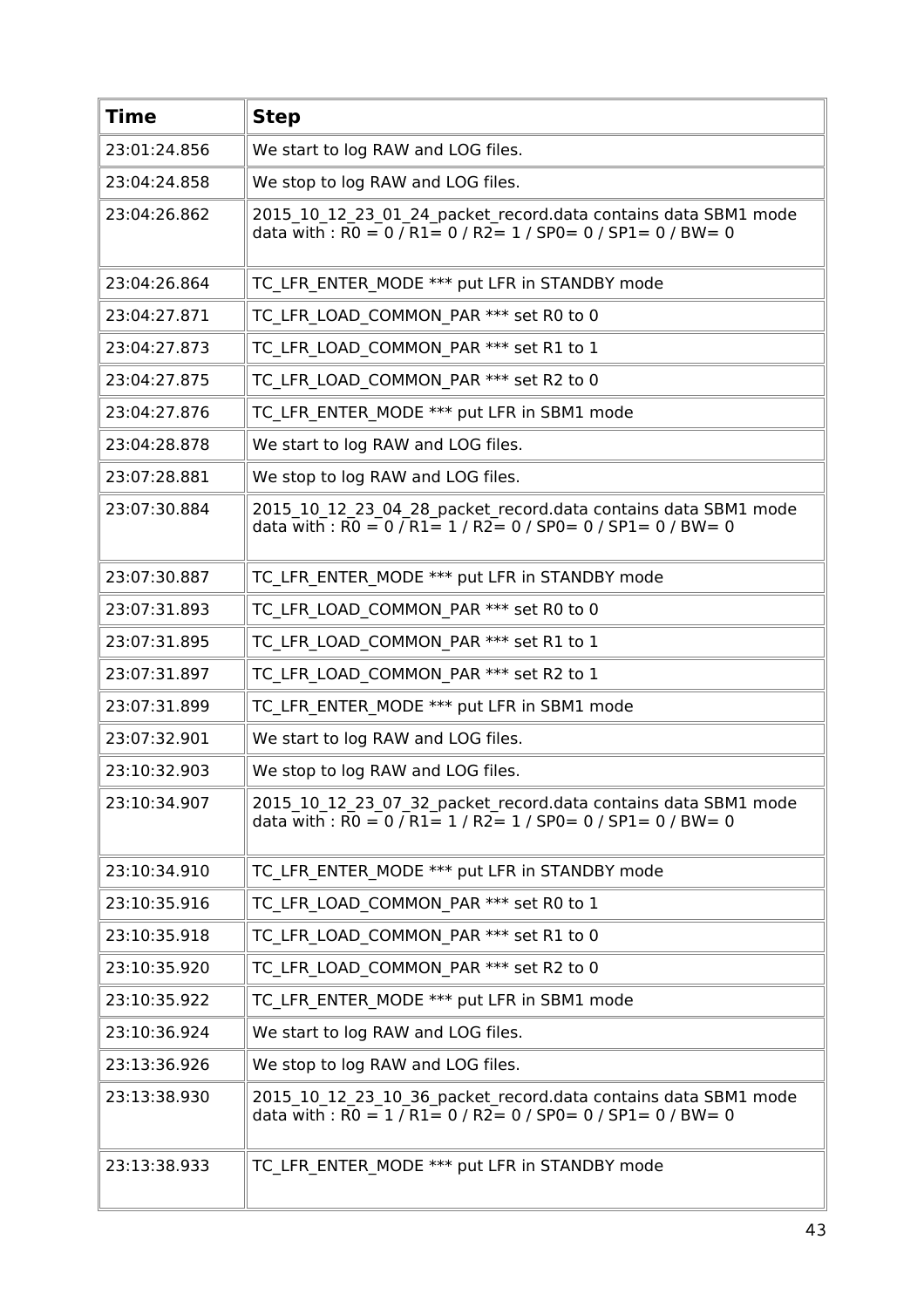| Time | Step |
|---|---|
| 23:01:24.856 | We start to log RAW and LOG files. |
| 23:04:24.858 | We stop to log RAW and LOG files. |
| 23:04:26.862 | 2015_10_12_23_01_24_packet_record.data contains data SBM1 mode data with : R0 = 0 / R1= 0 / R2= 1 / SP0= 0 / SP1= 0 / BW= 0 |
| 23:04:26.864 | TC_LFR_ENTER_MODE *** put LFR in STANDBY mode |
| 23:04:27.871 | TC_LFR_LOAD_COMMON_PAR *** set R0 to 0 |
| 23:04:27.873 | TC_LFR_LOAD_COMMON_PAR *** set R1 to 1 |
| 23:04:27.875 | TC_LFR_LOAD_COMMON_PAR *** set R2 to 0 |
| 23:04:27.876 | TC_LFR_ENTER_MODE *** put LFR in SBM1 mode |
| 23:04:28.878 | We start to log RAW and LOG files. |
| 23:07:28.881 | We stop to log RAW and LOG files. |
| 23:07:30.884 | 2015_10_12_23_04_28_packet_record.data contains data SBM1 mode data with : R0 = 0 / R1= 1 / R2= 0 / SP0= 0 / SP1= 0 / BW= 0 |
| 23:07:30.887 | TC_LFR_ENTER_MODE *** put LFR in STANDBY mode |
| 23:07:31.893 | TC_LFR_LOAD_COMMON_PAR *** set R0 to 0 |
| 23:07:31.895 | TC_LFR_LOAD_COMMON_PAR *** set R1 to 1 |
| 23:07:31.897 | TC_LFR_LOAD_COMMON_PAR *** set R2 to 1 |
| 23:07:31.899 | TC_LFR_ENTER_MODE *** put LFR in SBM1 mode |
| 23:07:32.901 | We start to log RAW and LOG files. |
| 23:10:32.903 | We stop to log RAW and LOG files. |
| 23:10:34.907 | 2015_10_12_23_07_32_packet_record.data contains data SBM1 mode data with : R0 = 0 / R1= 1 / R2= 1 / SP0= 0 / SP1= 0 / BW= 0 |
| 23:10:34.910 | TC_LFR_ENTER_MODE *** put LFR in STANDBY mode |
| 23:10:35.916 | TC_LFR_LOAD_COMMON_PAR *** set R0 to 1 |
| 23:10:35.918 | TC_LFR_LOAD_COMMON_PAR *** set R1 to 0 |
| 23:10:35.920 | TC_LFR_LOAD_COMMON_PAR *** set R2 to 0 |
| 23:10:35.922 | TC_LFR_ENTER_MODE *** put LFR in SBM1 mode |
| 23:10:36.924 | We start to log RAW and LOG files. |
| 23:13:36.926 | We stop to log RAW and LOG files. |
| 23:13:38.930 | 2015_10_12_23_10_36_packet_record.data contains data SBM1 mode data with : R0 = 1 / R1= 0 / R2= 0 / SP0= 0 / SP1= 0 / BW= 0 |
| 23:13:38.933 | TC_LFR_ENTER_MODE *** put LFR in STANDBY mode |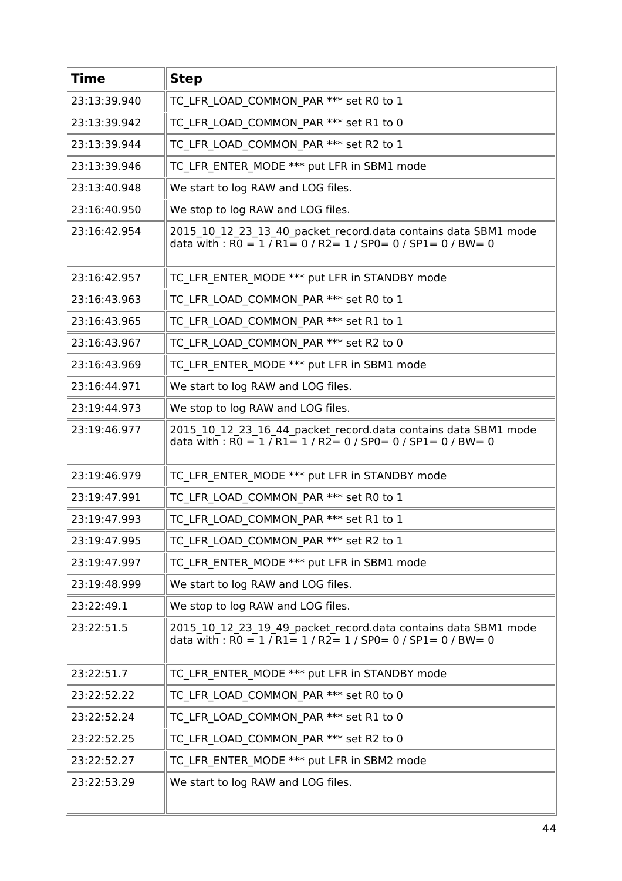| Time | Step |
|---|---|
| 23:13:39.940 | TC_LFR_LOAD_COMMON_PAR *** set R0 to 1 |
| 23:13:39.942 | TC_LFR_LOAD_COMMON_PAR *** set R1 to 0 |
| 23:13:39.944 | TC_LFR_LOAD_COMMON_PAR *** set R2 to 1 |
| 23:13:39.946 | TC_LFR_ENTER_MODE *** put LFR in SBM1 mode |
| 23:13:40.948 | We start to log RAW and LOG files. |
| 23:16:40.950 | We stop to log RAW and LOG files. |
| 23:16:42.954 | 2015_10_12_23_13_40_packet_record.data contains data SBM1 mode data with : R0 = 1 / R1= 0 / R2= 1 / SP0= 0 / SP1= 0 / BW= 0 |
| 23:16:42.957 | TC_LFR_ENTER_MODE *** put LFR in STANDBY mode |
| 23:16:43.963 | TC_LFR_LOAD_COMMON_PAR *** set R0 to 1 |
| 23:16:43.965 | TC_LFR_LOAD_COMMON_PAR *** set R1 to 1 |
| 23:16:43.967 | TC_LFR_LOAD_COMMON_PAR *** set R2 to 0 |
| 23:16:43.969 | TC_LFR_ENTER_MODE *** put LFR in SBM1 mode |
| 23:16:44.971 | We start to log RAW and LOG files. |
| 23:19:44.973 | We stop to log RAW and LOG files. |
| 23:19:46.977 | 2015_10_12_23_16_44_packet_record.data contains data SBM1 mode data with : R0 = 1 / R1= 1 / R2= 0 / SP0= 0 / SP1= 0 / BW= 0 |
| 23:19:46.979 | TC_LFR_ENTER_MODE *** put LFR in STANDBY mode |
| 23:19:47.991 | TC_LFR_LOAD_COMMON_PAR *** set R0 to 1 |
| 23:19:47.993 | TC_LFR_LOAD_COMMON_PAR *** set R1 to 1 |
| 23:19:47.995 | TC_LFR_LOAD_COMMON_PAR *** set R2 to 1 |
| 23:19:47.997 | TC_LFR_ENTER_MODE *** put LFR in SBM1 mode |
| 23:19:48.999 | We start to log RAW and LOG files. |
| 23:22:49.1 | We stop to log RAW and LOG files. |
| 23:22:51.5 | 2015_10_12_23_19_49_packet_record.data contains data SBM1 mode data with : R0 = 1 / R1= 1 / R2= 1 / SP0= 0 / SP1= 0 / BW= 0 |
| 23:22:51.7 | TC_LFR_ENTER_MODE *** put LFR in STANDBY mode |
| 23:22:52.22 | TC_LFR_LOAD_COMMON_PAR *** set R0 to 0 |
| 23:22:52.24 | TC_LFR_LOAD_COMMON_PAR *** set R1 to 0 |
| 23:22:52.25 | TC_LFR_LOAD_COMMON_PAR *** set R2 to 0 |
| 23:22:52.27 | TC_LFR_ENTER_MODE *** put LFR in SBM2 mode |
| 23:22:53.29 | We start to log RAW and LOG files. |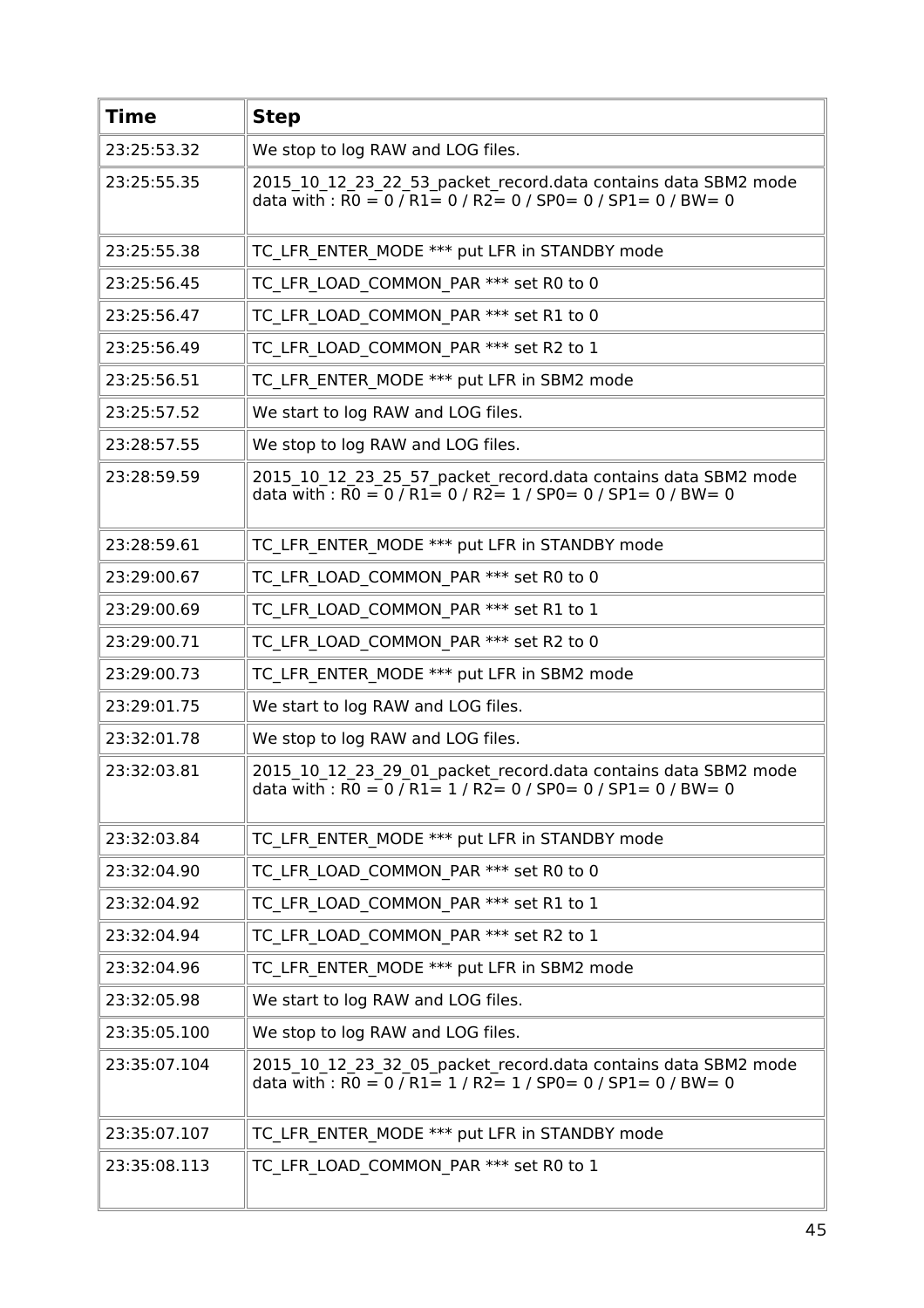| Time | Step |
| --- | --- |
| 23:25:53.32 | We stop to log RAW and LOG files. |
| 23:25:55.35 | 2015_10_12_23_22_53_packet_record.data contains data SBM2 mode data with : R0 = 0 / R1= 0 / R2= 0 / SP0= 0 / SP1= 0 / BW= 0 |
| 23:25:55.38 | TC_LFR_ENTER_MODE *** put LFR in STANDBY mode |
| 23:25:56.45 | TC_LFR_LOAD_COMMON_PAR *** set R0 to 0 |
| 23:25:56.47 | TC_LFR_LOAD_COMMON_PAR *** set R1 to 0 |
| 23:25:56.49 | TC_LFR_LOAD_COMMON_PAR *** set R2 to 1 |
| 23:25:56.51 | TC_LFR_ENTER_MODE *** put LFR in SBM2 mode |
| 23:25:57.52 | We start to log RAW and LOG files. |
| 23:28:57.55 | We stop to log RAW and LOG files. |
| 23:28:59.59 | 2015_10_12_23_25_57_packet_record.data contains data SBM2 mode data with : R0 = 0 / R1= 0 / R2= 1 / SP0= 0 / SP1= 0 / BW= 0 |
| 23:28:59.61 | TC_LFR_ENTER_MODE *** put LFR in STANDBY mode |
| 23:29:00.67 | TC_LFR_LOAD_COMMON_PAR *** set R0 to 0 |
| 23:29:00.69 | TC_LFR_LOAD_COMMON_PAR *** set R1 to 1 |
| 23:29:00.71 | TC_LFR_LOAD_COMMON_PAR *** set R2 to 0 |
| 23:29:00.73 | TC_LFR_ENTER_MODE *** put LFR in SBM2 mode |
| 23:29:01.75 | We start to log RAW and LOG files. |
| 23:32:01.78 | We stop to log RAW and LOG files. |
| 23:32:03.81 | 2015_10_12_23_29_01_packet_record.data contains data SBM2 mode data with : R0 = 0 / R1= 1 / R2= 0 / SP0= 0 / SP1= 0 / BW= 0 |
| 23:32:03.84 | TC_LFR_ENTER_MODE *** put LFR in STANDBY mode |
| 23:32:04.90 | TC_LFR_LOAD_COMMON_PAR *** set R0 to 0 |
| 23:32:04.92 | TC_LFR_LOAD_COMMON_PAR *** set R1 to 1 |
| 23:32:04.94 | TC_LFR_LOAD_COMMON_PAR *** set R2 to 1 |
| 23:32:04.96 | TC_LFR_ENTER_MODE *** put LFR in SBM2 mode |
| 23:32:05.98 | We start to log RAW and LOG files. |
| 23:35:05.100 | We stop to log RAW and LOG files. |
| 23:35:07.104 | 2015_10_12_23_32_05_packet_record.data contains data SBM2 mode data with : R0 = 0 / R1= 1 / R2= 1 / SP0= 0 / SP1= 0 / BW= 0 |
| 23:35:07.107 | TC_LFR_ENTER_MODE *** put LFR in STANDBY mode |
| 23:35:08.113 | TC_LFR_LOAD_COMMON_PAR *** set R0 to 1 |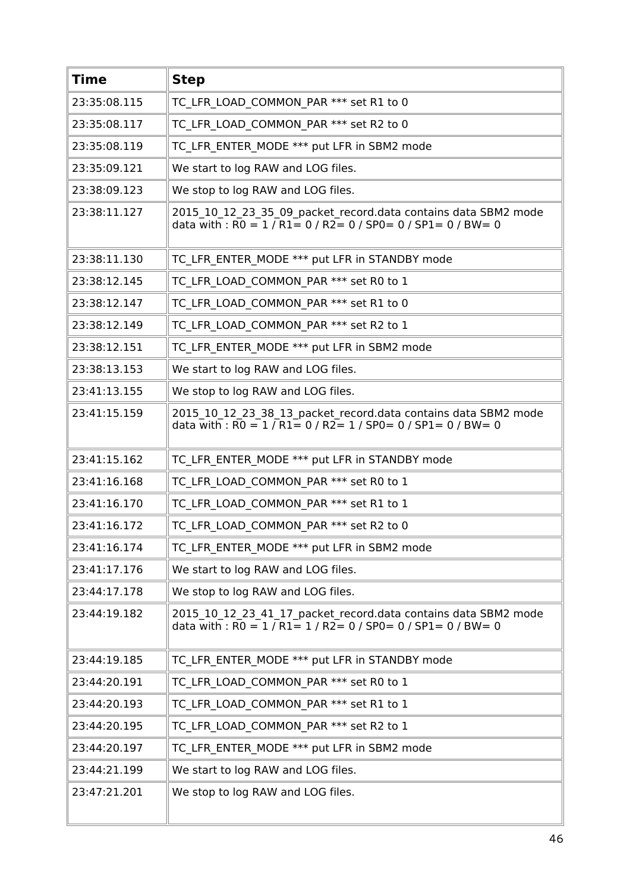| Time | Step |
|---|---|
| 23:35:08.115 | TC_LFR_LOAD_COMMON_PAR *** set R1 to 0 |
| 23:35:08.117 | TC_LFR_LOAD_COMMON_PAR *** set R2 to 0 |
| 23:35:08.119 | TC_LFR_ENTER_MODE *** put LFR in SBM2 mode |
| 23:35:09.121 | We start to log RAW and LOG files. |
| 23:38:09.123 | We stop to log RAW and LOG files. |
| 23:38:11.127 | 2015_10_12_23_35_09_packet_record.data contains data SBM2 mode data with : R0 = 1 / R1= 0 / R2= 0 / SP0= 0 / SP1= 0 / BW= 0 |
| 23:38:11.130 | TC_LFR_ENTER_MODE *** put LFR in STANDBY mode |
| 23:38:12.145 | TC_LFR_LOAD_COMMON_PAR *** set R0 to 1 |
| 23:38:12.147 | TC_LFR_LOAD_COMMON_PAR *** set R1 to 0 |
| 23:38:12.149 | TC_LFR_LOAD_COMMON_PAR *** set R2 to 1 |
| 23:38:12.151 | TC_LFR_ENTER_MODE *** put LFR in SBM2 mode |
| 23:38:13.153 | We start to log RAW and LOG files. |
| 23:41:13.155 | We stop to log RAW and LOG files. |
| 23:41:15.159 | 2015_10_12_23_38_13_packet_record.data contains data SBM2 mode data with : R0 = 1 / R1= 0 / R2= 1 / SP0= 0 / SP1= 0 / BW= 0 |
| 23:41:15.162 | TC_LFR_ENTER_MODE *** put LFR in STANDBY mode |
| 23:41:16.168 | TC_LFR_LOAD_COMMON_PAR *** set R0 to 1 |
| 23:41:16.170 | TC_LFR_LOAD_COMMON_PAR *** set R1 to 1 |
| 23:41:16.172 | TC_LFR_LOAD_COMMON_PAR *** set R2 to 0 |
| 23:41:16.174 | TC_LFR_ENTER_MODE *** put LFR in SBM2 mode |
| 23:41:17.176 | We start to log RAW and LOG files. |
| 23:44:17.178 | We stop to log RAW and LOG files. |
| 23:44:19.182 | 2015_10_12_23_41_17_packet_record.data contains data SBM2 mode data with : R0 = 1 / R1= 1 / R2= 0 / SP0= 0 / SP1= 0 / BW= 0 |
| 23:44:19.185 | TC_LFR_ENTER_MODE *** put LFR in STANDBY mode |
| 23:44:20.191 | TC_LFR_LOAD_COMMON_PAR *** set R0 to 1 |
| 23:44:20.193 | TC_LFR_LOAD_COMMON_PAR *** set R1 to 1 |
| 23:44:20.195 | TC_LFR_LOAD_COMMON_PAR *** set R2 to 1 |
| 23:44:20.197 | TC_LFR_ENTER_MODE *** put LFR in SBM2 mode |
| 23:44:21.199 | We start to log RAW and LOG files. |
| 23:47:21.201 | We stop to log RAW and LOG files. |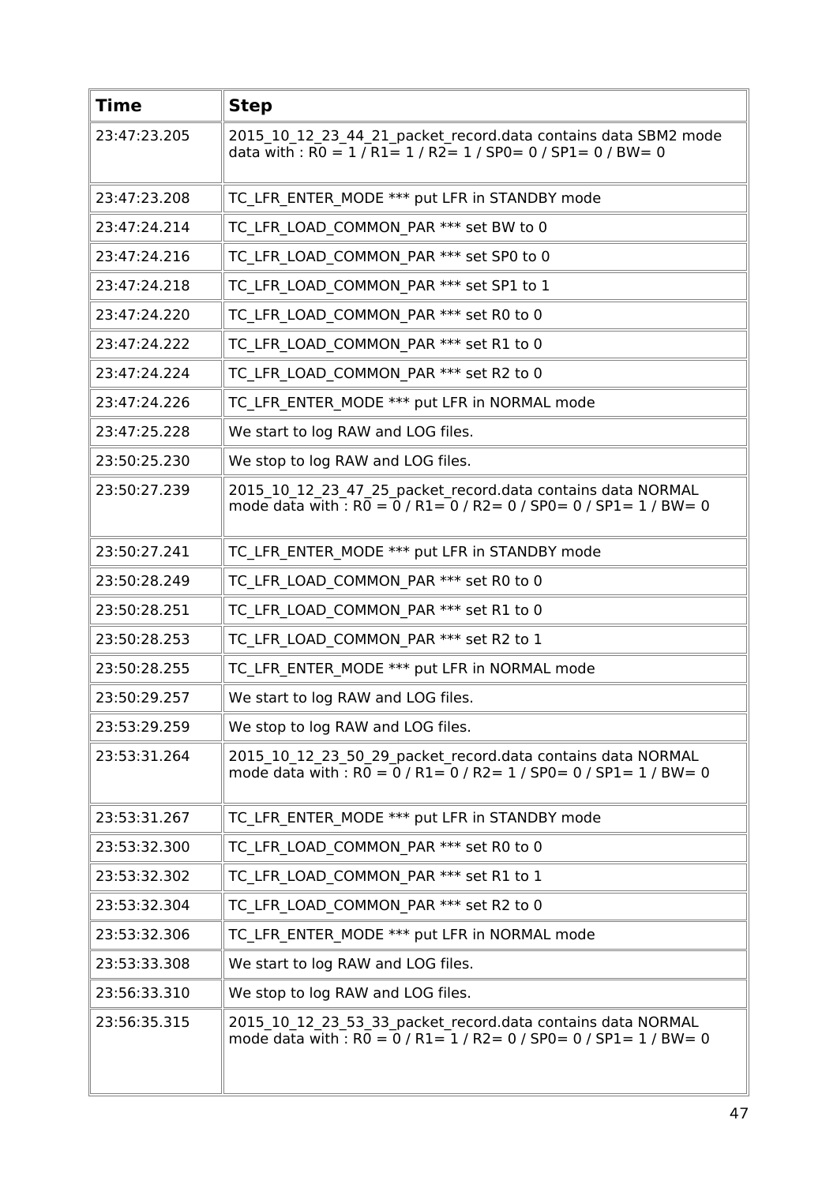| Time | Step |
|---|---|
| 23:47:23.205 | 2015_10_12_23_44_21_packet_record.data contains data SBM2 mode data with : R0 = 1 / R1= 1 / R2= 1 / SP0= 0 / SP1= 0 / BW= 0 |
| 23:47:23.208 | TC_LFR_ENTER_MODE *** put LFR in STANDBY mode |
| 23:47:24.214 | TC_LFR_LOAD_COMMON_PAR *** set BW to 0 |
| 23:47:24.216 | TC_LFR_LOAD_COMMON_PAR *** set SP0 to 0 |
| 23:47:24.218 | TC_LFR_LOAD_COMMON_PAR *** set SP1 to 1 |
| 23:47:24.220 | TC_LFR_LOAD_COMMON_PAR *** set R0 to 0 |
| 23:47:24.222 | TC_LFR_LOAD_COMMON_PAR *** set R1 to 0 |
| 23:47:24.224 | TC_LFR_LOAD_COMMON_PAR *** set R2 to 0 |
| 23:47:24.226 | TC_LFR_ENTER_MODE *** put LFR in NORMAL mode |
| 23:47:25.228 | We start to log RAW and LOG files. |
| 23:50:25.230 | We stop to log RAW and LOG files. |
| 23:50:27.239 | 2015_10_12_23_47_25_packet_record.data contains data NORMAL mode data with : R0 = 0 / R1= 0 / R2= 0 / SP0= 0 / SP1= 1 / BW= 0 |
| 23:50:27.241 | TC_LFR_ENTER_MODE *** put LFR in STANDBY mode |
| 23:50:28.249 | TC_LFR_LOAD_COMMON_PAR *** set R0 to 0 |
| 23:50:28.251 | TC_LFR_LOAD_COMMON_PAR *** set R1 to 0 |
| 23:50:28.253 | TC_LFR_LOAD_COMMON_PAR *** set R2 to 1 |
| 23:50:28.255 | TC_LFR_ENTER_MODE *** put LFR in NORMAL mode |
| 23:50:29.257 | We start to log RAW and LOG files. |
| 23:53:29.259 | We stop to log RAW and LOG files. |
| 23:53:31.264 | 2015_10_12_23_50_29_packet_record.data contains data NORMAL mode data with : R0 = 0 / R1= 0 / R2= 1 / SP0= 0 / SP1= 1 / BW= 0 |
| 23:53:31.267 | TC_LFR_ENTER_MODE *** put LFR in STANDBY mode |
| 23:53:32.300 | TC_LFR_LOAD_COMMON_PAR *** set R0 to 0 |
| 23:53:32.302 | TC_LFR_LOAD_COMMON_PAR *** set R1 to 1 |
| 23:53:32.304 | TC_LFR_LOAD_COMMON_PAR *** set R2 to 0 |
| 23:53:32.306 | TC_LFR_ENTER_MODE *** put LFR in NORMAL mode |
| 23:53:33.308 | We start to log RAW and LOG files. |
| 23:56:33.310 | We stop to log RAW and LOG files. |
| 23:56:35.315 | 2015_10_12_23_53_33_packet_record.data contains data NORMAL mode data with : R0 = 0 / R1= 1 / R2= 0 / SP0= 0 / SP1= 1 / BW= 0 |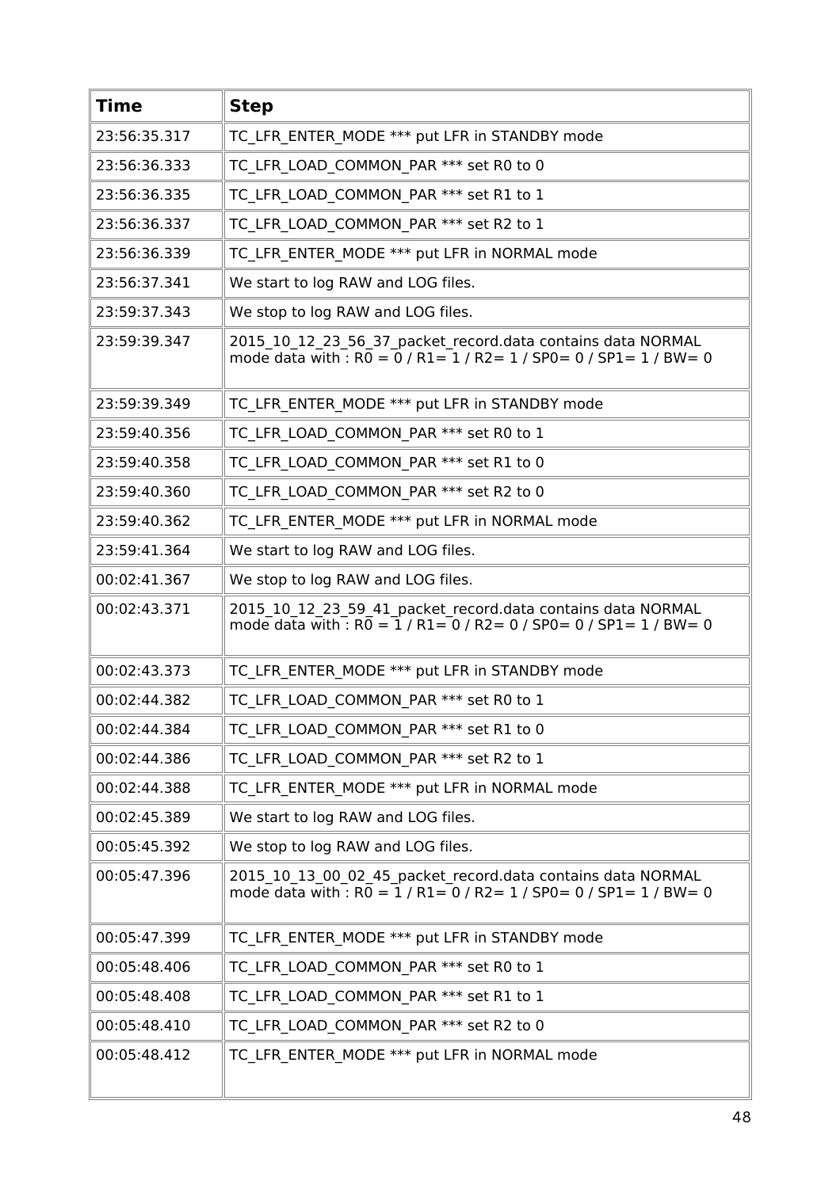| Time | Step |
|---|---|
| 23:56:35.317 | TC_LFR_ENTER_MODE *** put LFR in STANDBY mode |
| 23:56:36.333 | TC_LFR_LOAD_COMMON_PAR *** set R0 to 0 |
| 23:56:36.335 | TC_LFR_LOAD_COMMON_PAR *** set R1 to 1 |
| 23:56:36.337 | TC_LFR_LOAD_COMMON_PAR *** set R2 to 1 |
| 23:56:36.339 | TC_LFR_ENTER_MODE *** put LFR in NORMAL mode |
| 23:56:37.341 | We start to log RAW and LOG files. |
| 23:59:37.343 | We stop to log RAW and LOG files. |
| 23:59:39.347 | 2015_10_12_23_56_37_packet_record.data contains data NORMAL mode data with : R0 = 0 / R1= 1 / R2= 1 / SP0= 0 / SP1= 1 / BW= 0 |
| 23:59:39.349 | TC_LFR_ENTER_MODE *** put LFR in STANDBY mode |
| 23:59:40.356 | TC_LFR_LOAD_COMMON_PAR *** set R0 to 1 |
| 23:59:40.358 | TC_LFR_LOAD_COMMON_PAR *** set R1 to 0 |
| 23:59:40.360 | TC_LFR_LOAD_COMMON_PAR *** set R2 to 0 |
| 23:59:40.362 | TC_LFR_ENTER_MODE *** put LFR in NORMAL mode |
| 23:59:41.364 | We start to log RAW and LOG files. |
| 00:02:41.367 | We stop to log RAW and LOG files. |
| 00:02:43.371 | 2015_10_12_23_59_41_packet_record.data contains data NORMAL mode data with : R0 = 1 / R1= 0 / R2= 0 / SP0= 0 / SP1= 1 / BW= 0 |
| 00:02:43.373 | TC_LFR_ENTER_MODE *** put LFR in STANDBY mode |
| 00:02:44.382 | TC_LFR_LOAD_COMMON_PAR *** set R0 to 1 |
| 00:02:44.384 | TC_LFR_LOAD_COMMON_PAR *** set R1 to 0 |
| 00:02:44.386 | TC_LFR_LOAD_COMMON_PAR *** set R2 to 1 |
| 00:02:44.388 | TC_LFR_ENTER_MODE *** put LFR in NORMAL mode |
| 00:02:45.389 | We start to log RAW and LOG files. |
| 00:05:45.392 | We stop to log RAW and LOG files. |
| 00:05:47.396 | 2015_10_13_00_02_45_packet_record.data contains data NORMAL mode data with : R0 = 1 / R1= 0 / R2= 1 / SP0= 0 / SP1= 1 / BW= 0 |
| 00:05:47.399 | TC_LFR_ENTER_MODE *** put LFR in STANDBY mode |
| 00:05:48.406 | TC_LFR_LOAD_COMMON_PAR *** set R0 to 1 |
| 00:05:48.408 | TC_LFR_LOAD_COMMON_PAR *** set R1 to 1 |
| 00:05:48.410 | TC_LFR_LOAD_COMMON_PAR *** set R2 to 0 |
| 00:05:48.412 | TC_LFR_ENTER_MODE *** put LFR in NORMAL mode |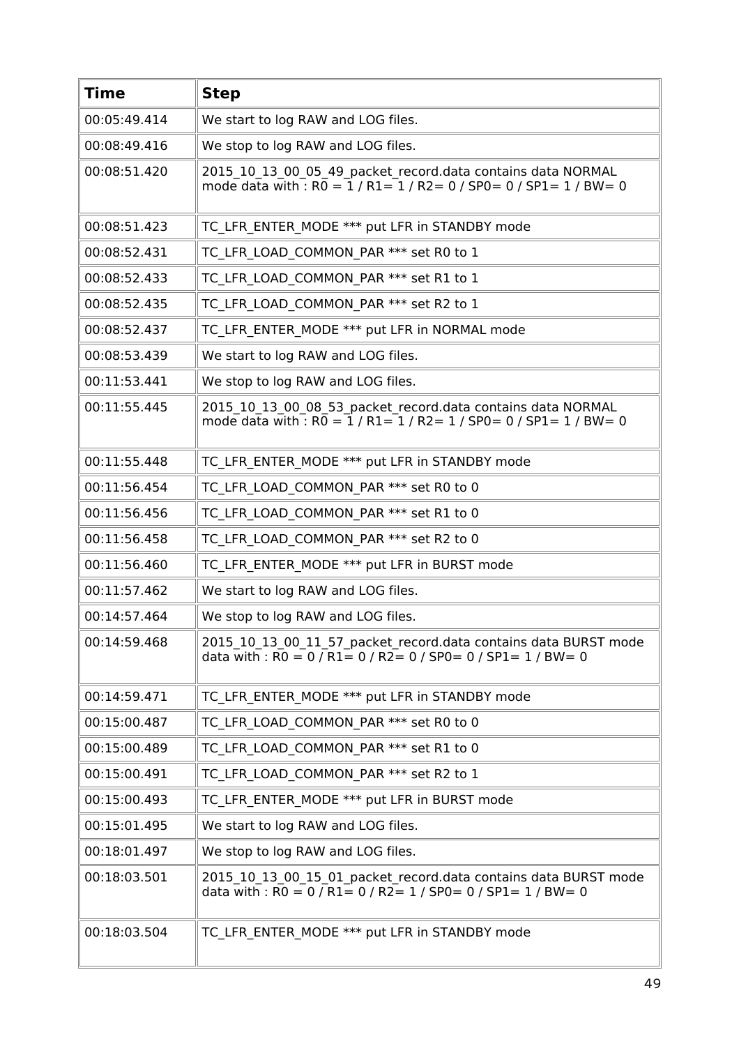| Time | Step |
|---|---|
| 00:05:49.414 | We start to log RAW and LOG files. |
| 00:08:49.416 | We stop to log RAW and LOG files. |
| 00:08:51.420 | 2015_10_13_00_05_49_packet_record.data contains data NORMAL mode data with : R0 = 1 / R1= 1 / R2= 0 / SP0= 0 / SP1= 1 / BW= 0 |
| 00:08:51.423 | TC_LFR_ENTER_MODE *** put LFR in STANDBY mode |
| 00:08:52.431 | TC_LFR_LOAD_COMMON_PAR *** set R0 to 1 |
| 00:08:52.433 | TC_LFR_LOAD_COMMON_PAR *** set R1 to 1 |
| 00:08:52.435 | TC_LFR_LOAD_COMMON_PAR *** set R2 to 1 |
| 00:08:52.437 | TC_LFR_ENTER_MODE *** put LFR in NORMAL mode |
| 00:08:53.439 | We start to log RAW and LOG files. |
| 00:11:53.441 | We stop to log RAW and LOG files. |
| 00:11:55.445 | 2015_10_13_00_08_53_packet_record.data contains data NORMAL mode data with : R0 = 1 / R1= 1 / R2= 1 / SP0= 0 / SP1= 1 / BW= 0 |
| 00:11:55.448 | TC_LFR_ENTER_MODE *** put LFR in STANDBY mode |
| 00:11:56.454 | TC_LFR_LOAD_COMMON_PAR *** set R0 to 0 |
| 00:11:56.456 | TC_LFR_LOAD_COMMON_PAR *** set R1 to 0 |
| 00:11:56.458 | TC_LFR_LOAD_COMMON_PAR *** set R2 to 0 |
| 00:11:56.460 | TC_LFR_ENTER_MODE *** put LFR in BURST mode |
| 00:11:57.462 | We start to log RAW and LOG files. |
| 00:14:57.464 | We stop to log RAW and LOG files. |
| 00:14:59.468 | 2015_10_13_00_11_57_packet_record.data contains data BURST mode data with : R0 = 0 / R1= 0 / R2= 0 / SP0= 0 / SP1= 1 / BW= 0 |
| 00:14:59.471 | TC_LFR_ENTER_MODE *** put LFR in STANDBY mode |
| 00:15:00.487 | TC_LFR_LOAD_COMMON_PAR *** set R0 to 0 |
| 00:15:00.489 | TC_LFR_LOAD_COMMON_PAR *** set R1 to 0 |
| 00:15:00.491 | TC_LFR_LOAD_COMMON_PAR *** set R2 to 1 |
| 00:15:00.493 | TC_LFR_ENTER_MODE *** put LFR in BURST mode |
| 00:15:01.495 | We start to log RAW and LOG files. |
| 00:18:01.497 | We stop to log RAW and LOG files. |
| 00:18:03.501 | 2015_10_13_00_15_01_packet_record.data contains data BURST mode data with : R0 = 0 / R1= 0 / R2= 1 / SP0= 0 / SP1= 1 / BW= 0 |
| 00:18:03.504 | TC_LFR_ENTER_MODE *** put LFR in STANDBY mode |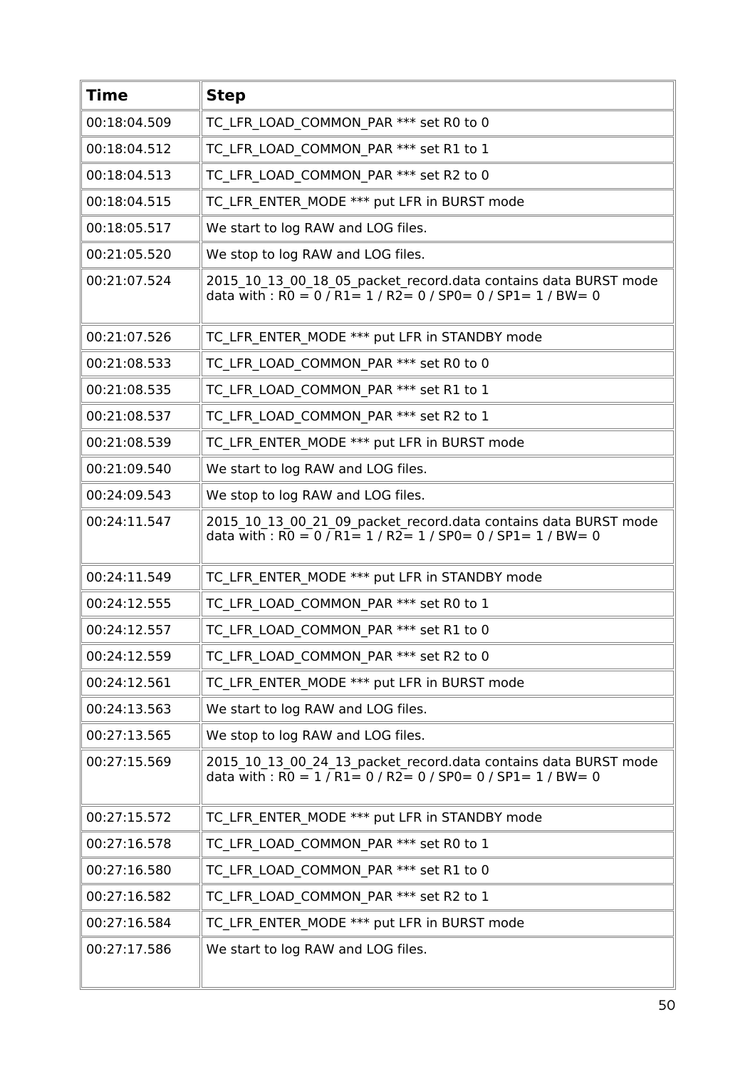| Time | Step |
|---|---|
| 00:18:04.509 | TC_LFR_LOAD_COMMON_PAR *** set R0 to 0 |
| 00:18:04.512 | TC_LFR_LOAD_COMMON_PAR *** set R1 to 1 |
| 00:18:04.513 | TC_LFR_LOAD_COMMON_PAR *** set R2 to 0 |
| 00:18:04.515 | TC_LFR_ENTER_MODE *** put LFR in BURST mode |
| 00:18:05.517 | We start to log RAW and LOG files. |
| 00:21:05.520 | We stop to log RAW and LOG files. |
| 00:21:07.524 | 2015_10_13_00_18_05_packet_record.data contains data BURST mode data with : R0 = 0 / R1= 1 / R2= 0 / SP0= 0 / SP1= 1 / BW= 0 |
| 00:21:07.526 | TC_LFR_ENTER_MODE *** put LFR in STANDBY mode |
| 00:21:08.533 | TC_LFR_LOAD_COMMON_PAR *** set R0 to 0 |
| 00:21:08.535 | TC_LFR_LOAD_COMMON_PAR *** set R1 to 1 |
| 00:21:08.537 | TC_LFR_LOAD_COMMON_PAR *** set R2 to 1 |
| 00:21:08.539 | TC_LFR_ENTER_MODE *** put LFR in BURST mode |
| 00:21:09.540 | We start to log RAW and LOG files. |
| 00:24:09.543 | We stop to log RAW and LOG files. |
| 00:24:11.547 | 2015_10_13_00_21_09_packet_record.data contains data BURST mode data with : R0 = 0 / R1= 1 / R2= 1 / SP0= 0 / SP1= 1 / BW= 0 |
| 00:24:11.549 | TC_LFR_ENTER_MODE *** put LFR in STANDBY mode |
| 00:24:12.555 | TC_LFR_LOAD_COMMON_PAR *** set R0 to 1 |
| 00:24:12.557 | TC_LFR_LOAD_COMMON_PAR *** set R1 to 0 |
| 00:24:12.559 | TC_LFR_LOAD_COMMON_PAR *** set R2 to 0 |
| 00:24:12.561 | TC_LFR_ENTER_MODE *** put LFR in BURST mode |
| 00:24:13.563 | We start to log RAW and LOG files. |
| 00:27:13.565 | We stop to log RAW and LOG files. |
| 00:27:15.569 | 2015_10_13_00_24_13_packet_record.data contains data BURST mode data with : R0 = 1 / R1= 0 / R2= 0 / SP0= 0 / SP1= 1 / BW= 0 |
| 00:27:15.572 | TC_LFR_ENTER_MODE *** put LFR in STANDBY mode |
| 00:27:16.578 | TC_LFR_LOAD_COMMON_PAR *** set R0 to 1 |
| 00:27:16.580 | TC_LFR_LOAD_COMMON_PAR *** set R1 to 0 |
| 00:27:16.582 | TC_LFR_LOAD_COMMON_PAR *** set R2 to 1 |
| 00:27:16.584 | TC_LFR_ENTER_MODE *** put LFR in BURST mode |
| 00:27:17.586 | We start to log RAW and LOG files. |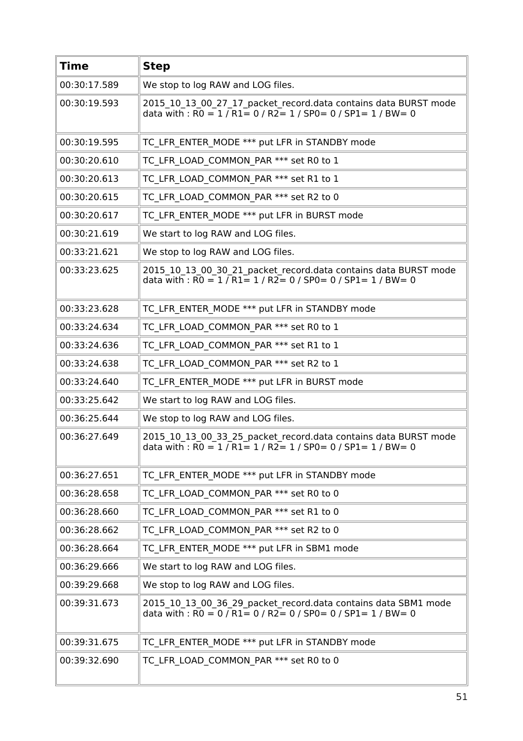| Time | Step |
|---|---|
| 00:30:17.589 | We stop to log RAW and LOG files. |
| 00:30:19.593 | 2015_10_13_00_27_17_packet_record.data contains data BURST mode data with : R0 = 1 / R1= 0 / R2= 1 / SP0= 0 / SP1= 1 / BW= 0 |
| 00:30:19.595 | TC_LFR_ENTER_MODE *** put LFR in STANDBY mode |
| 00:30:20.610 | TC_LFR_LOAD_COMMON_PAR *** set R0 to 1 |
| 00:30:20.613 | TC_LFR_LOAD_COMMON_PAR *** set R1 to 1 |
| 00:30:20.615 | TC_LFR_LOAD_COMMON_PAR *** set R2 to 0 |
| 00:30:20.617 | TC_LFR_ENTER_MODE *** put LFR in BURST mode |
| 00:30:21.619 | We start to log RAW and LOG files. |
| 00:33:21.621 | We stop to log RAW and LOG files. |
| 00:33:23.625 | 2015_10_13_00_30_21_packet_record.data contains data BURST mode data with : R0 = 1 / R1= 1 / R2= 0 / SP0= 0 / SP1= 1 / BW= 0 |
| 00:33:23.628 | TC_LFR_ENTER_MODE *** put LFR in STANDBY mode |
| 00:33:24.634 | TC_LFR_LOAD_COMMON_PAR *** set R0 to 1 |
| 00:33:24.636 | TC_LFR_LOAD_COMMON_PAR *** set R1 to 1 |
| 00:33:24.638 | TC_LFR_LOAD_COMMON_PAR *** set R2 to 1 |
| 00:33:24.640 | TC_LFR_ENTER_MODE *** put LFR in BURST mode |
| 00:33:25.642 | We start to log RAW and LOG files. |
| 00:36:25.644 | We stop to log RAW and LOG files. |
| 00:36:27.649 | 2015_10_13_00_33_25_packet_record.data contains data BURST mode data with : R0 = 1 / R1= 1 / R2= 1 / SP0= 0 / SP1= 1 / BW= 0 |
| 00:36:27.651 | TC_LFR_ENTER_MODE *** put LFR in STANDBY mode |
| 00:36:28.658 | TC_LFR_LOAD_COMMON_PAR *** set R0 to 0 |
| 00:36:28.660 | TC_LFR_LOAD_COMMON_PAR *** set R1 to 0 |
| 00:36:28.662 | TC_LFR_LOAD_COMMON_PAR *** set R2 to 0 |
| 00:36:28.664 | TC_LFR_ENTER_MODE *** put LFR in SBM1 mode |
| 00:36:29.666 | We start to log RAW and LOG files. |
| 00:39:29.668 | We stop to log RAW and LOG files. |
| 00:39:31.673 | 2015_10_13_00_36_29_packet_record.data contains data SBM1 mode data with : R0 = 0 / R1= 0 / R2= 0 / SP0= 0 / SP1= 1 / BW= 0 |
| 00:39:31.675 | TC_LFR_ENTER_MODE *** put LFR in STANDBY mode |
| 00:39:32.690 | TC_LFR_LOAD_COMMON_PAR *** set R0 to 0 |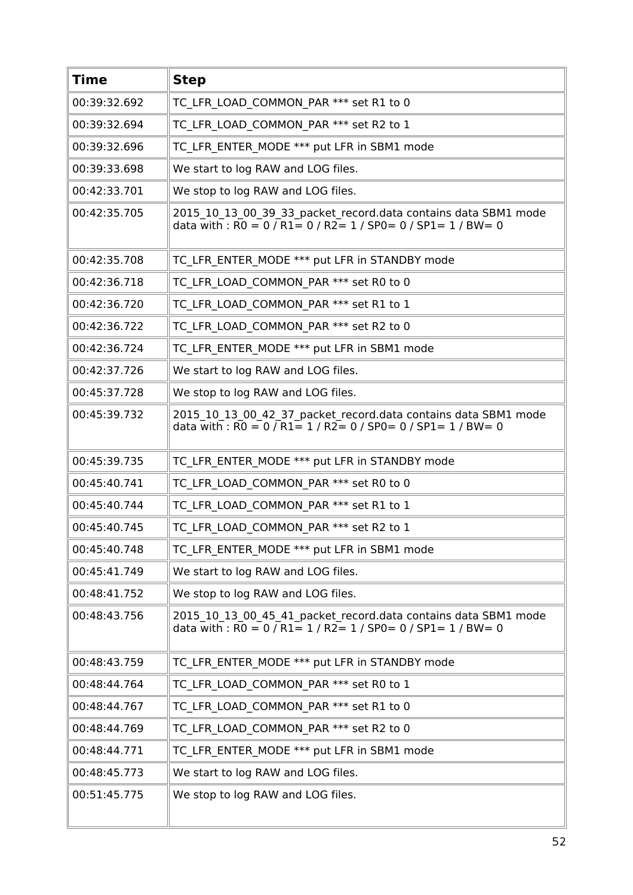| Time | Step |
|---|---|
| 00:39:32.692 | TC_LFR_LOAD_COMMON_PAR *** set R1 to 0 |
| 00:39:32.694 | TC_LFR_LOAD_COMMON_PAR *** set R2 to 1 |
| 00:39:32.696 | TC_LFR_ENTER_MODE *** put LFR in SBM1 mode |
| 00:39:33.698 | We start to log RAW and LOG files. |
| 00:42:33.701 | We stop to log RAW and LOG files. |
| 00:42:35.705 | 2015_10_13_00_39_33_packet_record.data contains data SBM1 mode data with : R0 = 0 / R1= 0 / R2= 1 / SP0= 0 / SP1= 1 / BW= 0 |
| 00:42:35.708 | TC_LFR_ENTER_MODE *** put LFR in STANDBY mode |
| 00:42:36.718 | TC_LFR_LOAD_COMMON_PAR *** set R0 to 0 |
| 00:42:36.720 | TC_LFR_LOAD_COMMON_PAR *** set R1 to 1 |
| 00:42:36.722 | TC_LFR_LOAD_COMMON_PAR *** set R2 to 0 |
| 00:42:36.724 | TC_LFR_ENTER_MODE *** put LFR in SBM1 mode |
| 00:42:37.726 | We start to log RAW and LOG files. |
| 00:45:37.728 | We stop to log RAW and LOG files. |
| 00:45:39.732 | 2015_10_13_00_42_37_packet_record.data contains data SBM1 mode data with : R0 = 0 / R1= 1 / R2= 0 / SP0= 0 / SP1= 1 / BW= 0 |
| 00:45:39.735 | TC_LFR_ENTER_MODE *** put LFR in STANDBY mode |
| 00:45:40.741 | TC_LFR_LOAD_COMMON_PAR *** set R0 to 0 |
| 00:45:40.744 | TC_LFR_LOAD_COMMON_PAR *** set R1 to 1 |
| 00:45:40.745 | TC_LFR_LOAD_COMMON_PAR *** set R2 to 1 |
| 00:45:40.748 | TC_LFR_ENTER_MODE *** put LFR in SBM1 mode |
| 00:45:41.749 | We start to log RAW and LOG files. |
| 00:48:41.752 | We stop to log RAW and LOG files. |
| 00:48:43.756 | 2015_10_13_00_45_41_packet_record.data contains data SBM1 mode data with : R0 = 0 / R1= 1 / R2= 1 / SP0= 0 / SP1= 1 / BW= 0 |
| 00:48:43.759 | TC_LFR_ENTER_MODE *** put LFR in STANDBY mode |
| 00:48:44.764 | TC_LFR_LOAD_COMMON_PAR *** set R0 to 1 |
| 00:48:44.767 | TC_LFR_LOAD_COMMON_PAR *** set R1 to 0 |
| 00:48:44.769 | TC_LFR_LOAD_COMMON_PAR *** set R2 to 0 |
| 00:48:44.771 | TC_LFR_ENTER_MODE *** put LFR in SBM1 mode |
| 00:48:45.773 | We start to log RAW and LOG files. |
| 00:51:45.775 | We stop to log RAW and LOG files. |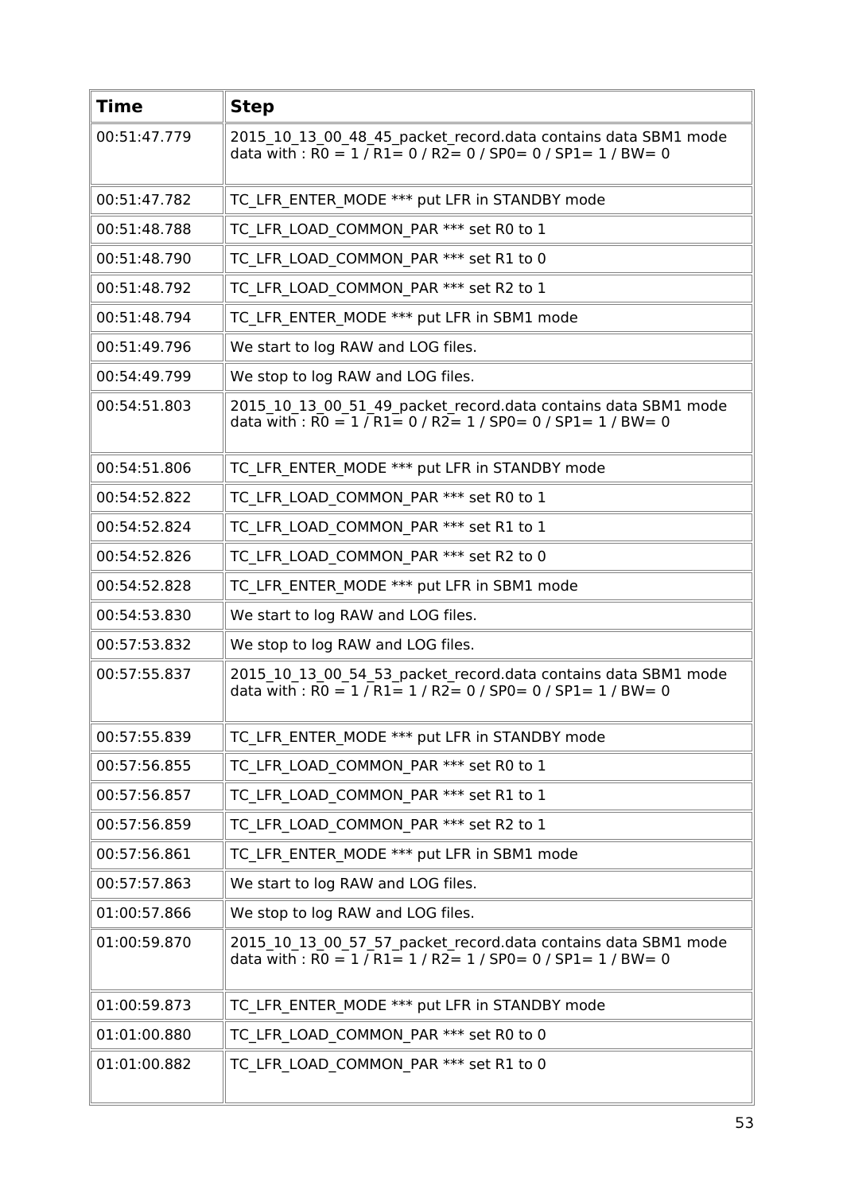| Time | Step |
|---|---|
| 00:51:47.779 | 2015_10_13_00_48_45_packet_record.data contains data SBM1 mode data with : R0 = 1 / R1= 0 / R2= 0 / SP0= 0 / SP1= 1 / BW= 0 |
| 00:51:47.782 | TC_LFR_ENTER_MODE *** put LFR in STANDBY mode |
| 00:51:48.788 | TC_LFR_LOAD_COMMON_PAR *** set R0 to 1 |
| 00:51:48.790 | TC_LFR_LOAD_COMMON_PAR *** set R1 to 0 |
| 00:51:48.792 | TC_LFR_LOAD_COMMON_PAR *** set R2 to 1 |
| 00:51:48.794 | TC_LFR_ENTER_MODE *** put LFR in SBM1 mode |
| 00:51:49.796 | We start to log RAW and LOG files. |
| 00:54:49.799 | We stop to log RAW and LOG files. |
| 00:54:51.803 | 2015_10_13_00_51_49_packet_record.data contains data SBM1 mode data with : R0 = 1 / R1= 0 / R2= 1 / SP0= 0 / SP1= 1 / BW= 0 |
| 00:54:51.806 | TC_LFR_ENTER_MODE *** put LFR in STANDBY mode |
| 00:54:52.822 | TC_LFR_LOAD_COMMON_PAR *** set R0 to 1 |
| 00:54:52.824 | TC_LFR_LOAD_COMMON_PAR *** set R1 to 1 |
| 00:54:52.826 | TC_LFR_LOAD_COMMON_PAR *** set R2 to 0 |
| 00:54:52.828 | TC_LFR_ENTER_MODE *** put LFR in SBM1 mode |
| 00:54:53.830 | We start to log RAW and LOG files. |
| 00:57:53.832 | We stop to log RAW and LOG files. |
| 00:57:55.837 | 2015_10_13_00_54_53_packet_record.data contains data SBM1 mode data with : R0 = 1 / R1= 1 / R2= 0 / SP0= 0 / SP1= 1 / BW= 0 |
| 00:57:55.839 | TC_LFR_ENTER_MODE *** put LFR in STANDBY mode |
| 00:57:56.855 | TC_LFR_LOAD_COMMON_PAR *** set R0 to 1 |
| 00:57:56.857 | TC_LFR_LOAD_COMMON_PAR *** set R1 to 1 |
| 00:57:56.859 | TC_LFR_LOAD_COMMON_PAR *** set R2 to 1 |
| 00:57:56.861 | TC_LFR_ENTER_MODE *** put LFR in SBM1 mode |
| 00:57:57.863 | We start to log RAW and LOG files. |
| 01:00:57.866 | We stop to log RAW and LOG files. |
| 01:00:59.870 | 2015_10_13_00_57_57_packet_record.data contains data SBM1 mode data with : R0 = 1 / R1= 1 / R2= 1 / SP0= 0 / SP1= 1 / BW= 0 |
| 01:00:59.873 | TC_LFR_ENTER_MODE *** put LFR in STANDBY mode |
| 01:01:00.880 | TC_LFR_LOAD_COMMON_PAR *** set R0 to 0 |
| 01:01:00.882 | TC_LFR_LOAD_COMMON_PAR *** set R1 to 0 |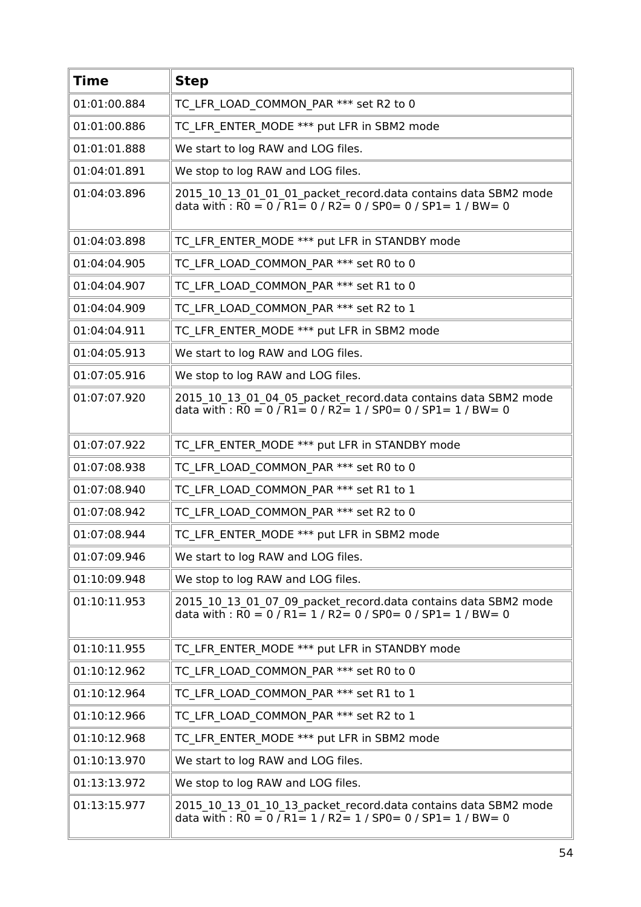| Time | Step |
| --- | --- |
| 01:01:00.884 | TC_LFR_LOAD_COMMON_PAR *** set R2 to 0 |
| 01:01:00.886 | TC_LFR_ENTER_MODE *** put LFR in SBM2 mode |
| 01:01:01.888 | We start to log RAW and LOG files. |
| 01:04:01.891 | We stop to log RAW and LOG files. |
| 01:04:03.896 | 2015_10_13_01_01_01_packet_record.data contains data SBM2 mode data with : R0 = 0 / R1= 0 / R2= 0 / SP0= 0 / SP1= 1 / BW= 0 |
| 01:04:03.898 | TC_LFR_ENTER_MODE *** put LFR in STANDBY mode |
| 01:04:04.905 | TC_LFR_LOAD_COMMON_PAR *** set R0 to 0 |
| 01:04:04.907 | TC_LFR_LOAD_COMMON_PAR *** set R1 to 0 |
| 01:04:04.909 | TC_LFR_LOAD_COMMON_PAR *** set R2 to 1 |
| 01:04:04.911 | TC_LFR_ENTER_MODE *** put LFR in SBM2 mode |
| 01:04:05.913 | We start to log RAW and LOG files. |
| 01:07:05.916 | We stop to log RAW and LOG files. |
| 01:07:07.920 | 2015_10_13_01_04_05_packet_record.data contains data SBM2 mode data with : R0 = 0 / R1= 0 / R2= 1 / SP0= 0 / SP1= 1 / BW= 0 |
| 01:07:07.922 | TC_LFR_ENTER_MODE *** put LFR in STANDBY mode |
| 01:07:08.938 | TC_LFR_LOAD_COMMON_PAR *** set R0 to 0 |
| 01:07:08.940 | TC_LFR_LOAD_COMMON_PAR *** set R1 to 1 |
| 01:07:08.942 | TC_LFR_LOAD_COMMON_PAR *** set R2 to 0 |
| 01:07:08.944 | TC_LFR_ENTER_MODE *** put LFR in SBM2 mode |
| 01:07:09.946 | We start to log RAW and LOG files. |
| 01:10:09.948 | We stop to log RAW and LOG files. |
| 01:10:11.953 | 2015_10_13_01_07_09_packet_record.data contains data SBM2 mode data with : R0 = 0 / R1= 1 / R2= 0 / SP0= 0 / SP1= 1 / BW= 0 |
| 01:10:11.955 | TC_LFR_ENTER_MODE *** put LFR in STANDBY mode |
| 01:10:12.962 | TC_LFR_LOAD_COMMON_PAR *** set R0 to 0 |
| 01:10:12.964 | TC_LFR_LOAD_COMMON_PAR *** set R1 to 1 |
| 01:10:12.966 | TC_LFR_LOAD_COMMON_PAR *** set R2 to 1 |
| 01:10:12.968 | TC_LFR_ENTER_MODE *** put LFR in SBM2 mode |
| 01:10:13.970 | We start to log RAW and LOG files. |
| 01:13:13.972 | We stop to log RAW and LOG files. |
| 01:13:15.977 | 2015_10_13_01_10_13_packet_record.data contains data SBM2 mode data with : R0 = 0 / R1= 1 / R2= 1 / SP0= 0 / SP1= 1 / BW= 0 |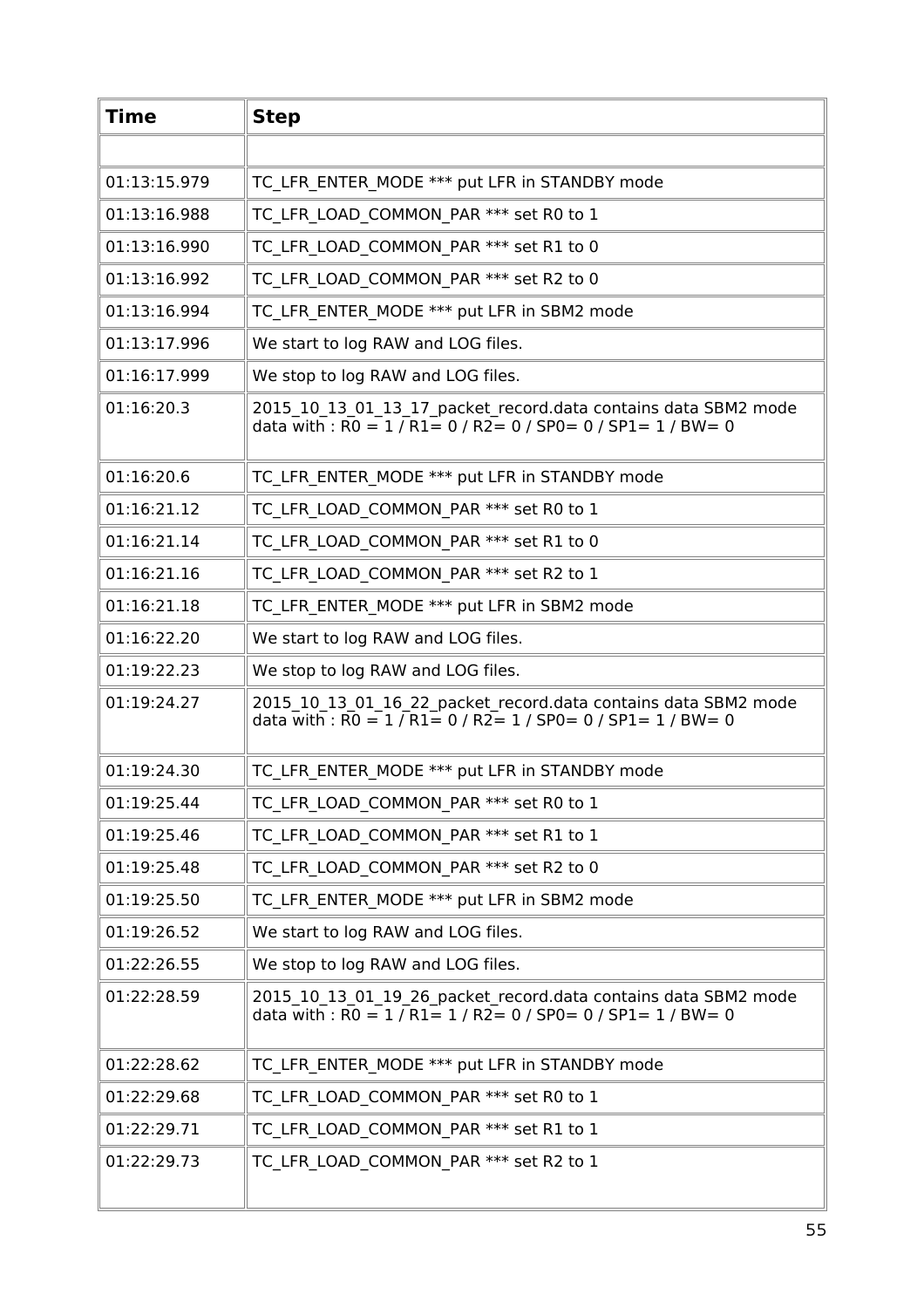| Time | Step |
|---|---|
| | |
| 01:13:15.979 | TC_LFR_ENTER_MODE *** put LFR in STANDBY mode |
| 01:13:16.988 | TC_LFR_LOAD_COMMON_PAR *** set R0 to 1 |
| 01:13:16.990 | TC_LFR_LOAD_COMMON_PAR *** set R1 to 0 |
| 01:13:16.992 | TC_LFR_LOAD_COMMON_PAR *** set R2 to 0 |
| 01:13:16.994 | TC_LFR_ENTER_MODE *** put LFR in SBM2 mode |
| 01:13:17.996 | We start to log RAW and LOG files. |
| 01:16:17.999 | We stop to log RAW and LOG files. |
| 01:16:20.3 | 2015_10_13_01_13_17_packet_record.data contains data SBM2 mode data with : R0 = 1 / R1= 0 / R2= 0 / SP0= 0 / SP1= 1 / BW= 0 |
| 01:16:20.6 | TC_LFR_ENTER_MODE *** put LFR in STANDBY mode |
| 01:16:21.12 | TC_LFR_LOAD_COMMON_PAR *** set R0 to 1 |
| 01:16:21.14 | TC_LFR_LOAD_COMMON_PAR *** set R1 to 0 |
| 01:16:21.16 | TC_LFR_LOAD_COMMON_PAR *** set R2 to 1 |
| 01:16:21.18 | TC_LFR_ENTER_MODE *** put LFR in SBM2 mode |
| 01:16:22.20 | We start to log RAW and LOG files. |
| 01:19:22.23 | We stop to log RAW and LOG files. |
| 01:19:24.27 | 2015_10_13_01_16_22_packet_record.data contains data SBM2 mode data with : R0 = 1 / R1= 0 / R2= 1 / SP0= 0 / SP1= 1 / BW= 0 |
| 01:19:24.30 | TC_LFR_ENTER_MODE *** put LFR in STANDBY mode |
| 01:19:25.44 | TC_LFR_LOAD_COMMON_PAR *** set R0 to 1 |
| 01:19:25.46 | TC_LFR_LOAD_COMMON_PAR *** set R1 to 1 |
| 01:19:25.48 | TC_LFR_LOAD_COMMON_PAR *** set R2 to 0 |
| 01:19:25.50 | TC_LFR_ENTER_MODE *** put LFR in SBM2 mode |
| 01:19:26.52 | We start to log RAW and LOG files. |
| 01:22:26.55 | We stop to log RAW and LOG files. |
| 01:22:28.59 | 2015_10_13_01_19_26_packet_record.data contains data SBM2 mode data with : R0 = 1 / R1= 1 / R2= 0 / SP0= 0 / SP1= 1 / BW= 0 |
| 01:22:28.62 | TC_LFR_ENTER_MODE *** put LFR in STANDBY mode |
| 01:22:29.68 | TC_LFR_LOAD_COMMON_PAR *** set R0 to 1 |
| 01:22:29.71 | TC_LFR_LOAD_COMMON_PAR *** set R1 to 1 |
| 01:22:29.73 | TC_LFR_LOAD_COMMON_PAR *** set R2 to 1 |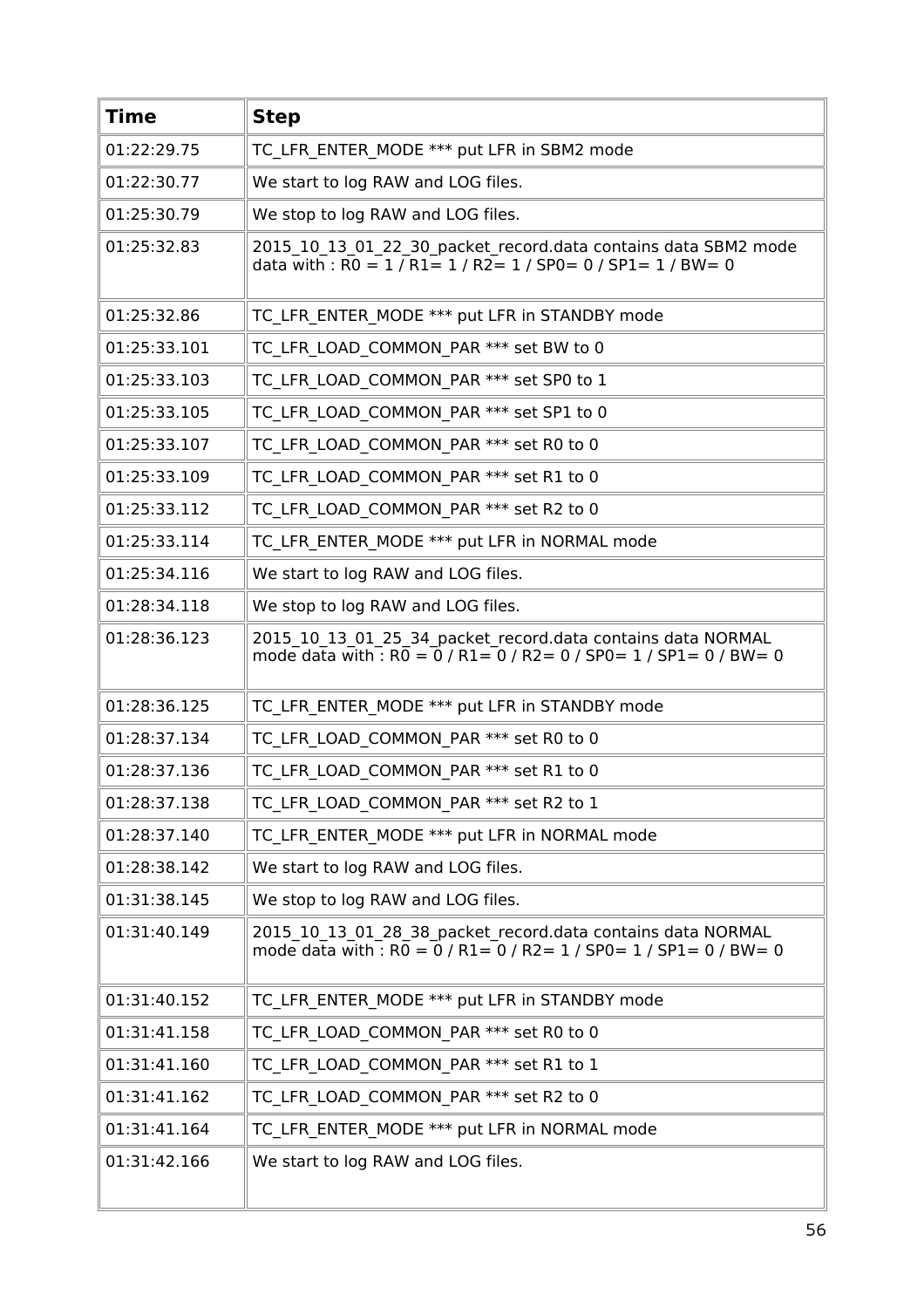| Time | Step |
|---|---|
| 01:22:29.75 | TC_LFR_ENTER_MODE *** put LFR in SBM2 mode |
| 01:22:30.77 | We start to log RAW and LOG files. |
| 01:25:30.79 | We stop to log RAW and LOG files. |
| 01:25:32.83 | 2015_10_13_01_22_30_packet_record.data contains data SBM2 mode data with : R0 = 1 / R1= 1 / R2= 1 / SP0= 0 / SP1= 1 / BW= 0 |
| 01:25:32.86 | TC_LFR_ENTER_MODE *** put LFR in STANDBY mode |
| 01:25:33.101 | TC_LFR_LOAD_COMMON_PAR *** set BW to 0 |
| 01:25:33.103 | TC_LFR_LOAD_COMMON_PAR *** set SP0 to 1 |
| 01:25:33.105 | TC_LFR_LOAD_COMMON_PAR *** set SP1 to 0 |
| 01:25:33.107 | TC_LFR_LOAD_COMMON_PAR *** set R0 to 0 |
| 01:25:33.109 | TC_LFR_LOAD_COMMON_PAR *** set R1 to 0 |
| 01:25:33.112 | TC_LFR_LOAD_COMMON_PAR *** set R2 to 0 |
| 01:25:33.114 | TC_LFR_ENTER_MODE *** put LFR in NORMAL mode |
| 01:25:34.116 | We start to log RAW and LOG files. |
| 01:28:34.118 | We stop to log RAW and LOG files. |
| 01:28:36.123 | 2015_10_13_01_25_34_packet_record.data contains data NORMAL mode data with : R0 = 0 / R1= 0 / R2= 0 / SP0= 1 / SP1= 0 / BW= 0 |
| 01:28:36.125 | TC_LFR_ENTER_MODE *** put LFR in STANDBY mode |
| 01:28:37.134 | TC_LFR_LOAD_COMMON_PAR *** set R0 to 0 |
| 01:28:37.136 | TC_LFR_LOAD_COMMON_PAR *** set R1 to 0 |
| 01:28:37.138 | TC_LFR_LOAD_COMMON_PAR *** set R2 to 1 |
| 01:28:37.140 | TC_LFR_ENTER_MODE *** put LFR in NORMAL mode |
| 01:28:38.142 | We start to log RAW and LOG files. |
| 01:31:38.145 | We stop to log RAW and LOG files. |
| 01:31:40.149 | 2015_10_13_01_28_38_packet_record.data contains data NORMAL mode data with : R0 = 0 / R1= 0 / R2= 1 / SP0= 1 / SP1= 0 / BW= 0 |
| 01:31:40.152 | TC_LFR_ENTER_MODE *** put LFR in STANDBY mode |
| 01:31:41.158 | TC_LFR_LOAD_COMMON_PAR *** set R0 to 0 |
| 01:31:41.160 | TC_LFR_LOAD_COMMON_PAR *** set R1 to 1 |
| 01:31:41.162 | TC_LFR_LOAD_COMMON_PAR *** set R2 to 0 |
| 01:31:41.164 | TC_LFR_ENTER_MODE *** put LFR in NORMAL mode |
| 01:31:42.166 | We start to log RAW and LOG files. |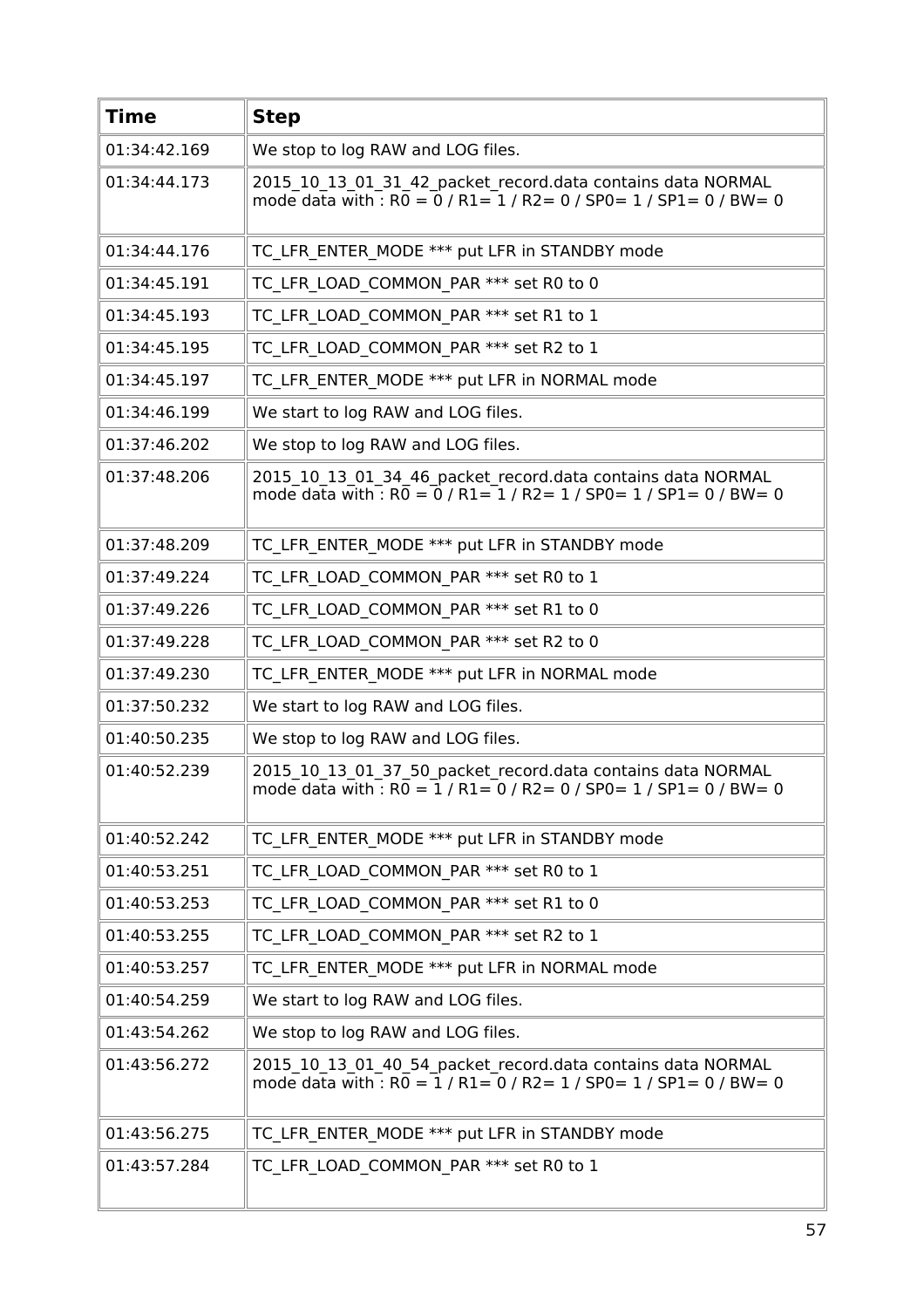| Time | Step |
|---|---|
| 01:34:42.169 | We stop to log RAW and LOG files. |
| 01:34:44.173 | 2015_10_13_01_31_42_packet_record.data contains data NORMAL mode data with : R0 = 0 / R1= 1 / R2= 0 / SP0= 1 / SP1= 0 / BW= 0 |
| 01:34:44.176 | TC_LFR_ENTER_MODE *** put LFR in STANDBY mode |
| 01:34:45.191 | TC_LFR_LOAD_COMMON_PAR *** set R0 to 0 |
| 01:34:45.193 | TC_LFR_LOAD_COMMON_PAR *** set R1 to 1 |
| 01:34:45.195 | TC_LFR_LOAD_COMMON_PAR *** set R2 to 1 |
| 01:34:45.197 | TC_LFR_ENTER_MODE *** put LFR in NORMAL mode |
| 01:34:46.199 | We start to log RAW and LOG files. |
| 01:37:46.202 | We stop to log RAW and LOG files. |
| 01:37:48.206 | 2015_10_13_01_34_46_packet_record.data contains data NORMAL mode data with : R0 = 0 / R1= 1 / R2= 1 / SP0= 1 / SP1= 0 / BW= 0 |
| 01:37:48.209 | TC_LFR_ENTER_MODE *** put LFR in STANDBY mode |
| 01:37:49.224 | TC_LFR_LOAD_COMMON_PAR *** set R0 to 1 |
| 01:37:49.226 | TC_LFR_LOAD_COMMON_PAR *** set R1 to 0 |
| 01:37:49.228 | TC_LFR_LOAD_COMMON_PAR *** set R2 to 0 |
| 01:37:49.230 | TC_LFR_ENTER_MODE *** put LFR in NORMAL mode |
| 01:37:50.232 | We start to log RAW and LOG files. |
| 01:40:50.235 | We stop to log RAW and LOG files. |
| 01:40:52.239 | 2015_10_13_01_37_50_packet_record.data contains data NORMAL mode data with : R0 = 1 / R1= 0 / R2= 0 / SP0= 1 / SP1= 0 / BW= 0 |
| 01:40:52.242 | TC_LFR_ENTER_MODE *** put LFR in STANDBY mode |
| 01:40:53.251 | TC_LFR_LOAD_COMMON_PAR *** set R0 to 1 |
| 01:40:53.253 | TC_LFR_LOAD_COMMON_PAR *** set R1 to 0 |
| 01:40:53.255 | TC_LFR_LOAD_COMMON_PAR *** set R2 to 1 |
| 01:40:53.257 | TC_LFR_ENTER_MODE *** put LFR in NORMAL mode |
| 01:40:54.259 | We start to log RAW and LOG files. |
| 01:43:54.262 | We stop to log RAW and LOG files. |
| 01:43:56.272 | 2015_10_13_01_40_54_packet_record.data contains data NORMAL mode data with : R0 = 1 / R1= 0 / R2= 1 / SP0= 1 / SP1= 0 / BW= 0 |
| 01:43:56.275 | TC_LFR_ENTER_MODE *** put LFR in STANDBY mode |
| 01:43:57.284 | TC_LFR_LOAD_COMMON_PAR *** set R0 to 1 |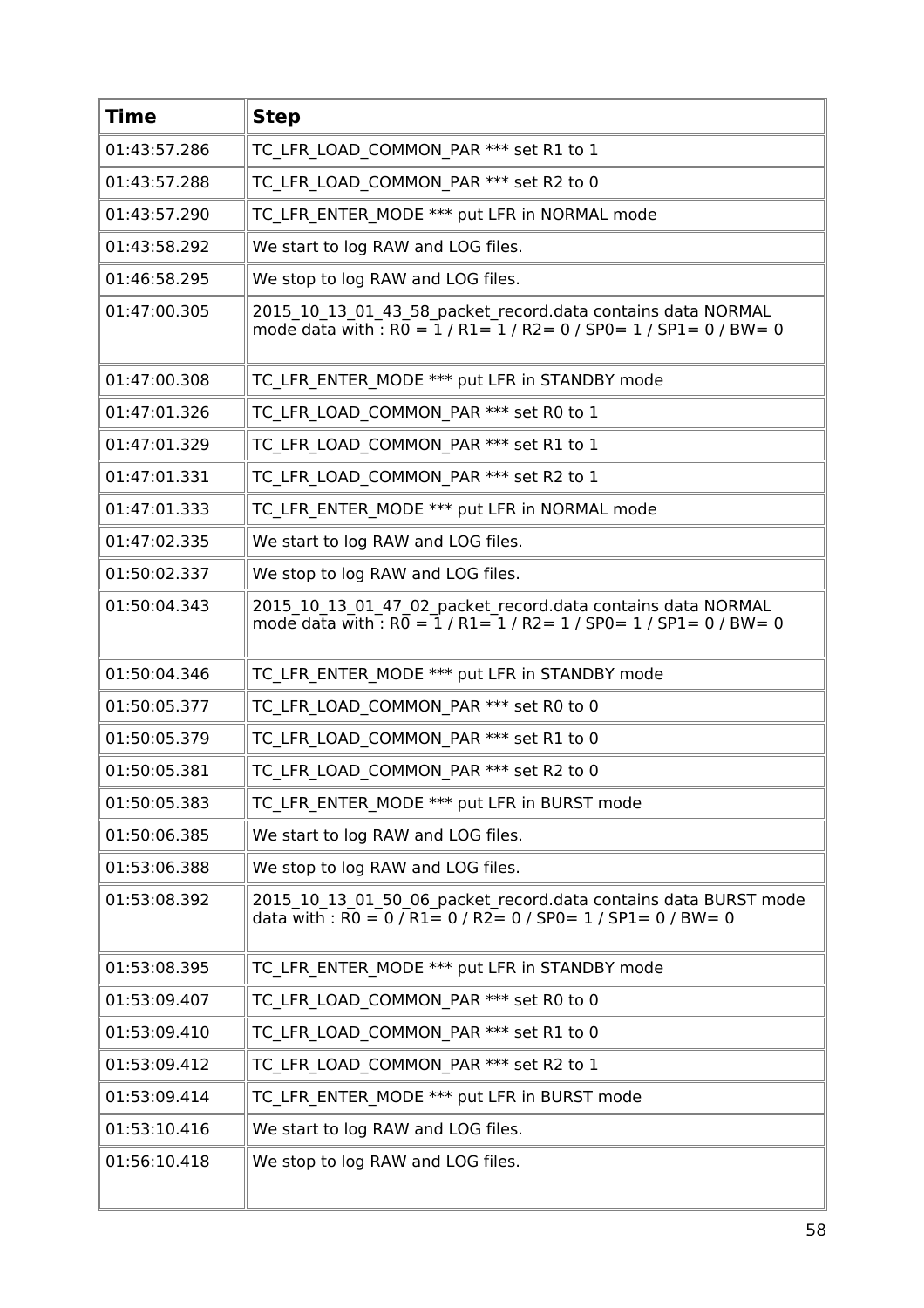| Time | Step |
| --- | --- |
| 01:43:57.286 | TC_LFR_LOAD_COMMON_PAR *** set R1 to 1 |
| 01:43:57.288 | TC_LFR_LOAD_COMMON_PAR *** set R2 to 0 |
| 01:43:57.290 | TC_LFR_ENTER_MODE *** put LFR in NORMAL mode |
| 01:43:58.292 | We start to log RAW and LOG files. |
| 01:46:58.295 | We stop to log RAW and LOG files. |
| 01:47:00.305 | 2015_10_13_01_43_58_packet_record.data contains data NORMAL mode data with : R0 = 1 / R1= 1 / R2= 0 / SP0= 1 / SP1= 0 / BW= 0 |
| 01:47:00.308 | TC_LFR_ENTER_MODE *** put LFR in STANDBY mode |
| 01:47:01.326 | TC_LFR_LOAD_COMMON_PAR *** set R0 to 1 |
| 01:47:01.329 | TC_LFR_LOAD_COMMON_PAR *** set R1 to 1 |
| 01:47:01.331 | TC_LFR_LOAD_COMMON_PAR *** set R2 to 1 |
| 01:47:01.333 | TC_LFR_ENTER_MODE *** put LFR in NORMAL mode |
| 01:47:02.335 | We start to log RAW and LOG files. |
| 01:50:02.337 | We stop to log RAW and LOG files. |
| 01:50:04.343 | 2015_10_13_01_47_02_packet_record.data contains data NORMAL mode data with : R0 = 1 / R1= 1 / R2= 1 / SP0= 1 / SP1= 0 / BW= 0 |
| 01:50:04.346 | TC_LFR_ENTER_MODE *** put LFR in STANDBY mode |
| 01:50:05.377 | TC_LFR_LOAD_COMMON_PAR *** set R0 to 0 |
| 01:50:05.379 | TC_LFR_LOAD_COMMON_PAR *** set R1 to 0 |
| 01:50:05.381 | TC_LFR_LOAD_COMMON_PAR *** set R2 to 0 |
| 01:50:05.383 | TC_LFR_ENTER_MODE *** put LFR in BURST mode |
| 01:50:06.385 | We start to log RAW and LOG files. |
| 01:53:06.388 | We stop to log RAW and LOG files. |
| 01:53:08.392 | 2015_10_13_01_50_06_packet_record.data contains data BURST mode data with : R0 = 0 / R1= 0 / R2= 0 / SP0= 1 / SP1= 0 / BW= 0 |
| 01:53:08.395 | TC_LFR_ENTER_MODE *** put LFR in STANDBY mode |
| 01:53:09.407 | TC_LFR_LOAD_COMMON_PAR *** set R0 to 0 |
| 01:53:09.410 | TC_LFR_LOAD_COMMON_PAR *** set R1 to 0 |
| 01:53:09.412 | TC_LFR_LOAD_COMMON_PAR *** set R2 to 1 |
| 01:53:09.414 | TC_LFR_ENTER_MODE *** put LFR in BURST mode |
| 01:53:10.416 | We start to log RAW and LOG files. |
| 01:56:10.418 | We stop to log RAW and LOG files. |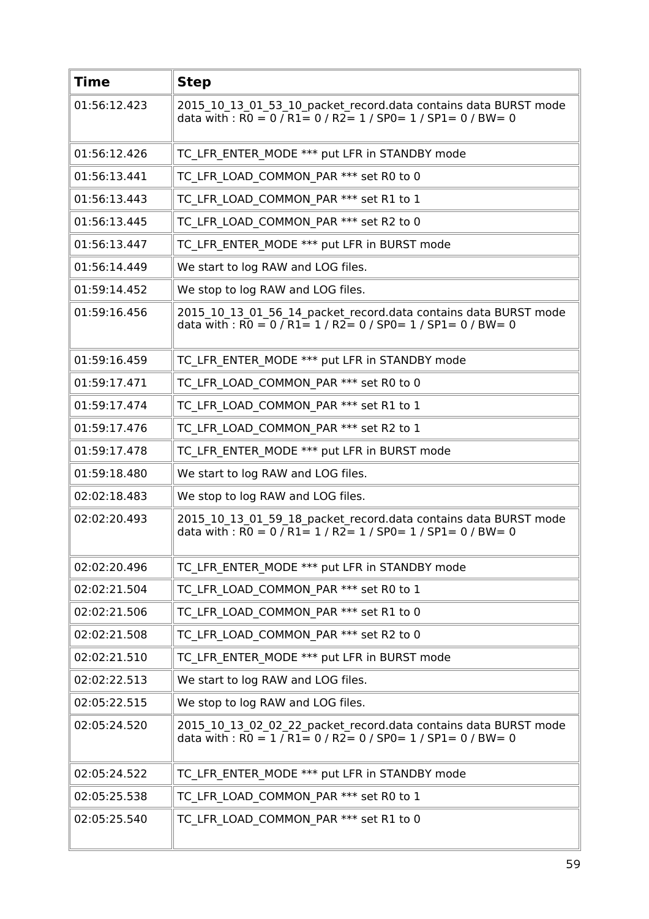| Time | Step |
|---|---|
| 01:56:12.423 | 2015_10_13_01_53_10_packet_record.data contains data BURST mode data with : R0 = 0 / R1= 0 / R2= 1 / SP0= 1 / SP1= 0 / BW= 0 |
| 01:56:12.426 | TC_LFR_ENTER_MODE *** put LFR in STANDBY mode |
| 01:56:13.441 | TC_LFR_LOAD_COMMON_PAR *** set R0 to 0 |
| 01:56:13.443 | TC_LFR_LOAD_COMMON_PAR *** set R1 to 1 |
| 01:56:13.445 | TC_LFR_LOAD_COMMON_PAR *** set R2 to 0 |
| 01:56:13.447 | TC_LFR_ENTER_MODE *** put LFR in BURST mode |
| 01:56:14.449 | We start to log RAW and LOG files. |
| 01:59:14.452 | We stop to log RAW and LOG files. |
| 01:59:16.456 | 2015_10_13_01_56_14_packet_record.data contains data BURST mode data with : R0 = 0 / R1= 1 / R2= 0 / SP0= 1 / SP1= 0 / BW= 0 |
| 01:59:16.459 | TC_LFR_ENTER_MODE *** put LFR in STANDBY mode |
| 01:59:17.471 | TC_LFR_LOAD_COMMON_PAR *** set R0 to 0 |
| 01:59:17.474 | TC_LFR_LOAD_COMMON_PAR *** set R1 to 1 |
| 01:59:17.476 | TC_LFR_LOAD_COMMON_PAR *** set R2 to 1 |
| 01:59:17.478 | TC_LFR_ENTER_MODE *** put LFR in BURST mode |
| 01:59:18.480 | We start to log RAW and LOG files. |
| 02:02:18.483 | We stop to log RAW and LOG files. |
| 02:02:20.493 | 2015_10_13_01_59_18_packet_record.data contains data BURST mode data with : R0 = 0 / R1= 1 / R2= 1 / SP0= 1 / SP1= 0 / BW= 0 |
| 02:02:20.496 | TC_LFR_ENTER_MODE *** put LFR in STANDBY mode |
| 02:02:21.504 | TC_LFR_LOAD_COMMON_PAR *** set R0 to 1 |
| 02:02:21.506 | TC_LFR_LOAD_COMMON_PAR *** set R1 to 0 |
| 02:02:21.508 | TC_LFR_LOAD_COMMON_PAR *** set R2 to 0 |
| 02:02:21.510 | TC_LFR_ENTER_MODE *** put LFR in BURST mode |
| 02:02:22.513 | We start to log RAW and LOG files. |
| 02:05:22.515 | We stop to log RAW and LOG files. |
| 02:05:24.520 | 2015_10_13_02_02_22_packet_record.data contains data BURST mode data with : R0 = 1 / R1= 0 / R2= 0 / SP0= 1 / SP1= 0 / BW= 0 |
| 02:05:24.522 | TC_LFR_ENTER_MODE *** put LFR in STANDBY mode |
| 02:05:25.538 | TC_LFR_LOAD_COMMON_PAR *** set R0 to 1 |
| 02:05:25.540 | TC_LFR_LOAD_COMMON_PAR *** set R1 to 0 |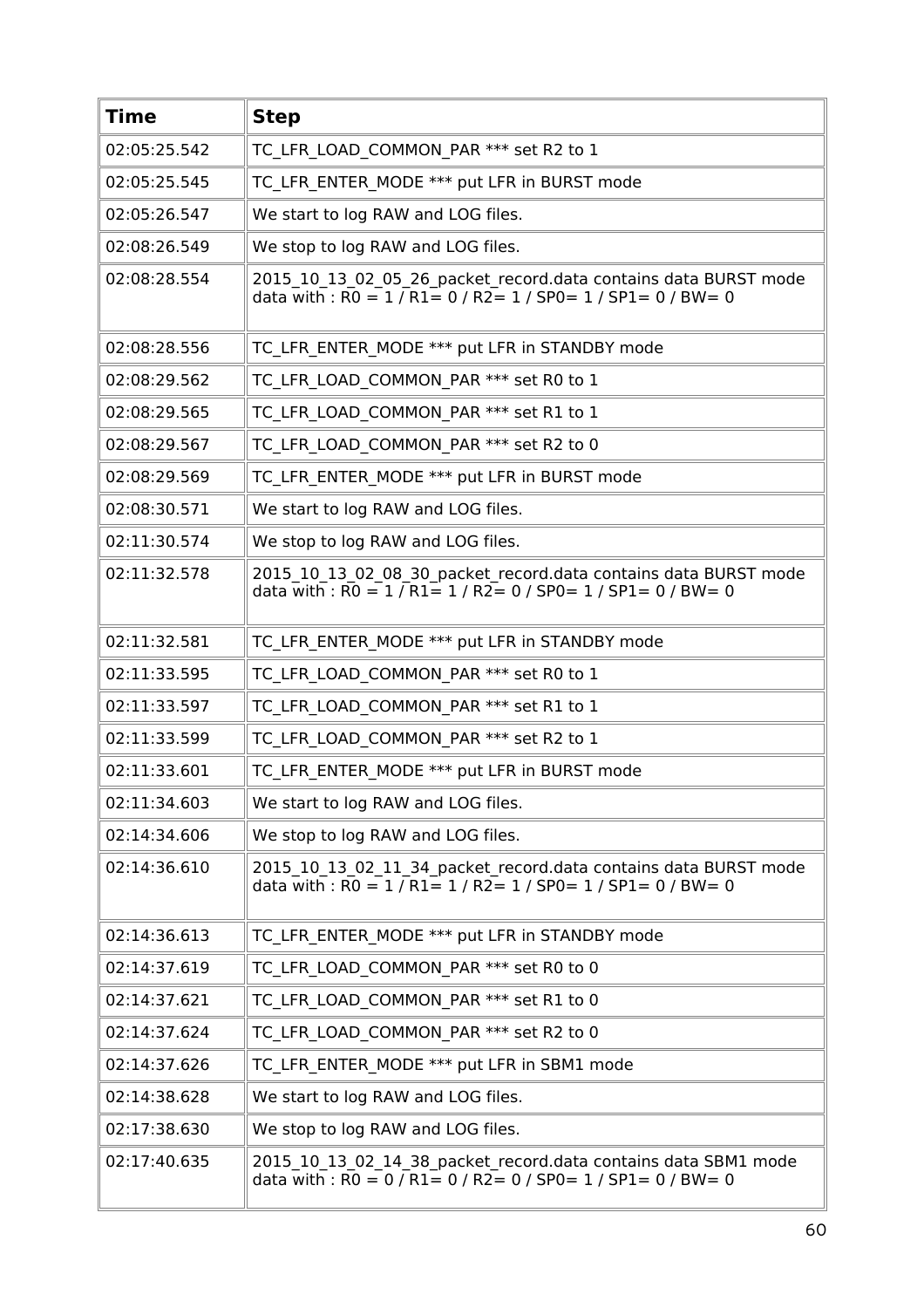| Time | Step |
|---|---|
| 02:05:25.542 | TC_LFR_LOAD_COMMON_PAR *** set R2 to 1 |
| 02:05:25.545 | TC_LFR_ENTER_MODE *** put LFR in BURST mode |
| 02:05:26.547 | We start to log RAW and LOG files. |
| 02:08:26.549 | We stop to log RAW and LOG files. |
| 02:08:28.554 | 2015_10_13_02_05_26_packet_record.data contains data BURST mode data with : R0 = 1 / R1= 0 / R2= 1 / SP0= 1 / SP1= 0 / BW= 0 |
| 02:08:28.556 | TC_LFR_ENTER_MODE *** put LFR in STANDBY mode |
| 02:08:29.562 | TC_LFR_LOAD_COMMON_PAR *** set R0 to 1 |
| 02:08:29.565 | TC_LFR_LOAD_COMMON_PAR *** set R1 to 1 |
| 02:08:29.567 | TC_LFR_LOAD_COMMON_PAR *** set R2 to 0 |
| 02:08:29.569 | TC_LFR_ENTER_MODE *** put LFR in BURST mode |
| 02:08:30.571 | We start to log RAW and LOG files. |
| 02:11:30.574 | We stop to log RAW and LOG files. |
| 02:11:32.578 | 2015_10_13_02_08_30_packet_record.data contains data BURST mode data with : R0 = 1 / R1= 1 / R2= 0 / SP0= 1 / SP1= 0 / BW= 0 |
| 02:11:32.581 | TC_LFR_ENTER_MODE *** put LFR in STANDBY mode |
| 02:11:33.595 | TC_LFR_LOAD_COMMON_PAR *** set R0 to 1 |
| 02:11:33.597 | TC_LFR_LOAD_COMMON_PAR *** set R1 to 1 |
| 02:11:33.599 | TC_LFR_LOAD_COMMON_PAR *** set R2 to 1 |
| 02:11:33.601 | TC_LFR_ENTER_MODE *** put LFR in BURST mode |
| 02:11:34.603 | We start to log RAW and LOG files. |
| 02:14:34.606 | We stop to log RAW and LOG files. |
| 02:14:36.610 | 2015_10_13_02_11_34_packet_record.data contains data BURST mode data with : R0 = 1 / R1= 1 / R2= 1 / SP0= 1 / SP1= 0 / BW= 0 |
| 02:14:36.613 | TC_LFR_ENTER_MODE *** put LFR in STANDBY mode |
| 02:14:37.619 | TC_LFR_LOAD_COMMON_PAR *** set R0 to 0 |
| 02:14:37.621 | TC_LFR_LOAD_COMMON_PAR *** set R1 to 0 |
| 02:14:37.624 | TC_LFR_LOAD_COMMON_PAR *** set R2 to 0 |
| 02:14:37.626 | TC_LFR_ENTER_MODE *** put LFR in SBM1 mode |
| 02:14:38.628 | We start to log RAW and LOG files. |
| 02:17:38.630 | We stop to log RAW and LOG files. |
| 02:17:40.635 | 2015_10_13_02_14_38_packet_record.data contains data SBM1 mode data with : R0 = 0 / R1= 0 / R2= 0 / SP0= 1 / SP1= 0 / BW= 0 |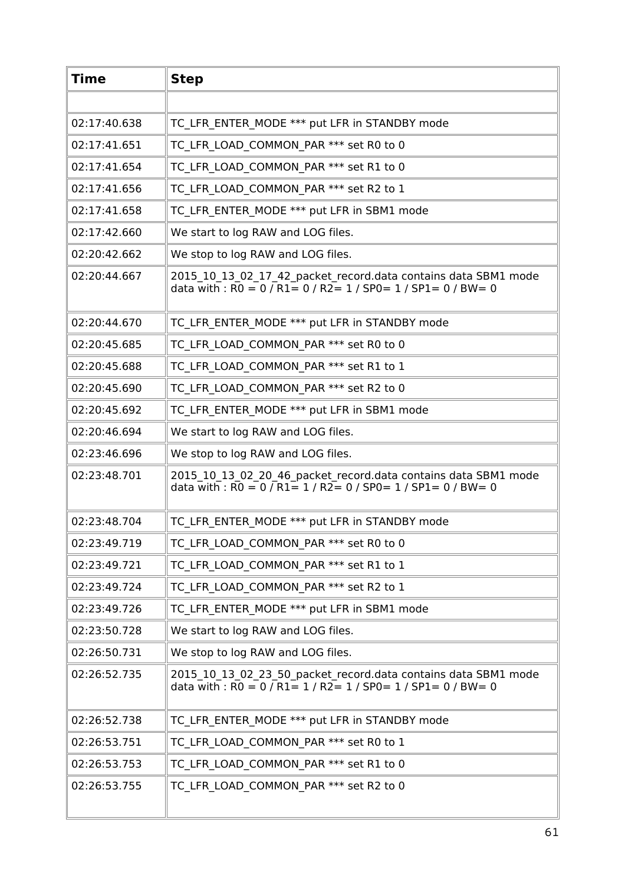| Time | Step |
|---|---|
| | |
| 02:17:40.638 | TC_LFR_ENTER_MODE *** put LFR in STANDBY mode |
| 02:17:41.651 | TC_LFR_LOAD_COMMON_PAR *** set R0 to 0 |
| 02:17:41.654 | TC_LFR_LOAD_COMMON_PAR *** set R1 to 0 |
| 02:17:41.656 | TC_LFR_LOAD_COMMON_PAR *** set R2 to 1 |
| 02:17:41.658 | TC_LFR_ENTER_MODE *** put LFR in SBM1 mode |
| 02:17:42.660 | We start to log RAW and LOG files. |
| 02:20:42.662 | We stop to log RAW and LOG files. |
| 02:20:44.667 | 2015_10_13_02_17_42_packet_record.data contains data SBM1 mode data with : R0 = 0 / R1= 0 / R2= 1 / SP0= 1 / SP1= 0 / BW= 0 |
| 02:20:44.670 | TC_LFR_ENTER_MODE *** put LFR in STANDBY mode |
| 02:20:45.685 | TC_LFR_LOAD_COMMON_PAR *** set R0 to 0 |
| 02:20:45.688 | TC_LFR_LOAD_COMMON_PAR *** set R1 to 1 |
| 02:20:45.690 | TC_LFR_LOAD_COMMON_PAR *** set R2 to 0 |
| 02:20:45.692 | TC_LFR_ENTER_MODE *** put LFR in SBM1 mode |
| 02:20:46.694 | We start to log RAW and LOG files. |
| 02:23:46.696 | We stop to log RAW and LOG files. |
| 02:23:48.701 | 2015_10_13_02_20_46_packet_record.data contains data SBM1 mode data with : R0 = 0 / R1= 1 / R2= 0 / SP0= 1 / SP1= 0 / BW= 0 |
| 02:23:48.704 | TC_LFR_ENTER_MODE *** put LFR in STANDBY mode |
| 02:23:49.719 | TC_LFR_LOAD_COMMON_PAR *** set R0 to 0 |
| 02:23:49.721 | TC_LFR_LOAD_COMMON_PAR *** set R1 to 1 |
| 02:23:49.724 | TC_LFR_LOAD_COMMON_PAR *** set R2 to 1 |
| 02:23:49.726 | TC_LFR_ENTER_MODE *** put LFR in SBM1 mode |
| 02:23:50.728 | We start to log RAW and LOG files. |
| 02:26:50.731 | We stop to log RAW and LOG files. |
| 02:26:52.735 | 2015_10_13_02_23_50_packet_record.data contains data SBM1 mode data with : R0 = 0 / R1= 1 / R2= 1 / SP0= 1 / SP1= 0 / BW= 0 |
| 02:26:52.738 | TC_LFR_ENTER_MODE *** put LFR in STANDBY mode |
| 02:26:53.751 | TC_LFR_LOAD_COMMON_PAR *** set R0 to 1 |
| 02:26:53.753 | TC_LFR_LOAD_COMMON_PAR *** set R1 to 0 |
| 02:26:53.755 | TC_LFR_LOAD_COMMON_PAR *** set R2 to 0 |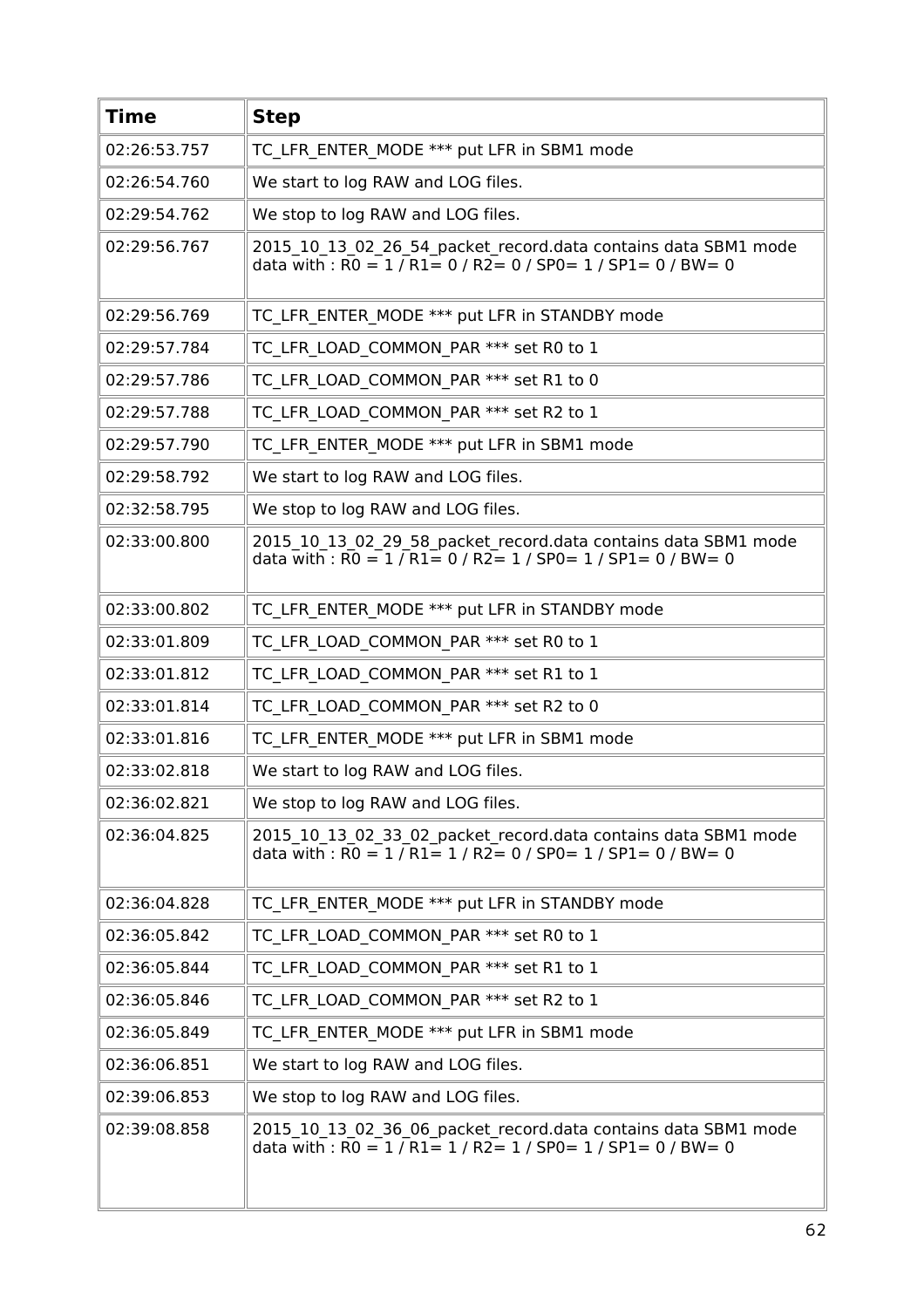| Time | Step |
|---|---|
| 02:26:53.757 | TC_LFR_ENTER_MODE *** put LFR in SBM1 mode |
| 02:26:54.760 | We start to log RAW and LOG files. |
| 02:29:54.762 | We stop to log RAW and LOG files. |
| 02:29:56.767 | 2015_10_13_02_26_54_packet_record.data contains data SBM1 mode data with : R0 = 1 / R1= 0 / R2= 0 / SP0= 1 / SP1= 0 / BW= 0 |
| 02:29:56.769 | TC_LFR_ENTER_MODE *** put LFR in STANDBY mode |
| 02:29:57.784 | TC_LFR_LOAD_COMMON_PAR *** set R0 to 1 |
| 02:29:57.786 | TC_LFR_LOAD_COMMON_PAR *** set R1 to 0 |
| 02:29:57.788 | TC_LFR_LOAD_COMMON_PAR *** set R2 to 1 |
| 02:29:57.790 | TC_LFR_ENTER_MODE *** put LFR in SBM1 mode |
| 02:29:58.792 | We start to log RAW and LOG files. |
| 02:32:58.795 | We stop to log RAW and LOG files. |
| 02:33:00.800 | 2015_10_13_02_29_58_packet_record.data contains data SBM1 mode data with : R0 = 1 / R1= 0 / R2= 1 / SP0= 1 / SP1= 0 / BW= 0 |
| 02:33:00.802 | TC_LFR_ENTER_MODE *** put LFR in STANDBY mode |
| 02:33:01.809 | TC_LFR_LOAD_COMMON_PAR *** set R0 to 1 |
| 02:33:01.812 | TC_LFR_LOAD_COMMON_PAR *** set R1 to 1 |
| 02:33:01.814 | TC_LFR_LOAD_COMMON_PAR *** set R2 to 0 |
| 02:33:01.816 | TC_LFR_ENTER_MODE *** put LFR in SBM1 mode |
| 02:33:02.818 | We start to log RAW and LOG files. |
| 02:36:02.821 | We stop to log RAW and LOG files. |
| 02:36:04.825 | 2015_10_13_02_33_02_packet_record.data contains data SBM1 mode data with : R0 = 1 / R1= 1 / R2= 0 / SP0= 1 / SP1= 0 / BW= 0 |
| 02:36:04.828 | TC_LFR_ENTER_MODE *** put LFR in STANDBY mode |
| 02:36:05.842 | TC_LFR_LOAD_COMMON_PAR *** set R0 to 1 |
| 02:36:05.844 | TC_LFR_LOAD_COMMON_PAR *** set R1 to 1 |
| 02:36:05.846 | TC_LFR_LOAD_COMMON_PAR *** set R2 to 1 |
| 02:36:05.849 | TC_LFR_ENTER_MODE *** put LFR in SBM1 mode |
| 02:36:06.851 | We start to log RAW and LOG files. |
| 02:39:06.853 | We stop to log RAW and LOG files. |
| 02:39:08.858 | 2015_10_13_02_36_06_packet_record.data contains data SBM1 mode data with : R0 = 1 / R1= 1 / R2= 1 / SP0= 1 / SP1= 0 / BW= 0 |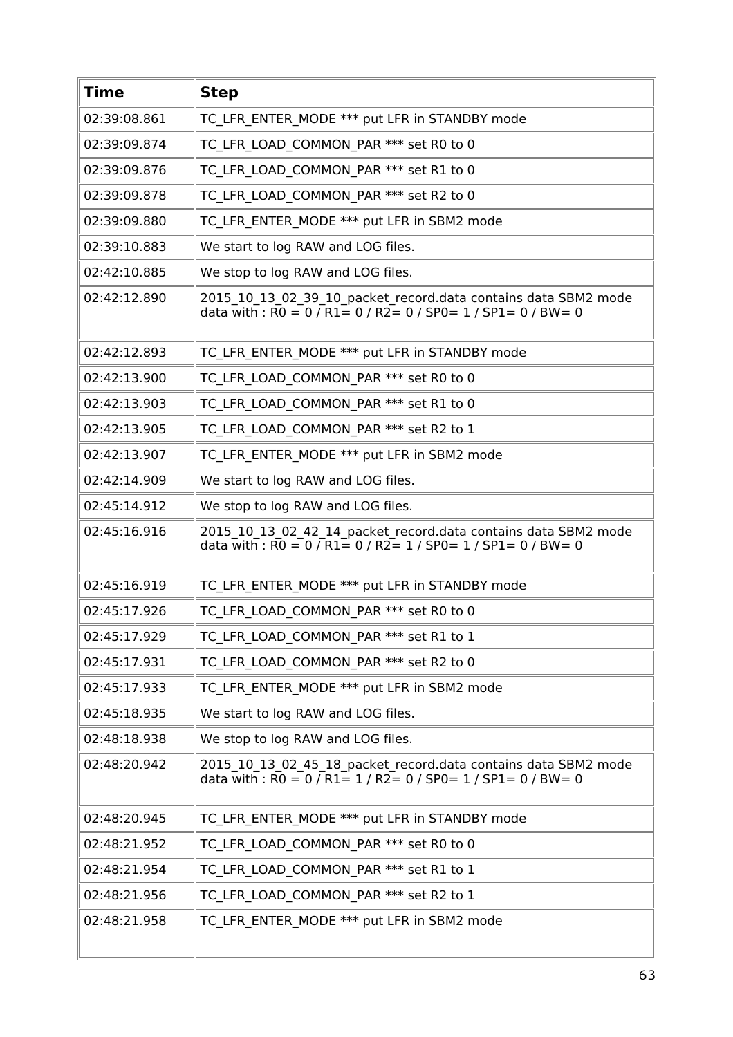| Time | Step |
|---|---|
| 02:39:08.861 | TC_LFR_ENTER_MODE *** put LFR in STANDBY mode |
| 02:39:09.874 | TC_LFR_LOAD_COMMON_PAR *** set R0 to 0 |
| 02:39:09.876 | TC_LFR_LOAD_COMMON_PAR *** set R1 to 0 |
| 02:39:09.878 | TC_LFR_LOAD_COMMON_PAR *** set R2 to 0 |
| 02:39:09.880 | TC_LFR_ENTER_MODE *** put LFR in SBM2 mode |
| 02:39:10.883 | We start to log RAW and LOG files. |
| 02:42:10.885 | We stop to log RAW and LOG files. |
| 02:42:12.890 | 2015_10_13_02_39_10_packet_record.data contains data SBM2 mode data with : R0 = 0 / R1= 0 / R2= 0 / SP0= 1 / SP1= 0 / BW= 0 |
| 02:42:12.893 | TC_LFR_ENTER_MODE *** put LFR in STANDBY mode |
| 02:42:13.900 | TC_LFR_LOAD_COMMON_PAR *** set R0 to 0 |
| 02:42:13.903 | TC_LFR_LOAD_COMMON_PAR *** set R1 to 0 |
| 02:42:13.905 | TC_LFR_LOAD_COMMON_PAR *** set R2 to 1 |
| 02:42:13.907 | TC_LFR_ENTER_MODE *** put LFR in SBM2 mode |
| 02:42:14.909 | We start to log RAW and LOG files. |
| 02:45:14.912 | We stop to log RAW and LOG files. |
| 02:45:16.916 | 2015_10_13_02_42_14_packet_record.data contains data SBM2 mode data with : R0 = 0 / R1= 0 / R2= 1 / SP0= 1 / SP1= 0 / BW= 0 |
| 02:45:16.919 | TC_LFR_ENTER_MODE *** put LFR in STANDBY mode |
| 02:45:17.926 | TC_LFR_LOAD_COMMON_PAR *** set R0 to 0 |
| 02:45:17.929 | TC_LFR_LOAD_COMMON_PAR *** set R1 to 1 |
| 02:45:17.931 | TC_LFR_LOAD_COMMON_PAR *** set R2 to 0 |
| 02:45:17.933 | TC_LFR_ENTER_MODE *** put LFR in SBM2 mode |
| 02:45:18.935 | We start to log RAW and LOG files. |
| 02:48:18.938 | We stop to log RAW and LOG files. |
| 02:48:20.942 | 2015_10_13_02_45_18_packet_record.data contains data SBM2 mode data with : R0 = 0 / R1= 1 / R2= 0 / SP0= 1 / SP1= 0 / BW= 0 |
| 02:48:20.945 | TC_LFR_ENTER_MODE *** put LFR in STANDBY mode |
| 02:48:21.952 | TC_LFR_LOAD_COMMON_PAR *** set R0 to 0 |
| 02:48:21.954 | TC_LFR_LOAD_COMMON_PAR *** set R1 to 1 |
| 02:48:21.956 | TC_LFR_LOAD_COMMON_PAR *** set R2 to 1 |
| 02:48:21.958 | TC_LFR_ENTER_MODE *** put LFR in SBM2 mode |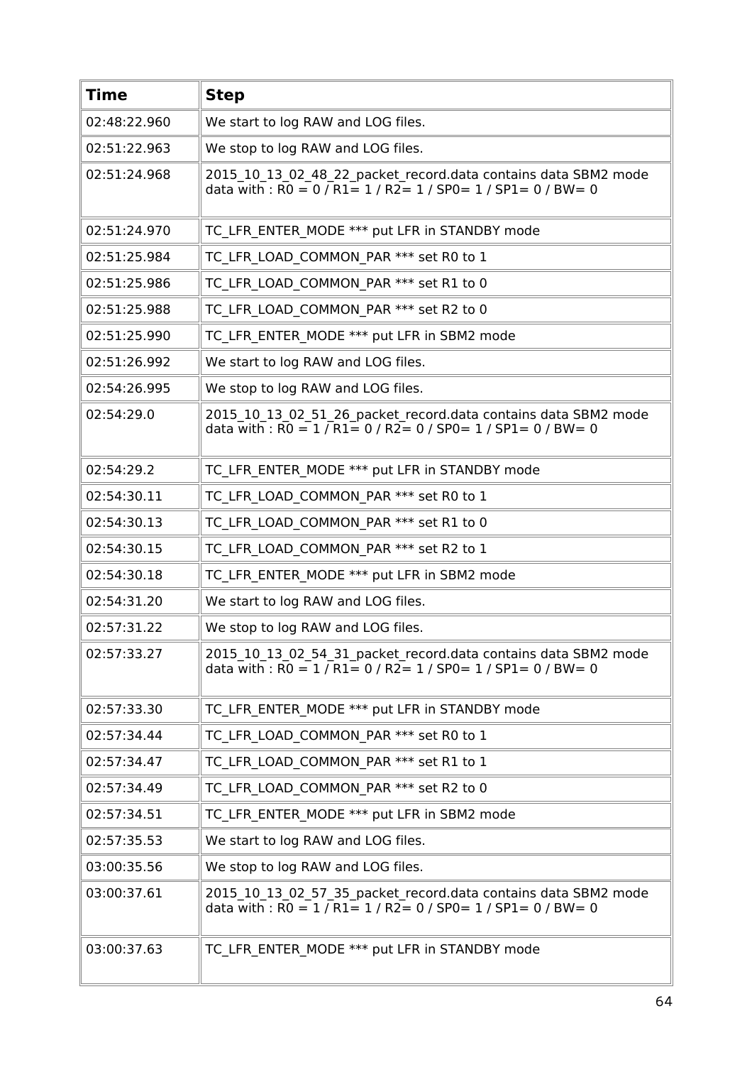| Time | Step |
|---|---|
| 02:48:22.960 | We start to log RAW and LOG files. |
| 02:51:22.963 | We stop to log RAW and LOG files. |
| 02:51:24.968 | 2015_10_13_02_48_22_packet_record.data contains data SBM2 mode data with : R0 = 0 / R1= 1 / R2= 1 / SP0= 1 / SP1= 0 / BW= 0 |
| 02:51:24.970 | TC_LFR_ENTER_MODE *** put LFR in STANDBY mode |
| 02:51:25.984 | TC_LFR_LOAD_COMMON_PAR *** set R0 to 1 |
| 02:51:25.986 | TC_LFR_LOAD_COMMON_PAR *** set R1 to 0 |
| 02:51:25.988 | TC_LFR_LOAD_COMMON_PAR *** set R2 to 0 |
| 02:51:25.990 | TC_LFR_ENTER_MODE *** put LFR in SBM2 mode |
| 02:51:26.992 | We start to log RAW and LOG files. |
| 02:54:26.995 | We stop to log RAW and LOG files. |
| 02:54:29.0 | 2015_10_13_02_51_26_packet_record.data contains data SBM2 mode data with : R0 = 1 / R1= 0 / R2= 0 / SP0= 1 / SP1= 0 / BW= 0 |
| 02:54:29.2 | TC_LFR_ENTER_MODE *** put LFR in STANDBY mode |
| 02:54:30.11 | TC_LFR_LOAD_COMMON_PAR *** set R0 to 1 |
| 02:54:30.13 | TC_LFR_LOAD_COMMON_PAR *** set R1 to 0 |
| 02:54:30.15 | TC_LFR_LOAD_COMMON_PAR *** set R2 to 1 |
| 02:54:30.18 | TC_LFR_ENTER_MODE *** put LFR in SBM2 mode |
| 02:54:31.20 | We start to log RAW and LOG files. |
| 02:57:31.22 | We stop to log RAW and LOG files. |
| 02:57:33.27 | 2015_10_13_02_54_31_packet_record.data contains data SBM2 mode data with : R0 = 1 / R1= 0 / R2= 1 / SP0= 1 / SP1= 0 / BW= 0 |
| 02:57:33.30 | TC_LFR_ENTER_MODE *** put LFR in STANDBY mode |
| 02:57:34.44 | TC_LFR_LOAD_COMMON_PAR *** set R0 to 1 |
| 02:57:34.47 | TC_LFR_LOAD_COMMON_PAR *** set R1 to 1 |
| 02:57:34.49 | TC_LFR_LOAD_COMMON_PAR *** set R2 to 0 |
| 02:57:34.51 | TC_LFR_ENTER_MODE *** put LFR in SBM2 mode |
| 02:57:35.53 | We start to log RAW and LOG files. |
| 03:00:35.56 | We stop to log RAW and LOG files. |
| 03:00:37.61 | 2015_10_13_02_57_35_packet_record.data contains data SBM2 mode data with : R0 = 1 / R1= 1 / R2= 0 / SP0= 1 / SP1= 0 / BW= 0 |
| 03:00:37.63 | TC_LFR_ENTER_MODE *** put LFR in STANDBY mode |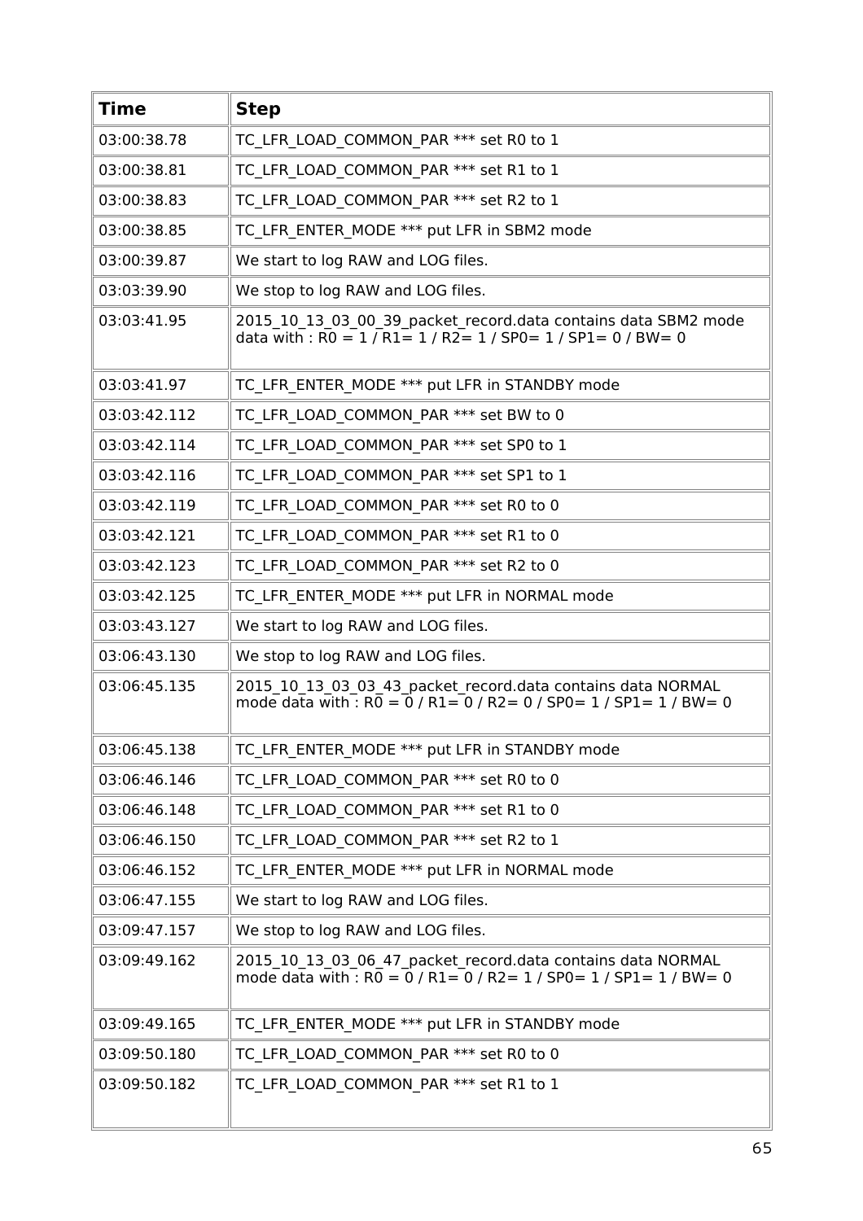| Time | Step |
|---|---|
| 03:00:38.78 | TC_LFR_LOAD_COMMON_PAR *** set R0 to 1 |
| 03:00:38.81 | TC_LFR_LOAD_COMMON_PAR *** set R1 to 1 |
| 03:00:38.83 | TC_LFR_LOAD_COMMON_PAR *** set R2 to 1 |
| 03:00:38.85 | TC_LFR_ENTER_MODE *** put LFR in SBM2 mode |
| 03:00:39.87 | We start to log RAW and LOG files. |
| 03:03:39.90 | We stop to log RAW and LOG files. |
| 03:03:41.95 | 2015_10_13_03_00_39_packet_record.data contains data SBM2 mode data with : R0 = 1 / R1= 1 / R2= 1 / SP0= 1 / SP1= 0 / BW= 0 |
| 03:03:41.97 | TC_LFR_ENTER_MODE *** put LFR in STANDBY mode |
| 03:03:42.112 | TC_LFR_LOAD_COMMON_PAR *** set BW to 0 |
| 03:03:42.114 | TC_LFR_LOAD_COMMON_PAR *** set SP0 to 1 |
| 03:03:42.116 | TC_LFR_LOAD_COMMON_PAR *** set SP1 to 1 |
| 03:03:42.119 | TC_LFR_LOAD_COMMON_PAR *** set R0 to 0 |
| 03:03:42.121 | TC_LFR_LOAD_COMMON_PAR *** set R1 to 0 |
| 03:03:42.123 | TC_LFR_LOAD_COMMON_PAR *** set R2 to 0 |
| 03:03:42.125 | TC_LFR_ENTER_MODE *** put LFR in NORMAL mode |
| 03:03:43.127 | We start to log RAW and LOG files. |
| 03:06:43.130 | We stop to log RAW and LOG files. |
| 03:06:45.135 | 2015_10_13_03_03_43_packet_record.data contains data NORMAL mode data with : R0 = 0 / R1= 0 / R2= 0 / SP0= 1 / SP1= 1 / BW= 0 |
| 03:06:45.138 | TC_LFR_ENTER_MODE *** put LFR in STANDBY mode |
| 03:06:46.146 | TC_LFR_LOAD_COMMON_PAR *** set R0 to 0 |
| 03:06:46.148 | TC_LFR_LOAD_COMMON_PAR *** set R1 to 0 |
| 03:06:46.150 | TC_LFR_LOAD_COMMON_PAR *** set R2 to 1 |
| 03:06:46.152 | TC_LFR_ENTER_MODE *** put LFR in NORMAL mode |
| 03:06:47.155 | We start to log RAW and LOG files. |
| 03:09:47.157 | We stop to log RAW and LOG files. |
| 03:09:49.162 | 2015_10_13_03_06_47_packet_record.data contains data NORMAL mode data with : R0 = 0 / R1= 0 / R2= 1 / SP0= 1 / SP1= 1 / BW= 0 |
| 03:09:49.165 | TC_LFR_ENTER_MODE *** put LFR in STANDBY mode |
| 03:09:50.180 | TC_LFR_LOAD_COMMON_PAR *** set R0 to 0 |
| 03:09:50.182 | TC_LFR_LOAD_COMMON_PAR *** set R1 to 1 |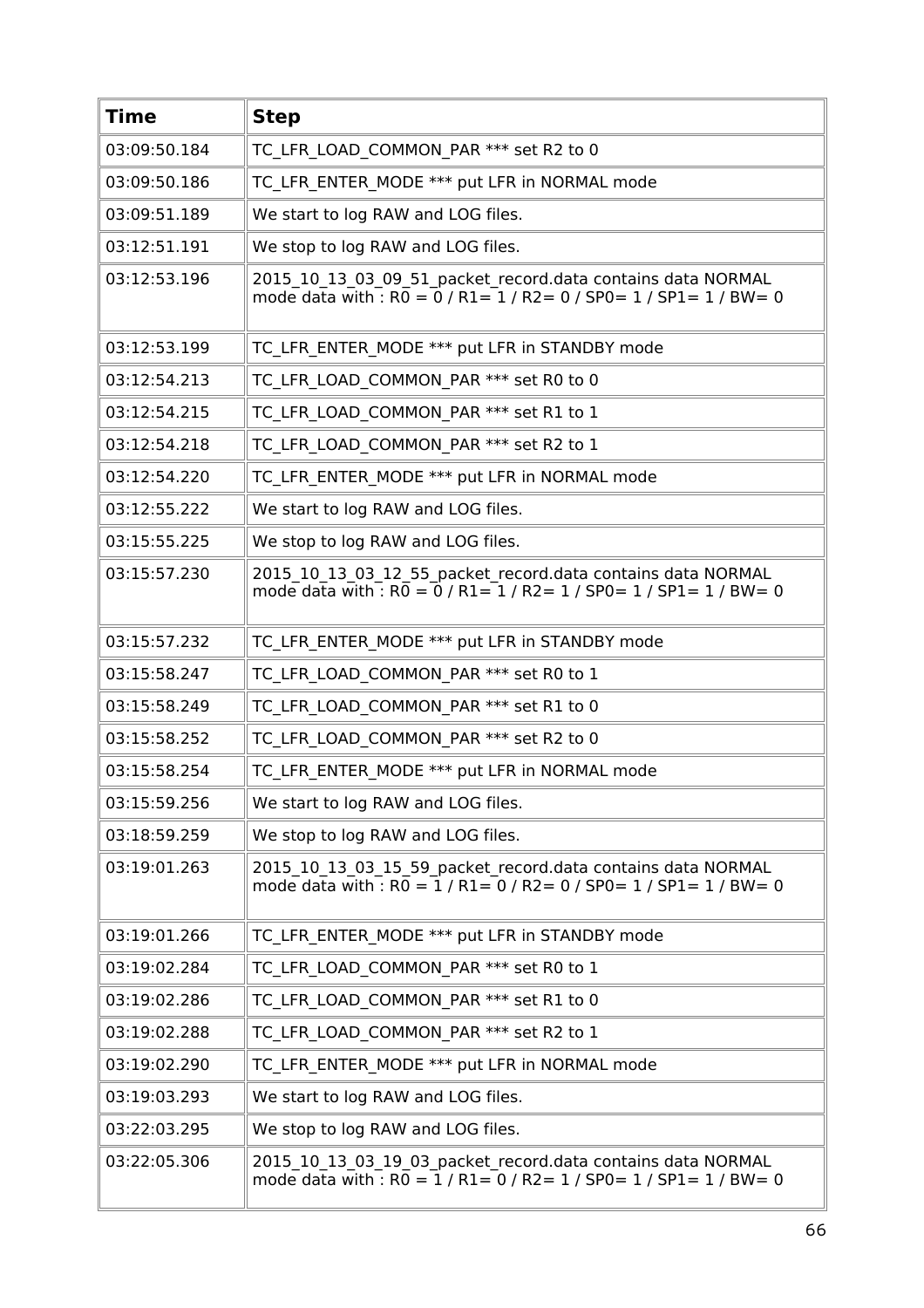| Time | Step |
|---|---|
| 03:09:50.184 | TC_LFR_LOAD_COMMON_PAR *** set R2 to 0 |
| 03:09:50.186 | TC_LFR_ENTER_MODE *** put LFR in NORMAL mode |
| 03:09:51.189 | We start to log RAW and LOG files. |
| 03:12:51.191 | We stop to log RAW and LOG files. |
| 03:12:53.196 | 2015_10_13_03_09_51_packet_record.data contains data NORMAL mode data with : R0 = 0 / R1= 1 / R2= 0 / SP0= 1 / SP1= 1 / BW= 0 |
| 03:12:53.199 | TC_LFR_ENTER_MODE *** put LFR in STANDBY mode |
| 03:12:54.213 | TC_LFR_LOAD_COMMON_PAR *** set R0 to 0 |
| 03:12:54.215 | TC_LFR_LOAD_COMMON_PAR *** set R1 to 1 |
| 03:12:54.218 | TC_LFR_LOAD_COMMON_PAR *** set R2 to 1 |
| 03:12:54.220 | TC_LFR_ENTER_MODE *** put LFR in NORMAL mode |
| 03:12:55.222 | We start to log RAW and LOG files. |
| 03:15:55.225 | We stop to log RAW and LOG files. |
| 03:15:57.230 | 2015_10_13_03_12_55_packet_record.data contains data NORMAL mode data with : R0 = 0 / R1= 1 / R2= 1 / SP0= 1 / SP1= 1 / BW= 0 |
| 03:15:57.232 | TC_LFR_ENTER_MODE *** put LFR in STANDBY mode |
| 03:15:58.247 | TC_LFR_LOAD_COMMON_PAR *** set R0 to 1 |
| 03:15:58.249 | TC_LFR_LOAD_COMMON_PAR *** set R1 to 0 |
| 03:15:58.252 | TC_LFR_LOAD_COMMON_PAR *** set R2 to 0 |
| 03:15:58.254 | TC_LFR_ENTER_MODE *** put LFR in NORMAL mode |
| 03:15:59.256 | We start to log RAW and LOG files. |
| 03:18:59.259 | We stop to log RAW and LOG files. |
| 03:19:01.263 | 2015_10_13_03_15_59_packet_record.data contains data NORMAL mode data with : R0 = 1 / R1= 0 / R2= 0 / SP0= 1 / SP1= 1 / BW= 0 |
| 03:19:01.266 | TC_LFR_ENTER_MODE *** put LFR in STANDBY mode |
| 03:19:02.284 | TC_LFR_LOAD_COMMON_PAR *** set R0 to 1 |
| 03:19:02.286 | TC_LFR_LOAD_COMMON_PAR *** set R1 to 0 |
| 03:19:02.288 | TC_LFR_LOAD_COMMON_PAR *** set R2 to 1 |
| 03:19:02.290 | TC_LFR_ENTER_MODE *** put LFR in NORMAL mode |
| 03:19:03.293 | We start to log RAW and LOG files. |
| 03:22:03.295 | We stop to log RAW and LOG files. |
| 03:22:05.306 | 2015_10_13_03_19_03_packet_record.data contains data NORMAL mode data with : R0 = 1 / R1= 0 / R2= 1 / SP0= 1 / SP1= 1 / BW= 0 |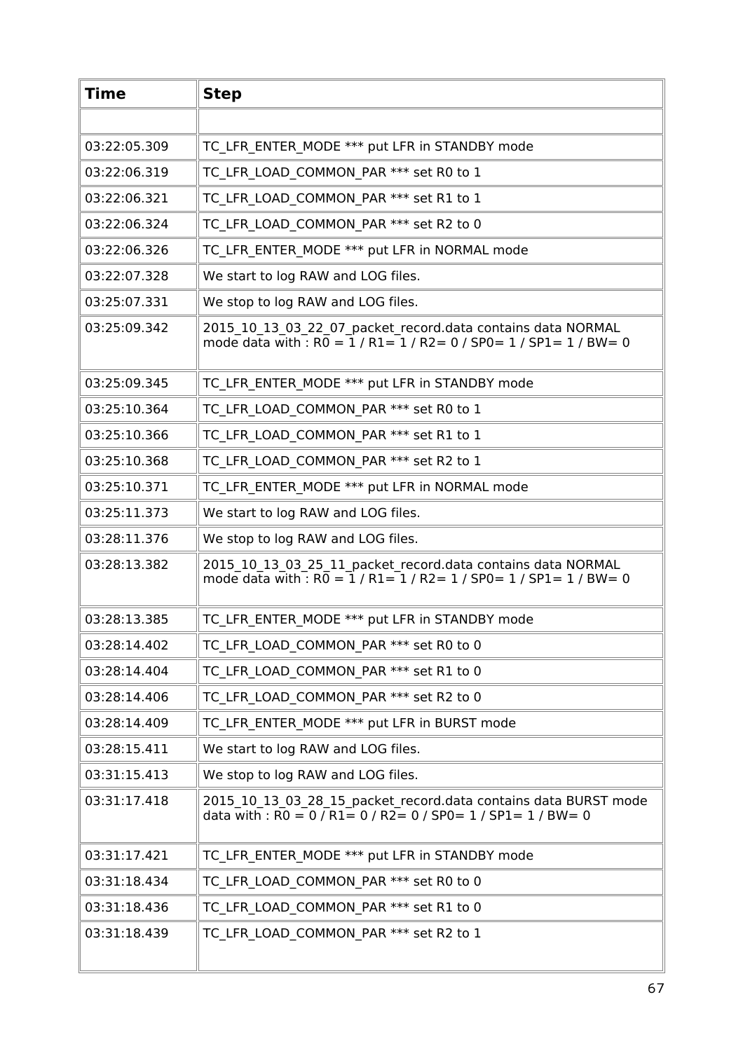| Time | Step |
|---|---|
| | |
| 03:22:05.309 | TC_LFR_ENTER_MODE *** put LFR in STANDBY mode |
| 03:22:06.319 | TC_LFR_LOAD_COMMON_PAR *** set R0 to 1 |
| 03:22:06.321 | TC_LFR_LOAD_COMMON_PAR *** set R1 to 1 |
| 03:22:06.324 | TC_LFR_LOAD_COMMON_PAR *** set R2 to 0 |
| 03:22:06.326 | TC_LFR_ENTER_MODE *** put LFR in NORMAL mode |
| 03:22:07.328 | We start to log RAW and LOG files. |
| 03:25:07.331 | We stop to log RAW and LOG files. |
| 03:25:09.342 | 2015_10_13_03_22_07_packet_record.data contains data NORMAL mode data with : R0 = 1 / R1= 1 / R2= 0 / SP0= 1 / SP1= 1 / BW= 0 |
| 03:25:09.345 | TC_LFR_ENTER_MODE *** put LFR in STANDBY mode |
| 03:25:10.364 | TC_LFR_LOAD_COMMON_PAR *** set R0 to 1 |
| 03:25:10.366 | TC_LFR_LOAD_COMMON_PAR *** set R1 to 1 |
| 03:25:10.368 | TC_LFR_LOAD_COMMON_PAR *** set R2 to 1 |
| 03:25:10.371 | TC_LFR_ENTER_MODE *** put LFR in NORMAL mode |
| 03:25:11.373 | We start to log RAW and LOG files. |
| 03:28:11.376 | We stop to log RAW and LOG files. |
| 03:28:13.382 | 2015_10_13_03_25_11_packet_record.data contains data NORMAL mode data with : R0 = 1 / R1= 1 / R2= 1 / SP0= 1 / SP1= 1 / BW= 0 |
| 03:28:13.385 | TC_LFR_ENTER_MODE *** put LFR in STANDBY mode |
| 03:28:14.402 | TC_LFR_LOAD_COMMON_PAR *** set R0 to 0 |
| 03:28:14.404 | TC_LFR_LOAD_COMMON_PAR *** set R1 to 0 |
| 03:28:14.406 | TC_LFR_LOAD_COMMON_PAR *** set R2 to 0 |
| 03:28:14.409 | TC_LFR_ENTER_MODE *** put LFR in BURST mode |
| 03:28:15.411 | We start to log RAW and LOG files. |
| 03:31:15.413 | We stop to log RAW and LOG files. |
| 03:31:17.418 | 2015_10_13_03_28_15_packet_record.data contains data BURST mode data with : R0 = 0 / R1= 0 / R2= 0 / SP0= 1 / SP1= 1 / BW= 0 |
| 03:31:17.421 | TC_LFR_ENTER_MODE *** put LFR in STANDBY mode |
| 03:31:18.434 | TC_LFR_LOAD_COMMON_PAR *** set R0 to 0 |
| 03:31:18.436 | TC_LFR_LOAD_COMMON_PAR *** set R1 to 0 |
| 03:31:18.439 | TC_LFR_LOAD_COMMON_PAR *** set R2 to 1 |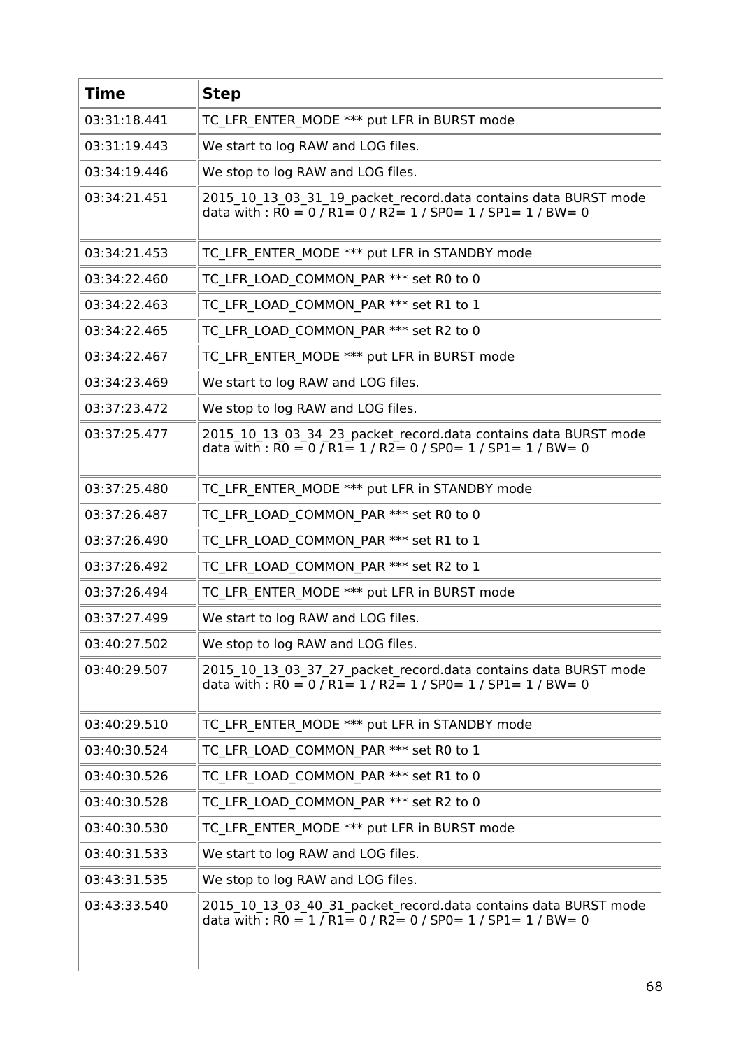| Time | Step |
| --- | --- |
| 03:31:18.441 | TC_LFR_ENTER_MODE *** put LFR in BURST mode |
| 03:31:19.443 | We start to log RAW and LOG files. |
| 03:34:19.446 | We stop to log RAW and LOG files. |
| 03:34:21.451 | 2015_10_13_03_31_19_packet_record.data contains data BURST mode data with : R0 = 0 / R1= 0 / R2= 1 / SP0= 1 / SP1= 1 / BW= 0 |
| 03:34:21.453 | TC_LFR_ENTER_MODE *** put LFR in STANDBY mode |
| 03:34:22.460 | TC_LFR_LOAD_COMMON_PAR *** set R0 to 0 |
| 03:34:22.463 | TC_LFR_LOAD_COMMON_PAR *** set R1 to 1 |
| 03:34:22.465 | TC_LFR_LOAD_COMMON_PAR *** set R2 to 0 |
| 03:34:22.467 | TC_LFR_ENTER_MODE *** put LFR in BURST mode |
| 03:34:23.469 | We start to log RAW and LOG files. |
| 03:37:23.472 | We stop to log RAW and LOG files. |
| 03:37:25.477 | 2015_10_13_03_34_23_packet_record.data contains data BURST mode data with : R0 = 0 / R1= 1 / R2= 0 / SP0= 1 / SP1= 1 / BW= 0 |
| 03:37:25.480 | TC_LFR_ENTER_MODE *** put LFR in STANDBY mode |
| 03:37:26.487 | TC_LFR_LOAD_COMMON_PAR *** set R0 to 0 |
| 03:37:26.490 | TC_LFR_LOAD_COMMON_PAR *** set R1 to 1 |
| 03:37:26.492 | TC_LFR_LOAD_COMMON_PAR *** set R2 to 1 |
| 03:37:26.494 | TC_LFR_ENTER_MODE *** put LFR in BURST mode |
| 03:37:27.499 | We start to log RAW and LOG files. |
| 03:40:27.502 | We stop to log RAW and LOG files. |
| 03:40:29.507 | 2015_10_13_03_37_27_packet_record.data contains data BURST mode data with : R0 = 0 / R1= 1 / R2= 1 / SP0= 1 / SP1= 1 / BW= 0 |
| 03:40:29.510 | TC_LFR_ENTER_MODE *** put LFR in STANDBY mode |
| 03:40:30.524 | TC_LFR_LOAD_COMMON_PAR *** set R0 to 1 |
| 03:40:30.526 | TC_LFR_LOAD_COMMON_PAR *** set R1 to 0 |
| 03:40:30.528 | TC_LFR_LOAD_COMMON_PAR *** set R2 to 0 |
| 03:40:30.530 | TC_LFR_ENTER_MODE *** put LFR in BURST mode |
| 03:40:31.533 | We start to log RAW and LOG files. |
| 03:43:31.535 | We stop to log RAW and LOG files. |
| 03:43:33.540 | 2015_10_13_03_40_31_packet_record.data contains data BURST mode data with : R0 = 1 / R1= 0 / R2= 0 / SP0= 1 / SP1= 1 / BW= 0 |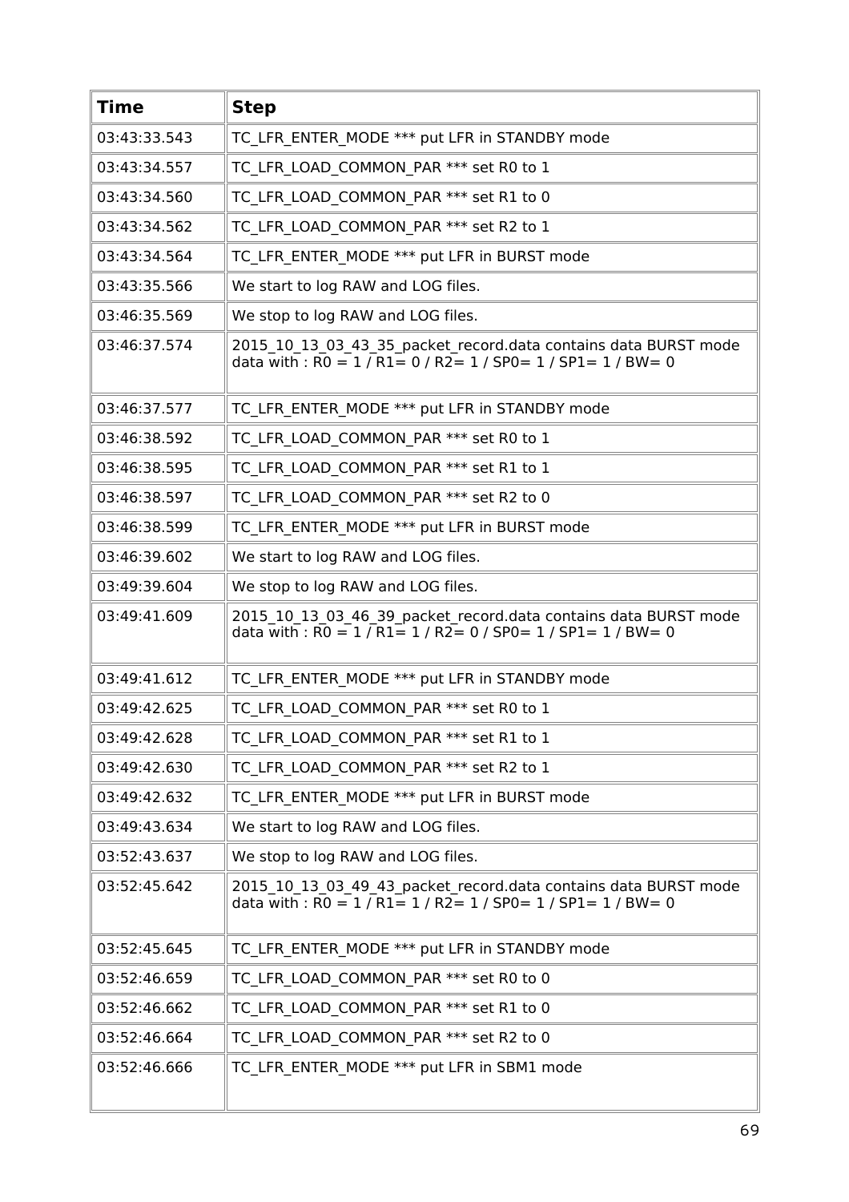| Time | Step |
|---|---|
| 03:43:33.543 | TC_LFR_ENTER_MODE *** put LFR in STANDBY mode |
| 03:43:34.557 | TC_LFR_LOAD_COMMON_PAR *** set R0 to 1 |
| 03:43:34.560 | TC_LFR_LOAD_COMMON_PAR *** set R1 to 0 |
| 03:43:34.562 | TC_LFR_LOAD_COMMON_PAR *** set R2 to 1 |
| 03:43:34.564 | TC_LFR_ENTER_MODE *** put LFR in BURST mode |
| 03:43:35.566 | We start to log RAW and LOG files. |
| 03:46:35.569 | We stop to log RAW and LOG files. |
| 03:46:37.574 | 2015_10_13_03_43_35_packet_record.data contains data BURST mode data with : R0 = 1 / R1= 0 / R2= 1 / SP0= 1 / SP1= 1 / BW= 0 |
| 03:46:37.577 | TC_LFR_ENTER_MODE *** put LFR in STANDBY mode |
| 03:46:38.592 | TC_LFR_LOAD_COMMON_PAR *** set R0 to 1 |
| 03:46:38.595 | TC_LFR_LOAD_COMMON_PAR *** set R1 to 1 |
| 03:46:38.597 | TC_LFR_LOAD_COMMON_PAR *** set R2 to 0 |
| 03:46:38.599 | TC_LFR_ENTER_MODE *** put LFR in BURST mode |
| 03:46:39.602 | We start to log RAW and LOG files. |
| 03:49:39.604 | We stop to log RAW and LOG files. |
| 03:49:41.609 | 2015_10_13_03_46_39_packet_record.data contains data BURST mode data with : R0 = 1 / R1= 1 / R2= 0 / SP0= 1 / SP1= 1 / BW= 0 |
| 03:49:41.612 | TC_LFR_ENTER_MODE *** put LFR in STANDBY mode |
| 03:49:42.625 | TC_LFR_LOAD_COMMON_PAR *** set R0 to 1 |
| 03:49:42.628 | TC_LFR_LOAD_COMMON_PAR *** set R1 to 1 |
| 03:49:42.630 | TC_LFR_LOAD_COMMON_PAR *** set R2 to 1 |
| 03:49:42.632 | TC_LFR_ENTER_MODE *** put LFR in BURST mode |
| 03:49:43.634 | We start to log RAW and LOG files. |
| 03:52:43.637 | We stop to log RAW and LOG files. |
| 03:52:45.642 | 2015_10_13_03_49_43_packet_record.data contains data BURST mode data with : R0 = 1 / R1= 1 / R2= 1 / SP0= 1 / SP1= 1 / BW= 0 |
| 03:52:45.645 | TC_LFR_ENTER_MODE *** put LFR in STANDBY mode |
| 03:52:46.659 | TC_LFR_LOAD_COMMON_PAR *** set R0 to 0 |
| 03:52:46.662 | TC_LFR_LOAD_COMMON_PAR *** set R1 to 0 |
| 03:52:46.664 | TC_LFR_LOAD_COMMON_PAR *** set R2 to 0 |
| 03:52:46.666 | TC_LFR_ENTER_MODE *** put LFR in SBM1 mode |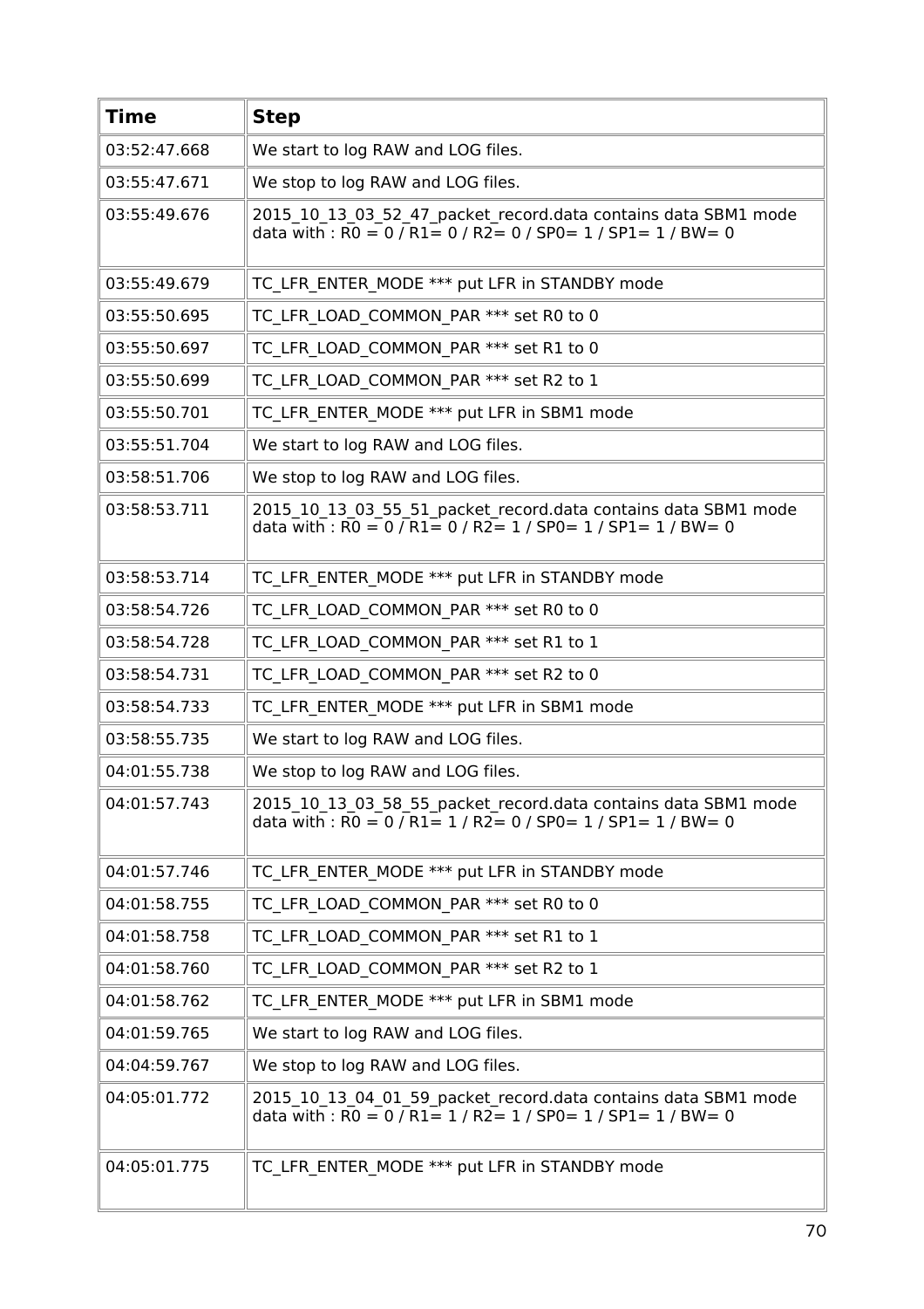| Time | Step |
|---|---|
| 03:52:47.668 | We start to log RAW and LOG files. |
| 03:55:47.671 | We stop to log RAW and LOG files. |
| 03:55:49.676 | 2015_10_13_03_52_47_packet_record.data contains data SBM1 mode data with : R0 = 0 / R1= 0 / R2= 0 / SP0= 1 / SP1= 1 / BW= 0 |
| 03:55:49.679 | TC_LFR_ENTER_MODE *** put LFR in STANDBY mode |
| 03:55:50.695 | TC_LFR_LOAD_COMMON_PAR *** set R0 to 0 |
| 03:55:50.697 | TC_LFR_LOAD_COMMON_PAR *** set R1 to 0 |
| 03:55:50.699 | TC_LFR_LOAD_COMMON_PAR *** set R2 to 1 |
| 03:55:50.701 | TC_LFR_ENTER_MODE *** put LFR in SBM1 mode |
| 03:55:51.704 | We start to log RAW and LOG files. |
| 03:58:51.706 | We stop to log RAW and LOG files. |
| 03:58:53.711 | 2015_10_13_03_55_51_packet_record.data contains data SBM1 mode data with : R0 = 0 / R1= 0 / R2= 1 / SP0= 1 / SP1= 1 / BW= 0 |
| 03:58:53.714 | TC_LFR_ENTER_MODE *** put LFR in STANDBY mode |
| 03:58:54.726 | TC_LFR_LOAD_COMMON_PAR *** set R0 to 0 |
| 03:58:54.728 | TC_LFR_LOAD_COMMON_PAR *** set R1 to 1 |
| 03:58:54.731 | TC_LFR_LOAD_COMMON_PAR *** set R2 to 0 |
| 03:58:54.733 | TC_LFR_ENTER_MODE *** put LFR in SBM1 mode |
| 03:58:55.735 | We start to log RAW and LOG files. |
| 04:01:55.738 | We stop to log RAW and LOG files. |
| 04:01:57.743 | 2015_10_13_03_58_55_packet_record.data contains data SBM1 mode data with : R0 = 0 / R1= 1 / R2= 0 / SP0= 1 / SP1= 1 / BW= 0 |
| 04:01:57.746 | TC_LFR_ENTER_MODE *** put LFR in STANDBY mode |
| 04:01:58.755 | TC_LFR_LOAD_COMMON_PAR *** set R0 to 0 |
| 04:01:58.758 | TC_LFR_LOAD_COMMON_PAR *** set R1 to 1 |
| 04:01:58.760 | TC_LFR_LOAD_COMMON_PAR *** set R2 to 1 |
| 04:01:58.762 | TC_LFR_ENTER_MODE *** put LFR in SBM1 mode |
| 04:01:59.765 | We start to log RAW and LOG files. |
| 04:04:59.767 | We stop to log RAW and LOG files. |
| 04:05:01.772 | 2015_10_13_04_01_59_packet_record.data contains data SBM1 mode data with : R0 = 0 / R1= 1 / R2= 1 / SP0= 1 / SP1= 1 / BW= 0 |
| 04:05:01.775 | TC_LFR_ENTER_MODE *** put LFR in STANDBY mode |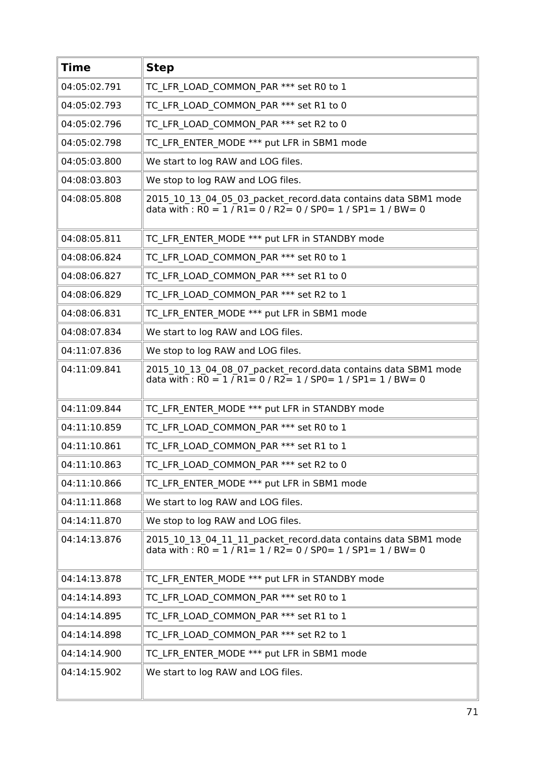| Time | Step |
|---|---|
| 04:05:02.791 | TC_LFR_LOAD_COMMON_PAR *** set R0 to 1 |
| 04:05:02.793 | TC_LFR_LOAD_COMMON_PAR *** set R1 to 0 |
| 04:05:02.796 | TC_LFR_LOAD_COMMON_PAR *** set R2 to 0 |
| 04:05:02.798 | TC_LFR_ENTER_MODE *** put LFR in SBM1 mode |
| 04:05:03.800 | We start to log RAW and LOG files. |
| 04:08:03.803 | We stop to log RAW and LOG files. |
| 04:08:05.808 | 2015_10_13_04_05_03_packet_record.data contains data SBM1 mode data with : R0 = 1 / R1= 0 / R2= 0 / SP0= 1 / SP1= 1 / BW= 0 |
| 04:08:05.811 | TC_LFR_ENTER_MODE *** put LFR in STANDBY mode |
| 04:08:06.824 | TC_LFR_LOAD_COMMON_PAR *** set R0 to 1 |
| 04:08:06.827 | TC_LFR_LOAD_COMMON_PAR *** set R1 to 0 |
| 04:08:06.829 | TC_LFR_LOAD_COMMON_PAR *** set R2 to 1 |
| 04:08:06.831 | TC_LFR_ENTER_MODE *** put LFR in SBM1 mode |
| 04:08:07.834 | We start to log RAW and LOG files. |
| 04:11:07.836 | We stop to log RAW and LOG files. |
| 04:11:09.841 | 2015_10_13_04_08_07_packet_record.data contains data SBM1 mode data with : R0 = 1 / R1= 0 / R2= 1 / SP0= 1 / SP1= 1 / BW= 0 |
| 04:11:09.844 | TC_LFR_ENTER_MODE *** put LFR in STANDBY mode |
| 04:11:10.859 | TC_LFR_LOAD_COMMON_PAR *** set R0 to 1 |
| 04:11:10.861 | TC_LFR_LOAD_COMMON_PAR *** set R1 to 1 |
| 04:11:10.863 | TC_LFR_LOAD_COMMON_PAR *** set R2 to 0 |
| 04:11:10.866 | TC_LFR_ENTER_MODE *** put LFR in SBM1 mode |
| 04:11:11.868 | We start to log RAW and LOG files. |
| 04:14:11.870 | We stop to log RAW and LOG files. |
| 04:14:13.876 | 2015_10_13_04_11_11_packet_record.data contains data SBM1 mode data with : R0 = 1 / R1= 1 / R2= 0 / SP0= 1 / SP1= 1 / BW= 0 |
| 04:14:13.878 | TC_LFR_ENTER_MODE *** put LFR in STANDBY mode |
| 04:14:14.893 | TC_LFR_LOAD_COMMON_PAR *** set R0 to 1 |
| 04:14:14.895 | TC_LFR_LOAD_COMMON_PAR *** set R1 to 1 |
| 04:14:14.898 | TC_LFR_LOAD_COMMON_PAR *** set R2 to 1 |
| 04:14:14.900 | TC_LFR_ENTER_MODE *** put LFR in SBM1 mode |
| 04:14:15.902 | We start to log RAW and LOG files. |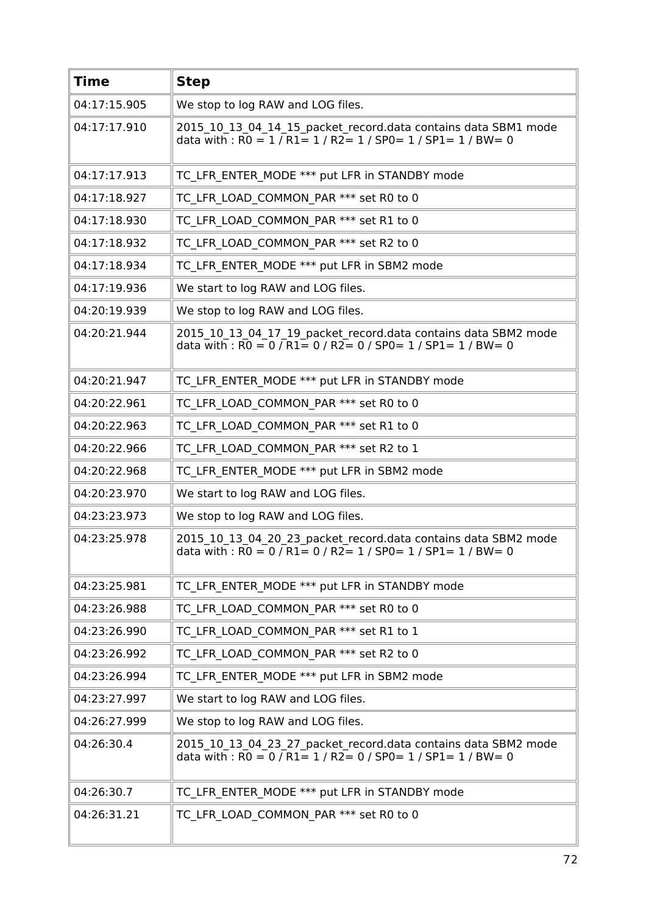| Time | Step |
|---|---|
| 04:17:15.905 | We stop to log RAW and LOG files. |
| 04:17:17.910 | 2015_10_13_04_14_15_packet_record.data contains data SBM1 mode data with : R0 = 1 / R1= 1 / R2= 1 / SP0= 1 / SP1= 1 / BW= 0 |
| 04:17:17.913 | TC_LFR_ENTER_MODE *** put LFR in STANDBY mode |
| 04:17:18.927 | TC_LFR_LOAD_COMMON_PAR *** set R0 to 0 |
| 04:17:18.930 | TC_LFR_LOAD_COMMON_PAR *** set R1 to 0 |
| 04:17:18.932 | TC_LFR_LOAD_COMMON_PAR *** set R2 to 0 |
| 04:17:18.934 | TC_LFR_ENTER_MODE *** put LFR in SBM2 mode |
| 04:17:19.936 | We start to log RAW and LOG files. |
| 04:20:19.939 | We stop to log RAW and LOG files. |
| 04:20:21.944 | 2015_10_13_04_17_19_packet_record.data contains data SBM2 mode data with : R0 = 0 / R1= 0 / R2= 0 / SP0= 1 / SP1= 1 / BW= 0 |
| 04:20:21.947 | TC_LFR_ENTER_MODE *** put LFR in STANDBY mode |
| 04:20:22.961 | TC_LFR_LOAD_COMMON_PAR *** set R0 to 0 |
| 04:20:22.963 | TC_LFR_LOAD_COMMON_PAR *** set R1 to 0 |
| 04:20:22.966 | TC_LFR_LOAD_COMMON_PAR *** set R2 to 1 |
| 04:20:22.968 | TC_LFR_ENTER_MODE *** put LFR in SBM2 mode |
| 04:20:23.970 | We start to log RAW and LOG files. |
| 04:23:23.973 | We stop to log RAW and LOG files. |
| 04:23:25.978 | 2015_10_13_04_20_23_packet_record.data contains data SBM2 mode data with : R0 = 0 / R1= 0 / R2= 1 / SP0= 1 / SP1= 1 / BW= 0 |
| 04:23:25.981 | TC_LFR_ENTER_MODE *** put LFR in STANDBY mode |
| 04:23:26.988 | TC_LFR_LOAD_COMMON_PAR *** set R0 to 0 |
| 04:23:26.990 | TC_LFR_LOAD_COMMON_PAR *** set R1 to 1 |
| 04:23:26.992 | TC_LFR_LOAD_COMMON_PAR *** set R2 to 0 |
| 04:23:26.994 | TC_LFR_ENTER_MODE *** put LFR in SBM2 mode |
| 04:23:27.997 | We start to log RAW and LOG files. |
| 04:26:27.999 | We stop to log RAW and LOG files. |
| 04:26:30.4 | 2015_10_13_04_23_27_packet_record.data contains data SBM2 mode data with : R0 = 0 / R1= 1 / R2= 0 / SP0= 1 / SP1= 1 / BW= 0 |
| 04:26:30.7 | TC_LFR_ENTER_MODE *** put LFR in STANDBY mode |
| 04:26:31.21 | TC_LFR_LOAD_COMMON_PAR *** set R0 to 0 |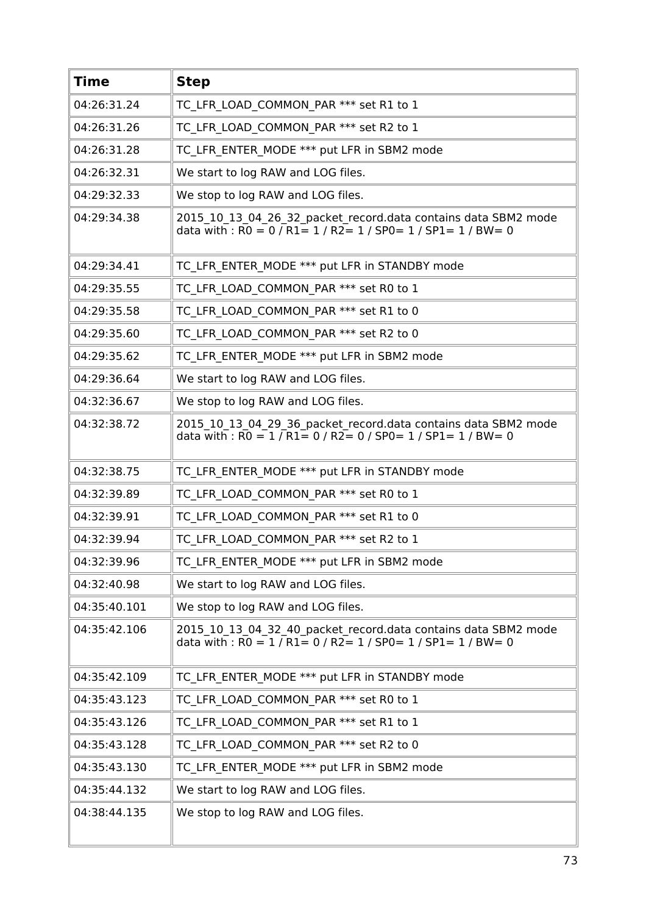| Time | Step |
|---|---|
| 04:26:31.24 | TC_LFR_LOAD_COMMON_PAR *** set R1 to 1 |
| 04:26:31.26 | TC_LFR_LOAD_COMMON_PAR *** set R2 to 1 |
| 04:26:31.28 | TC_LFR_ENTER_MODE *** put LFR in SBM2 mode |
| 04:26:32.31 | We start to log RAW and LOG files. |
| 04:29:32.33 | We stop to log RAW and LOG files. |
| 04:29:34.38 | 2015_10_13_04_26_32_packet_record.data contains data SBM2 mode data with : R0 = 0 / R1= 1 / R2= 1 / SP0= 1 / SP1= 1 / BW= 0 |
| 04:29:34.41 | TC_LFR_ENTER_MODE *** put LFR in STANDBY mode |
| 04:29:35.55 | TC_LFR_LOAD_COMMON_PAR *** set R0 to 1 |
| 04:29:35.58 | TC_LFR_LOAD_COMMON_PAR *** set R1 to 0 |
| 04:29:35.60 | TC_LFR_LOAD_COMMON_PAR *** set R2 to 0 |
| 04:29:35.62 | TC_LFR_ENTER_MODE *** put LFR in SBM2 mode |
| 04:29:36.64 | We start to log RAW and LOG files. |
| 04:32:36.67 | We stop to log RAW and LOG files. |
| 04:32:38.72 | 2015_10_13_04_29_36_packet_record.data contains data SBM2 mode data with : R0 = 1 / R1= 0 / R2= 0 / SP0= 1 / SP1= 1 / BW= 0 |
| 04:32:38.75 | TC_LFR_ENTER_MODE *** put LFR in STANDBY mode |
| 04:32:39.89 | TC_LFR_LOAD_COMMON_PAR *** set R0 to 1 |
| 04:32:39.91 | TC_LFR_LOAD_COMMON_PAR *** set R1 to 0 |
| 04:32:39.94 | TC_LFR_LOAD_COMMON_PAR *** set R2 to 1 |
| 04:32:39.96 | TC_LFR_ENTER_MODE *** put LFR in SBM2 mode |
| 04:32:40.98 | We start to log RAW and LOG files. |
| 04:35:40.101 | We stop to log RAW and LOG files. |
| 04:35:42.106 | 2015_10_13_04_32_40_packet_record.data contains data SBM2 mode data with : R0 = 1 / R1= 0 / R2= 1 / SP0= 1 / SP1= 1 / BW= 0 |
| 04:35:42.109 | TC_LFR_ENTER_MODE *** put LFR in STANDBY mode |
| 04:35:43.123 | TC_LFR_LOAD_COMMON_PAR *** set R0 to 1 |
| 04:35:43.126 | TC_LFR_LOAD_COMMON_PAR *** set R1 to 1 |
| 04:35:43.128 | TC_LFR_LOAD_COMMON_PAR *** set R2 to 0 |
| 04:35:43.130 | TC_LFR_ENTER_MODE *** put LFR in SBM2 mode |
| 04:35:44.132 | We start to log RAW and LOG files. |
| 04:38:44.135 | We stop to log RAW and LOG files. |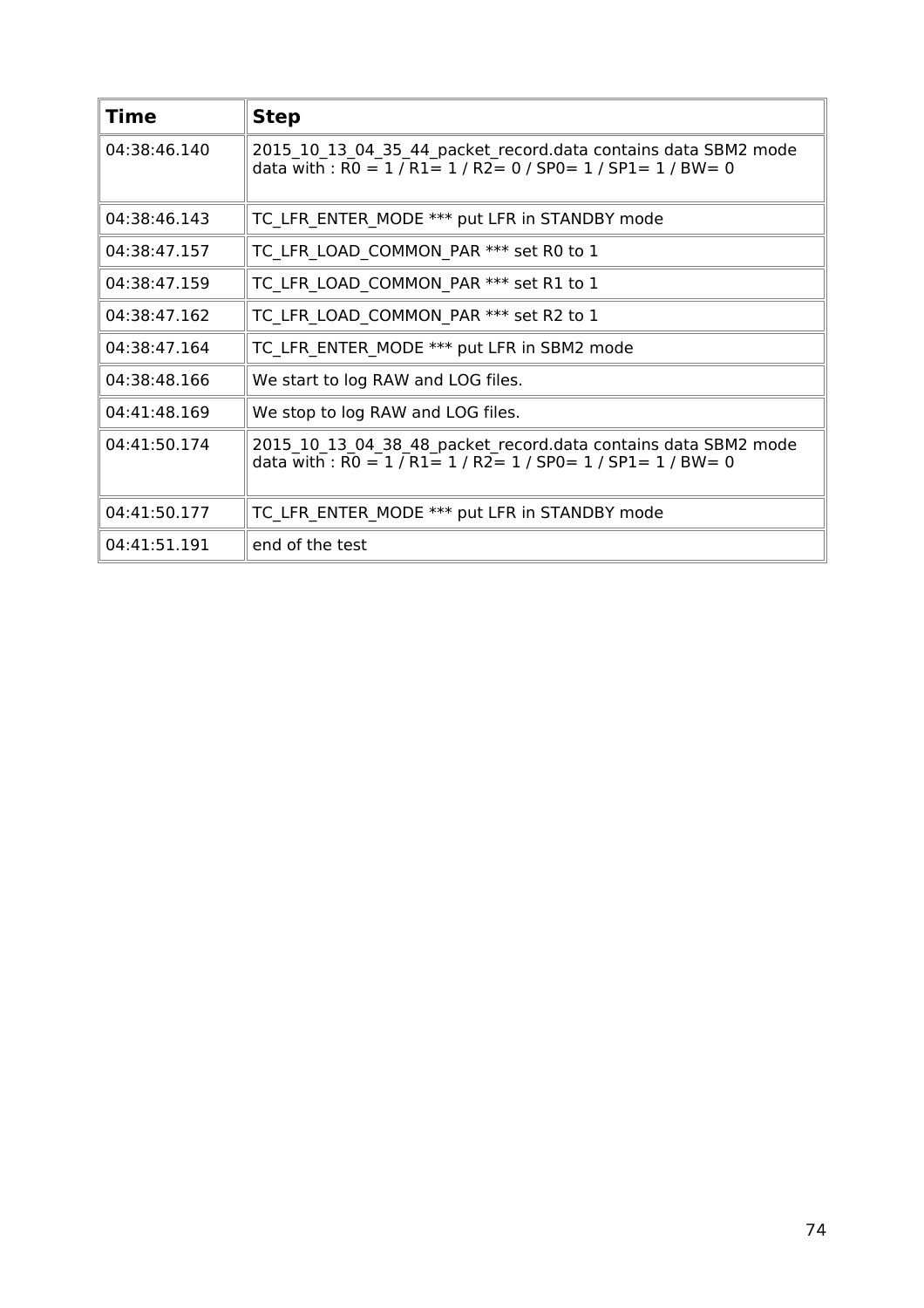| Time | Step |
| --- | --- |
| 04:38:46.140 | 2015_10_13_04_35_44_packet_record.data contains data SBM2 mode data with : R0 = 1 / R1= 1 / R2= 0 / SP0= 1 / SP1= 1 / BW= 0 |
| 04:38:46.143 | TC_LFR_ENTER_MODE *** put LFR in STANDBY mode |
| 04:38:47.157 | TC_LFR_LOAD_COMMON_PAR *** set R0 to 1 |
| 04:38:47.159 | TC_LFR_LOAD_COMMON_PAR *** set R1 to 1 |
| 04:38:47.162 | TC_LFR_LOAD_COMMON_PAR *** set R2 to 1 |
| 04:38:47.164 | TC_LFR_ENTER_MODE *** put LFR in SBM2 mode |
| 04:38:48.166 | We start to log RAW and LOG files. |
| 04:41:48.169 | We stop to log RAW and LOG files. |
| 04:41:50.174 | 2015_10_13_04_38_48_packet_record.data contains data SBM2 mode data with : R0 = 1 / R1= 1 / R2= 1 / SP0= 1 / SP1= 1 / BW= 0 |
| 04:41:50.177 | TC_LFR_ENTER_MODE *** put LFR in STANDBY mode |
| 04:41:51.191 | end of the test |